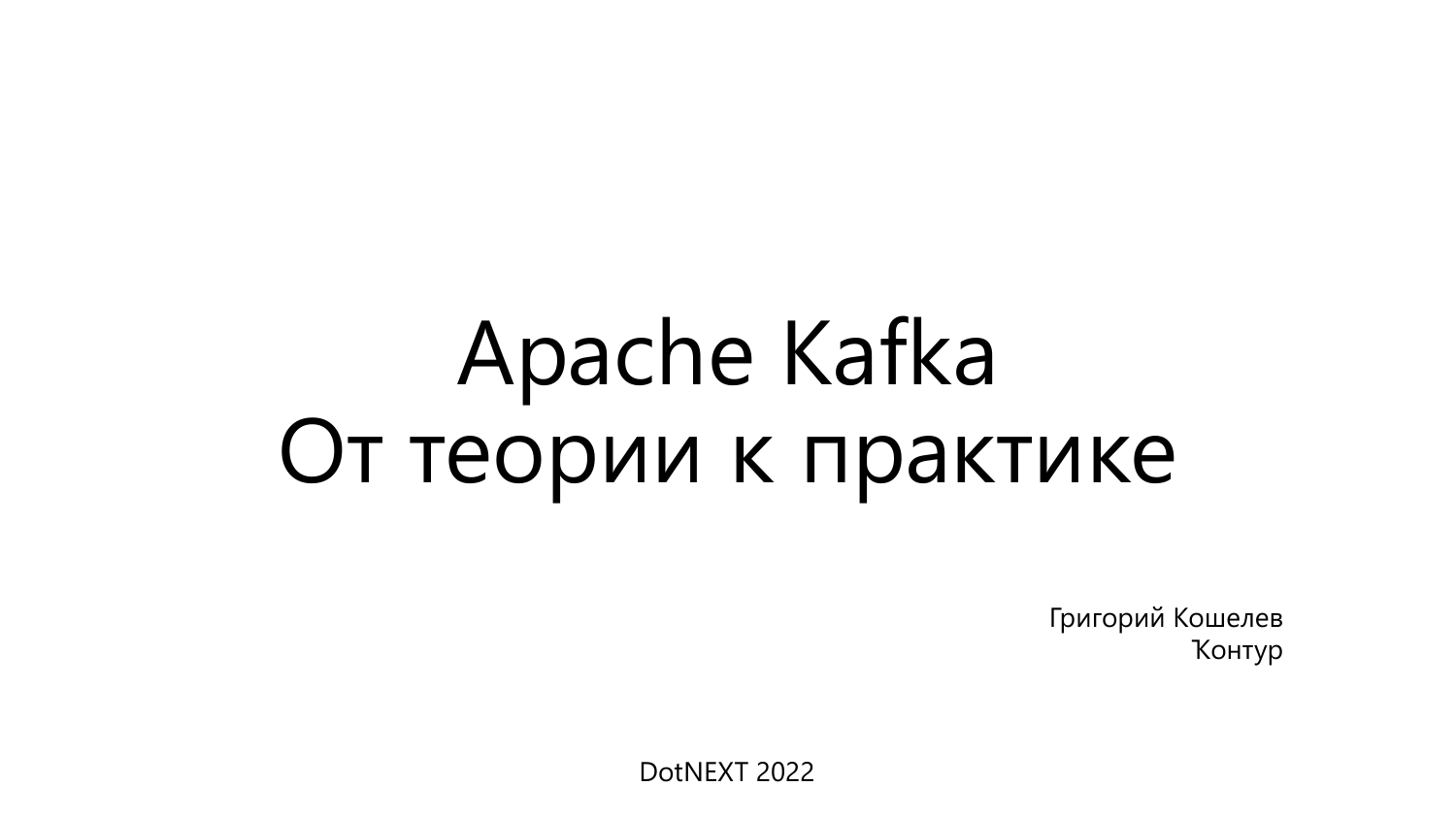# Apache Kafka
# От теории к практике

Григорий Кошелев
Контур

DotNEXT 2022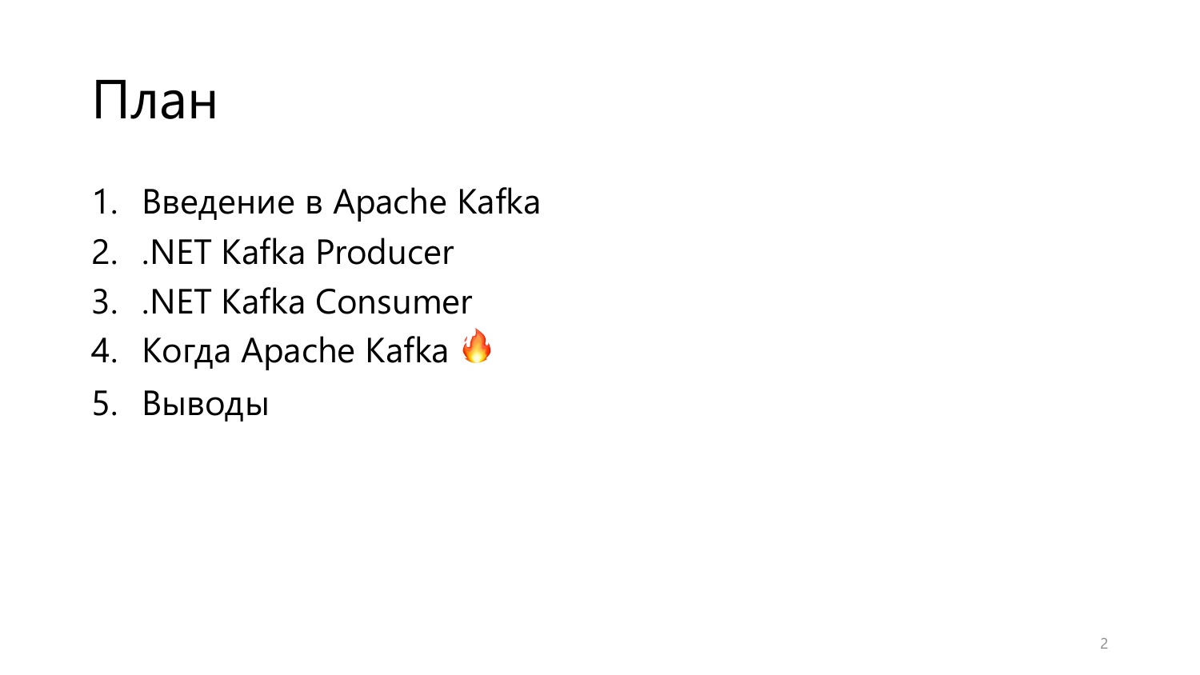# План

1. Введение в Apache Kafka
2. .NET Kafka Producer
3. .NET Kafka Consumer
4. Когда Apache Kafka 🔥
5. Выводы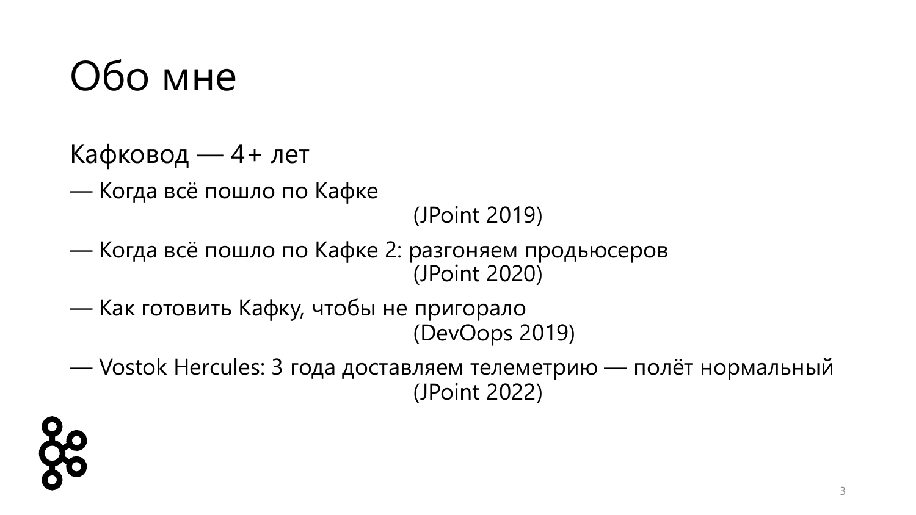# Обо мне

Кафковод — 4+ лет

— Когда всё пошло по Кафке
(JPoint 2019)

— Когда всё пошло по Кафке 2: разгоняем продьюсеров
(JPoint 2020)

— Как готовить Кафку, чтобы не пригорало
(DevOops 2019)

— Vostok Hercules: 3 года доставляем телеметрию — полёт нормальный
(JPoint 2022)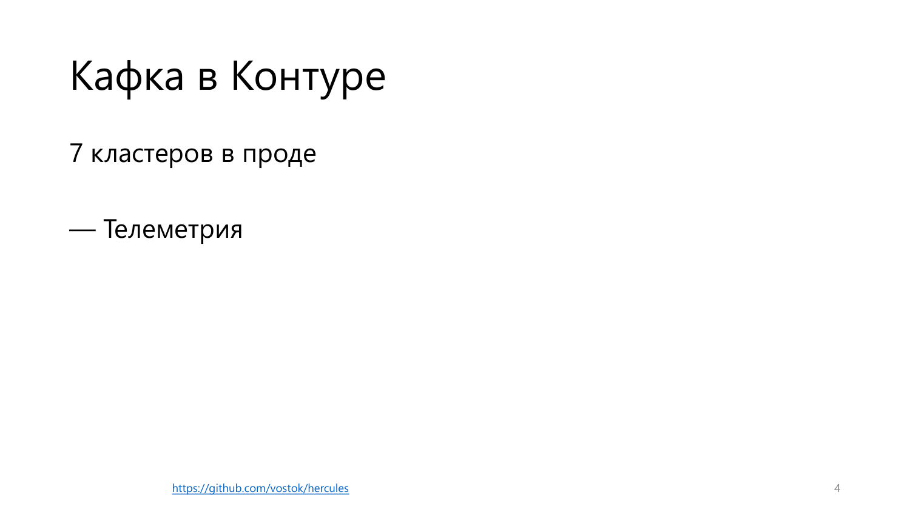# Кафка в Контуре

7 кластеров в проде

— Телеметрия

https://github.com/vostok/hercules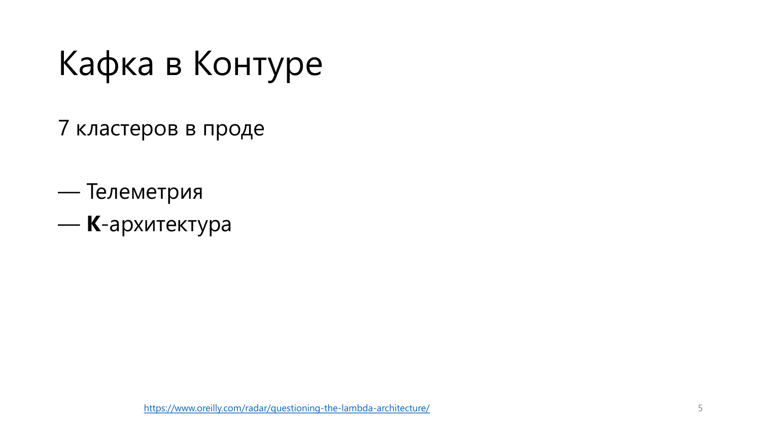# Кафка в Контуре

7 кластеров в проде

— Телеметрия
— **К**-архитектура

https://www.oreilly.com/radar/questioning-the-lambda-architecture/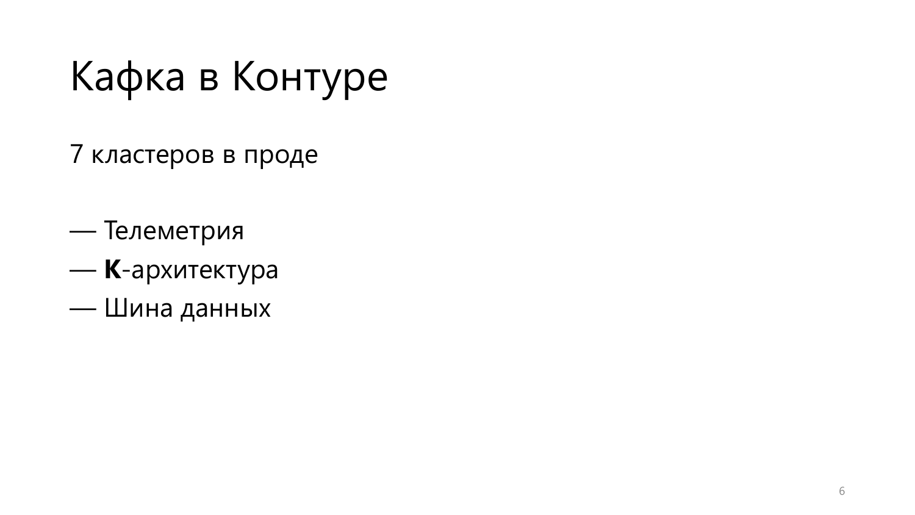# Кафка в Контуре

7 кластеров в проде

— Телеметрия
— **К**-архитектура
— Шина данных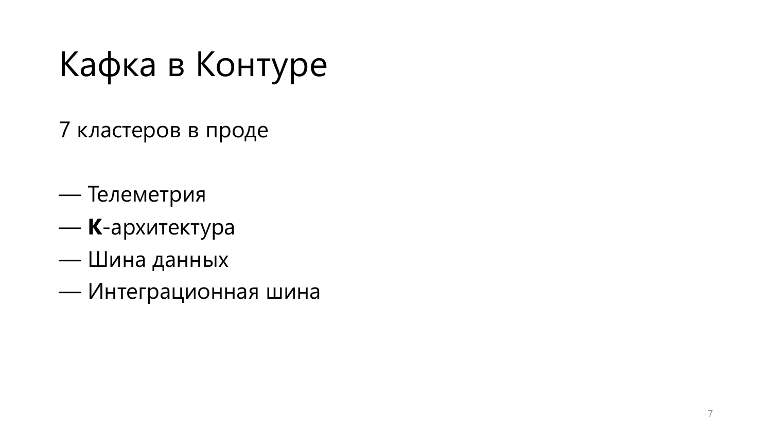# Кафка в Контуре

7 кластеров в проде

— Телеметрия
— **К**-архитектура
— Шина данных
— Интеграционная шина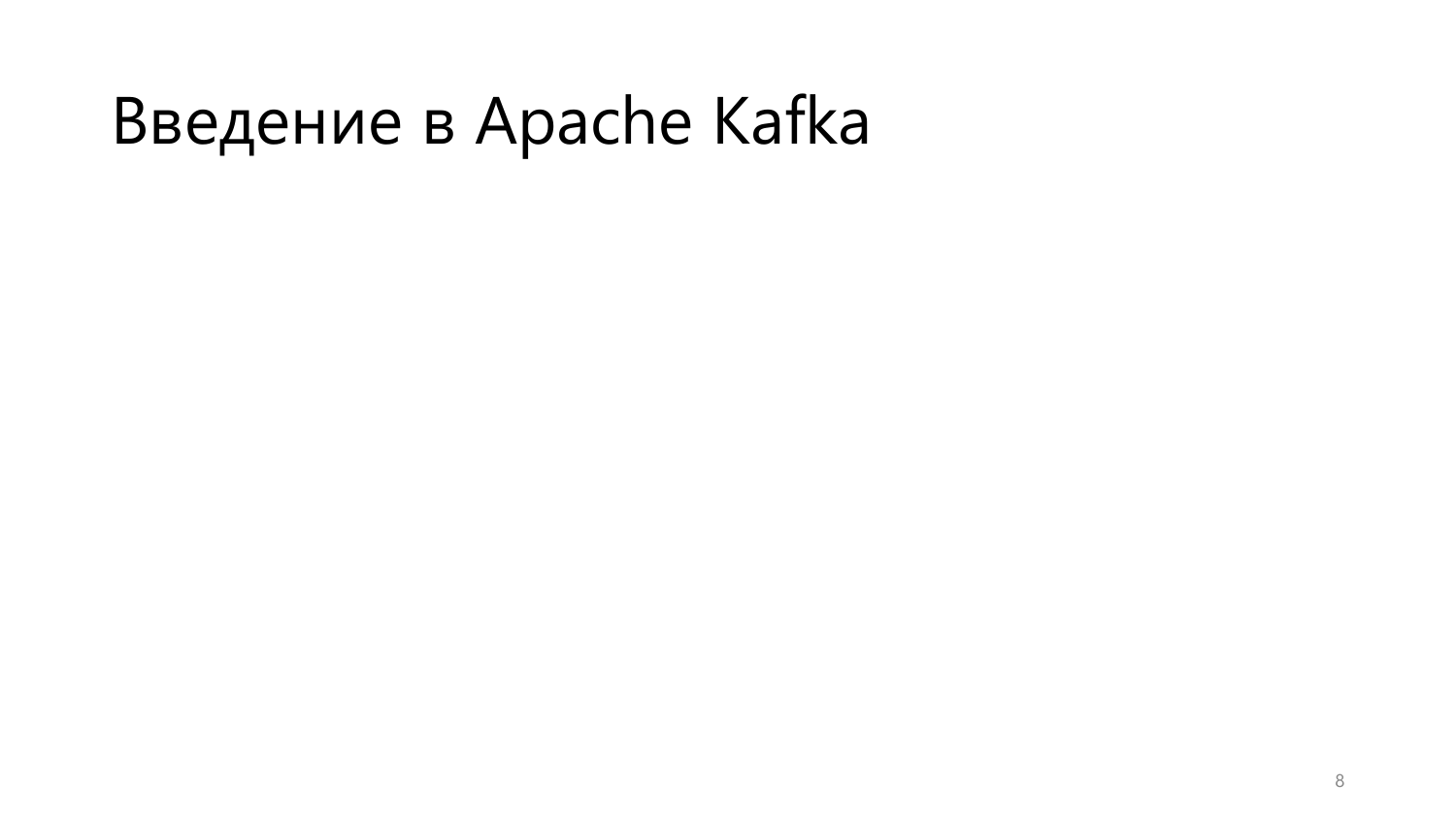# Введение в Apache Kafka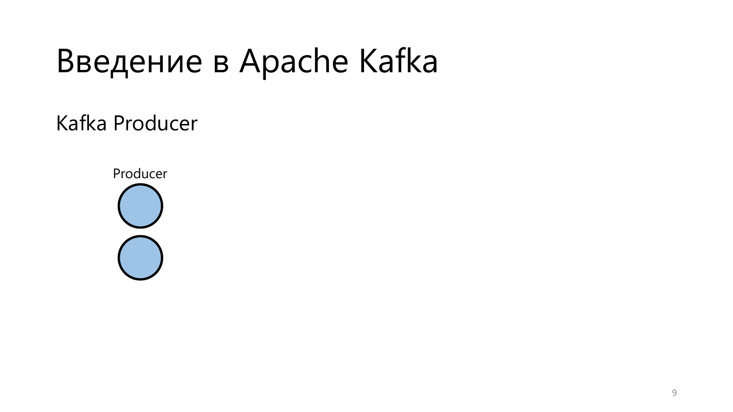# Введение в Apache Kafka

## Kafka Producer

Producer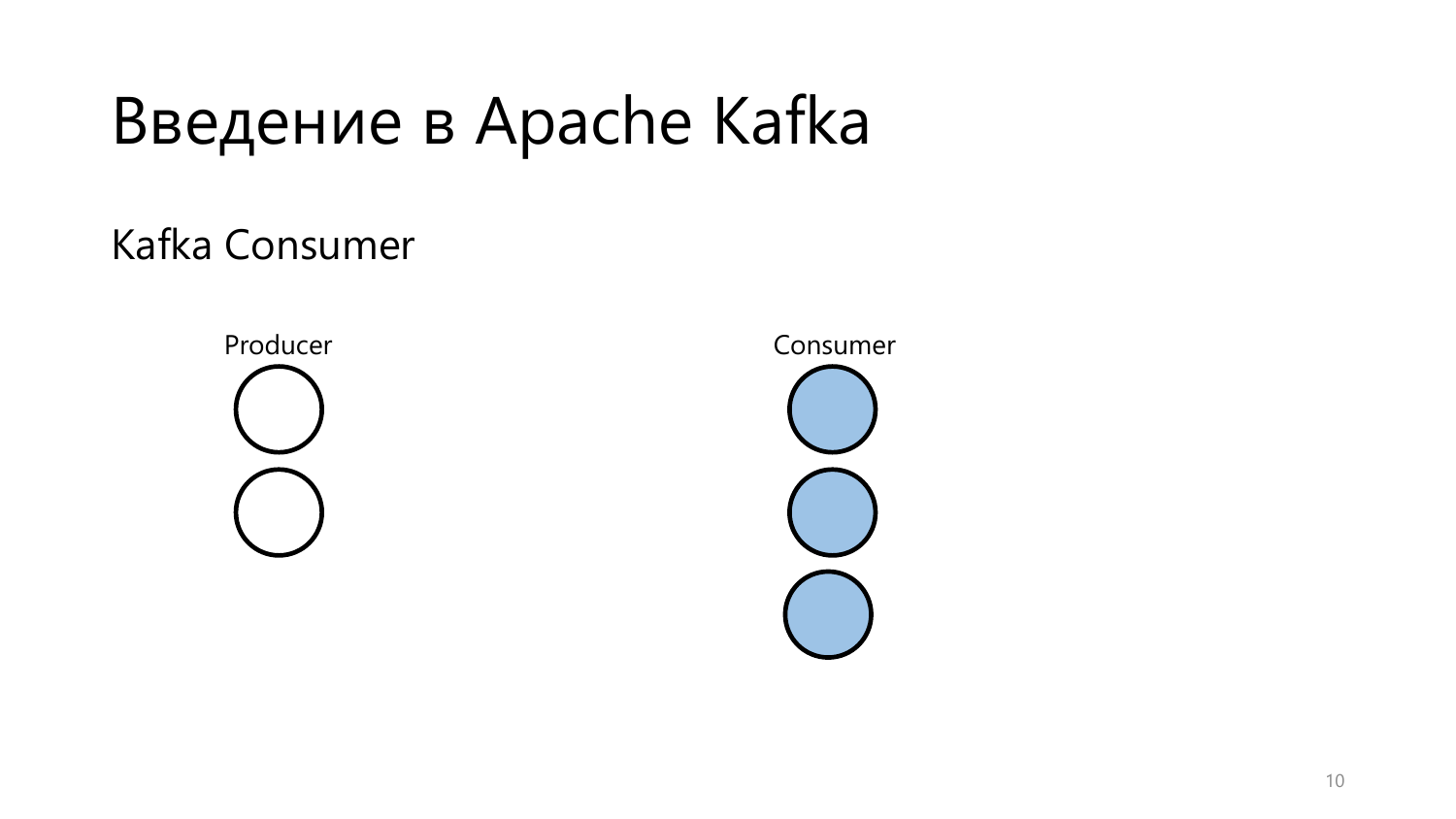# Введение в Apache Kafka

## Kafka Consumer

Producer

Consumer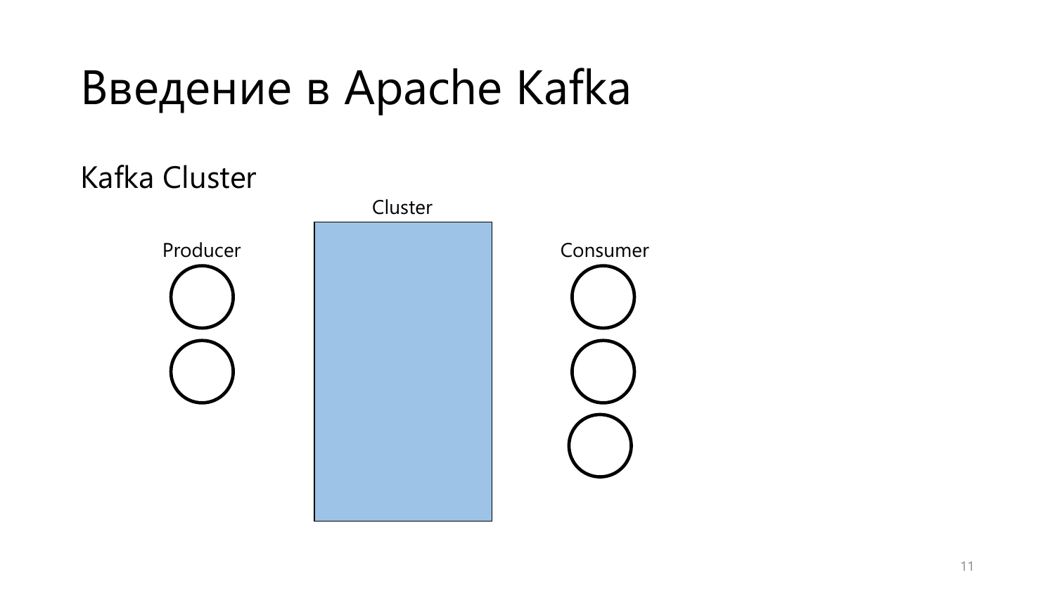# Введение в Apache Kafka

## Kafka Cluster

Cluster

Producer

Consumer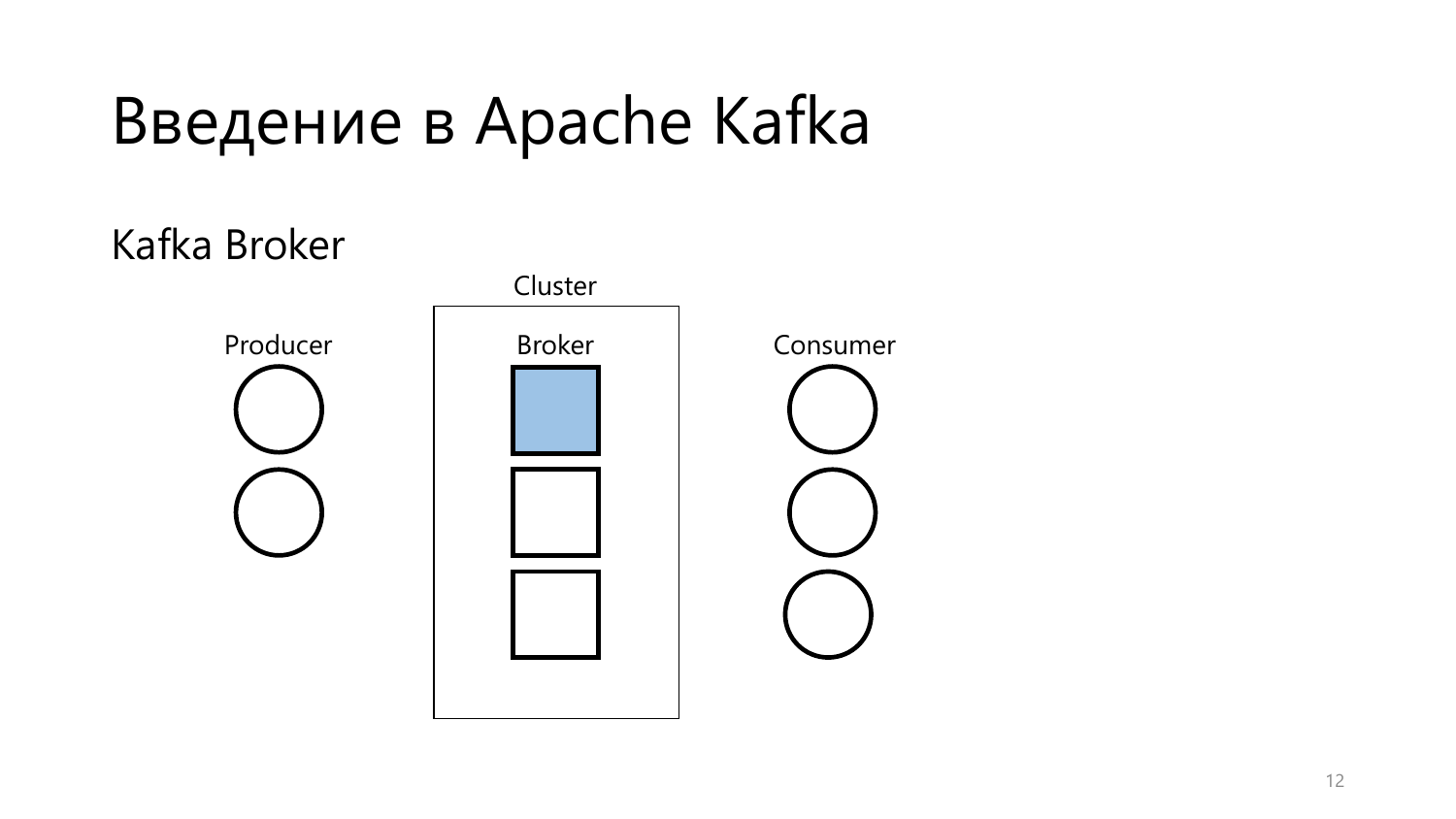# Введение в Apache Kafka

## Kafka Broker

Cluster

Producer

Broker

Consumer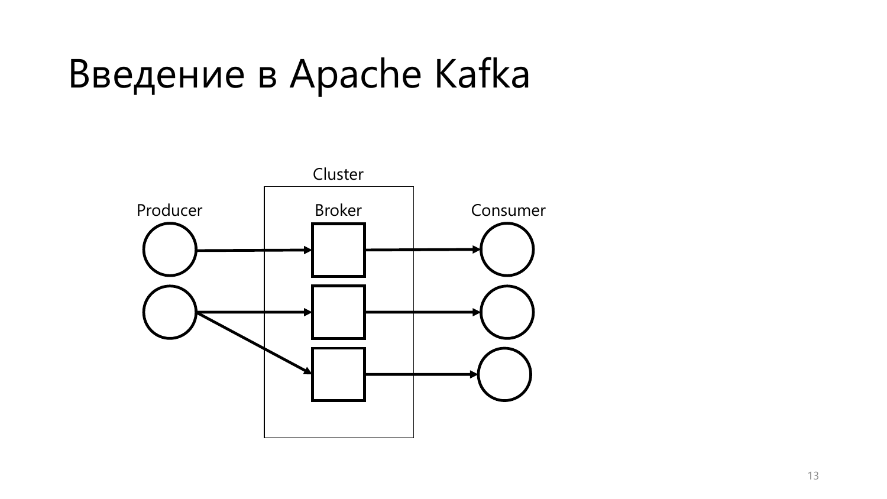# Введение в Apache Kafka

Cluster

Producer

Broker

Consumer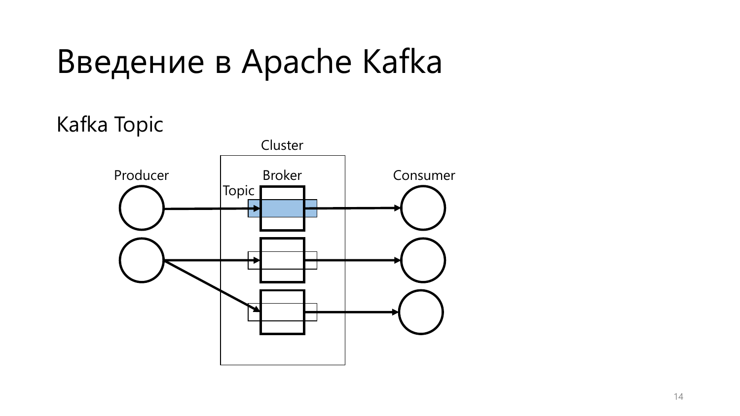# Введение в Apache Kafka

## Kafka Topic

Cluster

Producer

Broker

Consumer

Topic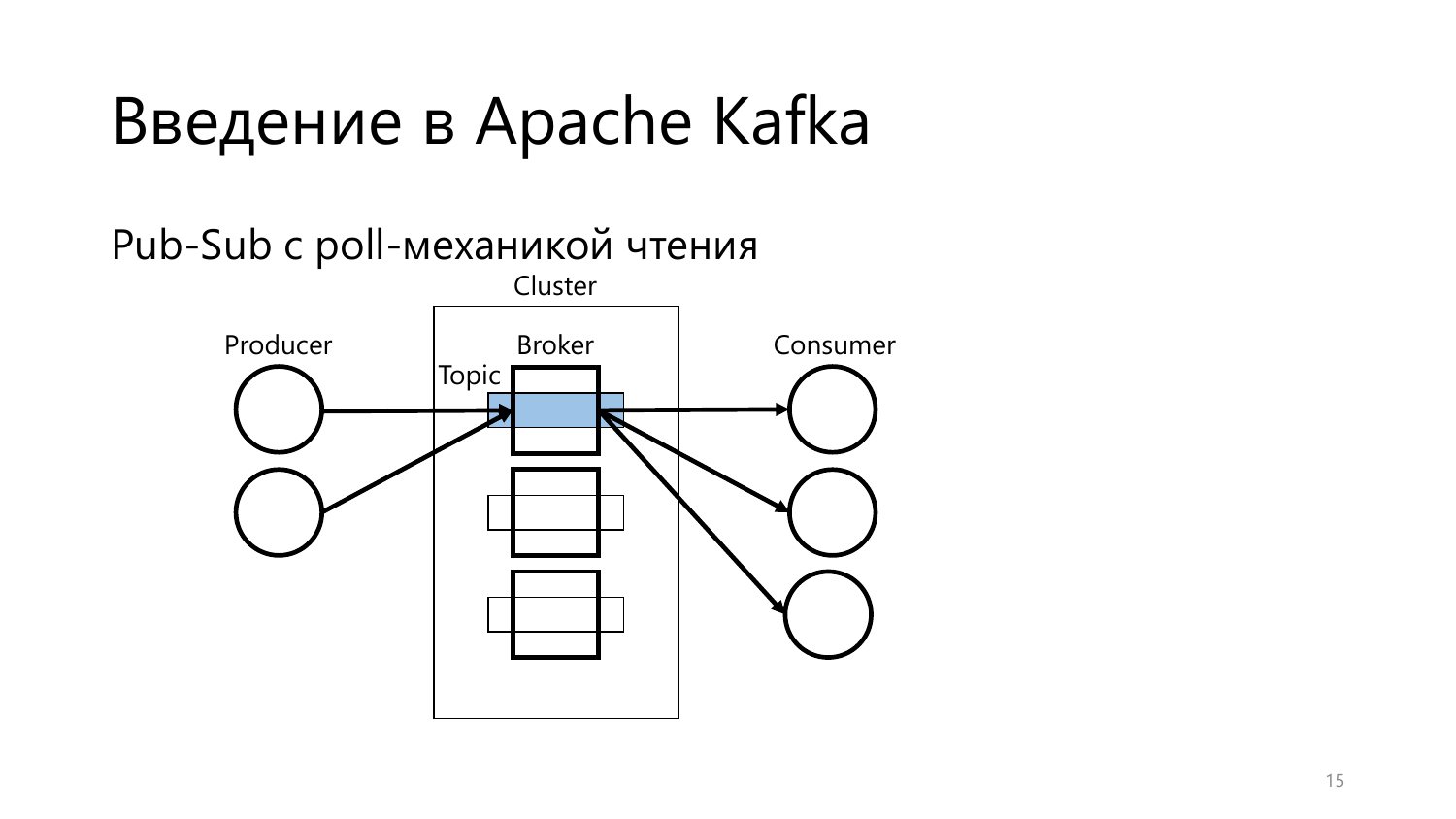# Введение в Apache Kafka

Pub-Sub с poll-механикой чтения

Cluster

Producer

Broker

Consumer

Topic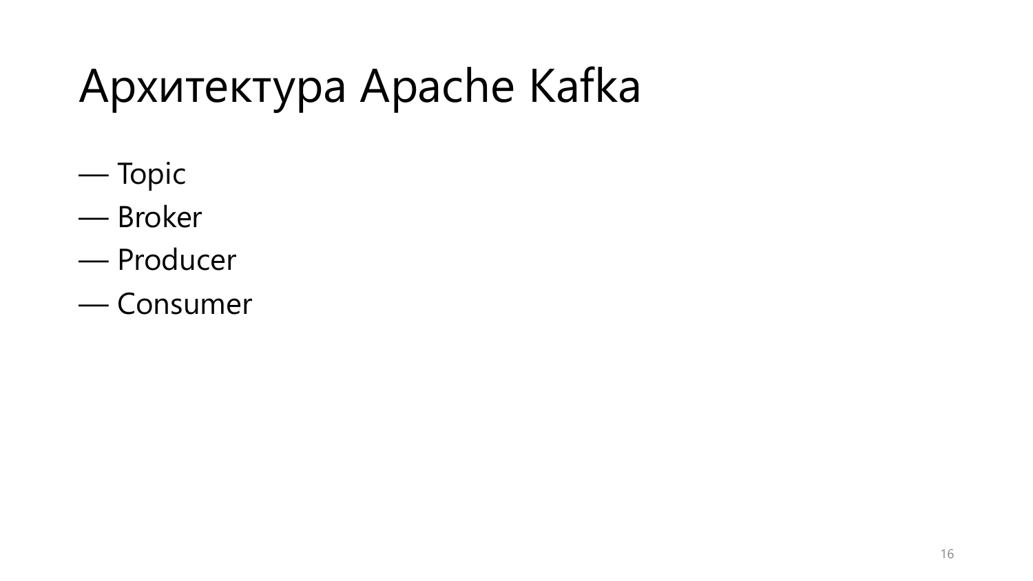# Архитектура Apache Kafka

— Topic

— Broker

— Producer

— Consumer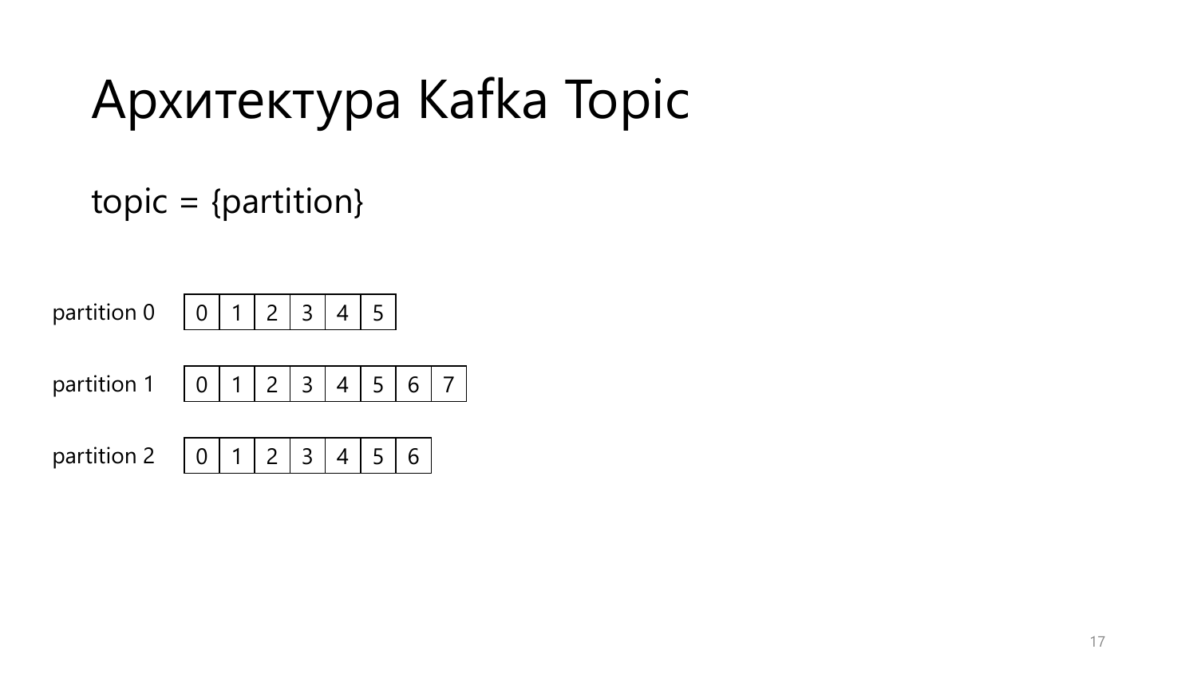# Архитектура Kafka Topic

topic = {partition}

| partition 0 | 0 | 1 | 2 | 3 | 4 | 5 | | |
|---|---|---|---|---|---|---|---|---|
| partition 1 | 0 | 1 | 2 | 3 | 4 | 5 | 6 | 7 |
| partition 2 | 0 | 1 | 2 | 3 | 4 | 5 | 6 | |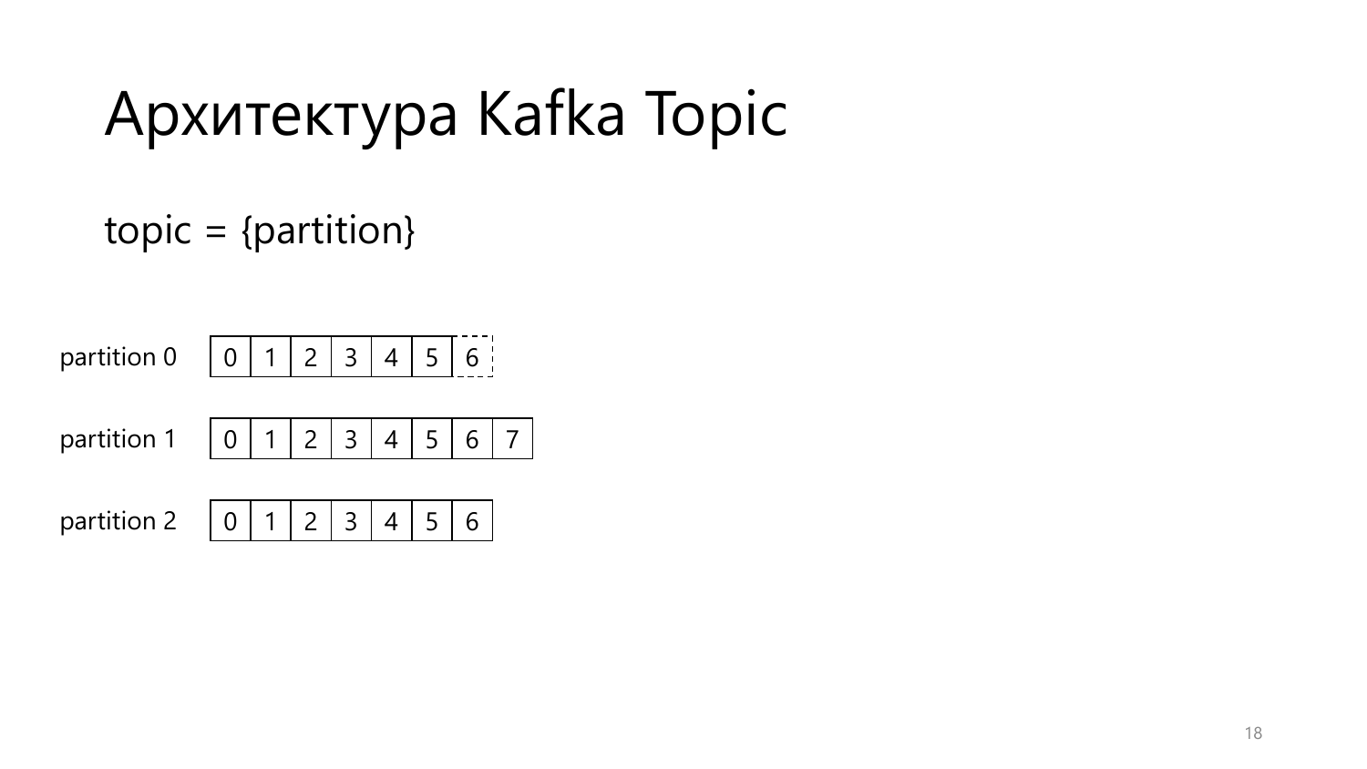# Архитектура Kafka Topic

topic = {partition}

| | | | | | | | | |
|---|---|---|---|---|---|---|---|---|
| partition 0 | 0 | 1 | 2 | 3 | 4 | 5 | 6 | |
| partition 1 | 0 | 1 | 2 | 3 | 4 | 5 | 6 | 7 |
| partition 2 | 0 | 1 | 2 | 3 | 4 | 5 | 6 | |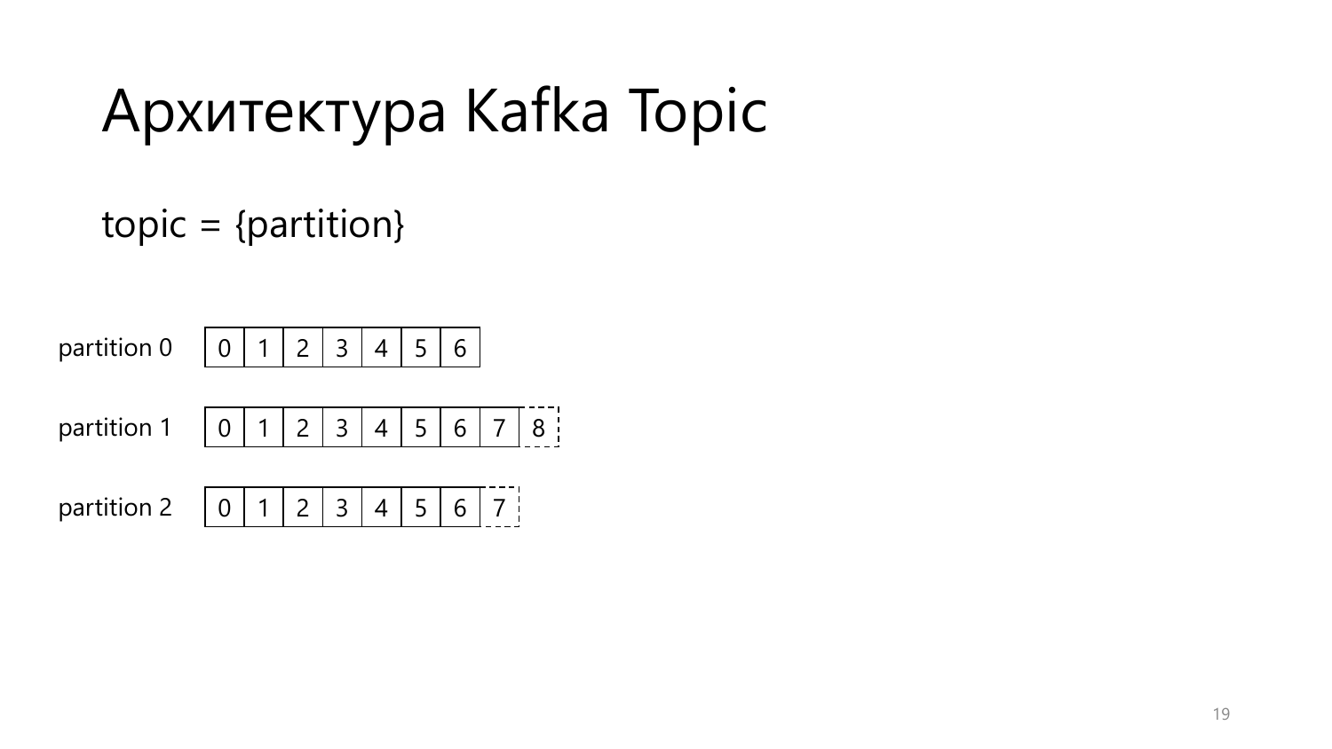# Архитектура Kafka Topic

topic = {partition}

| | | | | | | | | | |
|---|---|---|---|---|---|---|---|---|---|
| partition 0 | 0 | 1 | 2 | 3 | 4 | 5 | 6 | | |
| partition 1 | 0 | 1 | 2 | 3 | 4 | 5 | 6 | 7 | 8 |
| partition 2 | 0 | 1 | 2 | 3 | 4 | 5 | 6 | 7 | |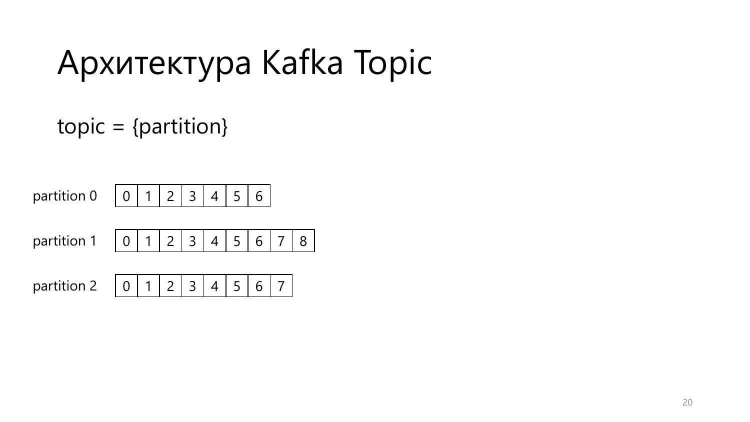# Архитектура Kafka Topic

topic = {partition}

| | | | | | | | | | |
|---|---|---|---|---|---|---|---|---|---|
| partition 0 | 0 | 1 | 2 | 3 | 4 | 5 | 6 | | |
| partition 1 | 0 | 1 | 2 | 3 | 4 | 5 | 6 | 7 | 8 |
| partition 2 | 0 | 1 | 2 | 3 | 4 | 5 | 6 | 7 | |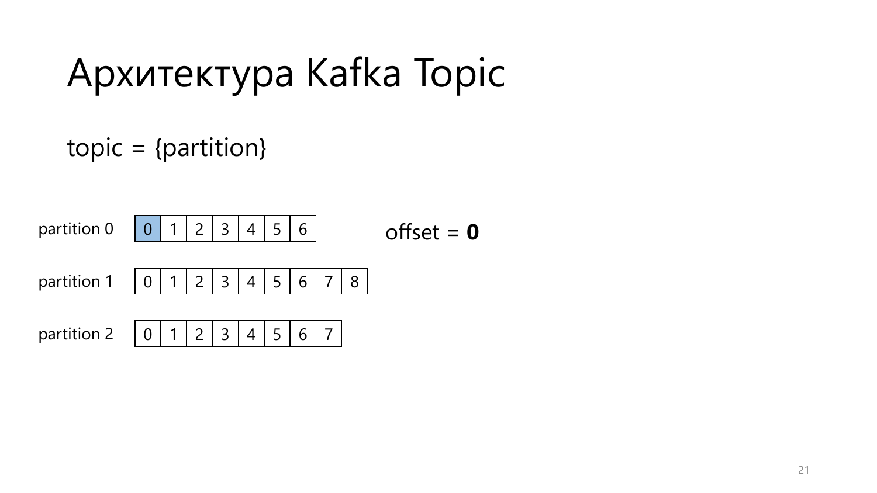# Архитектура Kafka Topic

topic = {partition}

| partition 0 | 0 | 1 | 2 | 3 | 4 | 5 | 6 | | |
|---|---|---|---|---|---|---|---|---|---|
| partition 1 | 0 | 1 | 2 | 3 | 4 | 5 | 6 | 7 | 8 |
| partition 2 | 0 | 1 | 2 | 3 | 4 | 5 | 6 | 7 | |

offset = **0**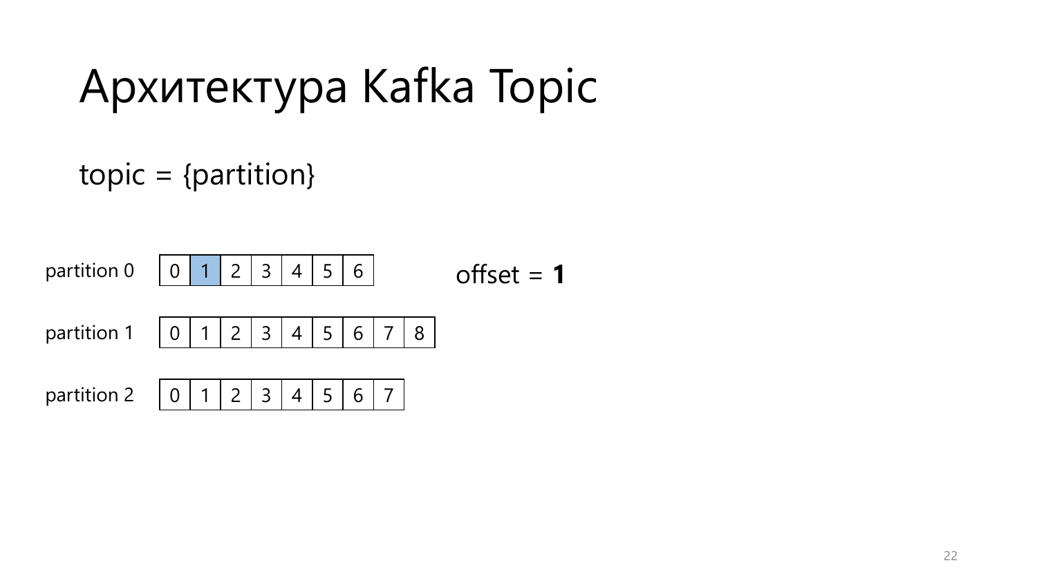# Архитектура Kafka Topic

topic = {partition}

| | | | | | | | | | |
|---|---|---|---|---|---|---|---|---|---|
| partition 0 | 0 | 1 | 2 | 3 | 4 | 5 | 6 | | |
| partition 1 | 0 | 1 | 2 | 3 | 4 | 5 | 6 | 7 | 8 |
| partition 2 | 0 | 1 | 2 | 3 | 4 | 5 | 6 | 7 | |

offset = **1**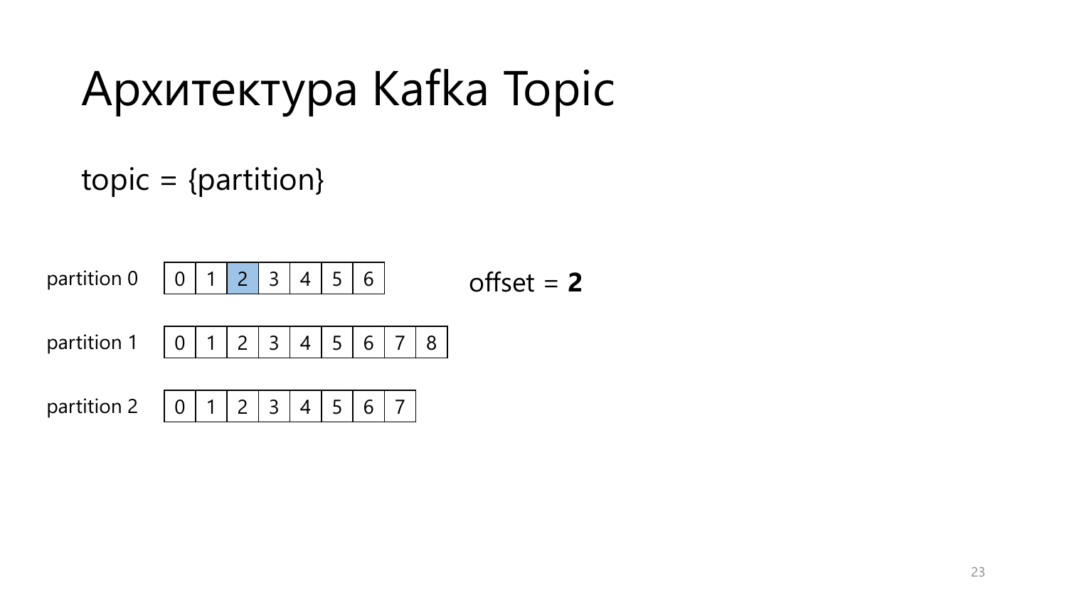# Архитектура Kafka Topic

topic = {partition}

| partition 0 | 0 | 1 | 2 | 3 | 4 | 5 | 6 | | |
|---|---|---|---|---|---|---|---|---|---|
| partition 1 | 0 | 1 | 2 | 3 | 4 | 5 | 6 | 7 | 8 |
| partition 2 | 0 | 1 | 2 | 3 | 4 | 5 | 6 | 7 | |

offset = **2**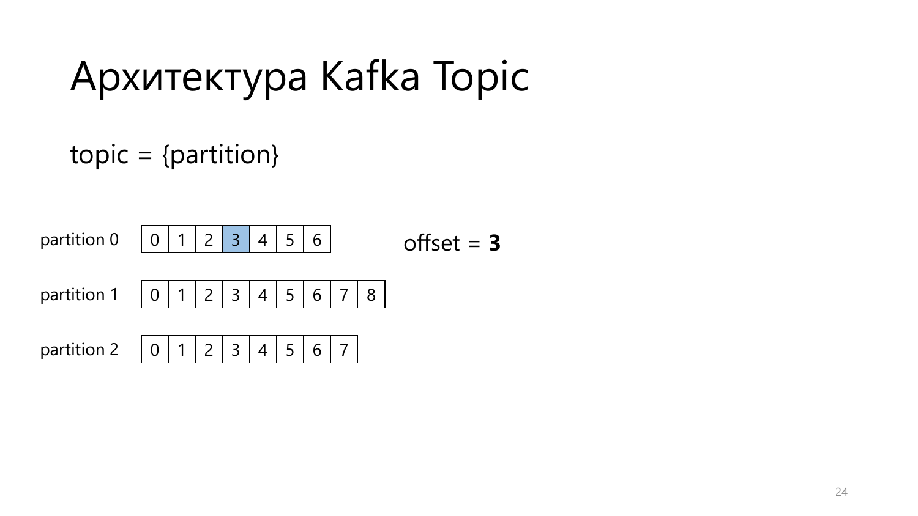# Архитектура Kafka Topic

topic = {partition}

| partition 0 | 0 | 1 | 2 | 3 | 4 | 5 | 6 | | |
|---|---|---|---|---|---|---|---|---|---|
| partition 1 | 0 | 1 | 2 | 3 | 4 | 5 | 6 | 7 | 8 |
| partition 2 | 0 | 1 | 2 | 3 | 4 | 5 | 6 | 7 | |

offset = **3**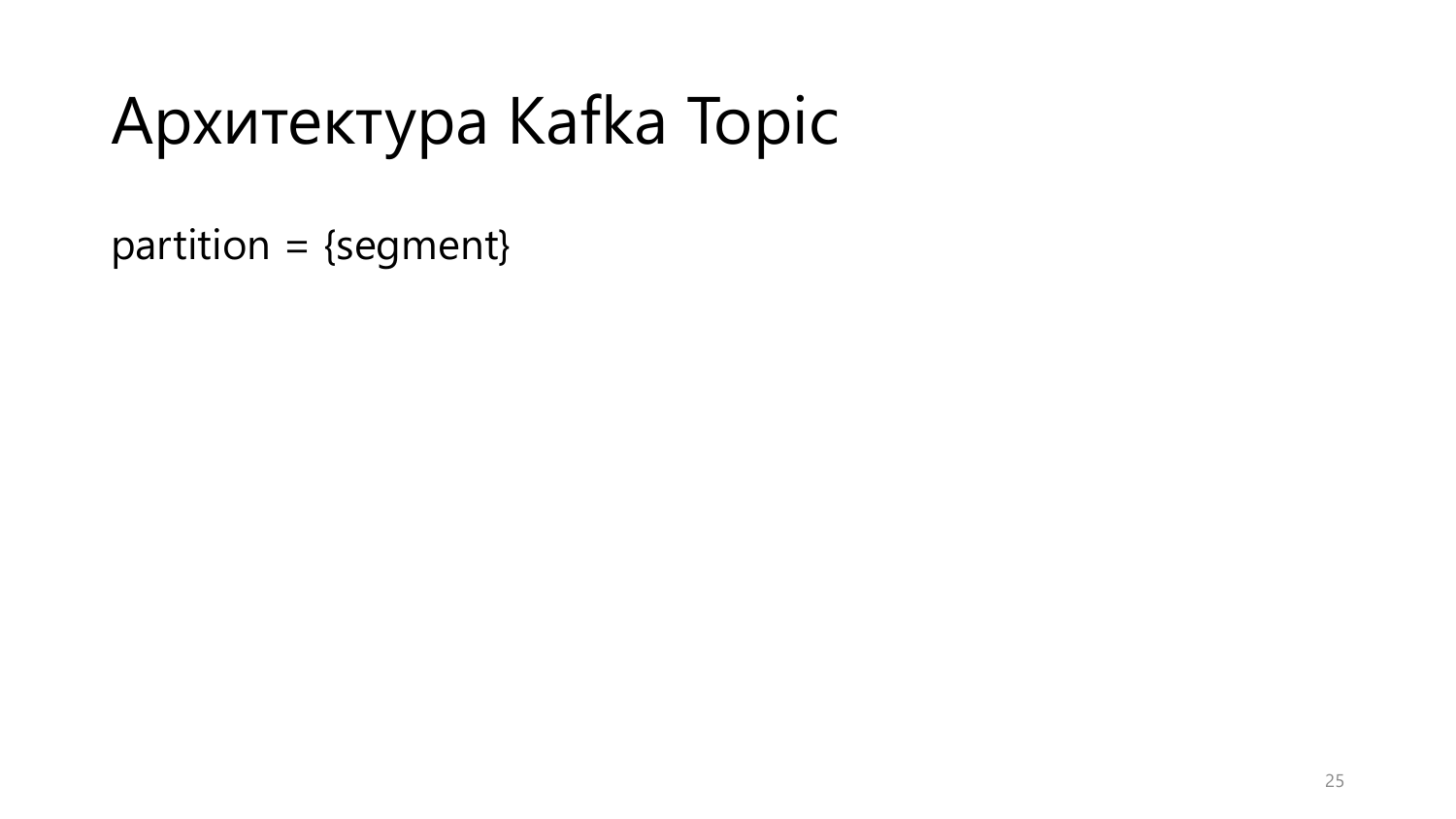# Архитектура Kafka Topic

partition = {segment}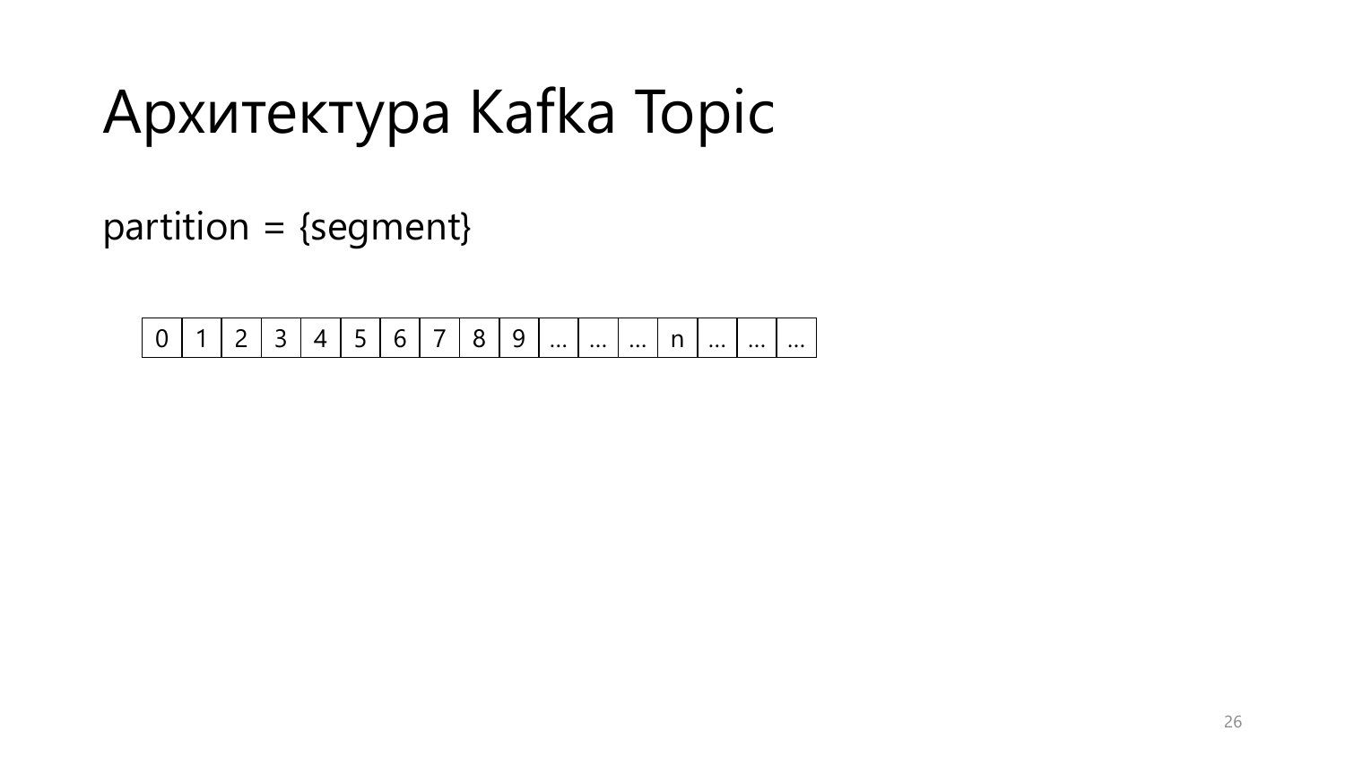# Архитектура Kafka Topic

partition = {segment}

| 0 | 1 | 2 | 3 | 4 | 5 | 6 | 7 | 8 | 9 | … | … | … | n | … | … | … |
|---|---|---|---|---|---|---|---|---|---|---|---|---|---|---|---|---|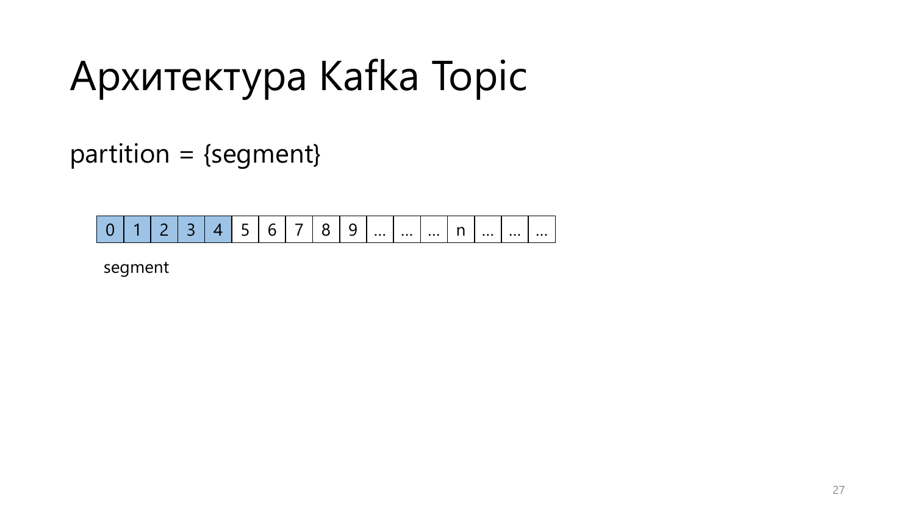# Архитектура Kafka Topic

partition = {segment}

| 0 | 1 | 2 | 3 | 4 | 5 | 6 | 7 | 8 | 9 | … | … | … | n | … | … | … |
|---|---|---|---|---|---|---|---|---|---|---|---|---|---|---|---|---|

segment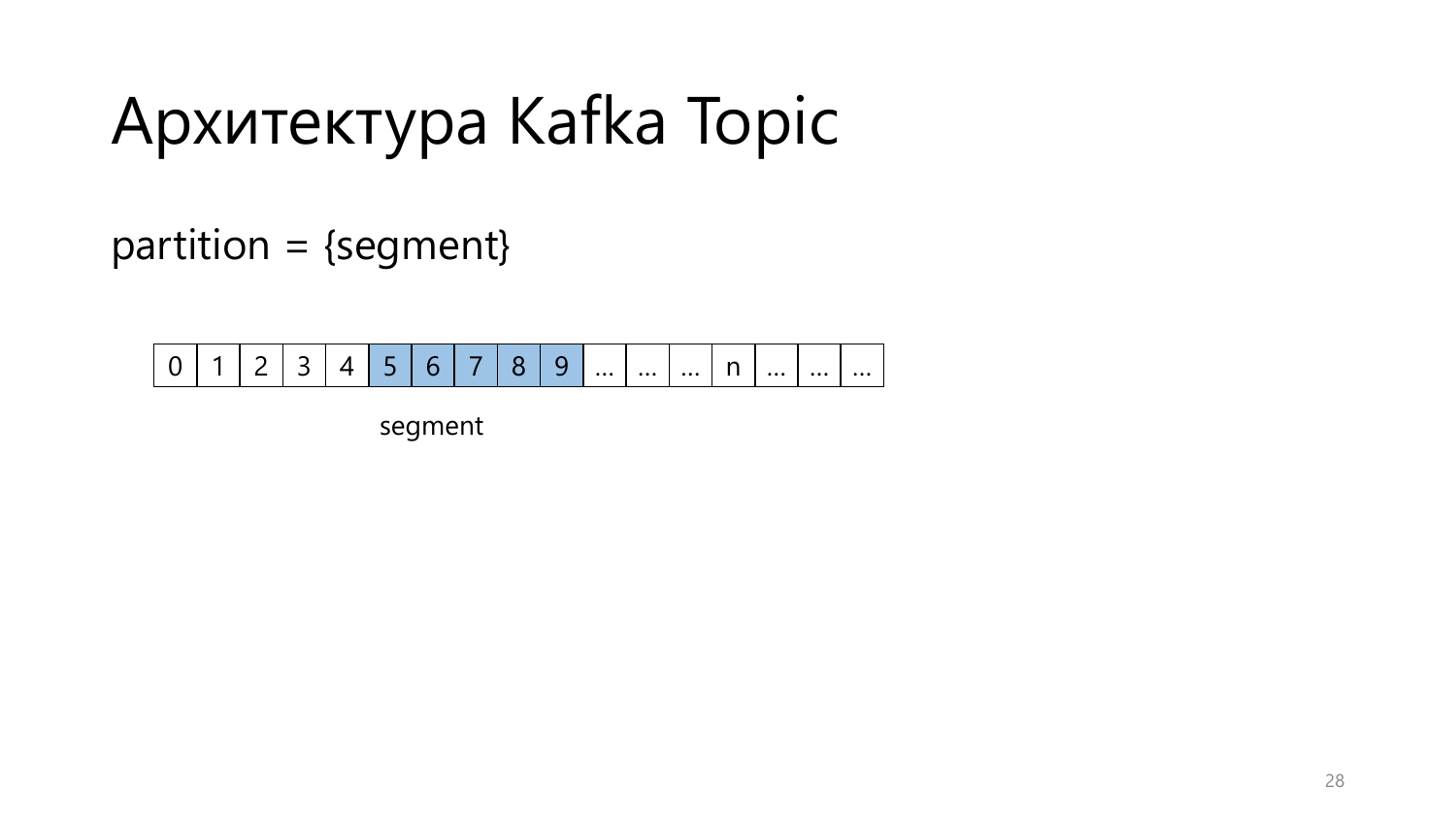# Архитектура Kafka Topic

partition = {segment}

| 0 | 1 | 2 | 3 | 4 | 5 | 6 | 7 | 8 | 9 | … | … | … | n | … | … | … |
|---|---|---|---|---|---|---|---|---|---|---|---|---|---|---|---|---|

segment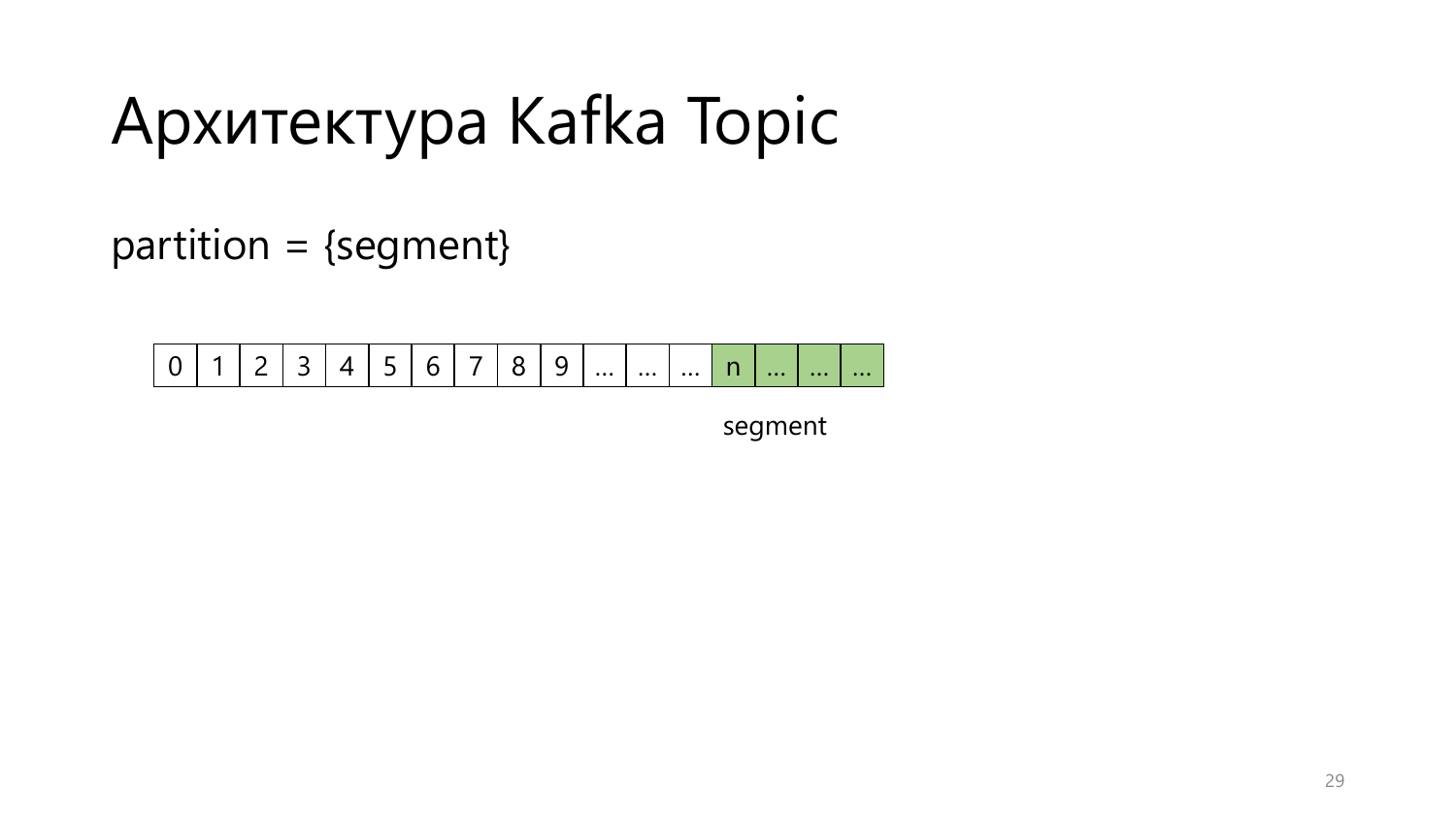# Архитектура Kafka Topic

partition = {segment}

| 0 | 1 | 2 | 3 | 4 | 5 | 6 | 7 | 8 | 9 | … | … | … | n | … | … | … |
|---|---|---|---|---|---|---|---|---|---|---|---|---|---|---|---|---|

segment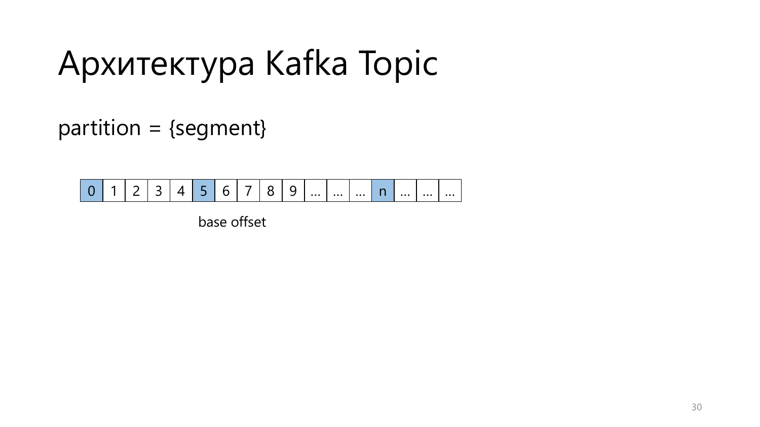# Архитектура Kafka Topic

partition = {segment}

| 0 | 1 | 2 | 3 | 4 | 5 | 6 | 7 | 8 | 9 | … | … | … | n | … | … | … |
|---|---|---|---|---|---|---|---|---|---|---|---|---|---|---|---|---|

base offset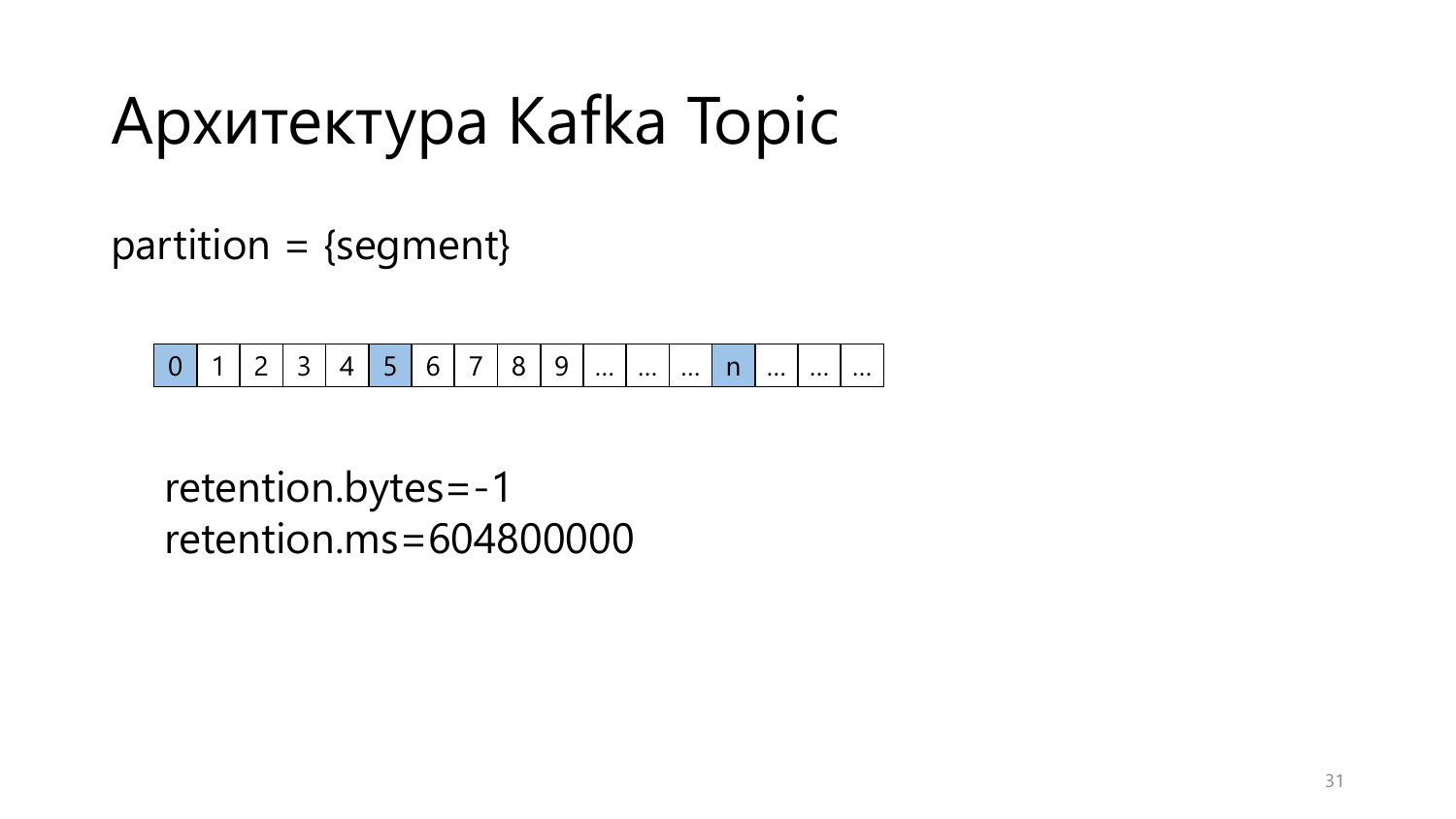# Архитектура Kafka Topic

partition = {segment}

| 0 | 1 | 2 | 3 | 4 | 5 | 6 | 7 | 8 | 9 | … | … | … | n | … | … | … |
|---|---|---|---|---|---|---|---|---|---|---|---|---|---|---|---|---|

retention.bytes=-1
retention.ms=604800000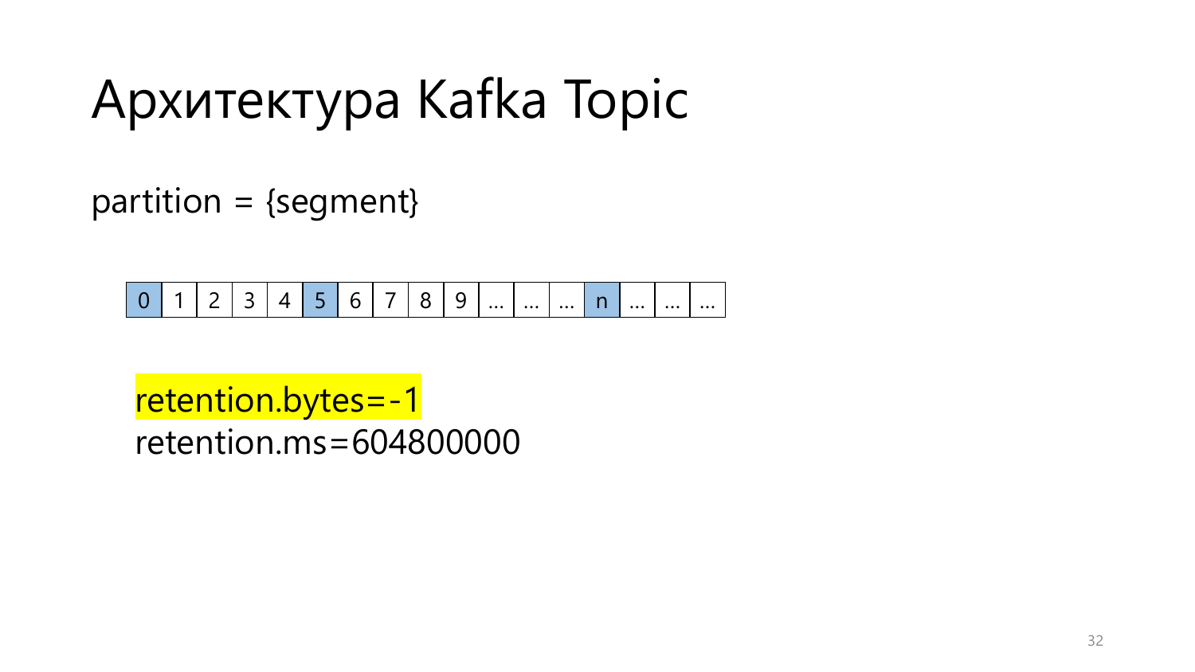# Архитектура Kafka Topic

partition = {segment}

| 0 | 1 | 2 | 3 | 4 | 5 | 6 | 7 | 8 | 9 | … | … | … | n | … | … | … |
|---|---|---|---|---|---|---|---|---|---|---|---|---|---|---|---|---|

retention.bytes=-1
retention.ms=604800000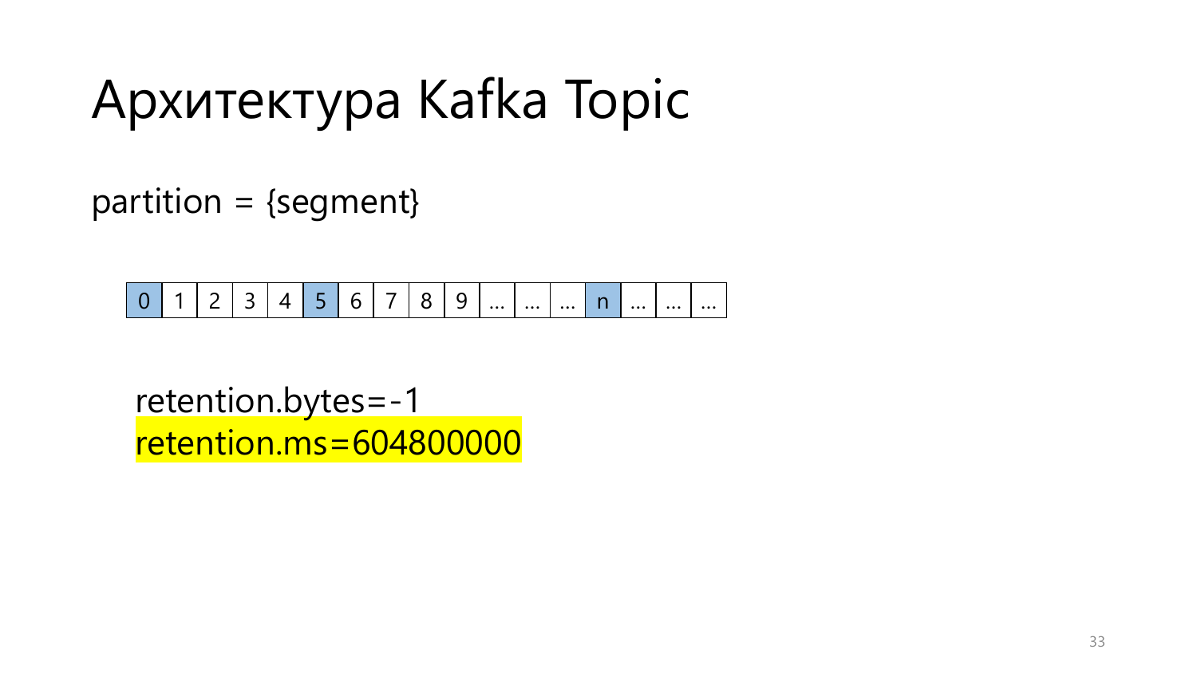# Архитектура Kafka Topic

partition = {segment}

| 0 | 1 | 2 | 3 | 4 | 5 | 6 | 7 | 8 | 9 | … | … | … | n | … | … | … |
|---|---|---|---|---|---|---|---|---|---|---|---|---|---|---|---|---|

retention.bytes=-1
retention.ms=604800000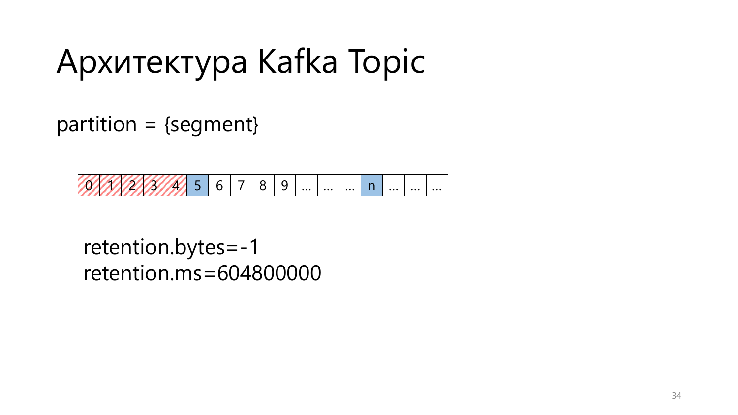# Архитектура Kafka Topic

partition = {segment}

| 0 | 1 | 2 | 3 | 4 | 5 | 6 | 7 | 8 | 9 | … | … | … | n | … | … | … |
|---|---|---|---|---|---|---|---|---|---|---|---|---|---|---|---|---|

retention.bytes=-1
retention.ms=604800000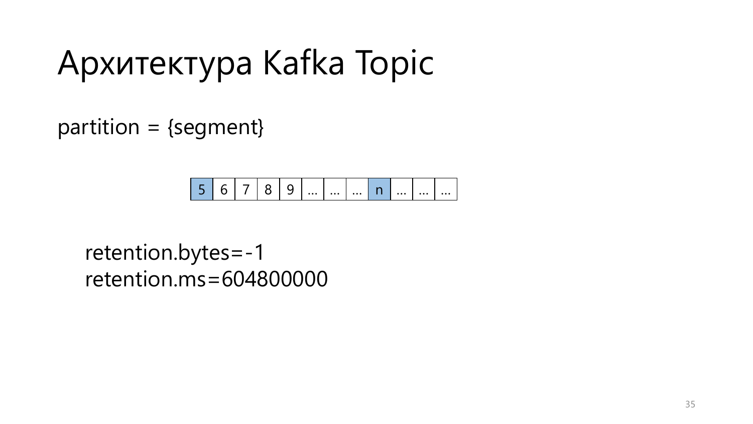# Архитектура Kafka Topic

partition = {segment}

| 5 | 6 | 7 | 8 | 9 | … | … | … | n | … | … | … |
|---|---|---|---|---|---|---|---|---|---|---|---|

retention.bytes=-1
retention.ms=604800000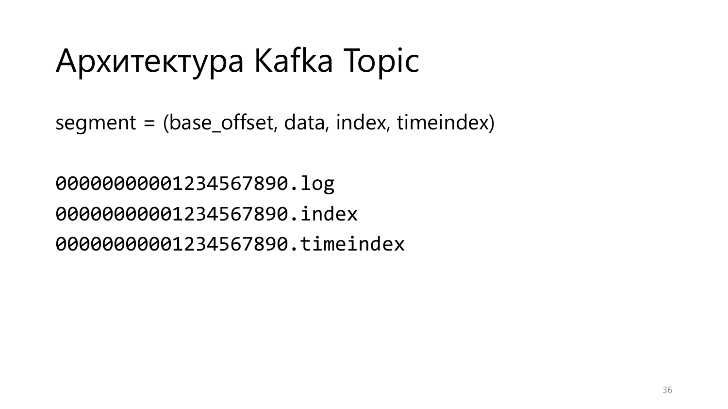# Архитектура Kafka Topic

segment = (base_offset, data, index, timeindex)

```
00000000001234567890.log
00000000001234567890.index
00000000001234567890.timeindex
```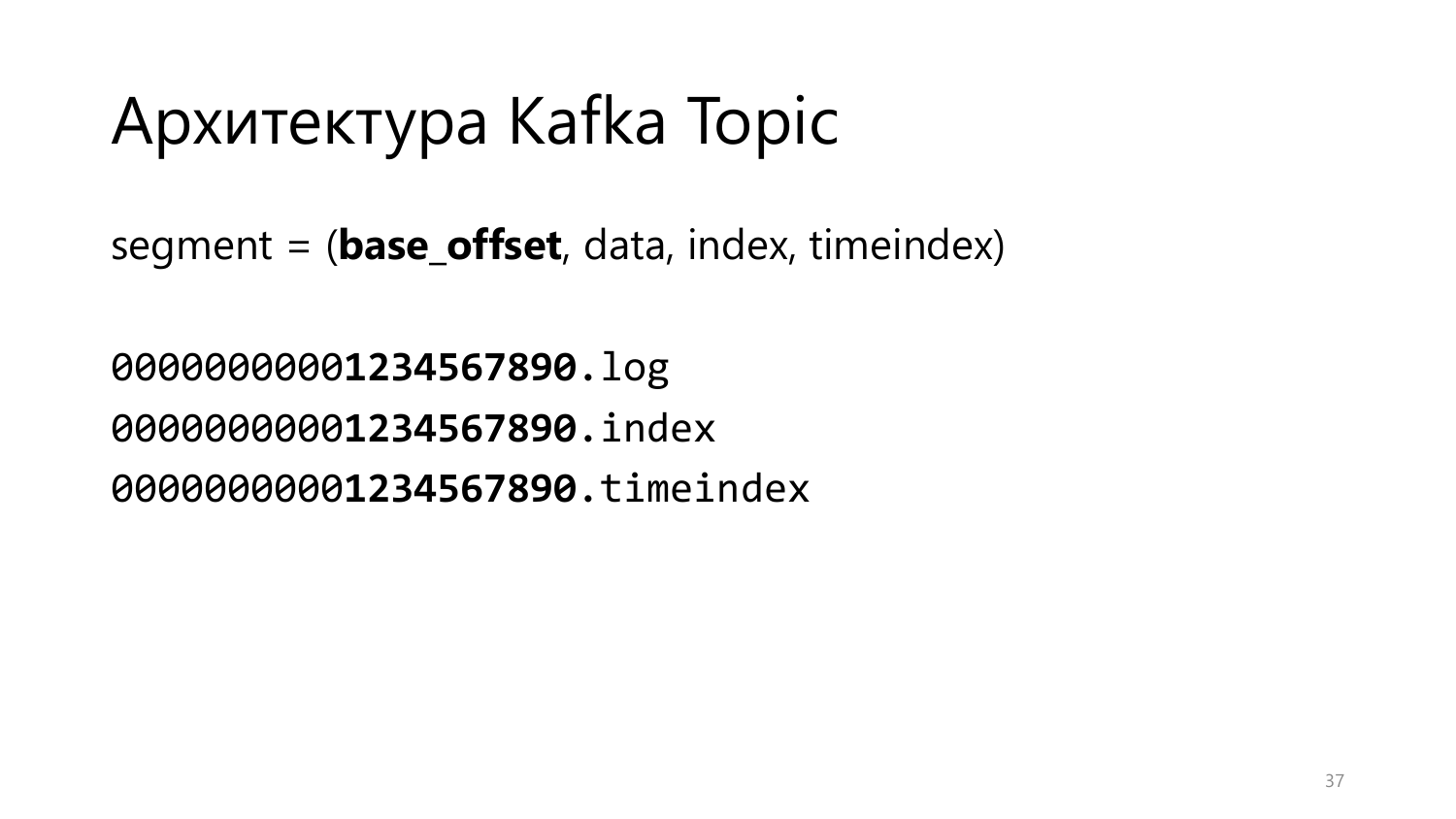# Архитектура Kafka Topic

segment = (**base_offset**, data, index, timeindex)

```
00000000001234567890.log
00000000001234567890.index
00000000001234567890.timeindex
```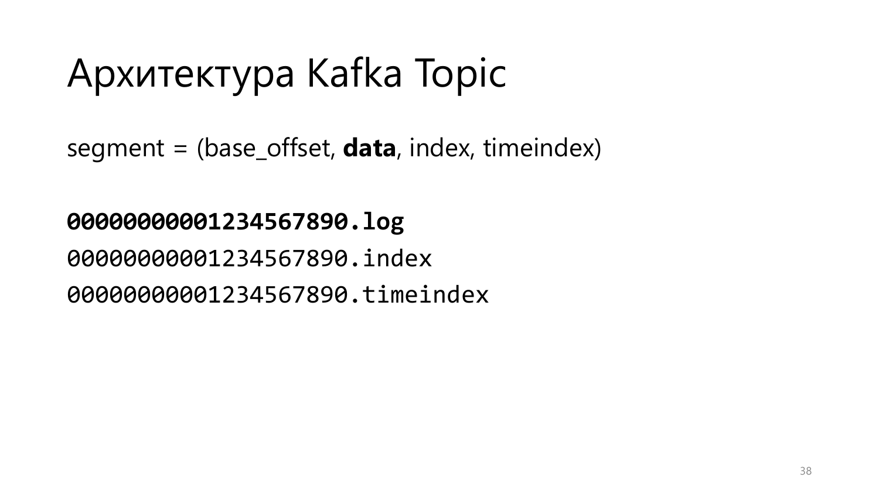# Архитектура Kafka Topic

segment = (base_offset, **data**, index, timeindex)

```
00000000001234567890.log
00000000001234567890.index
00000000001234567890.timeindex
```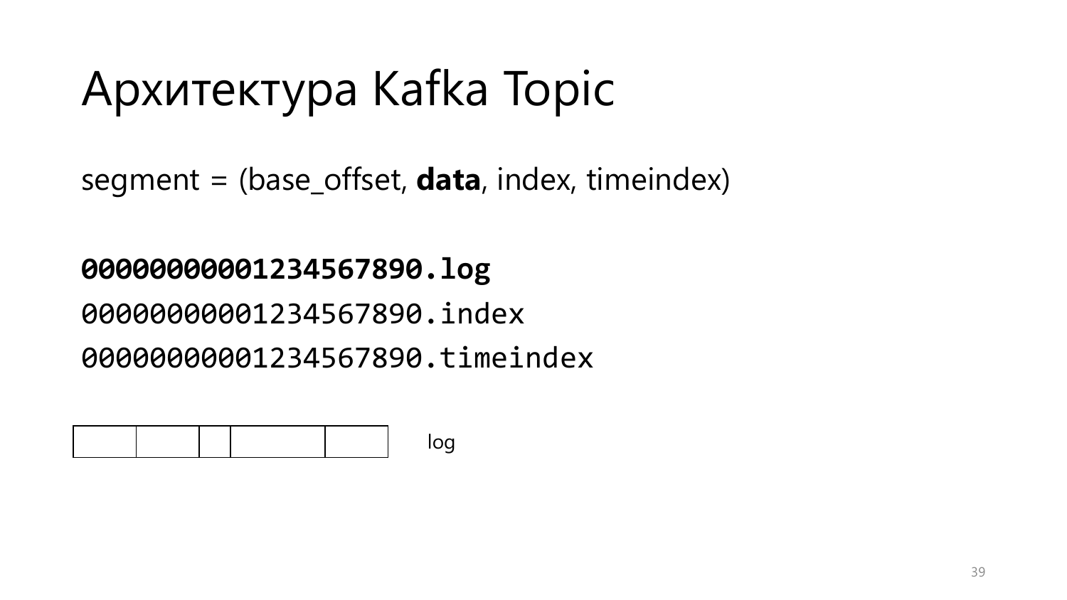# Архитектура Kafka Topic

segment = (base_offset, **data**, index, timeindex)

**00000000001234567890.log**

00000000001234567890.index

00000000001234567890.timeindex

log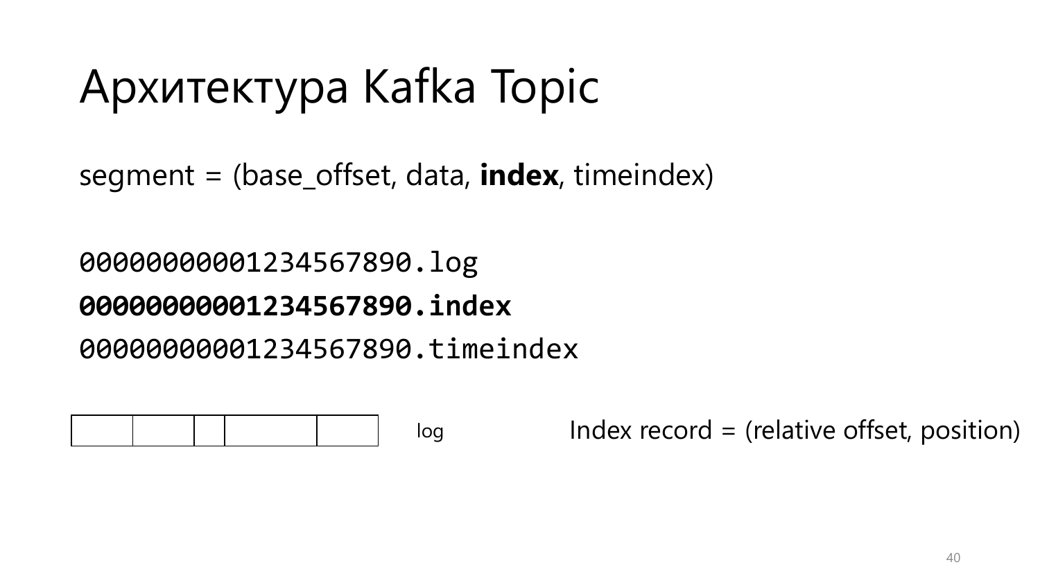# Архитектура Kafka Topic

segment = (base_offset, data, **index**, timeindex)

```
00000000001234567890.log
```
**`00000000001234567890.index`**
```
00000000001234567890.timeindex
```

log

Index record = (relative offset, position)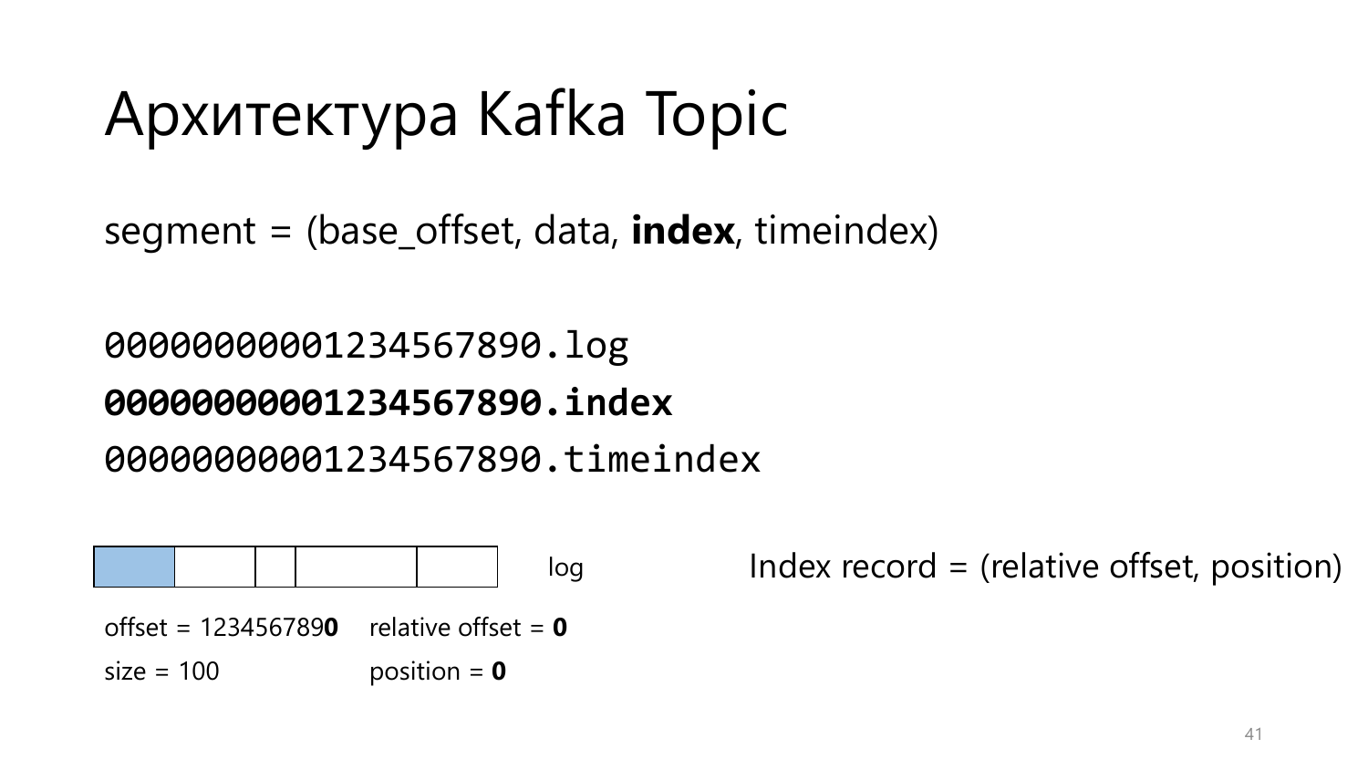# Архитектура Kafka Topic

segment = (base_offset, data, **index**, timeindex)

```
00000000001234567890.log
```

**`00000000001234567890.index`**

```
00000000001234567890.timeindex
```

log

Index record = (relative offset, position)

offset = 123456789**0**

size = 100

relative offset = **0**

position = **0**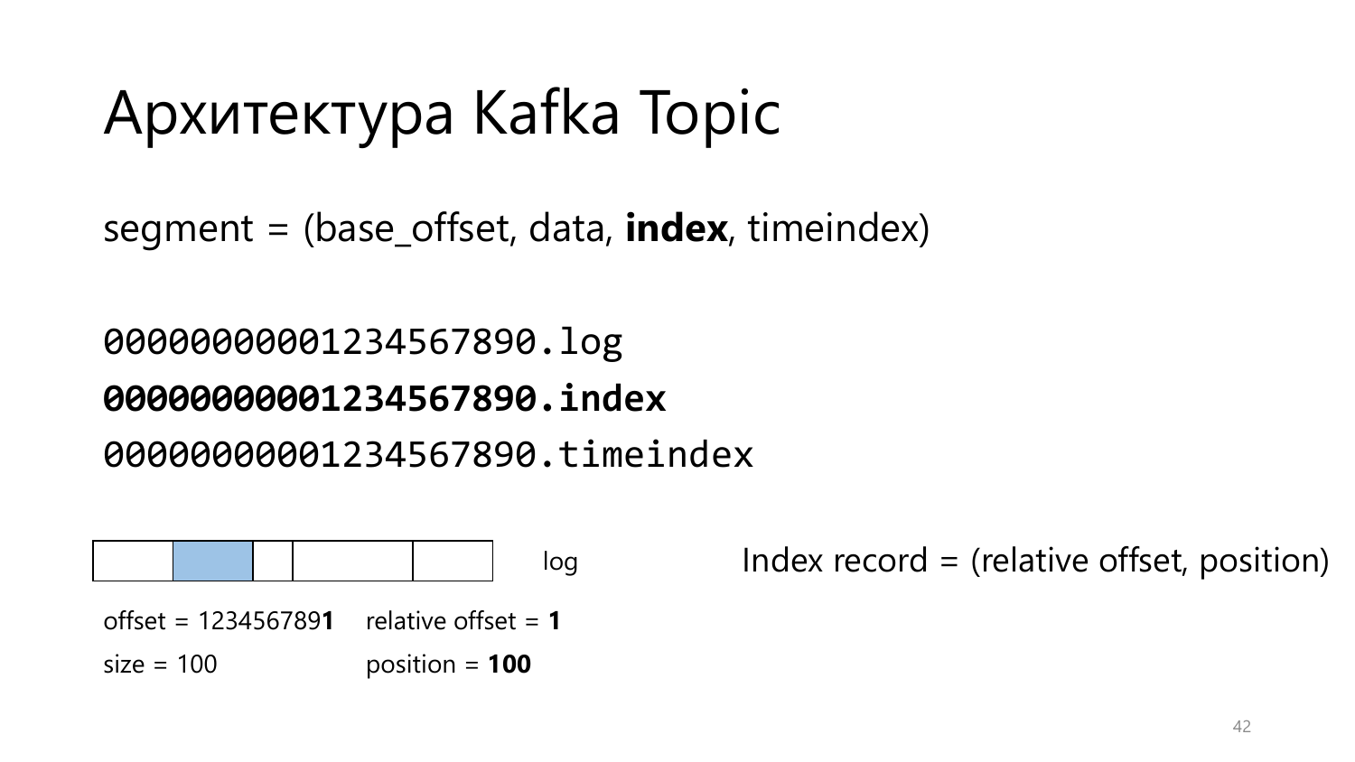# Архитектура Kafka Topic

segment = (base_offset, data, **index**, timeindex)

```
00000000001234567890.log
```
**`00000000001234567890.index`**
```
00000000001234567890.timeindex
```

log

Index record = (relative offset, position)

offset = 123456789**1**  relative offset = **1**

size = 100  position = **100**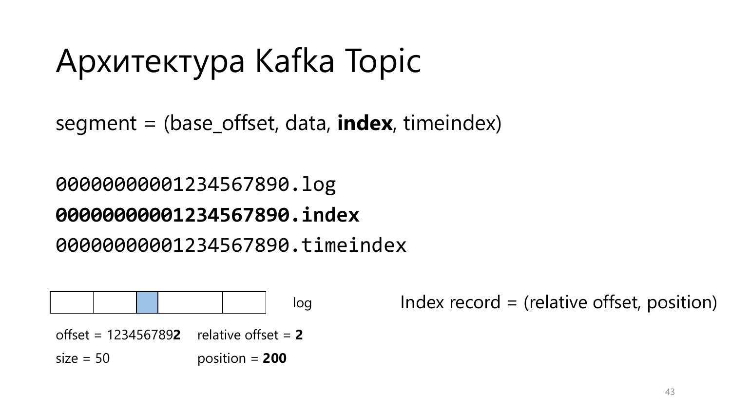# Архитектура Kafka Topic

segment = (base_offset, data, **index**, timeindex)

```
00000000001234567890.log
```

**`00000000001234567890.index`**

```
00000000001234567890.timeindex
```

| | | | | |
|---|---|---|---|---|
| | | ■ | | |

log

Index record = (relative offset, position)

offset = 123456789**2**    relative offset = **2**

size = 50    position = **200**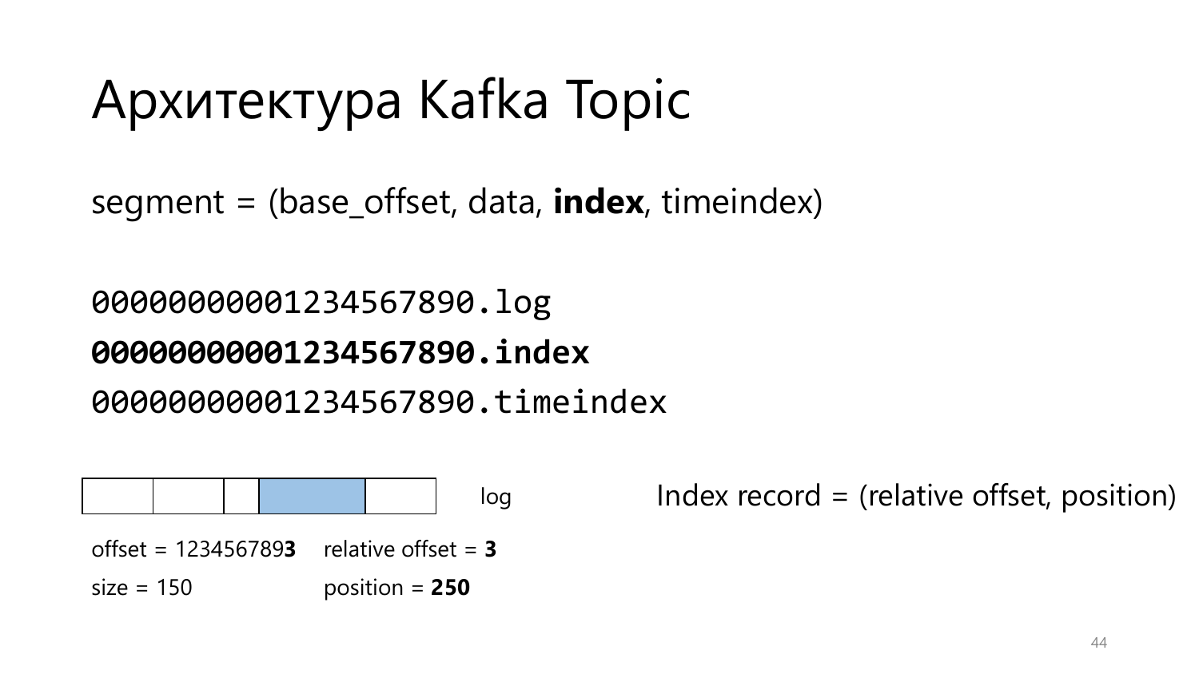# Архитектура Kafka Topic

segment = (base_offset, data, **index**, timeindex)

```
00000000001234567890.log
00000000001234567890.index
00000000001234567890.timeindex
```

(The `.index` filename is shown in bold in the original.)

log

Index record = (relative offset, position)

offset = 123456789**3** relative offset = **3**

size = 150 position = **250**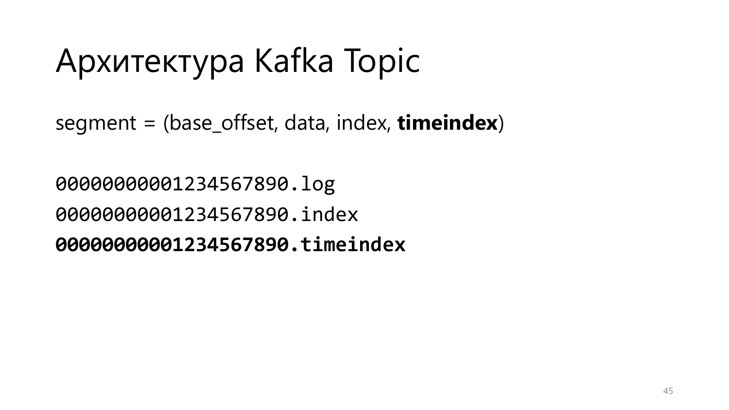# Архитектура Kafka Topic

segment = (base_offset, data, index, **timeindex**)

```
00000000001234567890.log
00000000001234567890.index
```
**`00000000001234567890.timeindex`**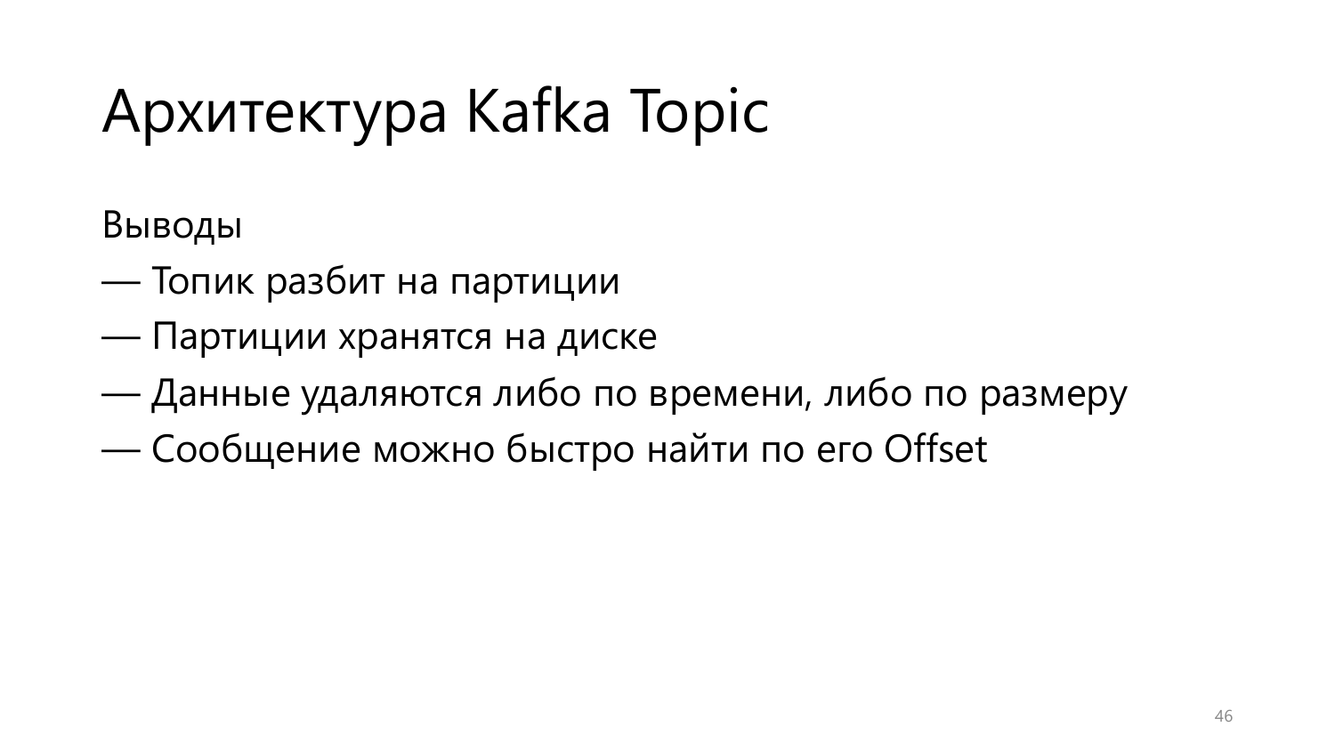# Архитектура Kafka Topic

Выводы

— Топик разбит на партиции

— Партиции хранятся на диске

— Данные удаляются либо по времени, либо по размеру

— Сообщение можно быстро найти по его Offset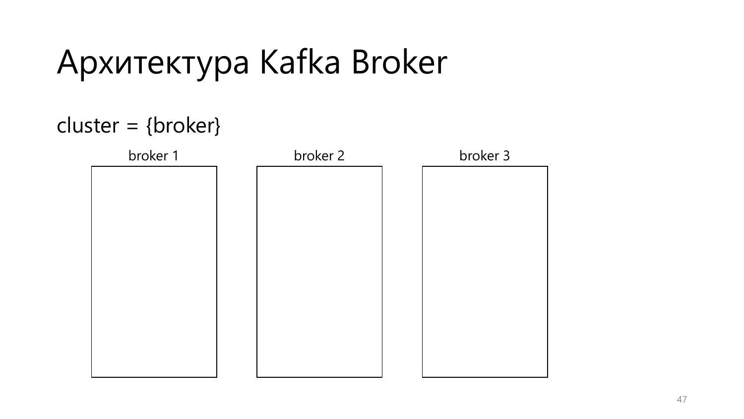# Архитектура Kafka Broker

cluster = {broker}

broker 1

broker 2

broker 3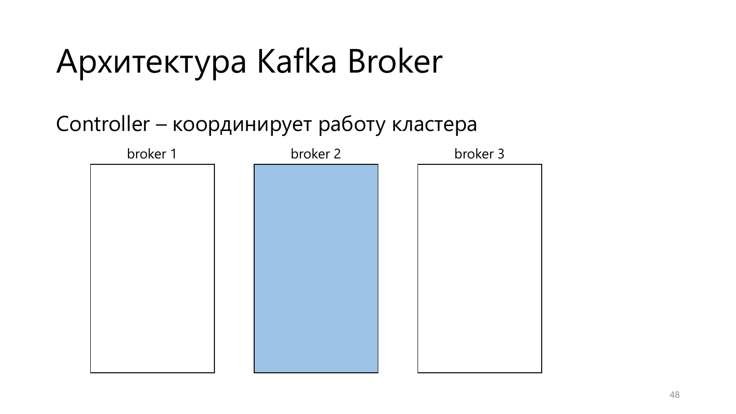# Архитектура Kafka Broker

Controller – координирует работу кластера

broker 1

broker 2

broker 3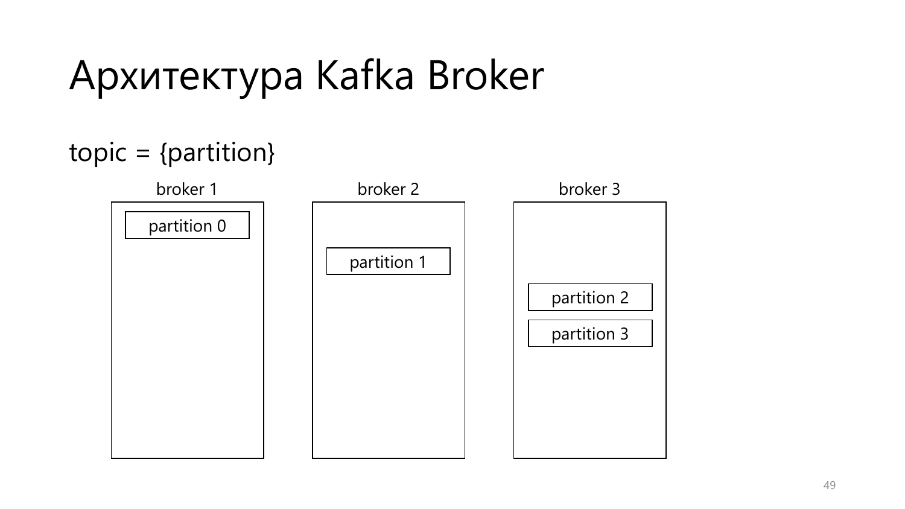# Архитектура Kafka Broker

topic = {partition}

broker 1

partition 0

broker 2

partition 1

broker 3

partition 2

partition 3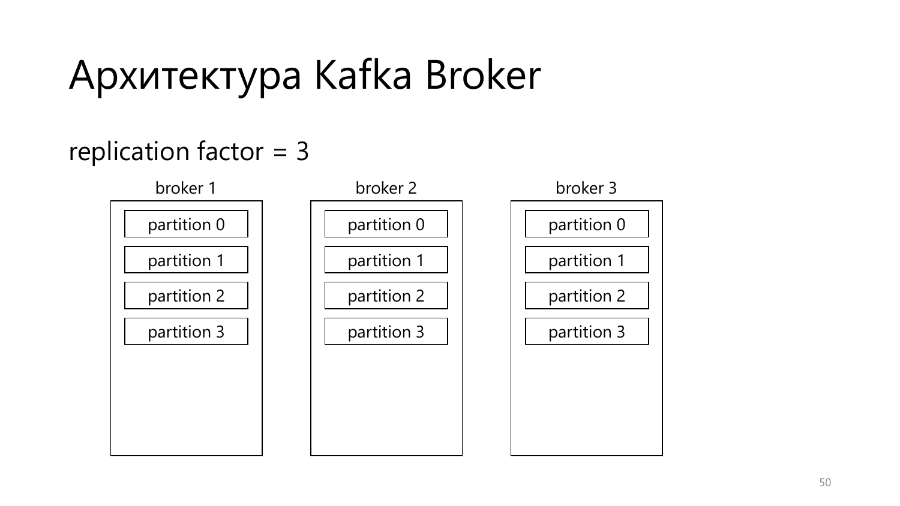# Архитектура Kafka Broker

replication factor = 3

| broker 1 | broker 2 | broker 3 |
| --- | --- | --- |
| partition 0 | partition 0 | partition 0 |
| partition 1 | partition 1 | partition 1 |
| partition 2 | partition 2 | partition 2 |
| partition 3 | partition 3 | partition 3 |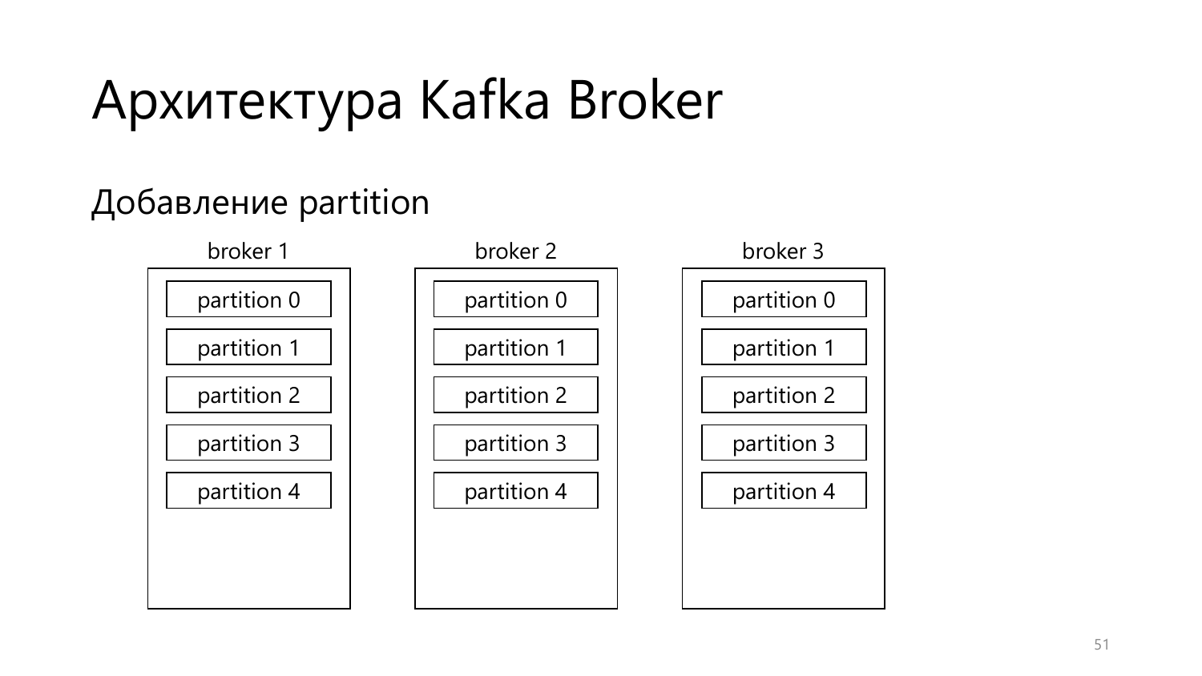# Архитектура Kafka Broker

## Добавление partition

| broker 1 | broker 2 | broker 3 |
| --- | --- | --- |
| partition 0 | partition 0 | partition 0 |
| partition 1 | partition 1 | partition 1 |
| partition 2 | partition 2 | partition 2 |
| partition 3 | partition 3 | partition 3 |
| partition 4 | partition 4 | partition 4 |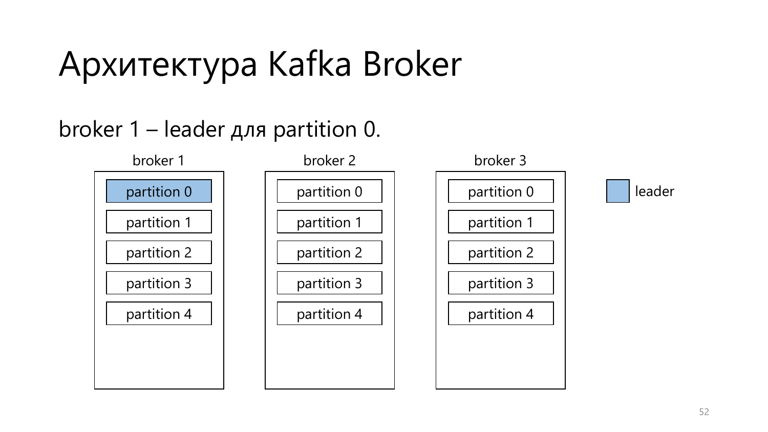# Архитектура Kafka Broker

broker 1 – leader для partition 0.

| broker 1 | broker 2 | broker 3 |
| --- | --- | --- |
| partition 0 (leader) | partition 0 | partition 0 |
| partition 1 | partition 1 | partition 1 |
| partition 2 | partition 2 | partition 2 |
| partition 3 | partition 3 | partition 3 |
| partition 4 | partition 4 | partition 4 |

leader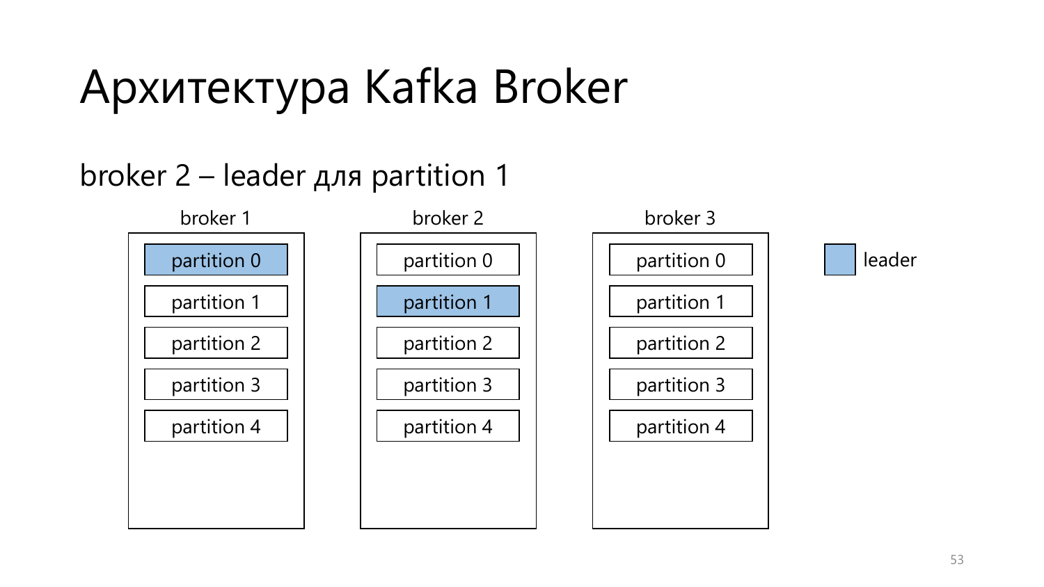# Архитектура Kafka Broker

broker 2 – leader для partition 1

| broker 1 | broker 2 | broker 3 |
|---|---|---|
| partition 0 (leader) | partition 0 | partition 0 |
| partition 1 | partition 1 (leader) | partition 1 |
| partition 2 | partition 2 | partition 2 |
| partition 3 | partition 3 | partition 3 |
| partition 4 | partition 4 | partition 4 |

leader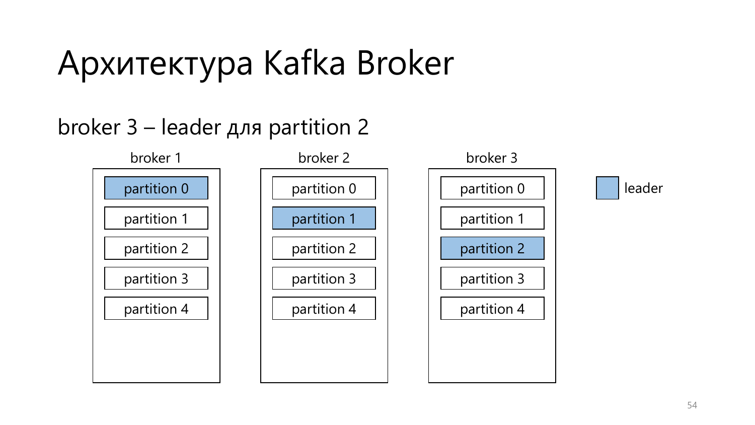# Архитектура Kafka Broker

broker 3 – leader для partition 2

| broker 1 | broker 2 | broker 3 |
| --- | --- | --- |
| **partition 0** (leader) | partition 0 | partition 0 |
| partition 1 | **partition 1** (leader) | partition 1 |
| partition 2 | partition 2 | **partition 2** (leader) |
| partition 3 | partition 3 | partition 3 |
| partition 4 | partition 4 | partition 4 |

leader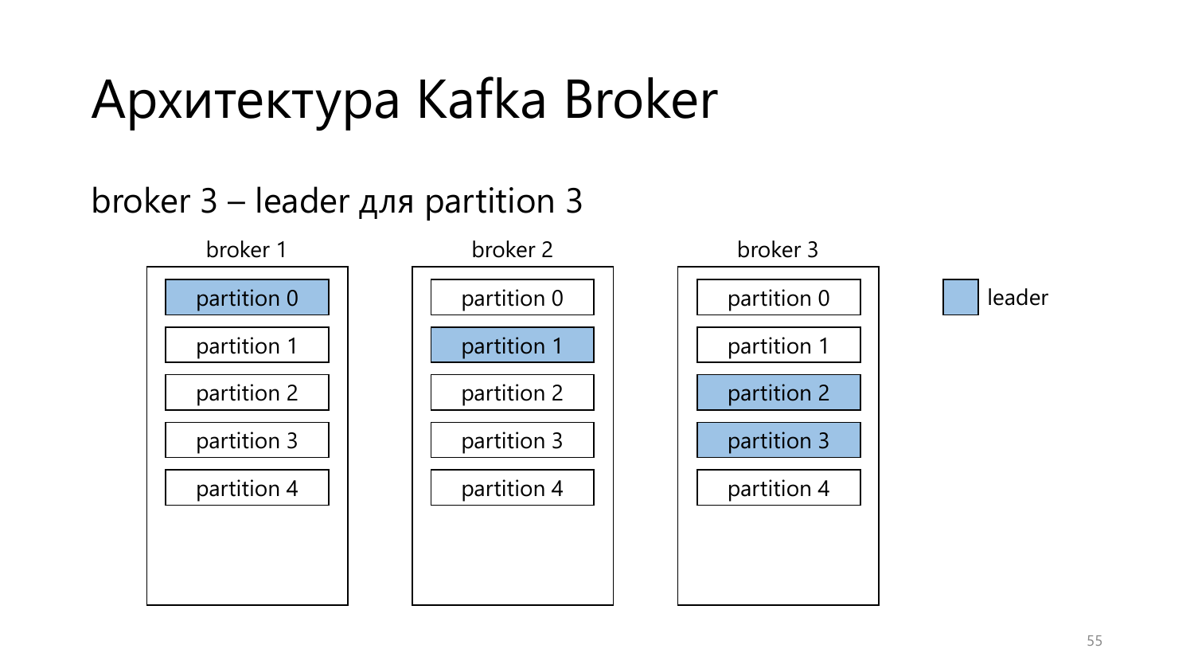# Архитектура Kafka Broker

broker 3 – leader для partition 3

| broker 1 | broker 2 | broker 3 |
| --- | --- | --- |
| **partition 0** (leader) | partition 0 | partition 0 |
| partition 1 | **partition 1** (leader) | partition 1 |
| partition 2 | partition 2 | **partition 2** (leader) |
| partition 3 | partition 3 | **partition 3** (leader) |
| partition 4 | partition 4 | partition 4 |

leader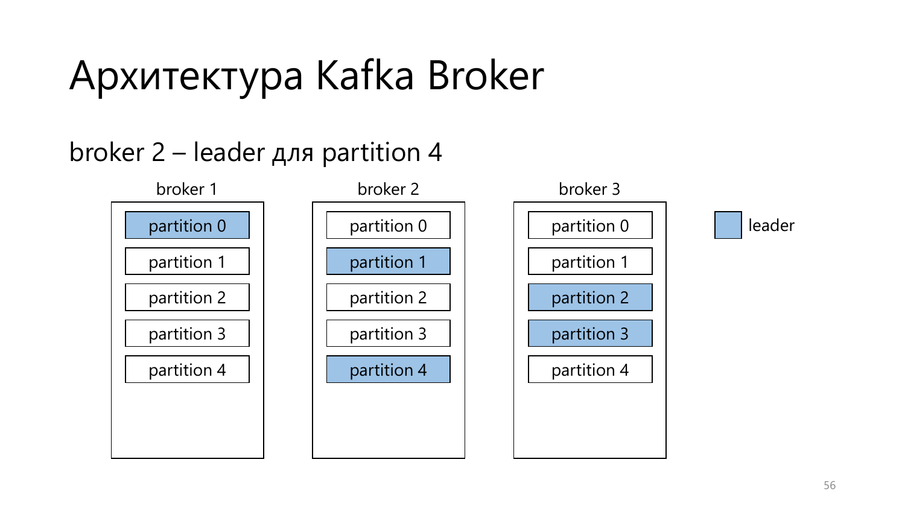# Архитектура Kafka Broker

broker 2 – leader для partition 4

| broker 1 | broker 2 | broker 3 |
| --- | --- | --- |
| **partition 0** (leader) | partition 0 | partition 0 |
| partition 1 | **partition 1** (leader) | partition 1 |
| partition 2 | partition 2 | **partition 2** (leader) |
| partition 3 | partition 3 | **partition 3** (leader) |
| partition 4 | **partition 4** (leader) | partition 4 |

leader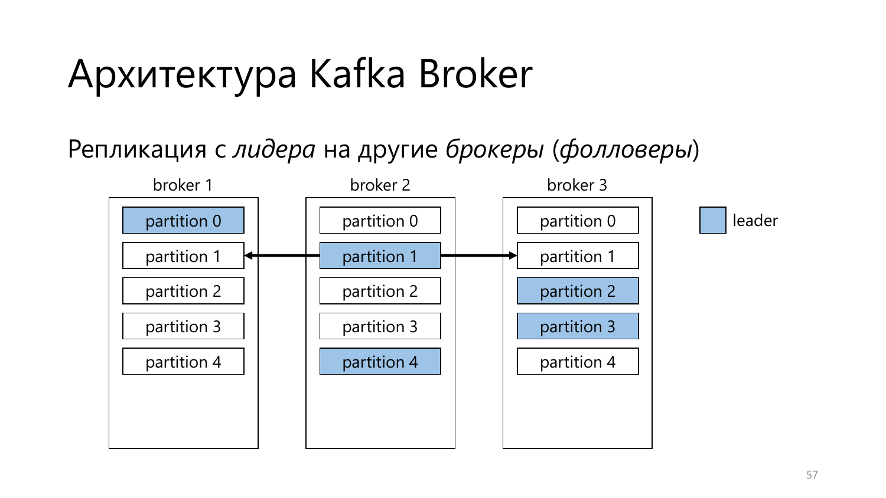# Архитектура Kafka Broker

Репликация с *лидера* на другие *брокеры* (*фолловеры*)

| broker 1 | broker 2 | broker 3 |
| --- | --- | --- |
| **partition 0** (leader) | partition 0 | partition 0 |
| partition 1 ← | **partition 1** (leader) | → partition 1 |
| partition 2 | partition 2 | **partition 2** (leader) |
| partition 3 | partition 3 | **partition 3** (leader) |
| partition 4 | **partition 4** (leader) | partition 4 |

leader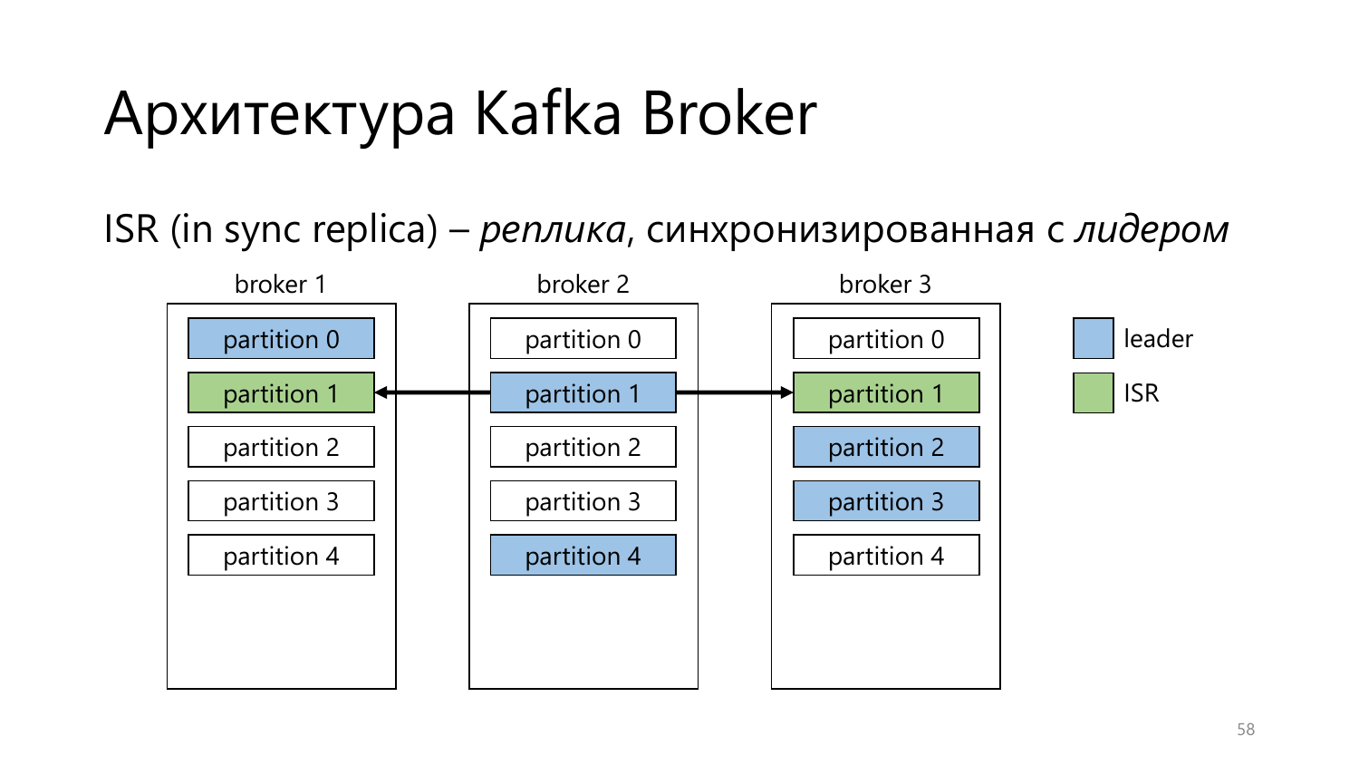# Архитектура Kafka Broker

ISR (in sync replica) – *реплика*, синхронизированная с *лидером*

| broker 1 | broker 2 | broker 3 |
| --- | --- | --- |
| partition 0 (leader) | partition 0 | partition 0 |
| partition 1 (ISR) | partition 1 (leader) | partition 1 (ISR) |
| partition 2 | partition 2 | partition 2 (leader) |
| partition 3 | partition 3 | partition 3 (leader) |
| partition 4 | partition 4 (leader) | partition 4 |

leader

ISR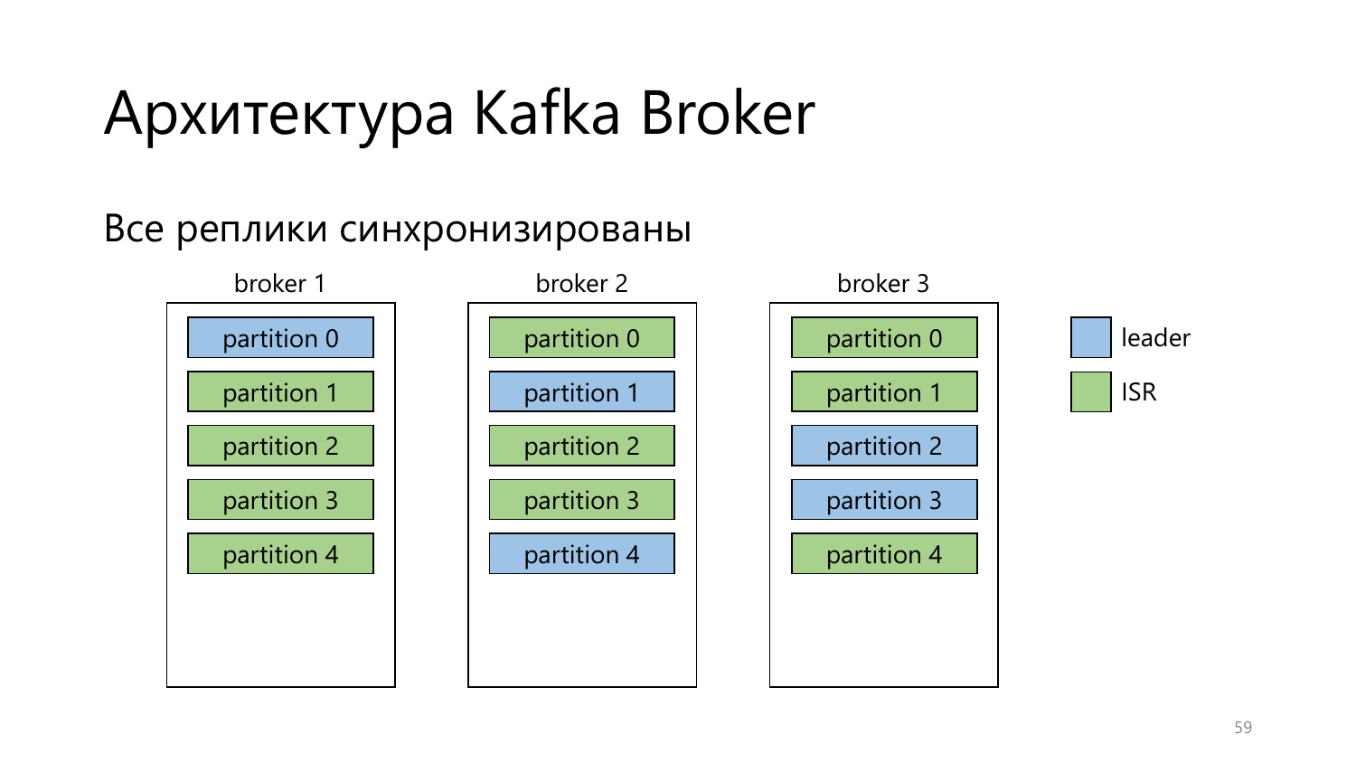# Архитектура Kafka Broker

Все реплики синхронизированы

| broker 1 | broker 2 | broker 3 |
| --- | --- | --- |
| partition 0 (leader) | partition 0 (ISR) | partition 0 (ISR) |
| partition 1 (ISR) | partition 1 (leader) | partition 1 (ISR) |
| partition 2 (ISR) | partition 2 (ISR) | partition 2 (leader) |
| partition 3 (ISR) | partition 3 (ISR) | partition 3 (leader) |
| partition 4 (ISR) | partition 4 (leader) | partition 4 (ISR) |

- leader
- ISR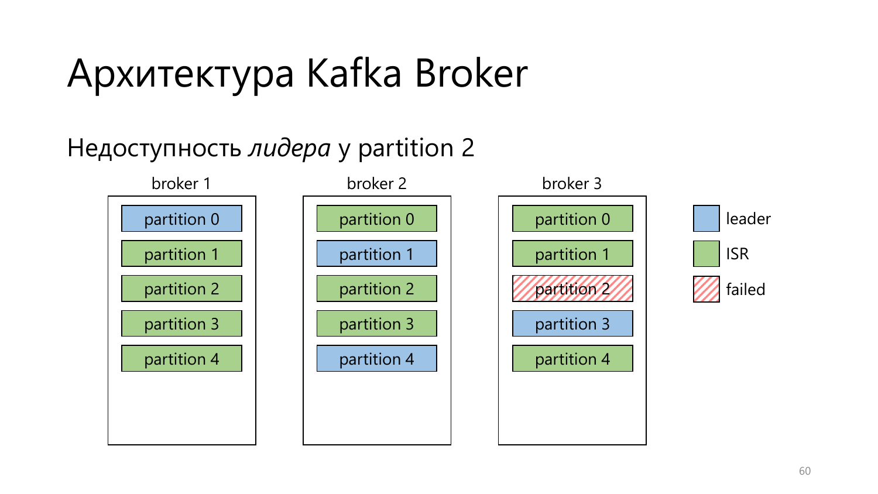# Архитектура Kafka Broker

## Недоступность *лидера* у partition 2

| broker 1 | broker 2 | broker 3 |
|---|---|---|
| partition 0 (leader) | partition 0 (ISR) | partition 0 (ISR) |
| partition 1 (ISR) | partition 1 (leader) | partition 1 (ISR) |
| partition 2 (ISR) | partition 2 (ISR) | partition 2 (failed) |
| partition 3 (ISR) | partition 3 (ISR) | partition 3 (leader) |
| partition 4 (ISR) | partition 4 (leader) | partition 4 (ISR) |

- leader
- ISR
- failed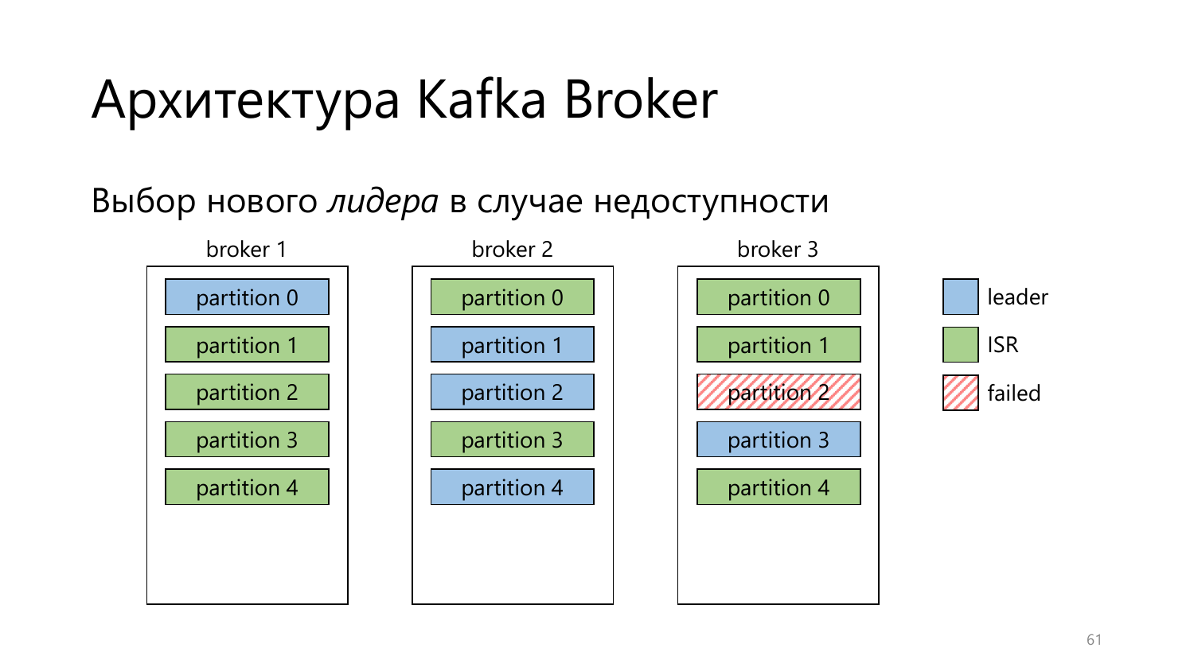# Архитектура Kafka Broker

Выбор нового *лидера* в случае недоступности

| broker 1 | broker 2 | broker 3 |
|---|---|---|
| partition 0 (leader) | partition 0 (ISR) | partition 0 (ISR) |
| partition 1 (ISR) | partition 1 (leader) | partition 1 (ISR) |
| partition 2 (ISR) | partition 2 (leader) | partition 2 (failed) |
| partition 3 (ISR) | partition 3 (ISR) | partition 3 (leader) |
| partition 4 (ISR) | partition 4 (leader) | partition 4 (ISR) |

- leader
- ISR
- failed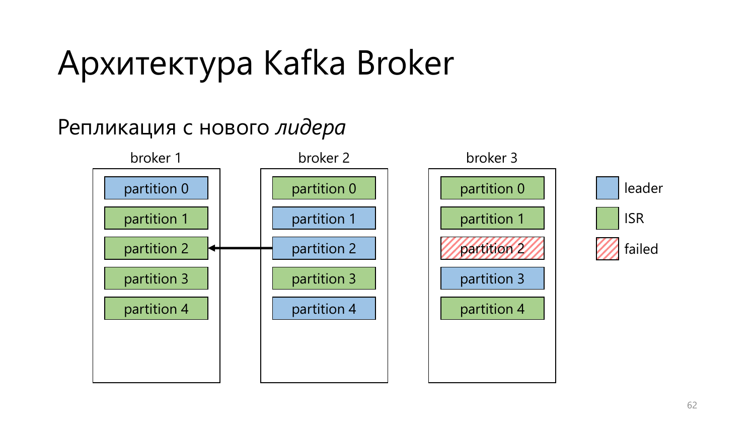# Архитектура Kafka Broker

Репликация с нового *лидера*

| broker 1 | broker 2 | broker 3 |
|---|---|---|
| partition 0 (leader) | partition 0 (ISR) | partition 0 (ISR) |
| partition 1 (ISR) | partition 1 (leader) | partition 1 (ISR) |
| partition 2 (ISR) ← | partition 2 (leader) | partition 2 (failed) |
| partition 3 (ISR) | partition 3 (ISR) | partition 3 (leader) |
| partition 4 (ISR) | partition 4 (leader) | partition 4 (ISR) |

- leader
- ISR
- failed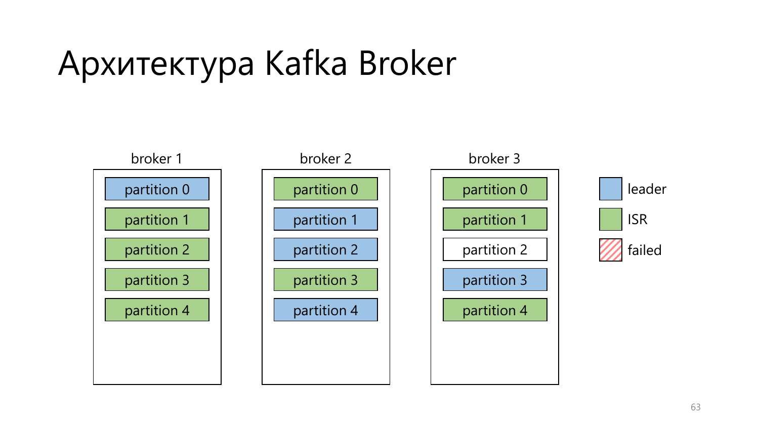# Архитектура Kafka Broker

| broker 1 | broker 2 | broker 3 |
|---|---|---|
| partition 0 (leader) | partition 0 (ISR) | partition 0 (ISR) |
| partition 1 (ISR) | partition 1 (leader) | partition 1 (ISR) |
| partition 2 (ISR) | partition 2 (leader) | partition 2 |
| partition 3 (ISR) | partition 3 (ISR) | partition 3 (leader) |
| partition 4 (ISR) | partition 4 (leader) | partition 4 (ISR) |

- leader
- ISR
- failed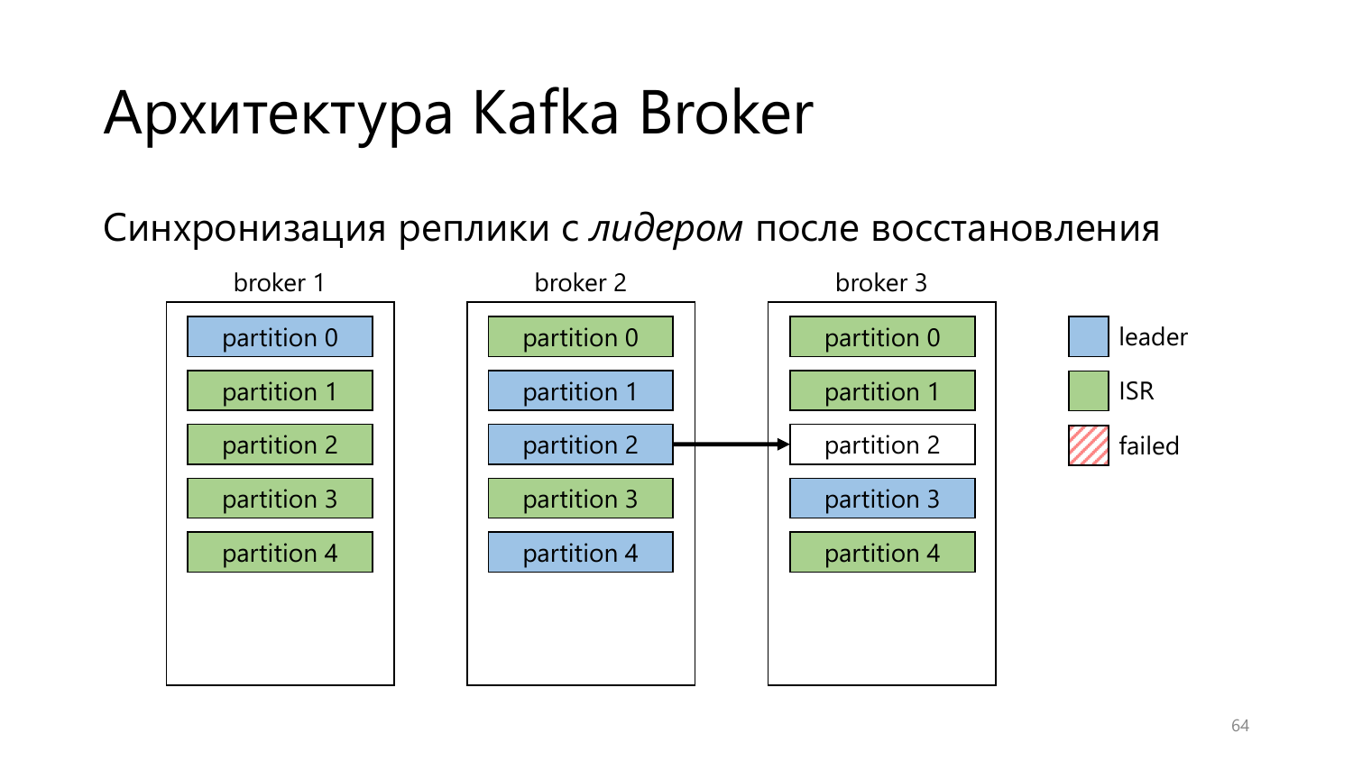# Архитектура Kafka Broker

Синхронизация реплики с *лидером* после восстановления

| broker 1 | broker 2 | broker 3 |
| --- | --- | --- |
| partition 0 (leader) | partition 0 (ISR) | partition 0 (ISR) |
| partition 1 (ISR) | partition 1 (leader) | partition 1 (ISR) |
| partition 2 (ISR) | partition 2 (leader) → | partition 2 |
| partition 3 (ISR) | partition 3 (ISR) | partition 3 (leader) |
| partition 4 (ISR) | partition 4 (leader) | partition 4 (ISR) |

- leader
- ISR
- failed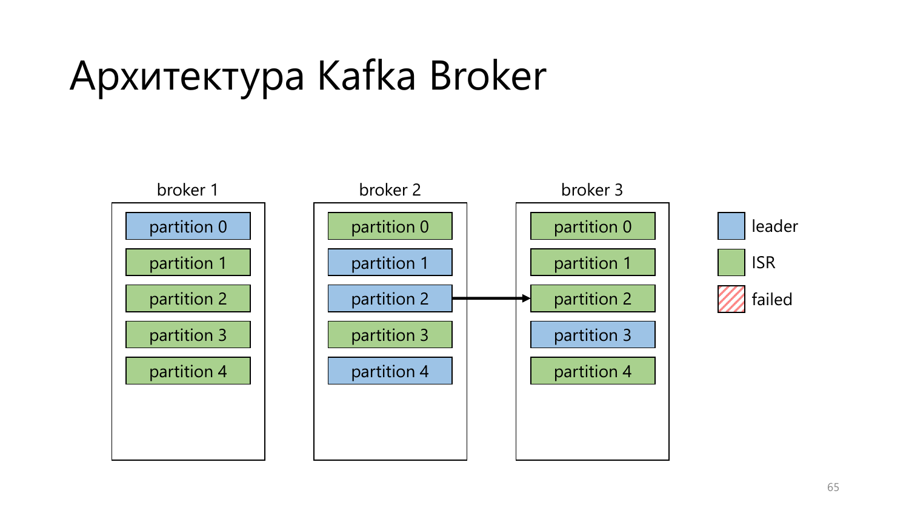# Архитектура Kafka Broker

| broker 1 | broker 2 | broker 3 |
| --- | --- | --- |
| partition 0 (leader) | partition 0 (ISR) | partition 0 (ISR) |
| partition 1 (ISR) | partition 1 (leader) | partition 1 (ISR) |
| partition 2 (ISR) | partition 2 (leader) → | partition 2 (ISR) |
| partition 3 (ISR) | partition 3 (ISR) | partition 3 (leader) |
| partition 4 (ISR) | partition 4 (leader) | partition 4 (ISR) |

- leader
- ISR
- failed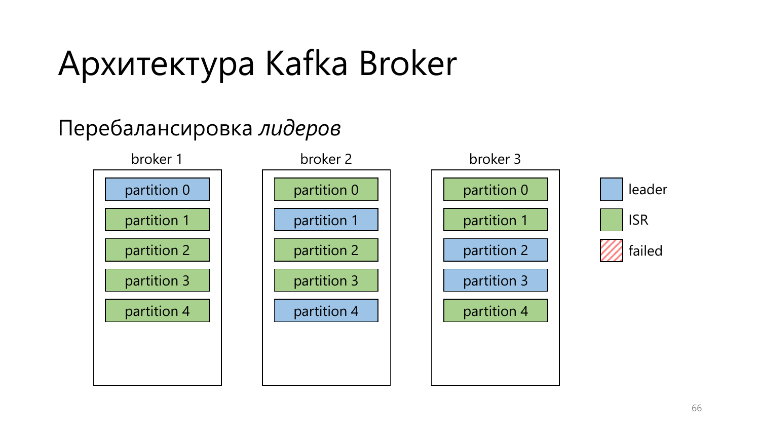# Архитектура Kafka Broker

Перебалансировка *лидеров*

| broker 1 | broker 2 | broker 3 |
| --- | --- | --- |
| partition 0 (leader) | partition 0 (ISR) | partition 0 (ISR) |
| partition 1 (ISR) | partition 1 (leader) | partition 1 (ISR) |
| partition 2 (ISR) | partition 2 (ISR) | partition 2 (leader) |
| partition 3 (ISR) | partition 3 (ISR) | partition 3 (leader) |
| partition 4 (ISR) | partition 4 (leader) | partition 4 (ISR) |

- leader
- ISR
- failed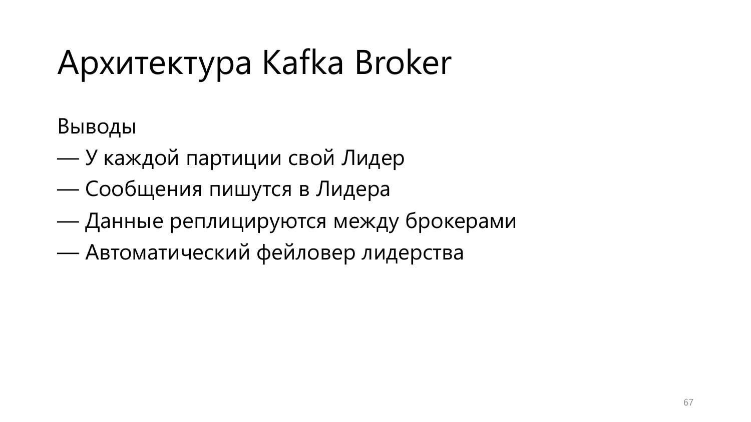# Архитектура Kafka Broker

Выводы

— У каждой партиции свой Лидер

— Сообщения пишутся в Лидера

— Данные реплицируются между брокерами

— Автоматический фейловер лидерства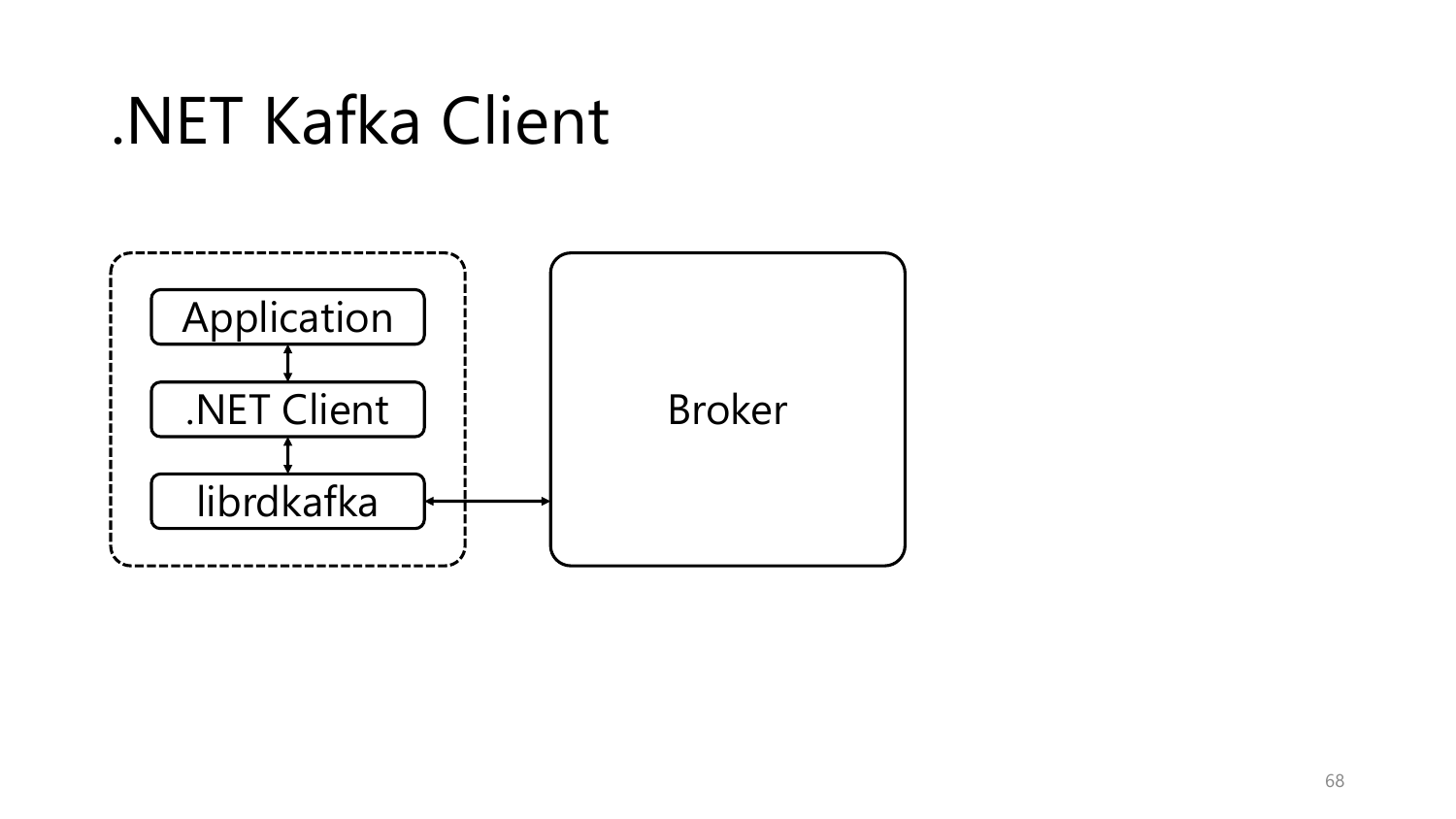# .NET Kafka Client

Application

.NET Client

librdkafka

Broker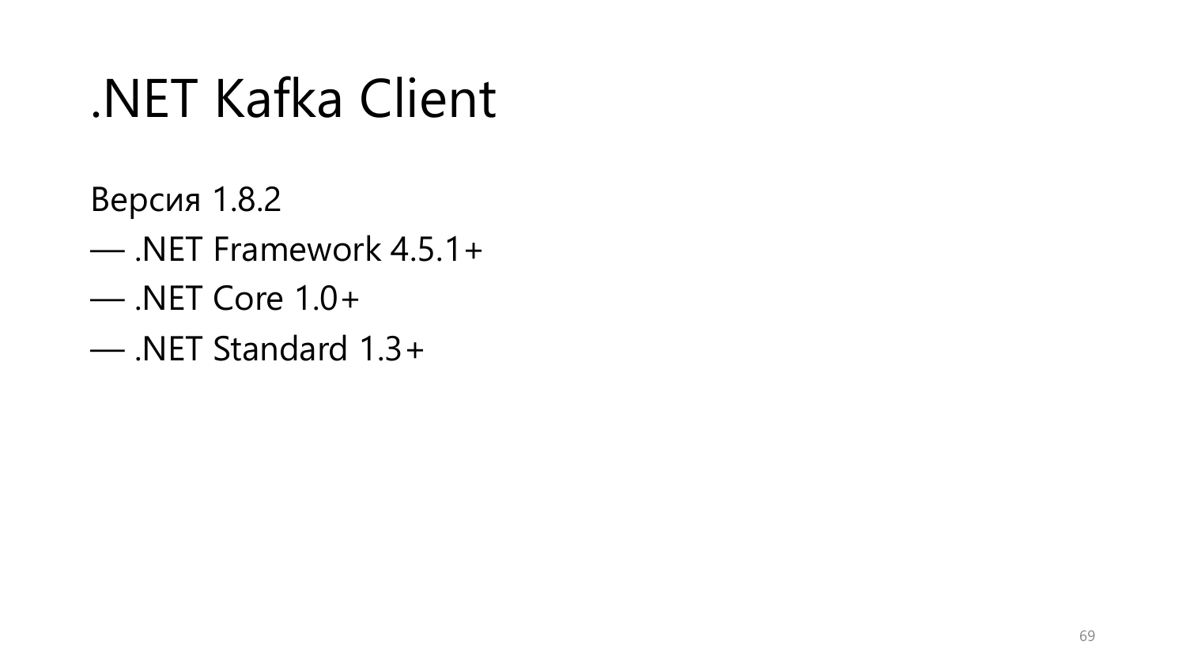# .NET Kafka Client

Версия 1.8.2

— .NET Framework 4.5.1+

— .NET Core 1.0+

— .NET Standard 1.3+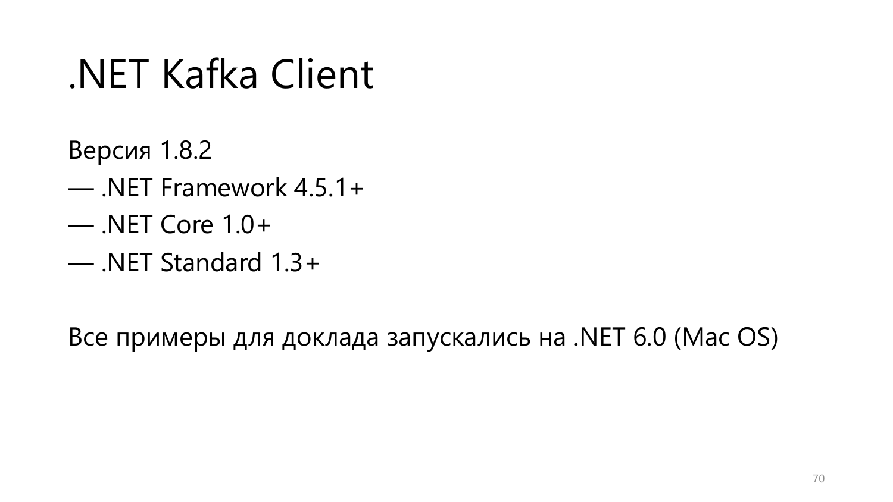# .NET Kafka Client

Версия 1.8.2

— .NET Framework 4.5.1+

— .NET Core 1.0+

— .NET Standard 1.3+

Все примеры для доклада запускались на .NET 6.0 (Mac OS)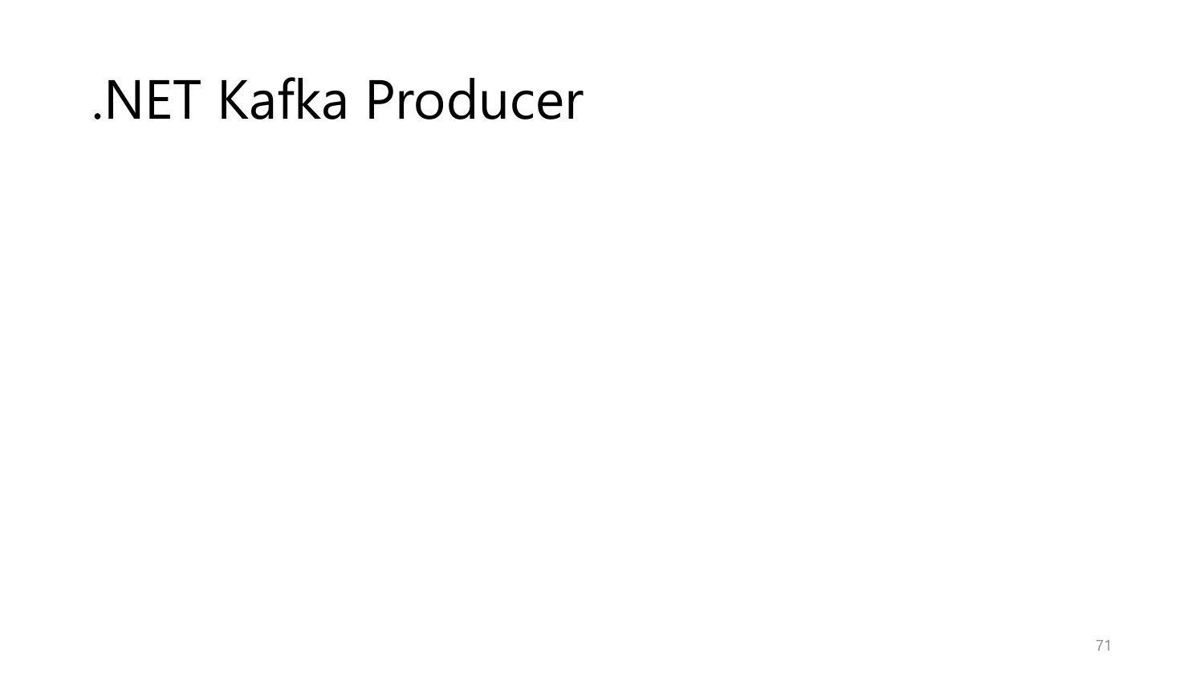# .NET Kafka Producer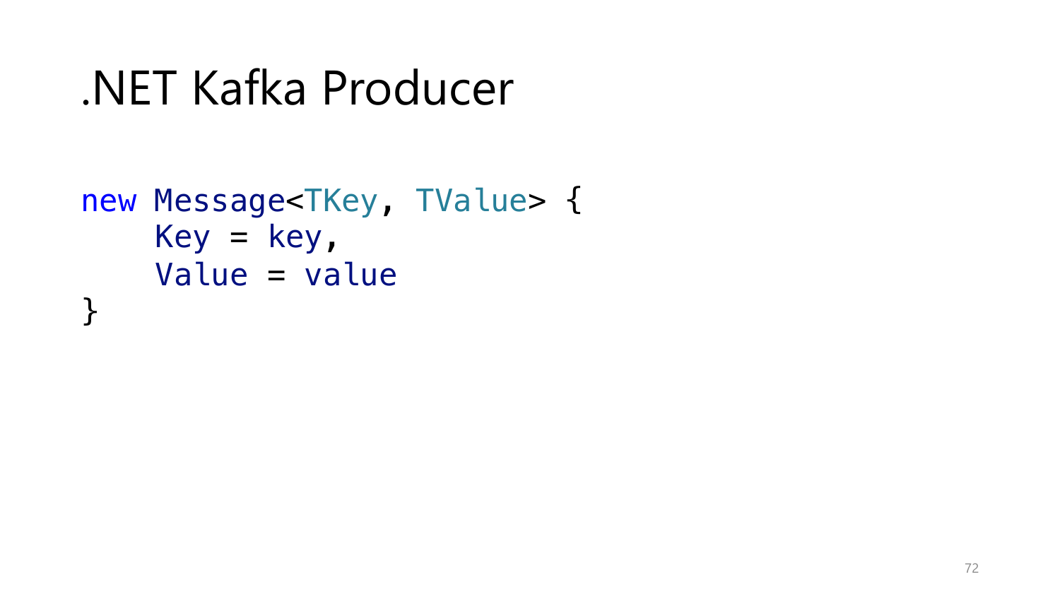# .NET Kafka Producer

```
new Message<TKey, TValue> {
    Key = key,
    Value = value
}
```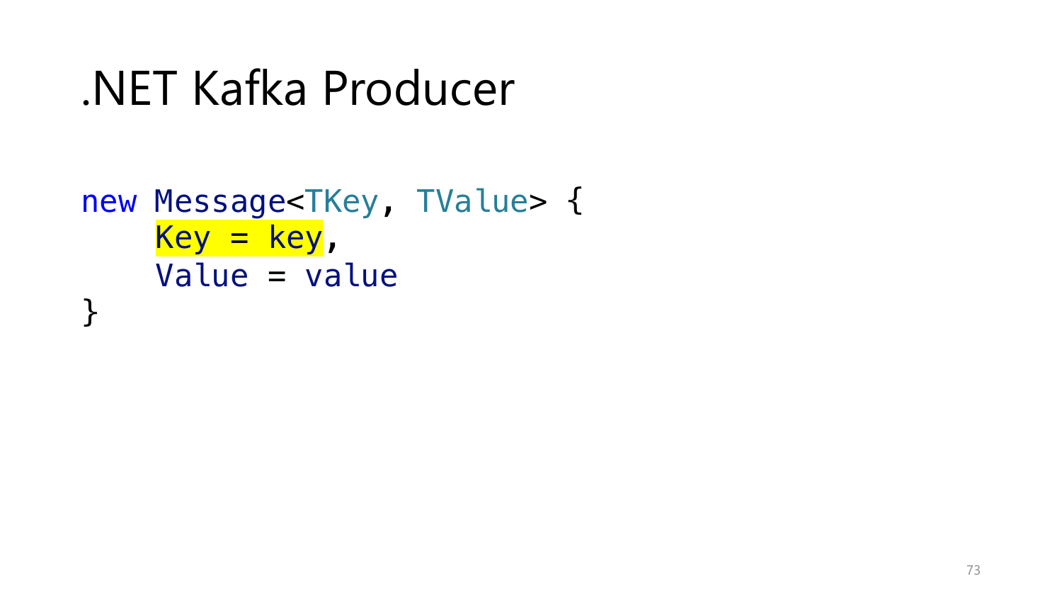# .NET Kafka Producer

```
new Message<TKey, TValue> {
    Key = key,
    Value = value
}
```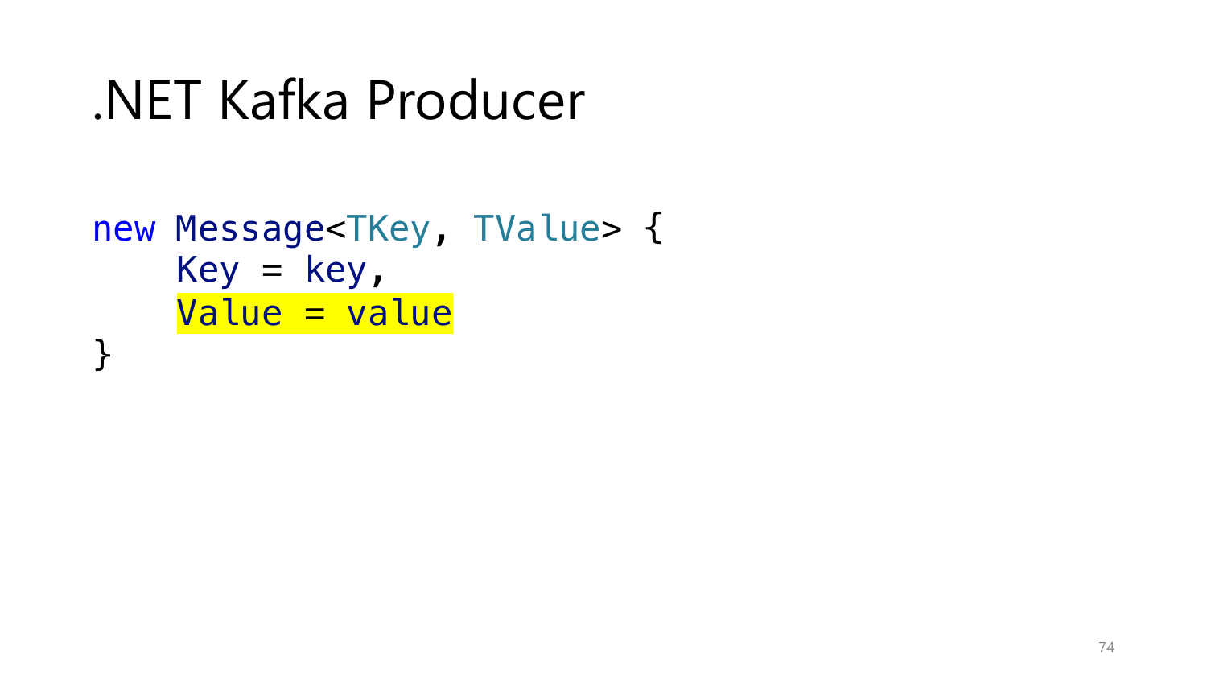# .NET Kafka Producer

```
new Message<TKey, TValue> {
    Key = key,
    Value = value
}
```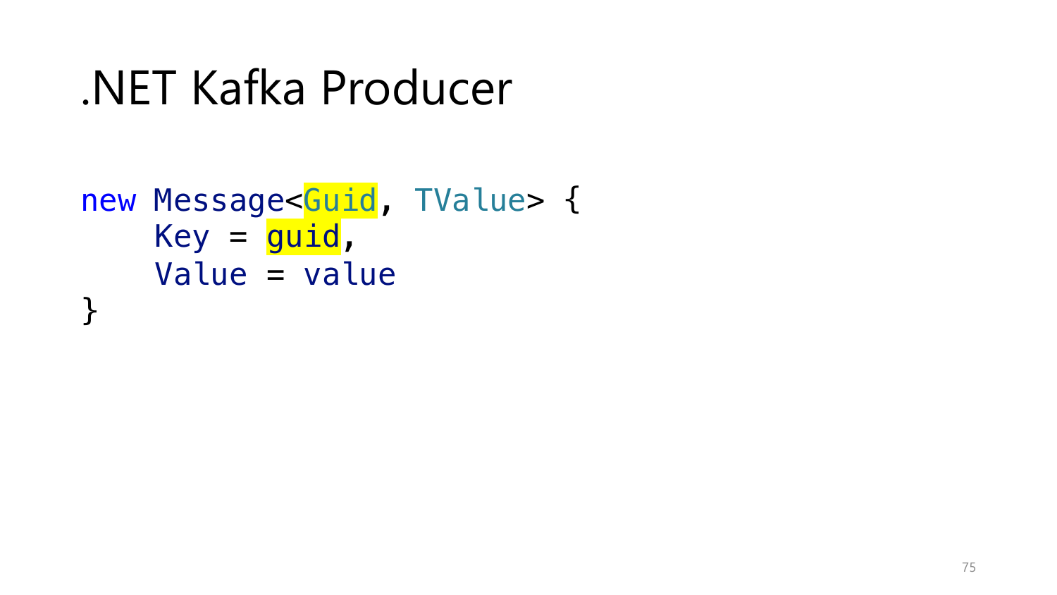# .NET Kafka Producer

```
new Message<Guid, TValue> {
    Key = guid,
    Value = value
}
```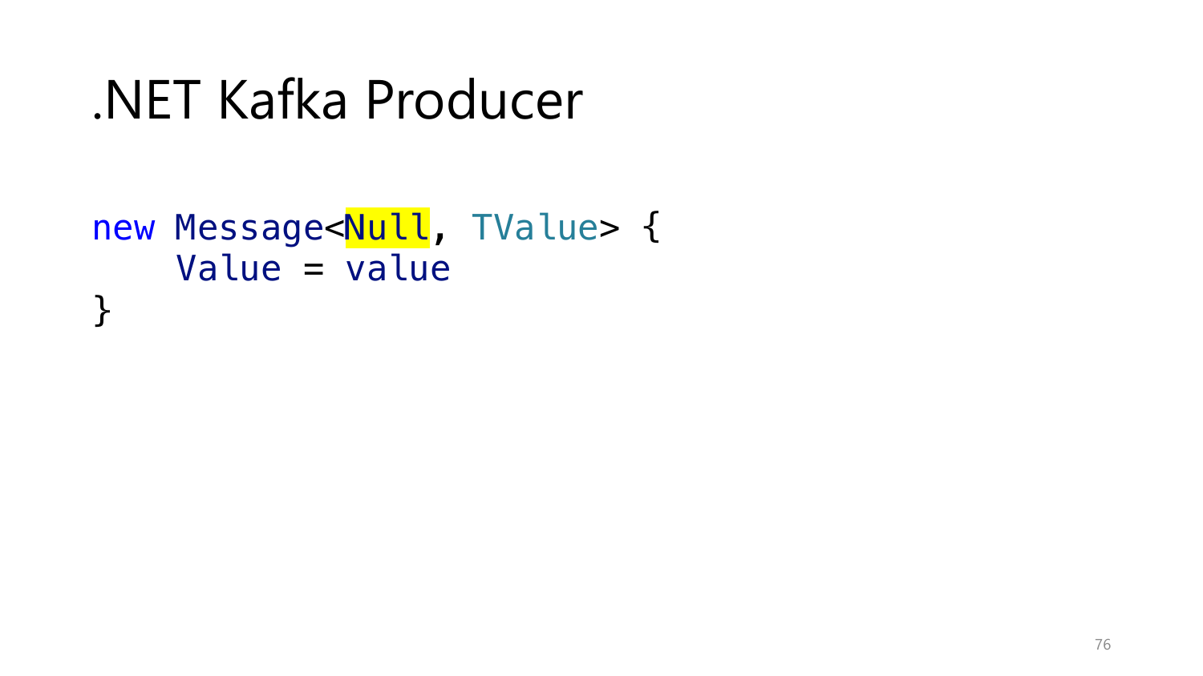# .NET Kafka Producer

```
new Message<Null, TValue> {
    Value = value
}
```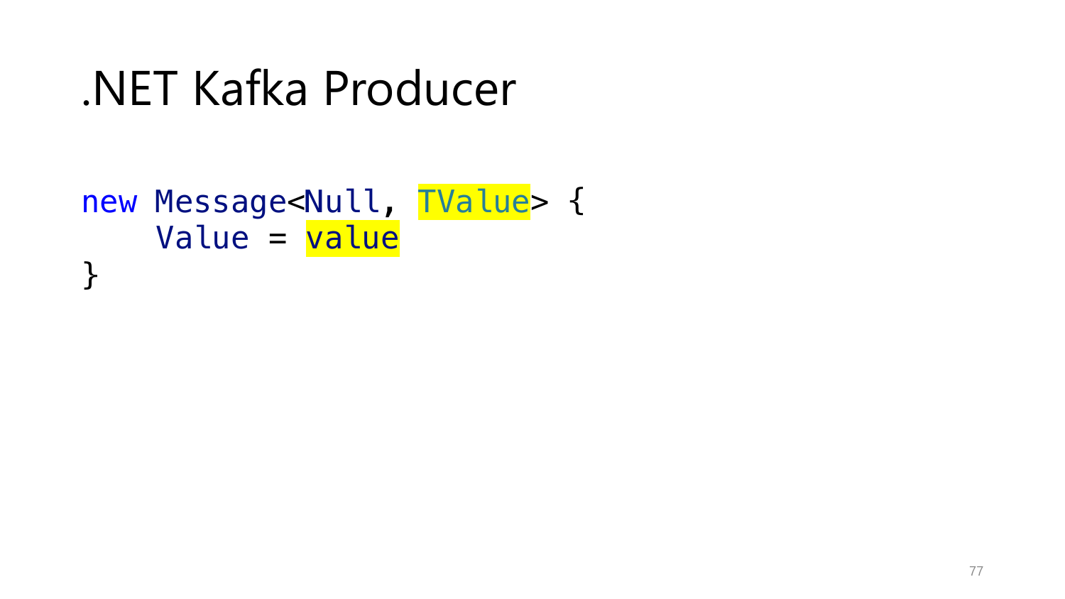# .NET Kafka Producer

```
new Message<Null, TValue> {
    Value = value
}
```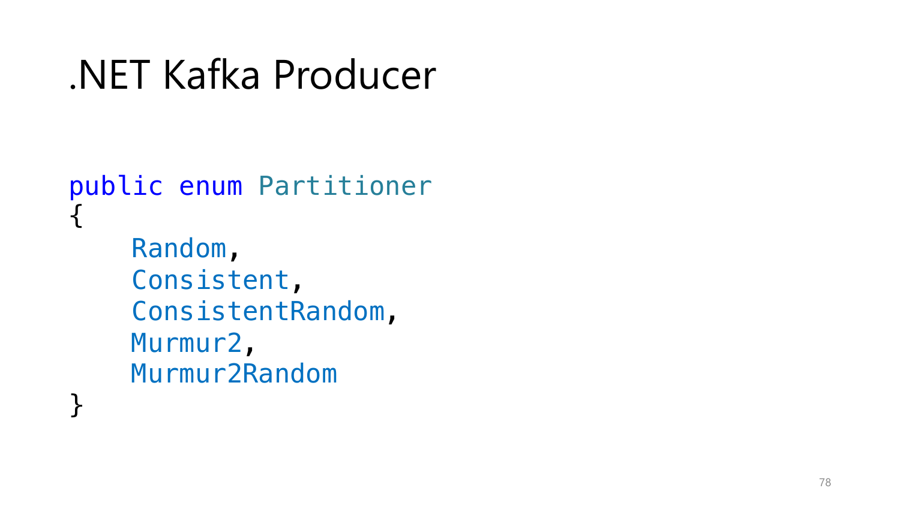# .NET Kafka Producer

```
public enum Partitioner
{
    Random,
    Consistent,
    ConsistentRandom,
    Murmur2,
    Murmur2Random
}
```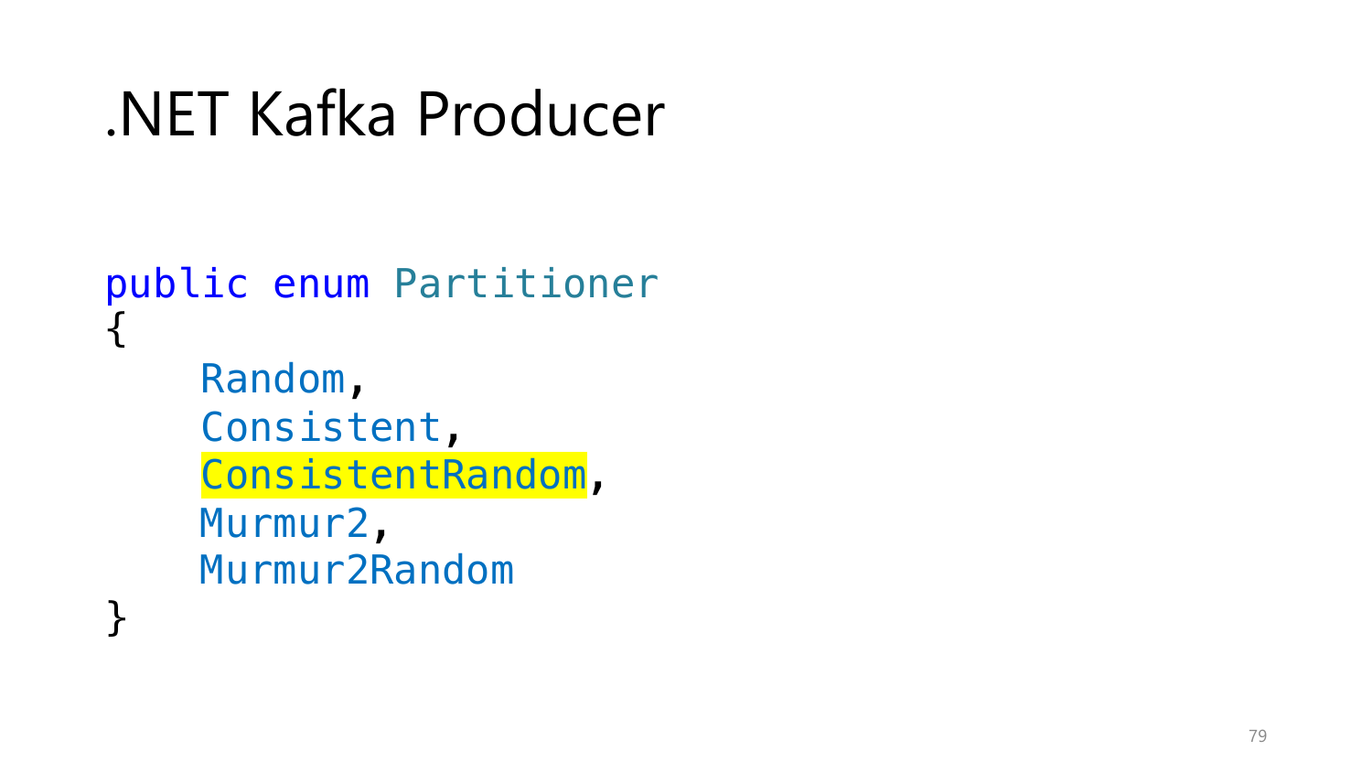# .NET Kafka Producer

```
public enum Partitioner
{
    Random,
    Consistent,
    ConsistentRandom,
    Murmur2,
    Murmur2Random
}
```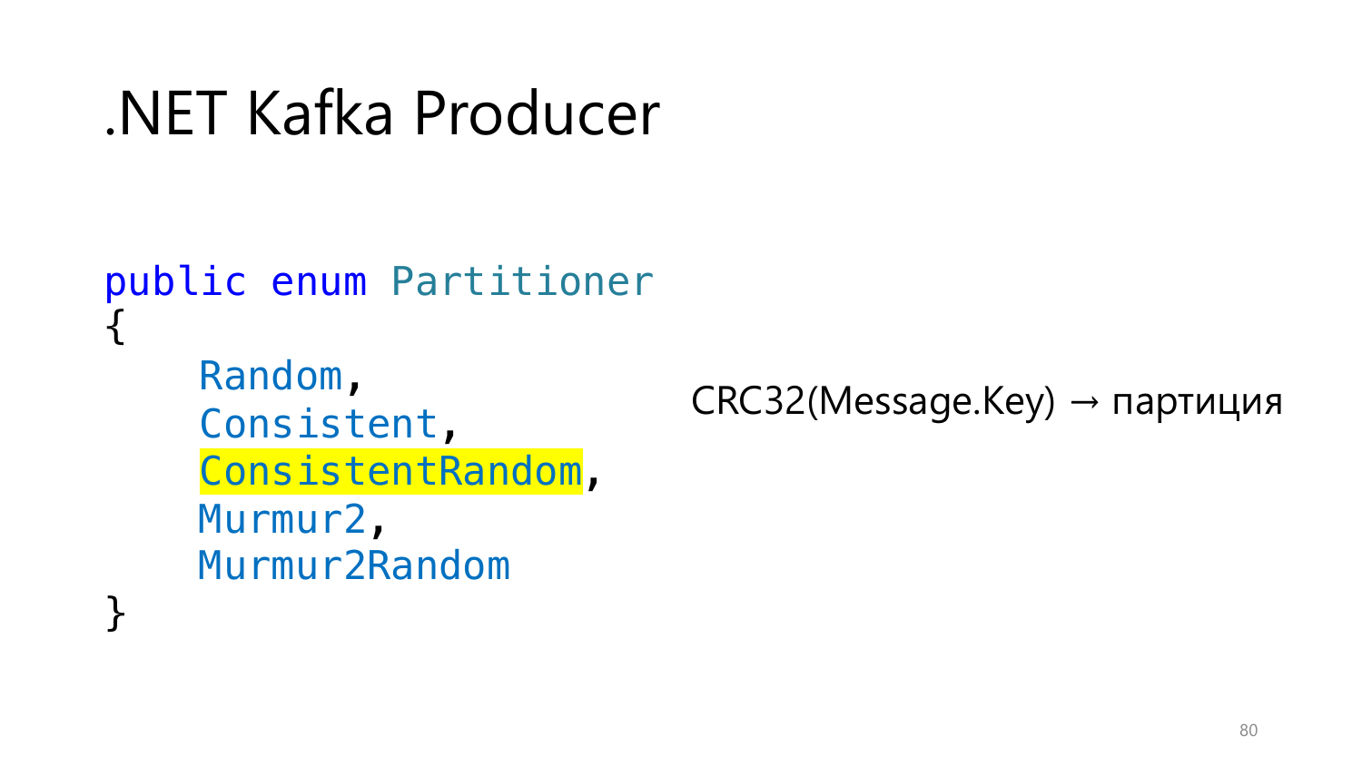# .NET Kafka Producer

```
public enum Partitioner
{
    Random,
    Consistent,
    ConsistentRandom,
    Murmur2,
    Murmur2Random
}
```

CRC32(Message.Key) → партиция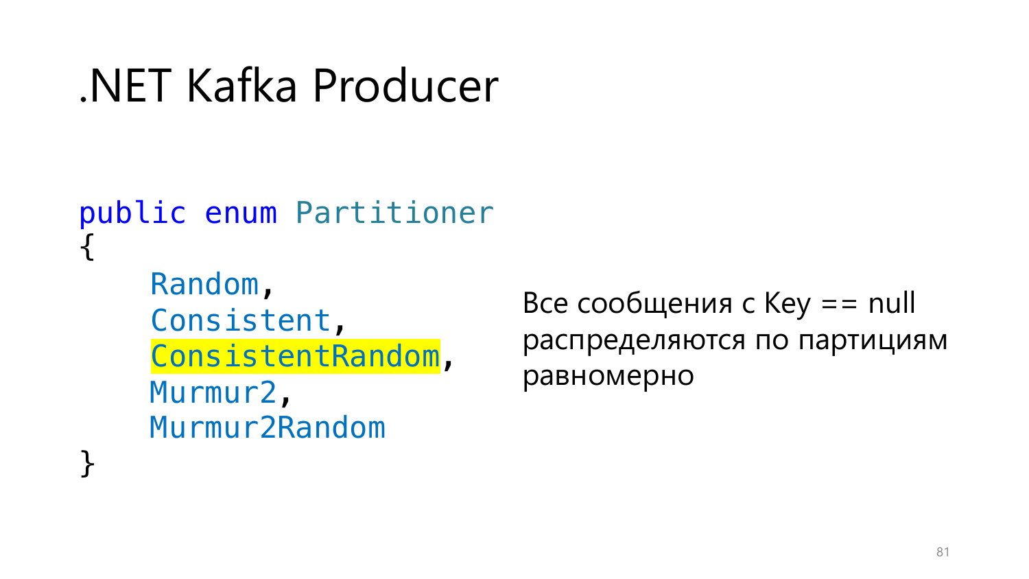# .NET Kafka Producer

```
public enum Partitioner
{
    Random,
    Consistent,
    ConsistentRandom,
    Murmur2,
    Murmur2Random
}
```

Все сообщения с Key == null распределяются по партициям равномерно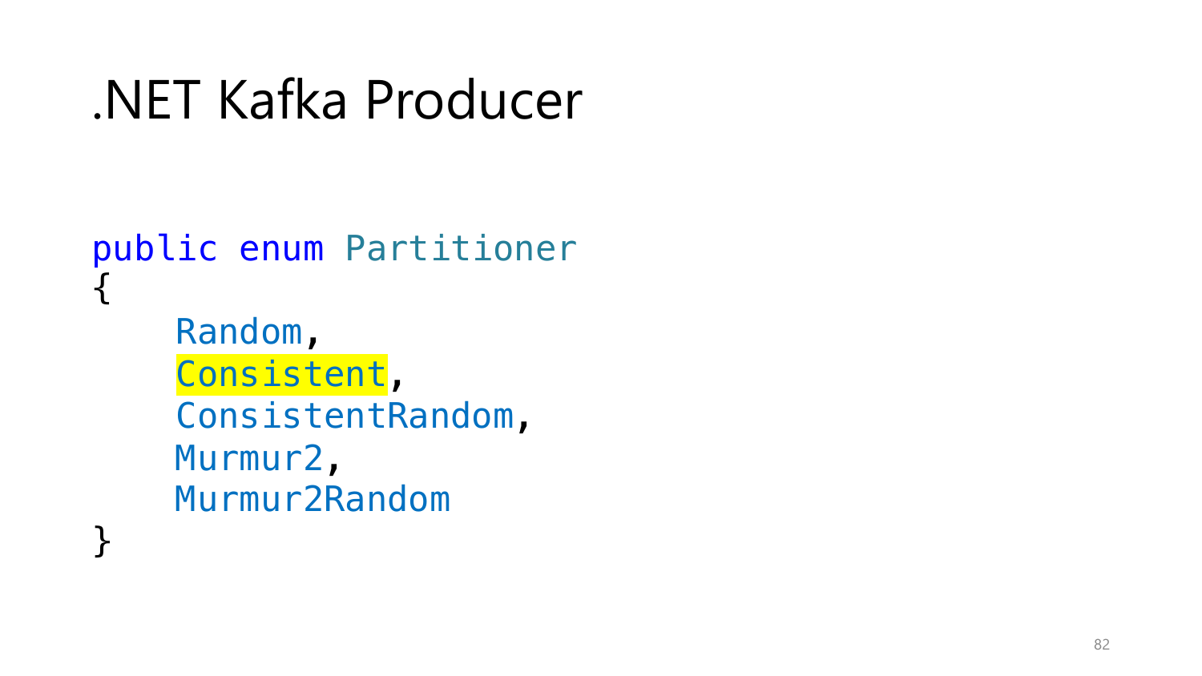# .NET Kafka Producer

```
public enum Partitioner
{
    Random,
    Consistent,
    ConsistentRandom,
    Murmur2,
    Murmur2Random
}
```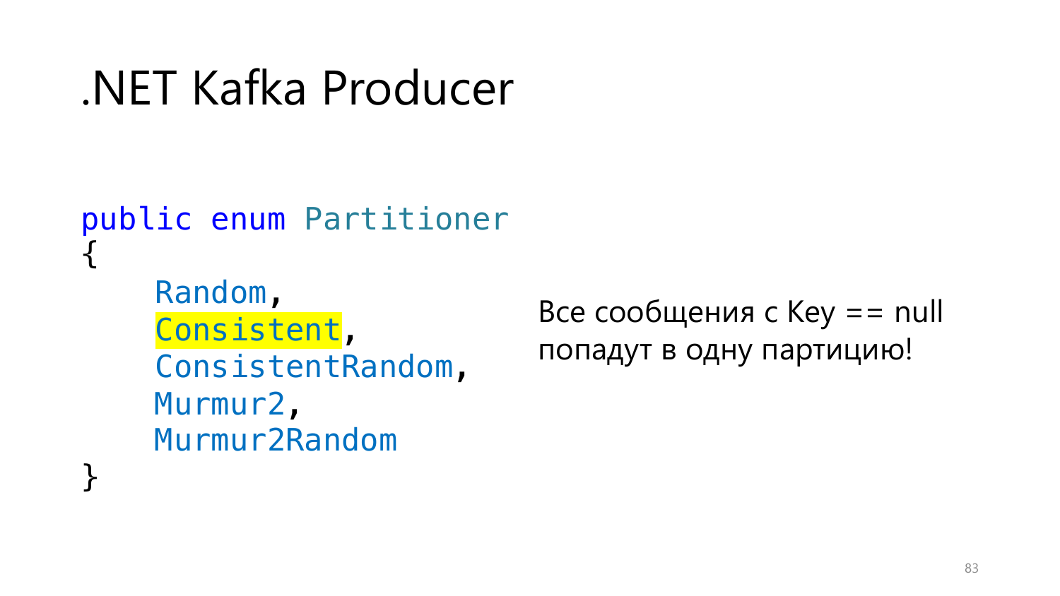# .NET Kafka Producer

```
public enum Partitioner
{
    Random,
    Consistent,
    ConsistentRandom,
    Murmur2,
    Murmur2Random
}
```

Все сообщения с Key == null попадут в одну партицию!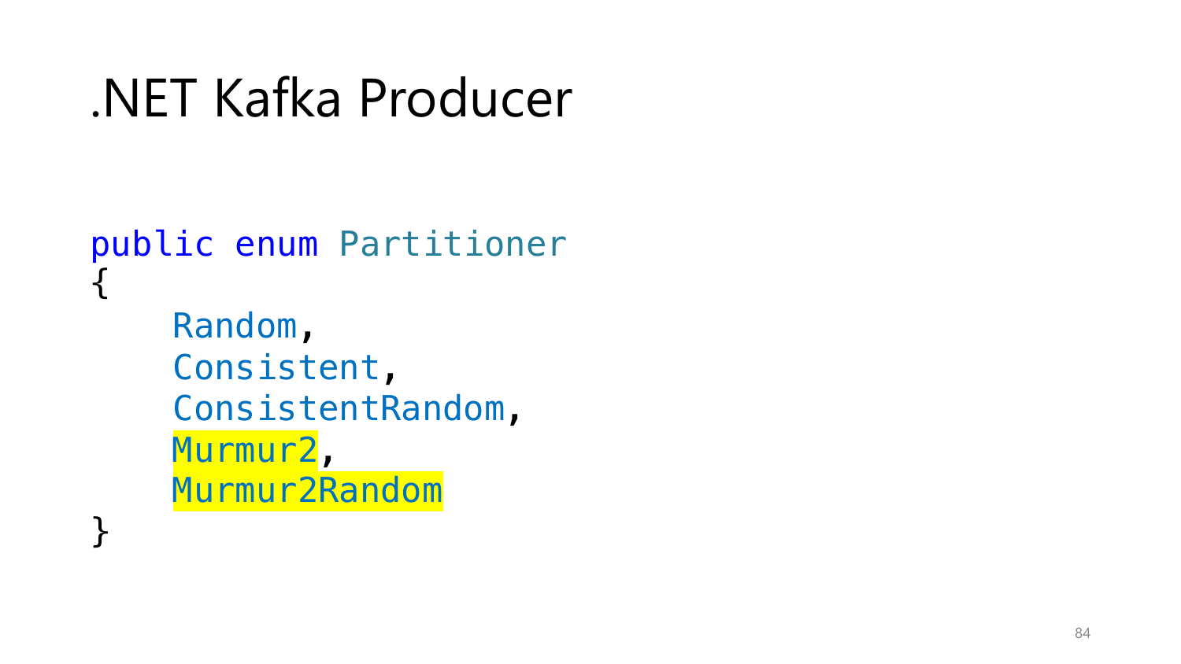# .NET Kafka Producer

```
public enum Partitioner
{
    Random,
    Consistent,
    ConsistentRandom,
    Murmur2,
    Murmur2Random
}
```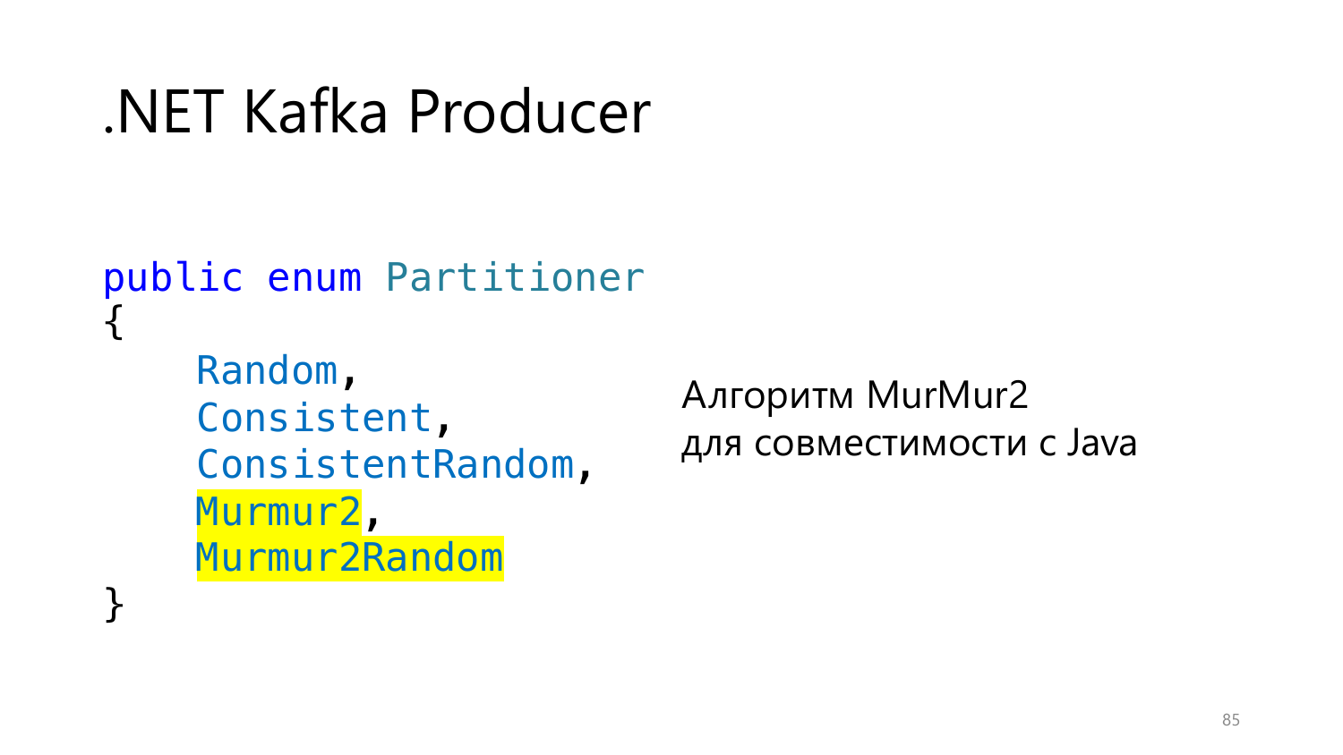# .NET Kafka Producer

```
public enum Partitioner
{
    Random,
    Consistent,
    ConsistentRandom,
    Murmur2,
    Murmur2Random
}
```

Алгоритм MurMur2
для совместимости с Java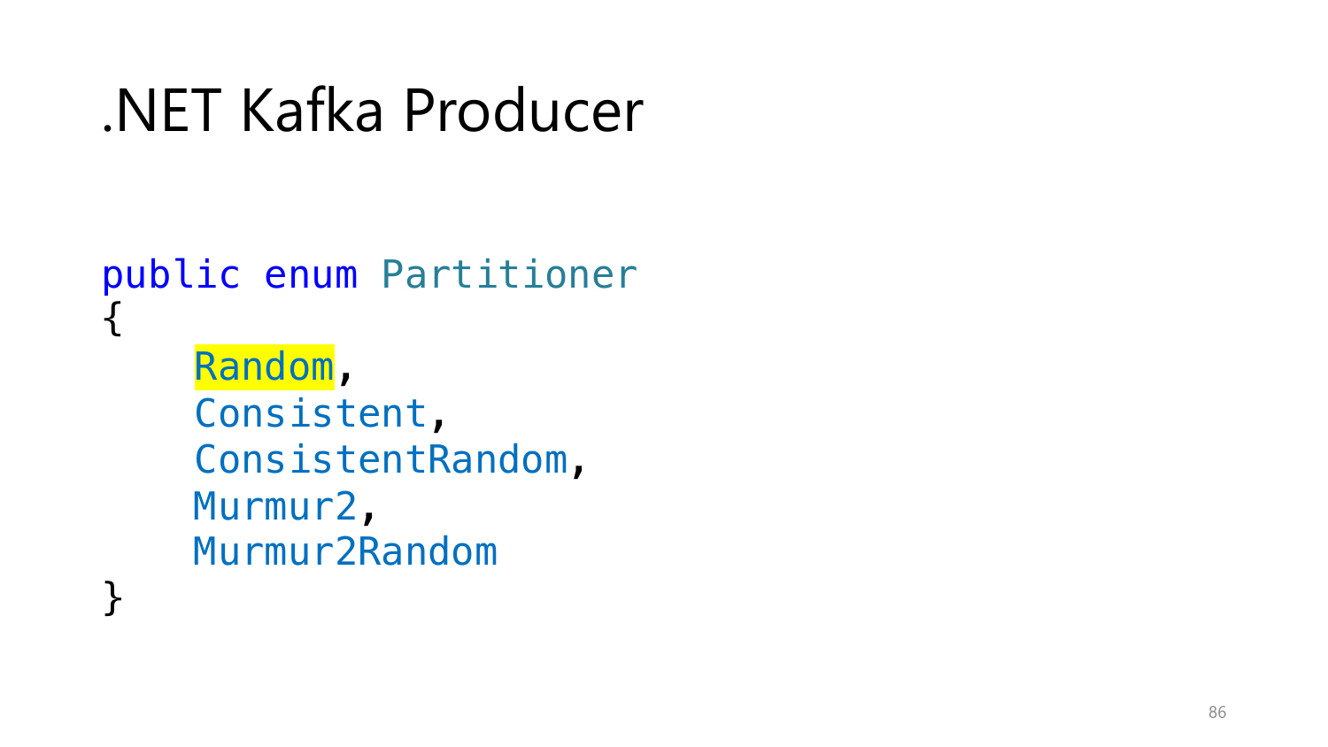# .NET Kafka Producer

```
public enum Partitioner
{
    Random,
    Consistent,
    ConsistentRandom,
    Murmur2,
    Murmur2Random
}
```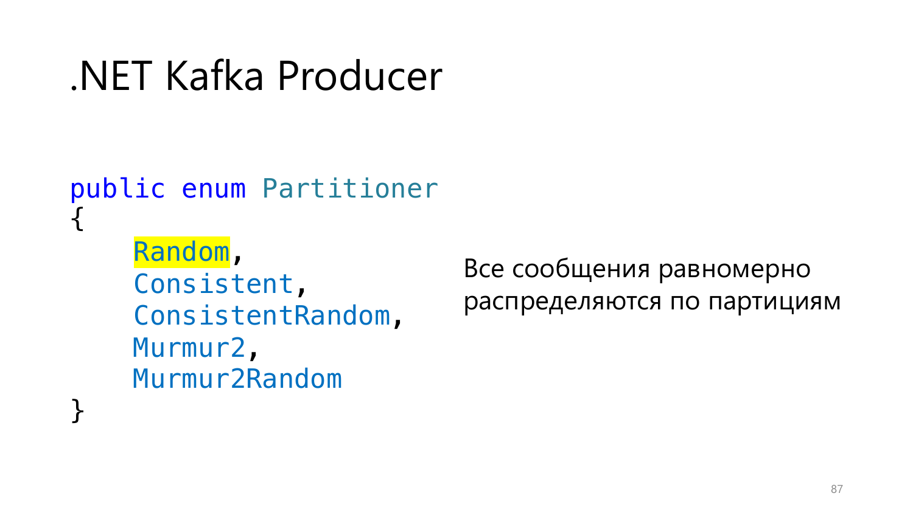# .NET Kafka Producer

```
public enum Partitioner
{
    Random,
    Consistent,
    ConsistentRandom,
    Murmur2,
    Murmur2Random
}
```

Все сообщения равномерно распределяются по партициям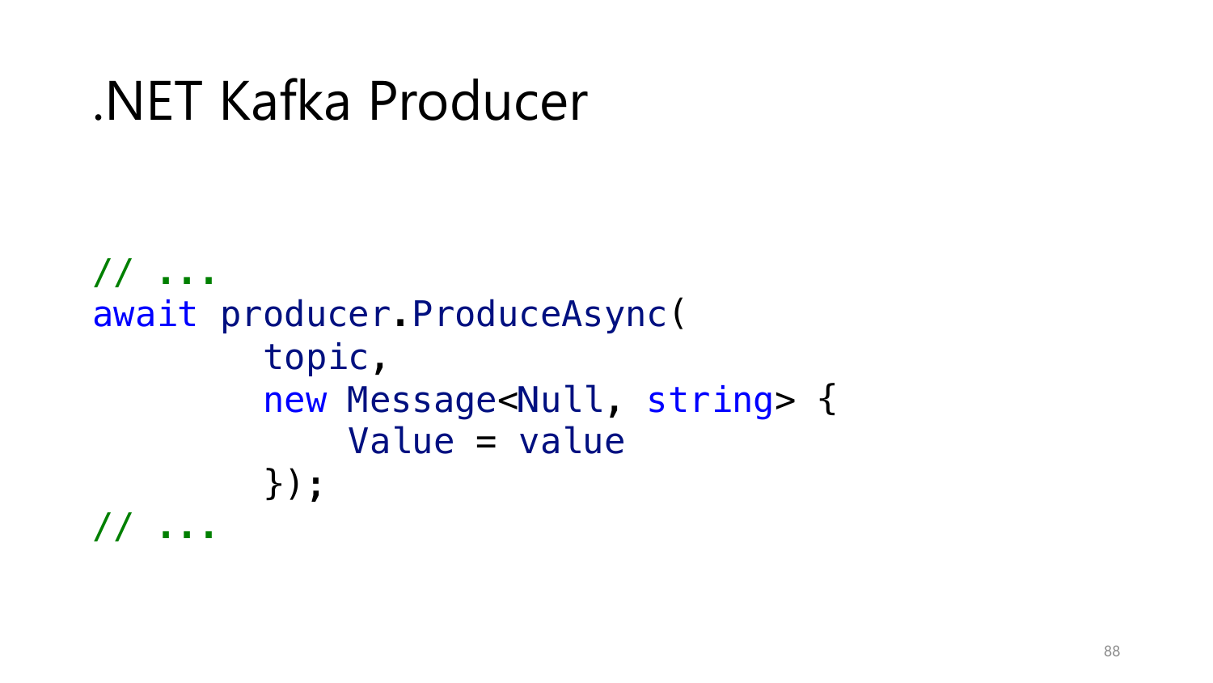# .NET Kafka Producer

```csharp
// ...
await producer.ProduceAsync(
        topic,
        new Message<Null, string> {
            Value = value
        });
// ...
```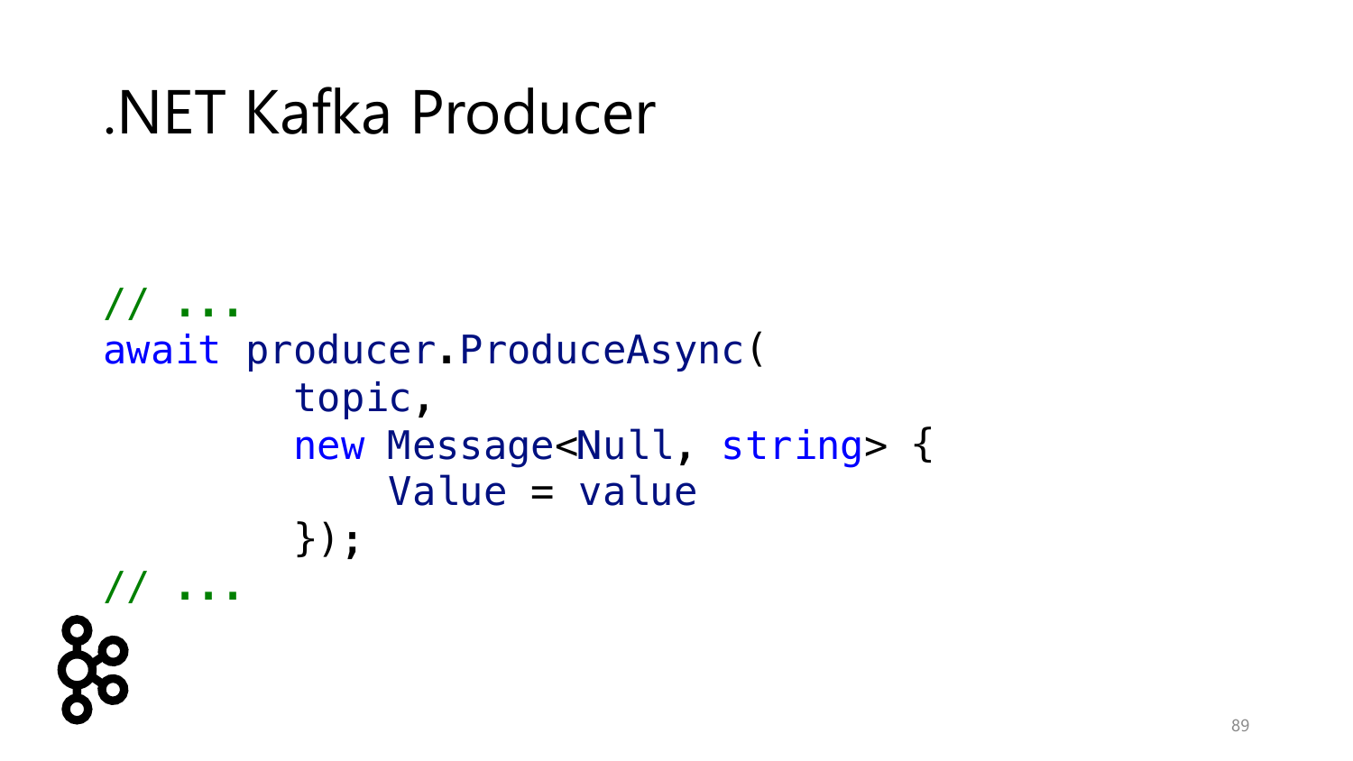# .NET Kafka Producer

```
// ...
await producer.ProduceAsync(
        topic,
        new Message<Null, string> {
            Value = value
        });
// ...
```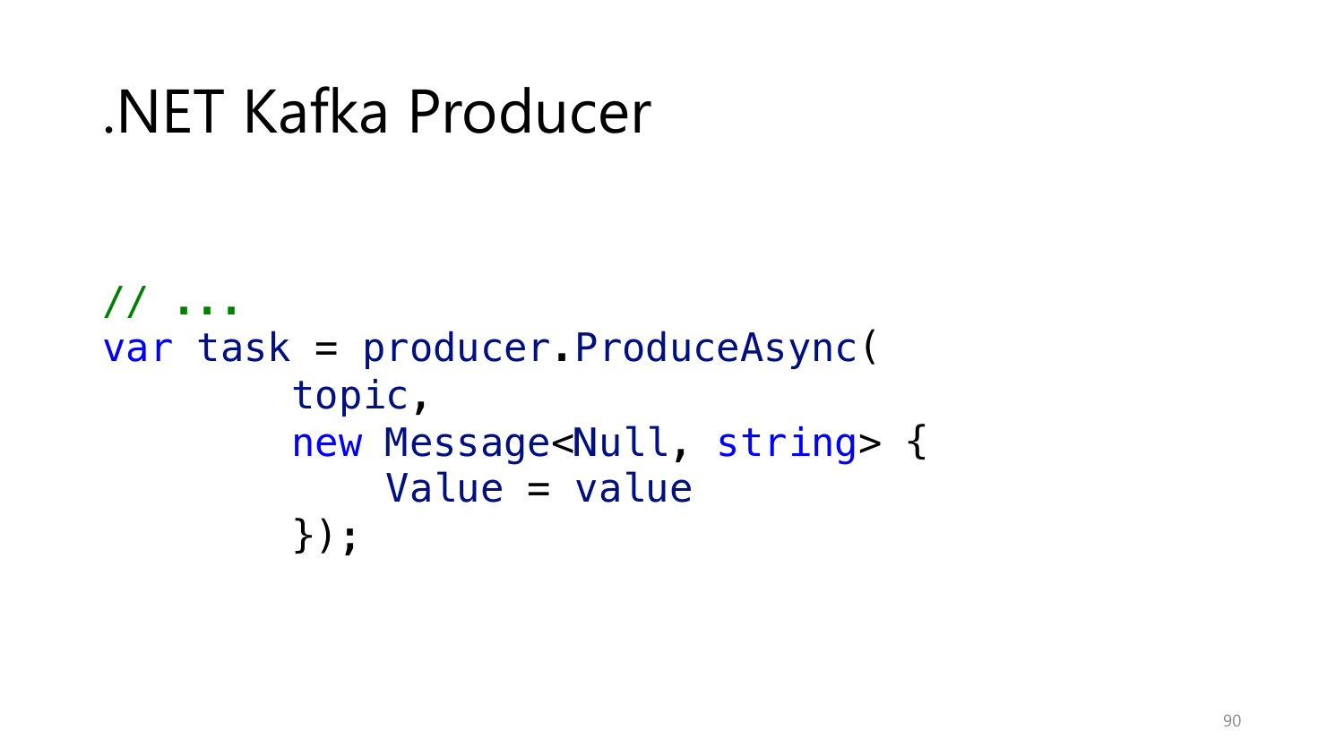# .NET Kafka Producer

```
// ...
var task = producer.ProduceAsync(
        topic,
        new Message<Null, string> {
            Value = value
        });
```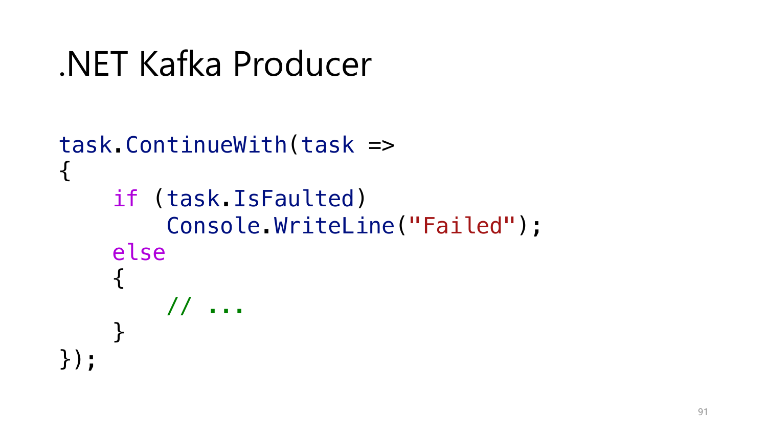# .NET Kafka Producer

```
task.ContinueWith(task =>
{
    if (task.IsFaulted)
        Console.WriteLine("Failed");
    else
    {
        // ...
    }
});
```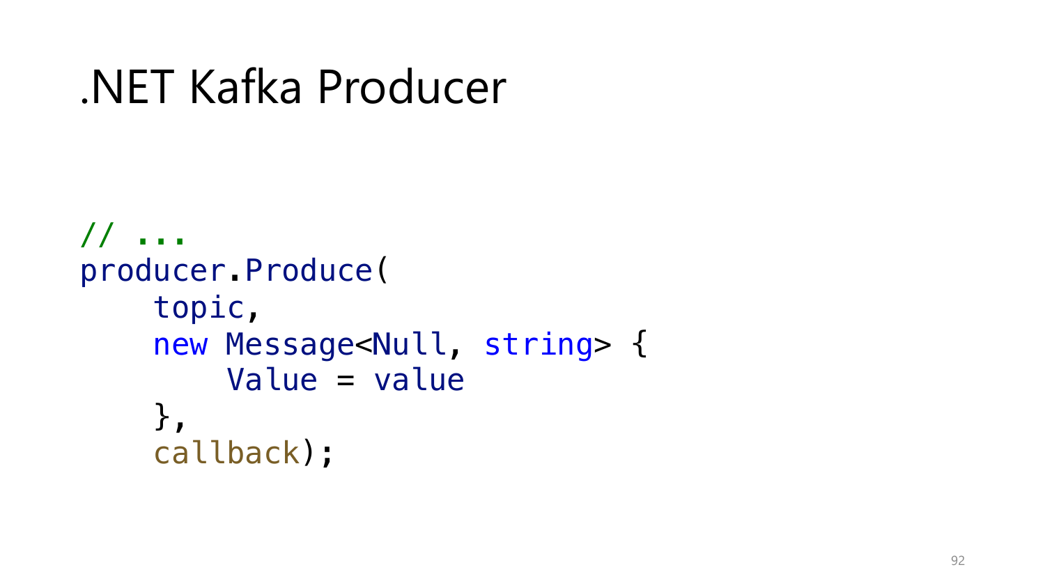# .NET Kafka Producer

```csharp
// ...
producer.Produce(
    topic,
    new Message<Null, string> {
        Value = value
    },
    callback);
```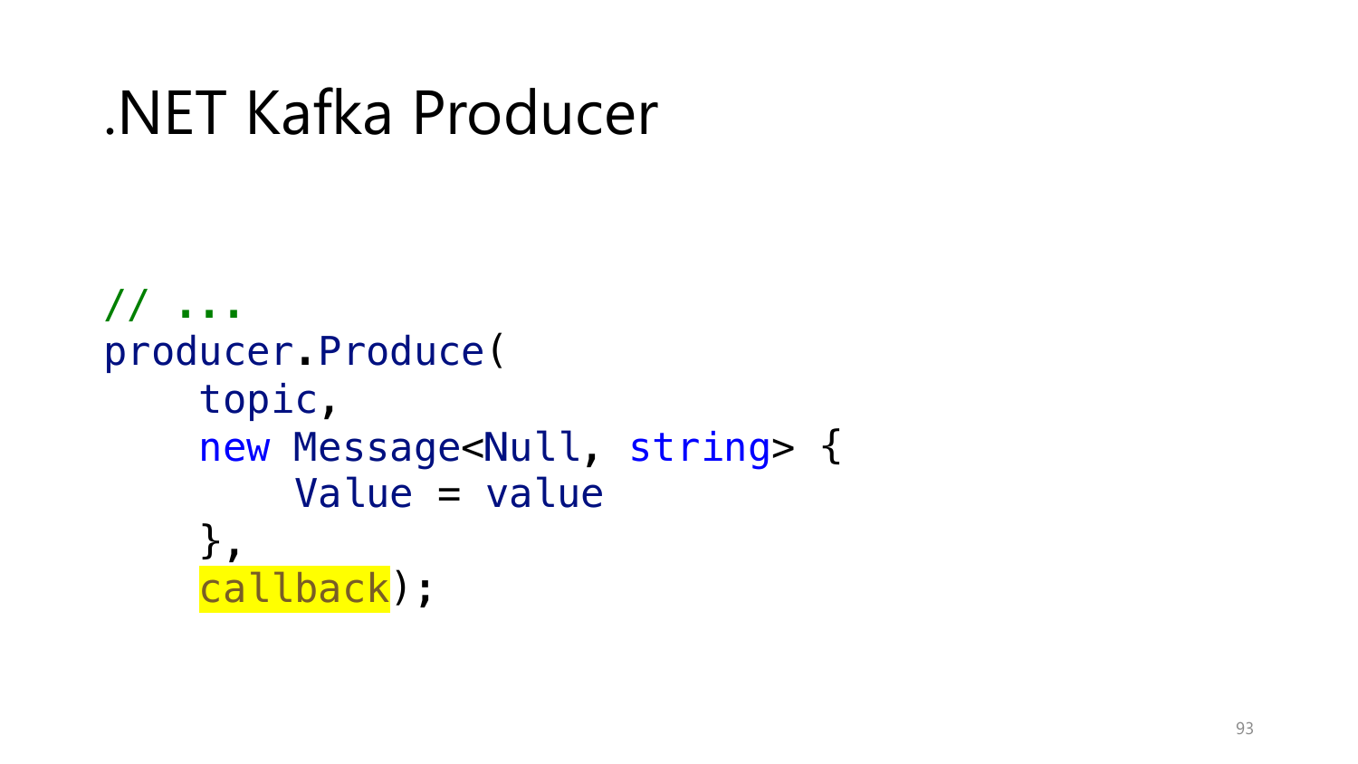# .NET Kafka Producer

```
// ...
producer.Produce(
    topic,
    new Message<Null, string> {
        Value = value
    },
    callback);
```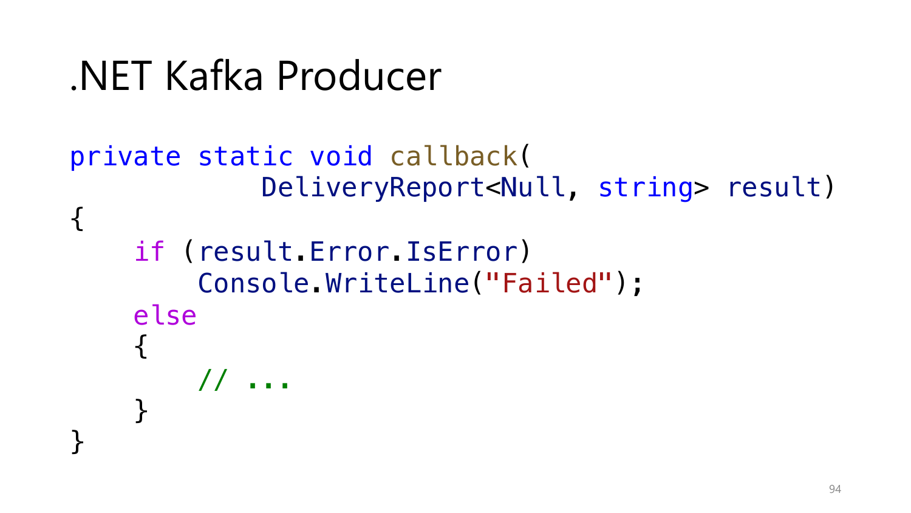# .NET Kafka Producer

```
private static void callback(
            DeliveryReport<Null, string> result)
{
    if (result.Error.IsError)
        Console.WriteLine("Failed");
    else
    {
        // ...
    }
}
```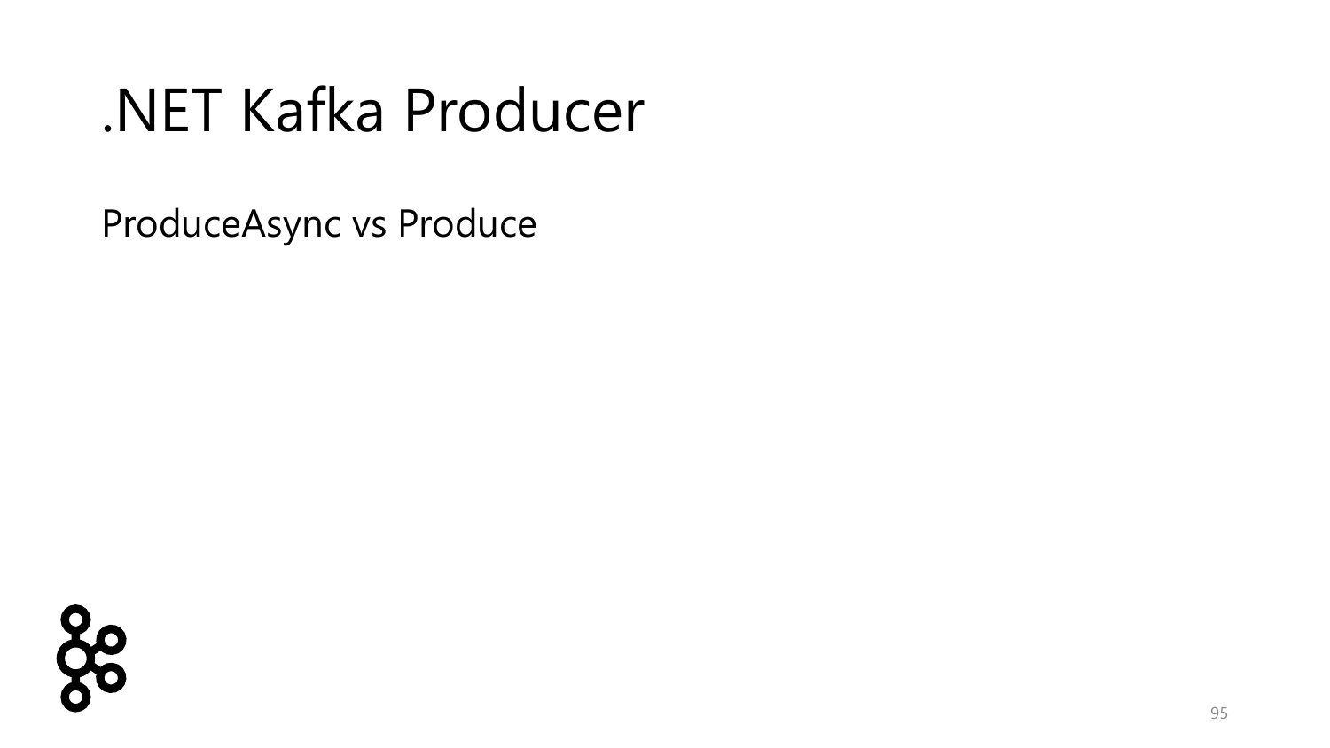# .NET Kafka Producer

ProduceAsync vs Produce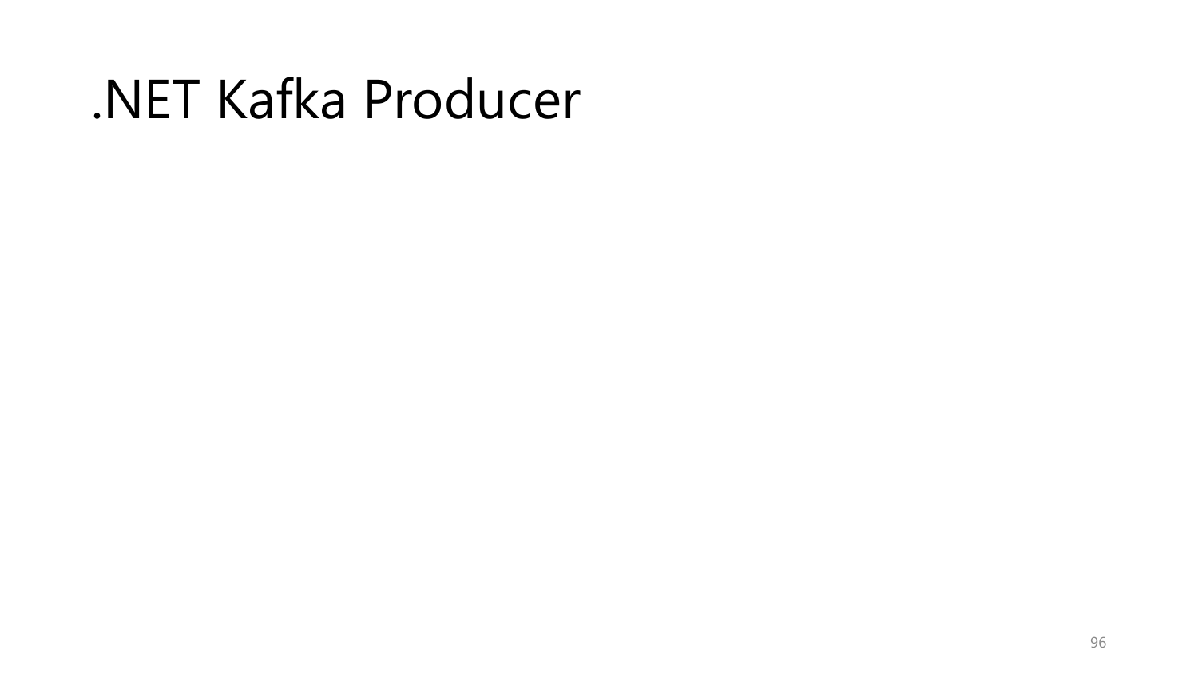# .NET Kafka Producer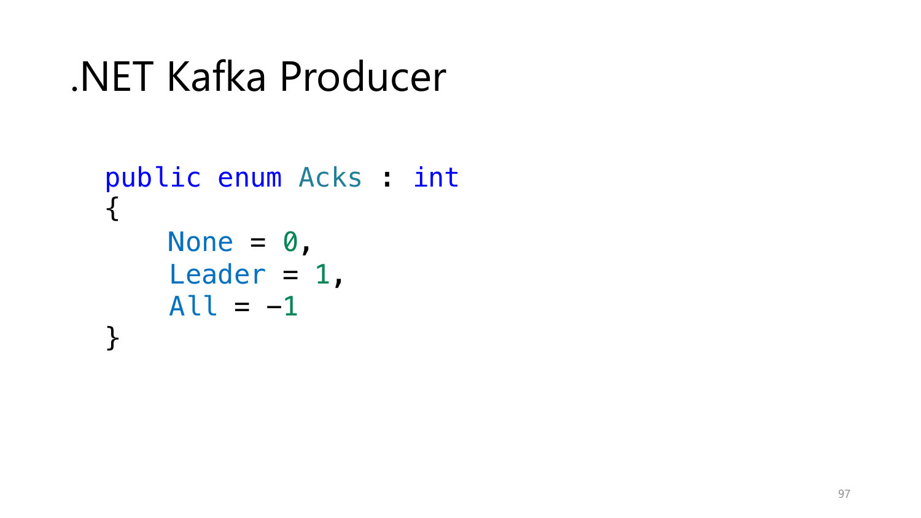# .NET Kafka Producer

```
public enum Acks : int
{
    None = 0,
    Leader = 1,
    All = -1
}
```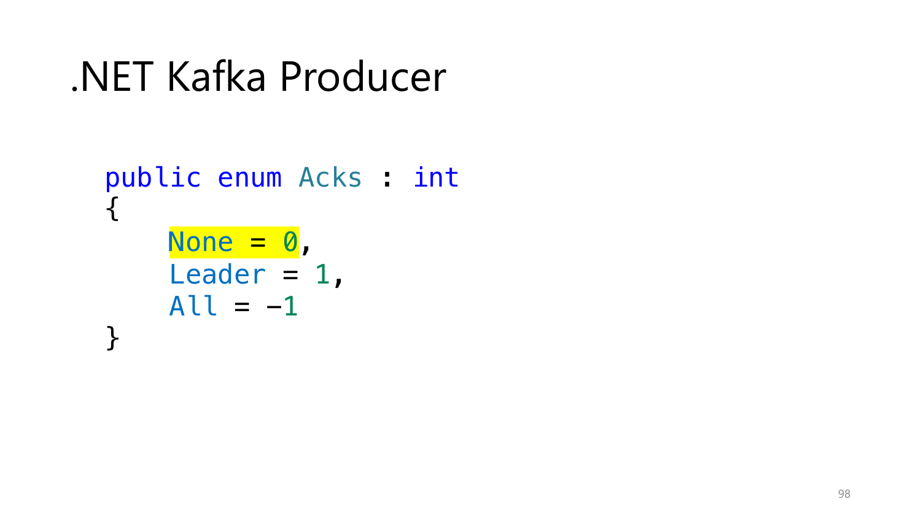# .NET Kafka Producer

```
public enum Acks : int
{
    None = 0,
    Leader = 1,
    All = -1
}
```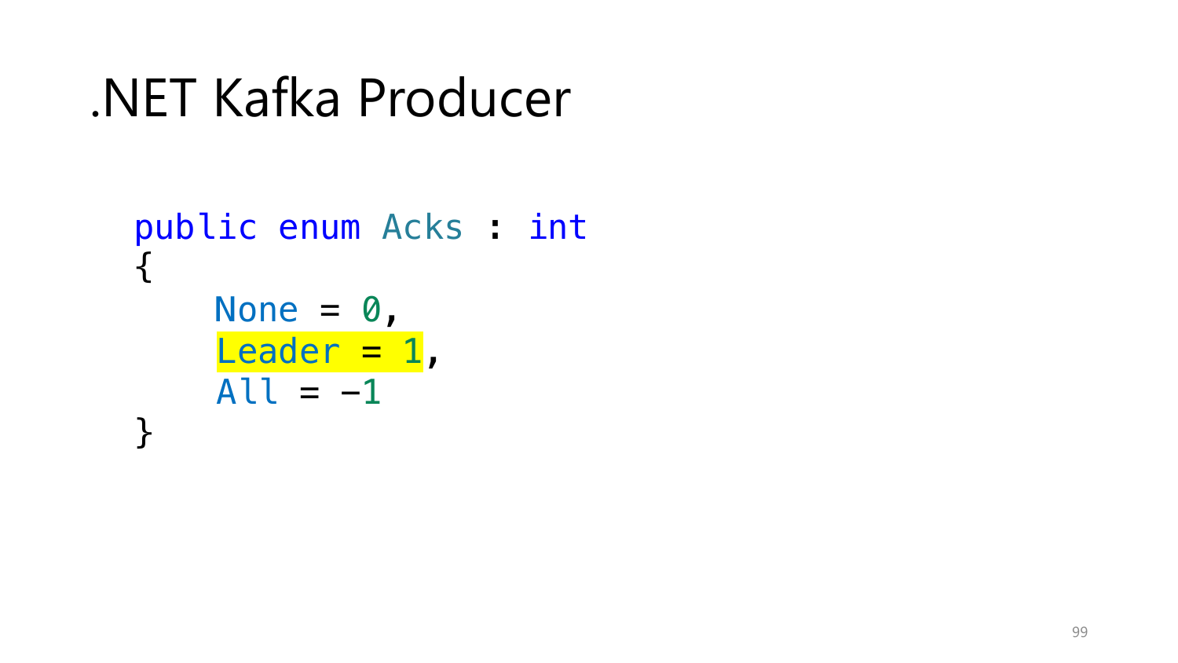# .NET Kafka Producer

```
public enum Acks : int
{
    None = 0,
    Leader = 1,
    All = -1
}
```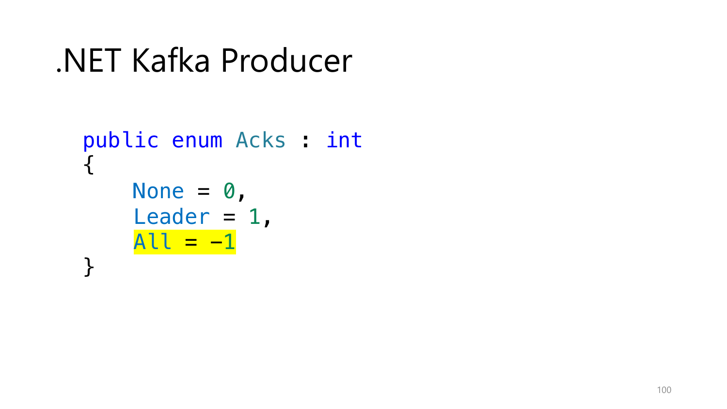# .NET Kafka Producer

```
public enum Acks : int
{
    None = 0,
    Leader = 1,
    All = -1
}
```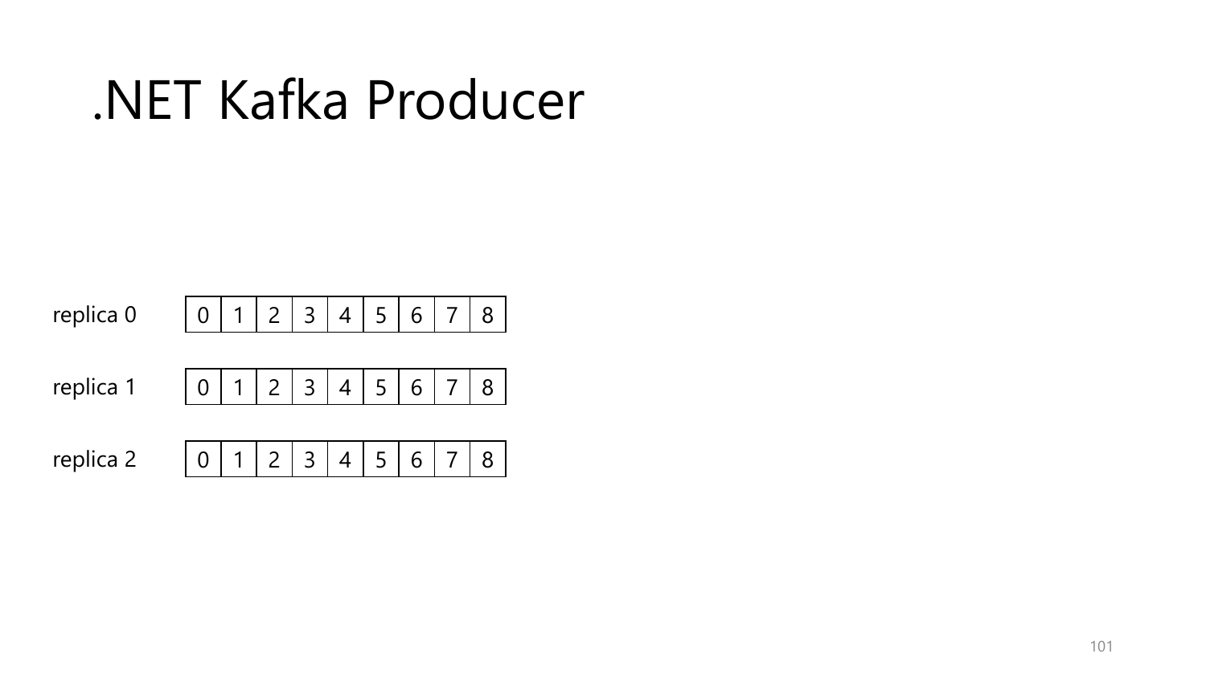# .NET Kafka Producer

| | | | | | | | | | |
|---|---|---|---|---|---|---|---|---|---|
| replica 0 | 0 | 1 | 2 | 3 | 4 | 5 | 6 | 7 | 8 |
| replica 1 | 0 | 1 | 2 | 3 | 4 | 5 | 6 | 7 | 8 |
| replica 2 | 0 | 1 | 2 | 3 | 4 | 5 | 6 | 7 | 8 |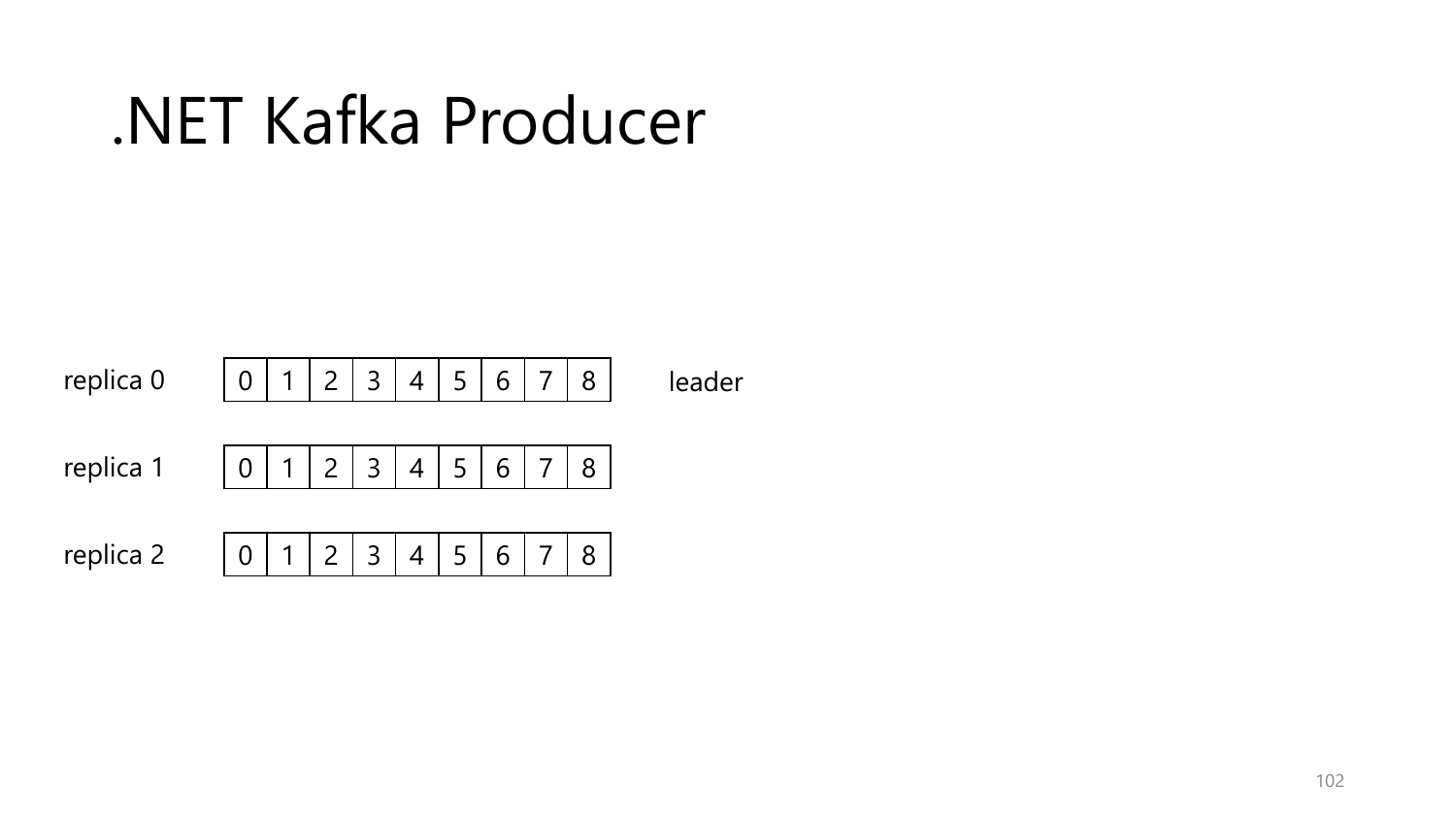# .NET Kafka Producer

| replica 0 | 0 | 1 | 2 | 3 | 4 | 5 | 6 | 7 | 8 | leader |
| --- | --- | --- | --- | --- | --- | --- | --- | --- | --- | --- |
| replica 1 | 0 | 1 | 2 | 3 | 4 | 5 | 6 | 7 | 8 | |
| replica 2 | 0 | 1 | 2 | 3 | 4 | 5 | 6 | 7 | 8 | |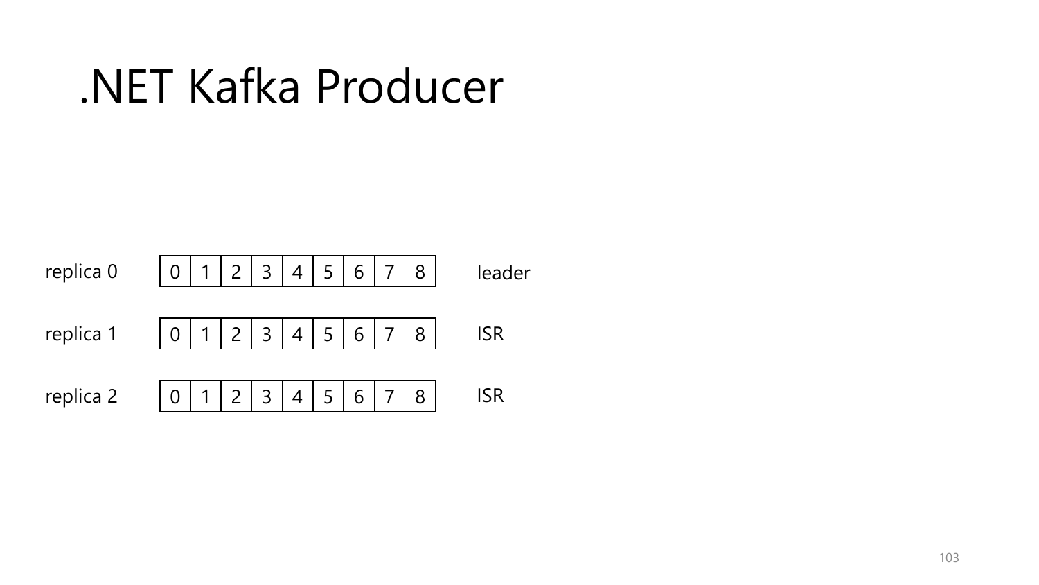# .NET Kafka Producer

| | | | | | | | | | | |
|---|---|---|---|---|---|---|---|---|---|---|
| replica 0 | 0 | 1 | 2 | 3 | 4 | 5 | 6 | 7 | 8 | leader |
| replica 1 | 0 | 1 | 2 | 3 | 4 | 5 | 6 | 7 | 8 | ISR |
| replica 2 | 0 | 1 | 2 | 3 | 4 | 5 | 6 | 7 | 8 | ISR |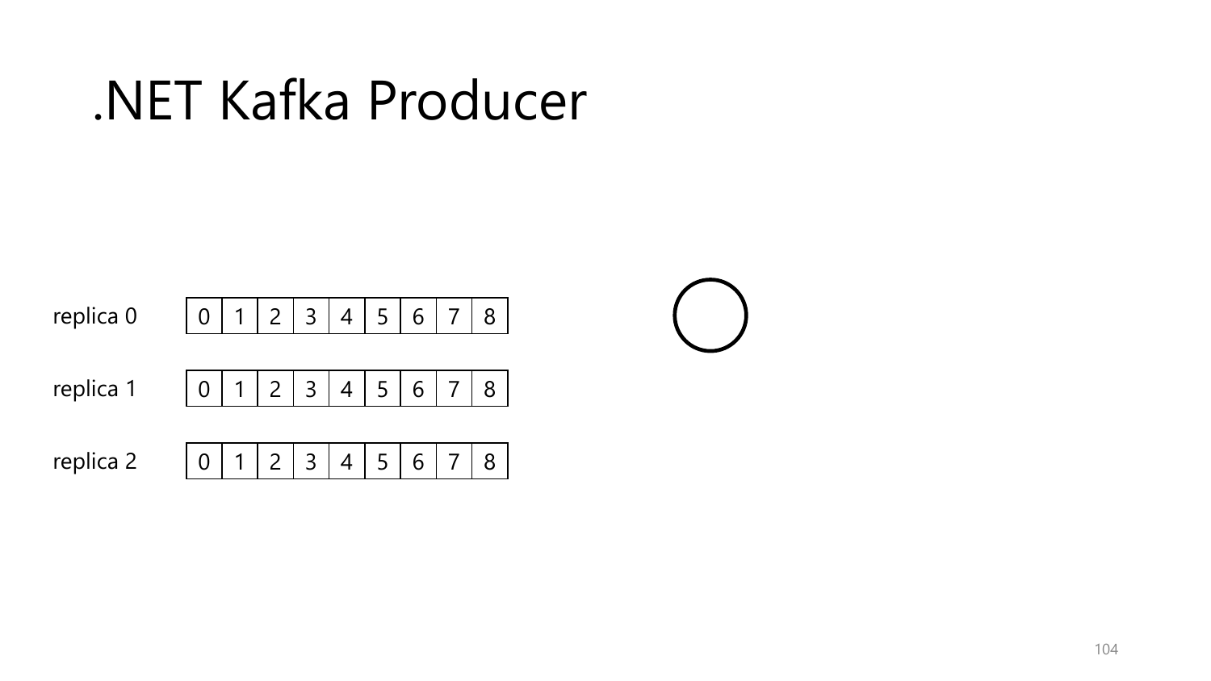# .NET Kafka Producer

| replica 0 | 0 | 1 | 2 | 3 | 4 | 5 | 6 | 7 | 8 |
|---|---|---|---|---|---|---|---|---|---|
| replica 1 | 0 | 1 | 2 | 3 | 4 | 5 | 6 | 7 | 8 |
| replica 2 | 0 | 1 | 2 | 3 | 4 | 5 | 6 | 7 | 8 |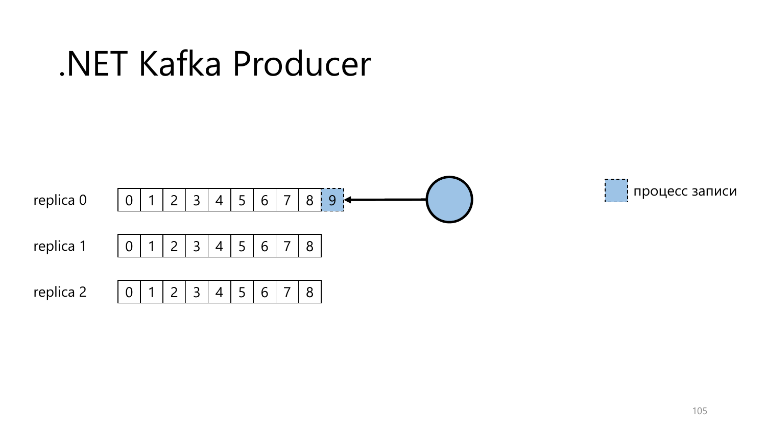# .NET Kafka Producer

replica 0

| 0 | 1 | 2 | 3 | 4 | 5 | 6 | 7 | 8 | 9 |
|---|---|---|---|---|---|---|---|---|---|

replica 1

| 0 | 1 | 2 | 3 | 4 | 5 | 6 | 7 | 8 |
|---|---|---|---|---|---|---|---|---|

replica 2

| 0 | 1 | 2 | 3 | 4 | 5 | 6 | 7 | 8 |
|---|---|---|---|---|---|---|---|---|

процесс записи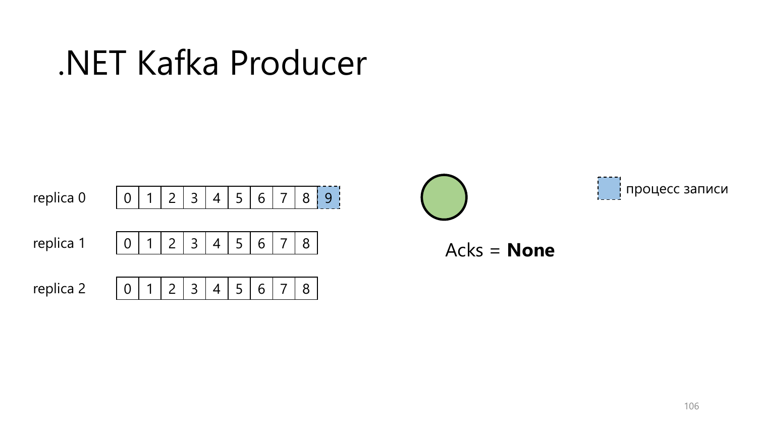# .NET Kafka Producer

| | | | | | | | | | | |
|---|---|---|---|---|---|---|---|---|---|---|
| replica 0 | 0 | 1 | 2 | 3 | 4 | 5 | 6 | 7 | 8 | 9 |
| replica 1 | 0 | 1 | 2 | 3 | 4 | 5 | 6 | 7 | 8 | |
| replica 2 | 0 | 1 | 2 | 3 | 4 | 5 | 6 | 7 | 8 | |

Acks = **None**

процесс записи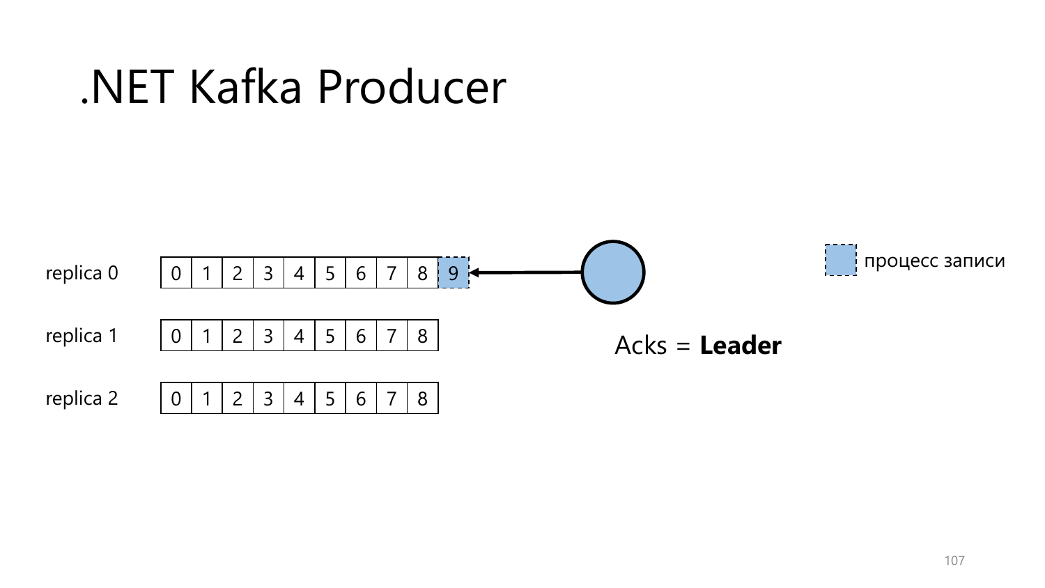# .NET Kafka Producer

| replica 0 | 0 | 1 | 2 | 3 | 4 | 5 | 6 | 7 | 8 | 9 |
|---|---|---|---|---|---|---|---|---|---|---|
| replica 1 | 0 | 1 | 2 | 3 | 4 | 5 | 6 | 7 | 8 | |
| replica 2 | 0 | 1 | 2 | 3 | 4 | 5 | 6 | 7 | 8 | |

Acks = **Leader**

процесс записи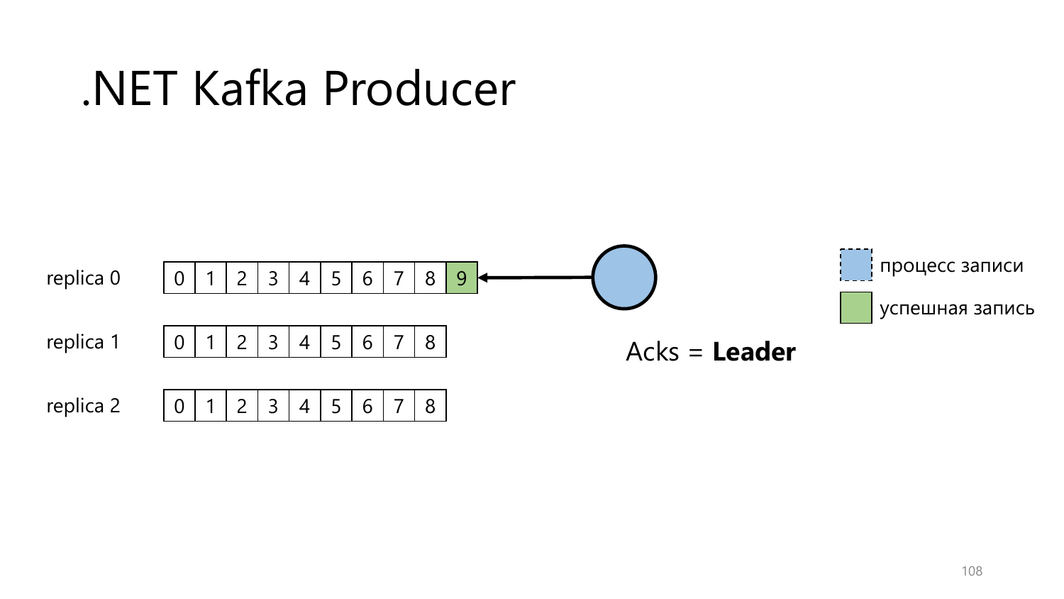# .NET Kafka Producer

replica 0

| 0 | 1 | 2 | 3 | 4 | 5 | 6 | 7 | 8 | 9 |
|---|---|---|---|---|---|---|---|---|---|

replica 1

| 0 | 1 | 2 | 3 | 4 | 5 | 6 | 7 | 8 |
|---|---|---|---|---|---|---|---|---|

replica 2

| 0 | 1 | 2 | 3 | 4 | 5 | 6 | 7 | 8 |
|---|---|---|---|---|---|---|---|---|

Acks = **Leader**

- процесс записи
- успешная запись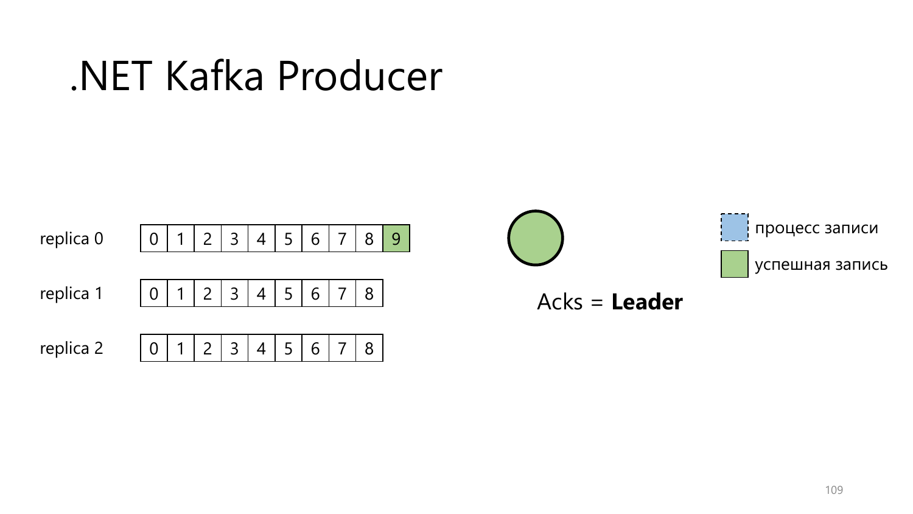# .NET Kafka Producer

| | | | | | | | | | | |
|---|---|---|---|---|---|---|---|---|---|---|
| replica 0 | 0 | 1 | 2 | 3 | 4 | 5 | 6 | 7 | 8 | 9 |
| replica 1 | 0 | 1 | 2 | 3 | 4 | 5 | 6 | 7 | 8 | |
| replica 2 | 0 | 1 | 2 | 3 | 4 | 5 | 6 | 7 | 8 | |

Acks = **Leader**

- процесс записи
- успешная запись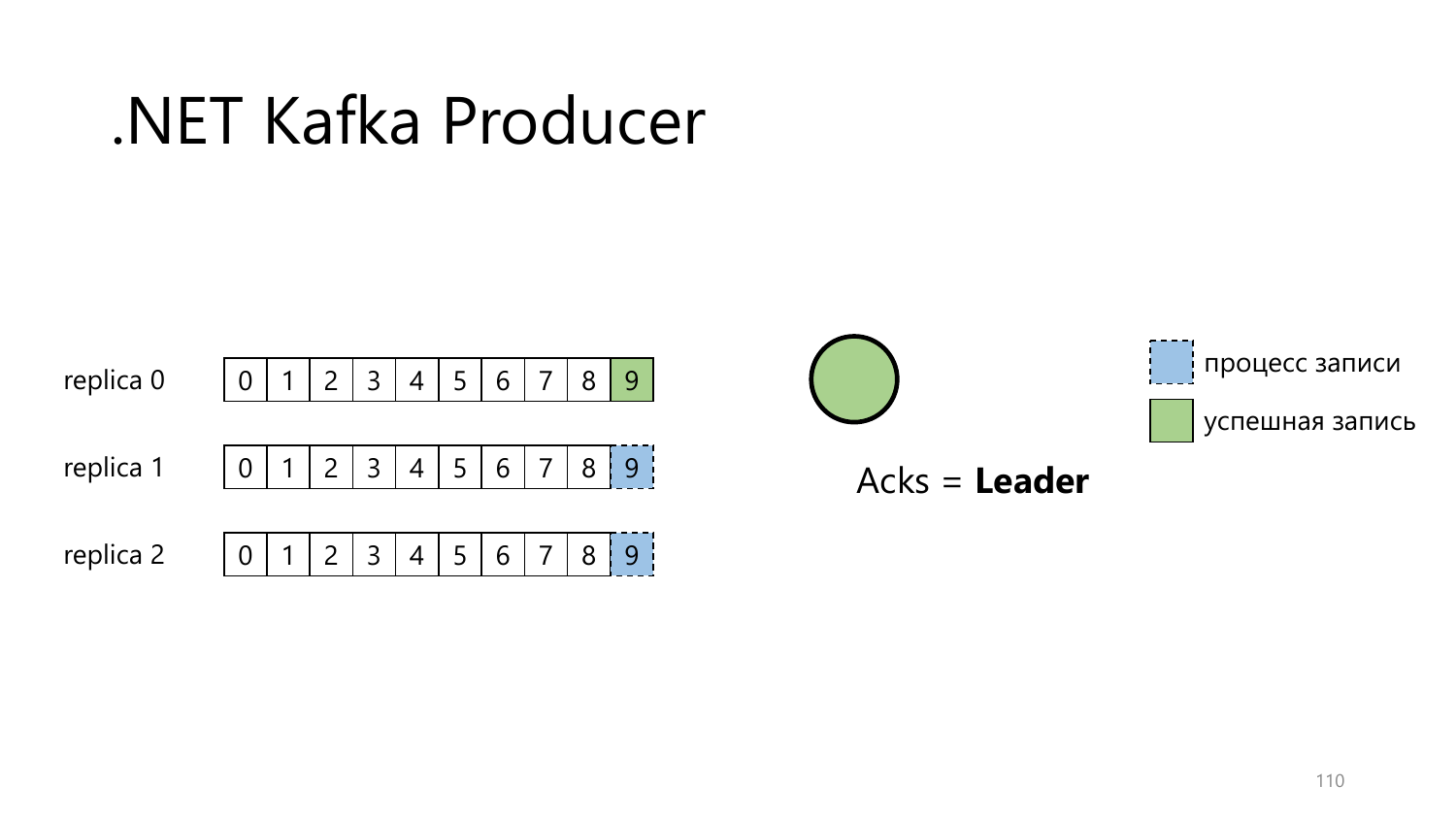# .NET Kafka Producer

| replica 0 | 0 | 1 | 2 | 3 | 4 | 5 | 6 | 7 | 8 | 9 |
|---|---|---|---|---|---|---|---|---|---|---|
| replica 1 | 0 | 1 | 2 | 3 | 4 | 5 | 6 | 7 | 8 | 9 |
| replica 2 | 0 | 1 | 2 | 3 | 4 | 5 | 6 | 7 | 8 | 9 |

Acks = **Leader**

- процесс записи
- успешная запись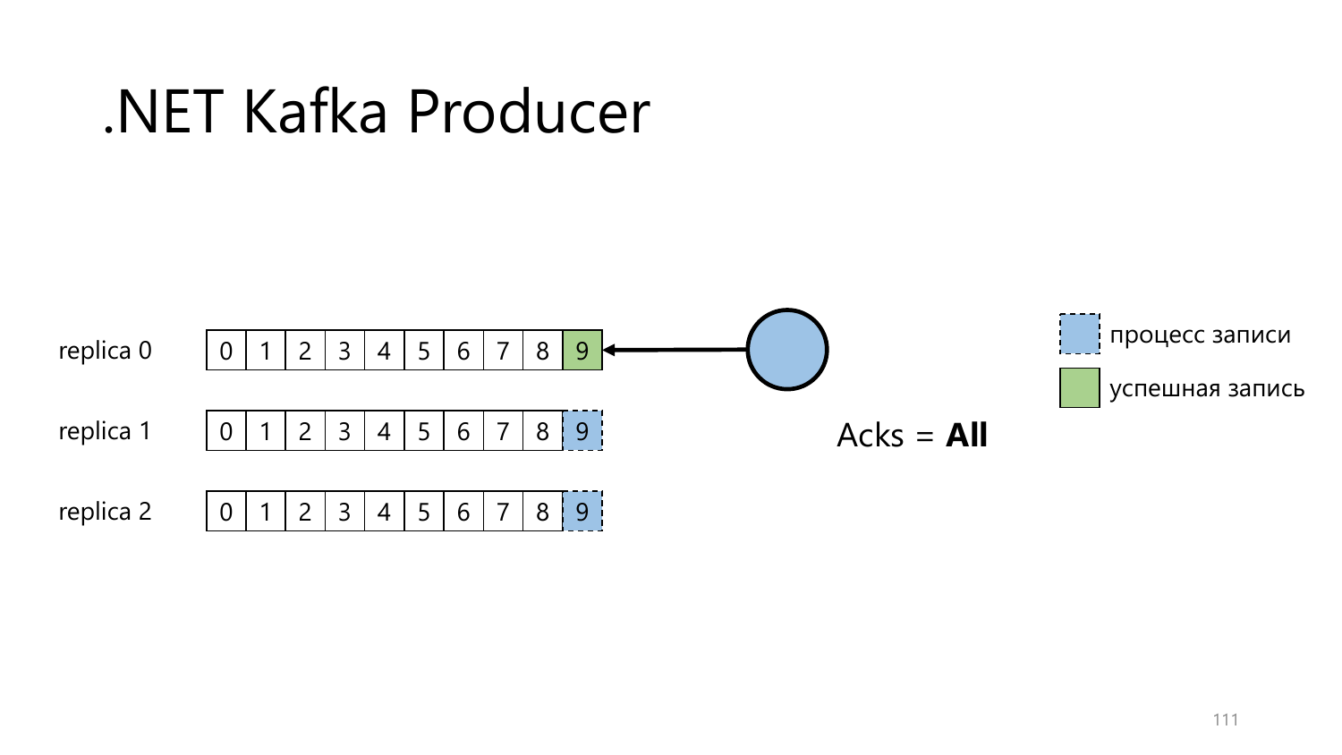# .NET Kafka Producer

| | | | | | | | | | | |
|---|---|---|---|---|---|---|---|---|---|---|
| replica 0 | 0 | 1 | 2 | 3 | 4 | 5 | 6 | 7 | 8 | 9 |
| replica 1 | 0 | 1 | 2 | 3 | 4 | 5 | 6 | 7 | 8 | 9 |
| replica 2 | 0 | 1 | 2 | 3 | 4 | 5 | 6 | 7 | 8 | 9 |

Acks = **All**

- процесс записи
- успешная запись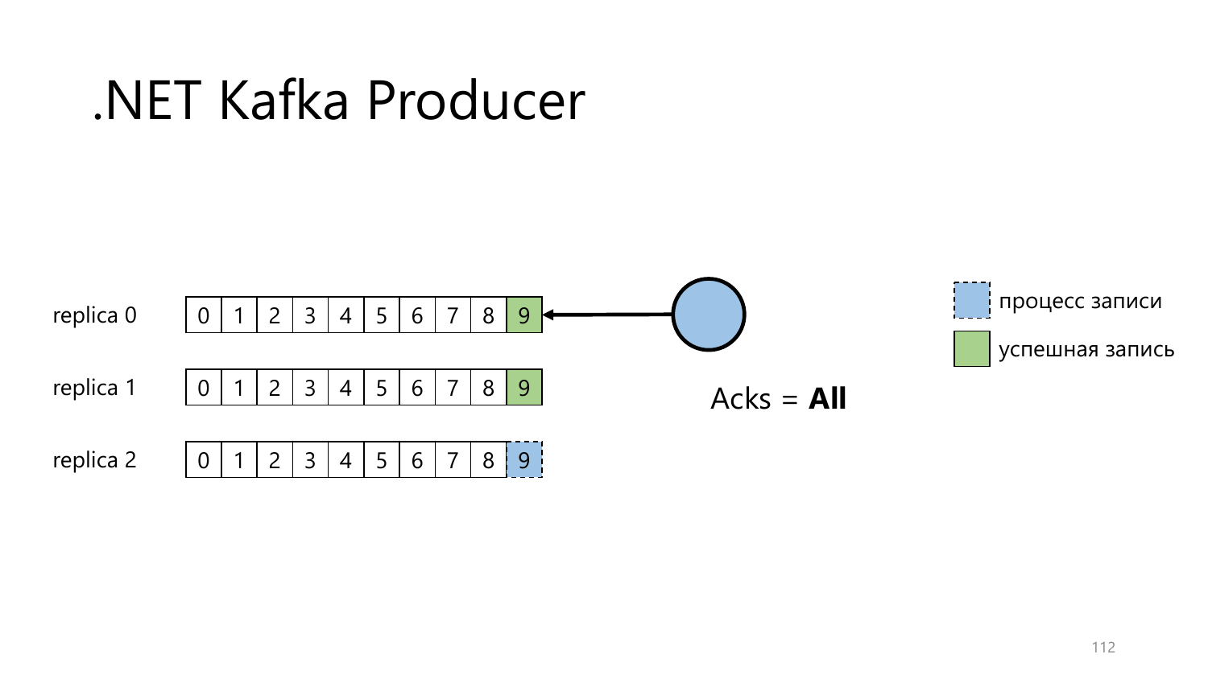# .NET Kafka Producer

| | | | | | | | | | | |
|---|---|---|---|---|---|---|---|---|---|---|
| replica 0 | 0 | 1 | 2 | 3 | 4 | 5 | 6 | 7 | 8 | 9 |
| replica 1 | 0 | 1 | 2 | 3 | 4 | 5 | 6 | 7 | 8 | 9 |
| replica 2 | 0 | 1 | 2 | 3 | 4 | 5 | 6 | 7 | 8 | 9 |

Acks = **All**

- процесс записи
- успешная запись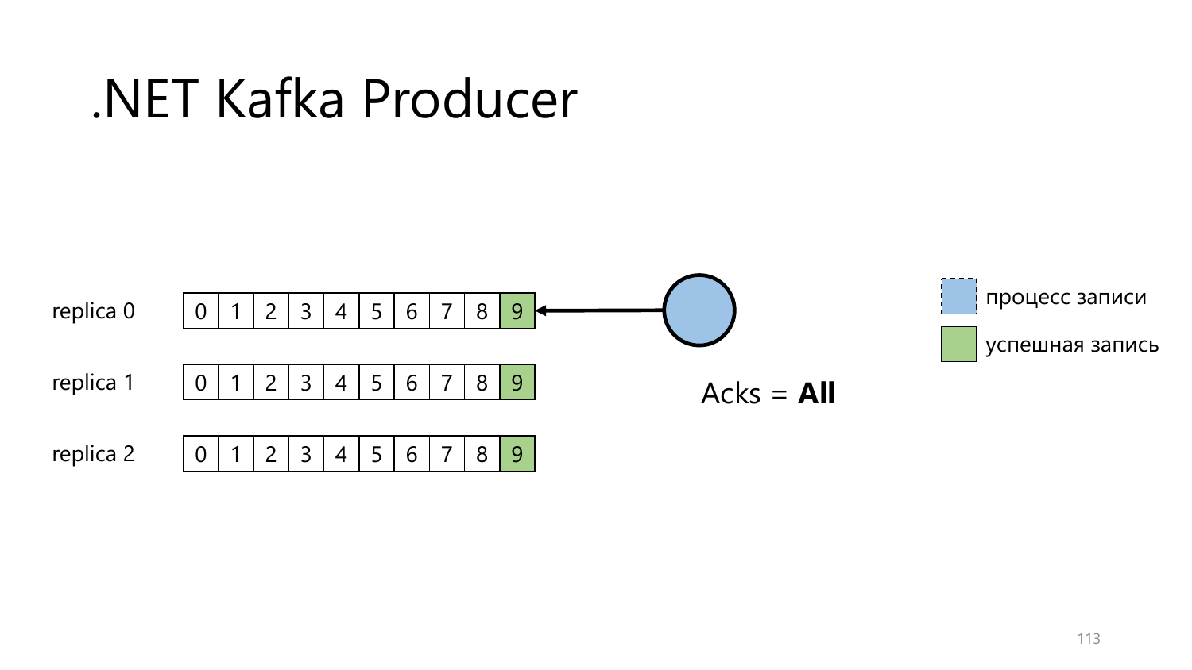# .NET Kafka Producer

| | | | | | | | | | | |
|---|---|---|---|---|---|---|---|---|---|---|
| replica 0 | 0 | 1 | 2 | 3 | 4 | 5 | 6 | 7 | 8 | 9 |
| replica 1 | 0 | 1 | 2 | 3 | 4 | 5 | 6 | 7 | 8 | 9 |
| replica 2 | 0 | 1 | 2 | 3 | 4 | 5 | 6 | 7 | 8 | 9 |

Acks = **All**

- процесс записи
- успешная запись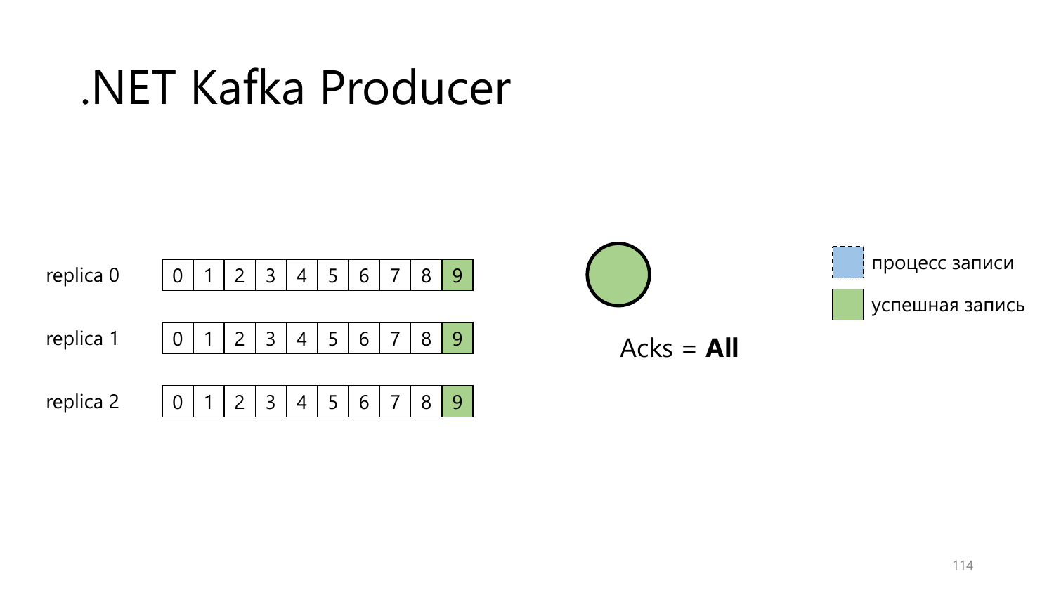# .NET Kafka Producer

| | | | | | | | | | | |
|---|---|---|---|---|---|---|---|---|---|---|
| replica 0 | 0 | 1 | 2 | 3 | 4 | 5 | 6 | 7 | 8 | 9 |
| replica 1 | 0 | 1 | 2 | 3 | 4 | 5 | 6 | 7 | 8 | 9 |
| replica 2 | 0 | 1 | 2 | 3 | 4 | 5 | 6 | 7 | 8 | 9 |

Acks = **All**

- процесс записи
- успешная запись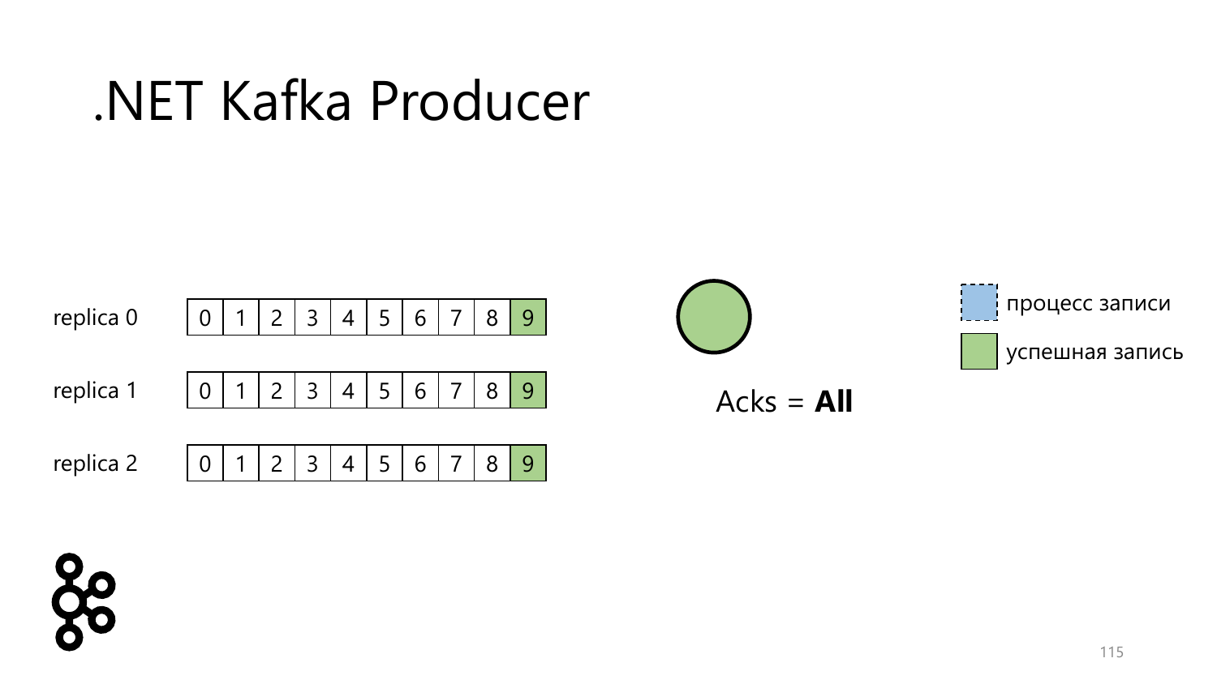# .NET Kafka Producer

| | | | | | | | | | | |
|---|---|---|---|---|---|---|---|---|---|---|
| replica 0 | 0 | 1 | 2 | 3 | 4 | 5 | 6 | 7 | 8 | 9 |
| replica 1 | 0 | 1 | 2 | 3 | 4 | 5 | 6 | 7 | 8 | 9 |
| replica 2 | 0 | 1 | 2 | 3 | 4 | 5 | 6 | 7 | 8 | 9 |

Acks = **All**

- процесс записи
- успешная запись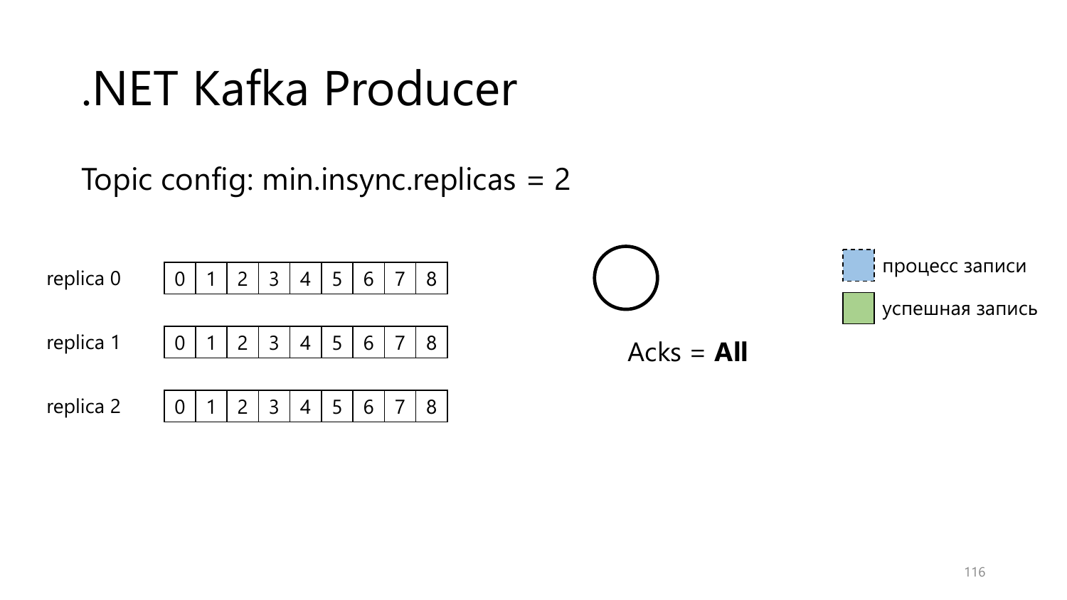# .NET Kafka Producer

Topic config: min.insync.replicas = 2

| replica 0 | 0 | 1 | 2 | 3 | 4 | 5 | 6 | 7 | 8 |
|---|---|---|---|---|---|---|---|---|---|
| replica 1 | 0 | 1 | 2 | 3 | 4 | 5 | 6 | 7 | 8 |
| replica 2 | 0 | 1 | 2 | 3 | 4 | 5 | 6 | 7 | 8 |

Acks = **All**

- процесс записи
- успешная запись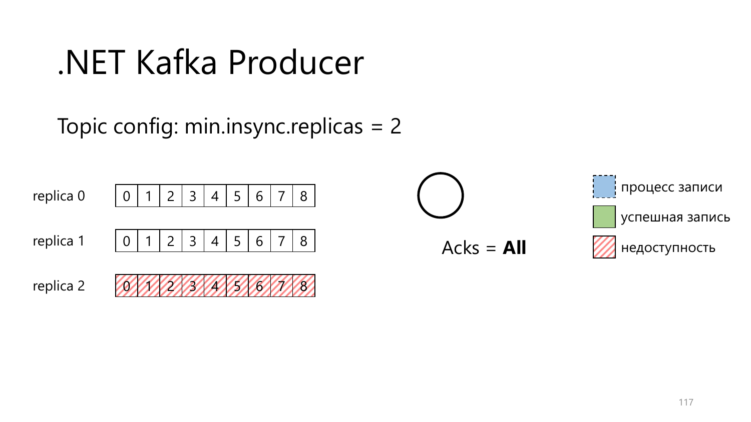# .NET Kafka Producer

Topic config: min.insync.replicas = 2

| | | | | | | | | | |
|---|---|---|---|---|---|---|---|---|---|
| replica 0 | 0 | 1 | 2 | 3 | 4 | 5 | 6 | 7 | 8 |
| replica 1 | 0 | 1 | 2 | 3 | 4 | 5 | 6 | 7 | 8 |
| replica 2 | 0 | 1 | 2 | 3 | 4 | 5 | 6 | 7 | 8 |

Acks = **All**

- процесс записи
- успешная запись
- недоступность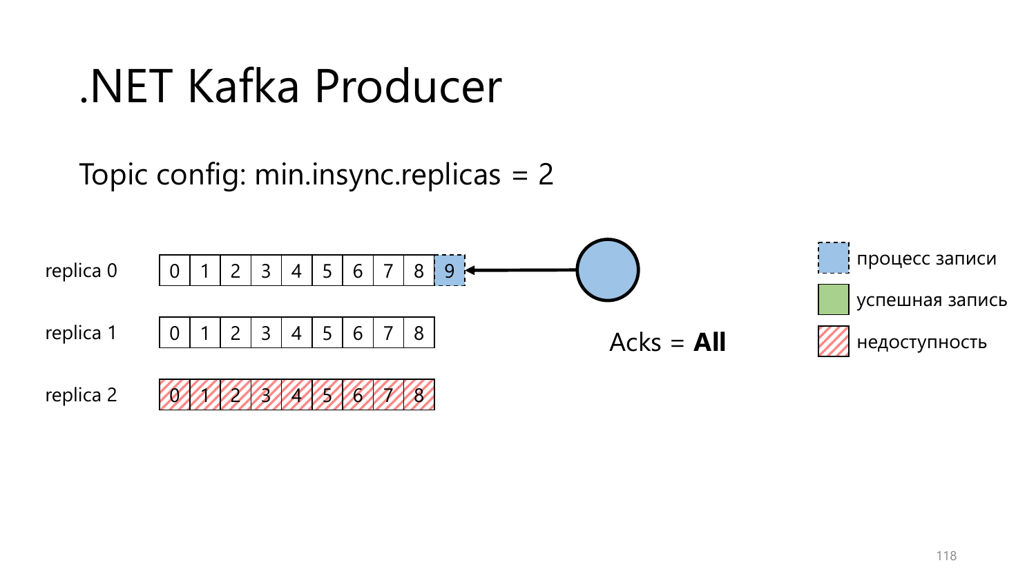# .NET Kafka Producer

Topic config: min.insync.replicas = 2

replica 0

| 0 | 1 | 2 | 3 | 4 | 5 | 6 | 7 | 8 | 9 |
|---|---|---|---|---|---|---|---|---|---|

replica 1

| 0 | 1 | 2 | 3 | 4 | 5 | 6 | 7 | 8 |
|---|---|---|---|---|---|---|---|---|

replica 2

| 0 | 1 | 2 | 3 | 4 | 5 | 6 | 7 | 8 |
|---|---|---|---|---|---|---|---|---|

Acks = **All**

- процесс записи
- успешная запись
- недоступность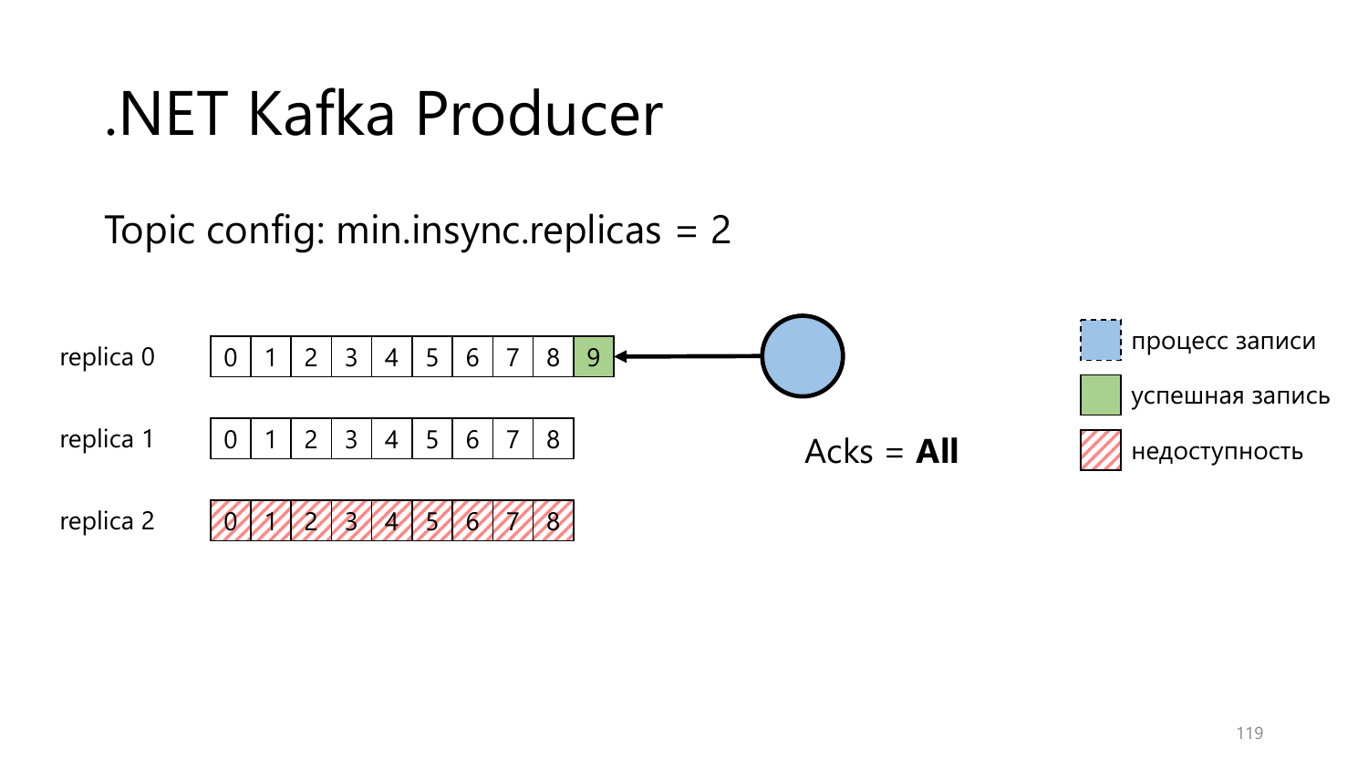# .NET Kafka Producer

Topic config: min.insync.replicas = 2

| | | | | | | | | | | |
|---|---|---|---|---|---|---|---|---|---|---|
| replica 0 | 0 | 1 | 2 | 3 | 4 | 5 | 6 | 7 | 8 | 9 |
| replica 1 | 0 | 1 | 2 | 3 | 4 | 5 | 6 | 7 | 8 | |
| replica 2 | 0 | 1 | 2 | 3 | 4 | 5 | 6 | 7 | 8 | |

Acks = **All**

- процесс записи
- успешная запись
- недоступность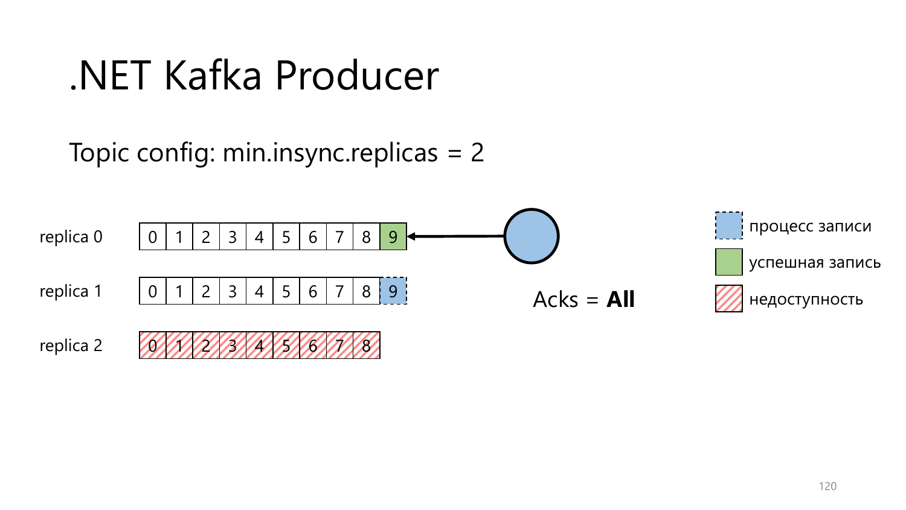# .NET Kafka Producer

Topic config: min.insync.replicas = 2

| | | | | | | | | | | |
|---|---|---|---|---|---|---|---|---|---|---|
| replica 0 | 0 | 1 | 2 | 3 | 4 | 5 | 6 | 7 | 8 | 9 |
| replica 1 | 0 | 1 | 2 | 3 | 4 | 5 | 6 | 7 | 8 | 9 |
| replica 2 | 0 | 1 | 2 | 3 | 4 | 5 | 6 | 7 | 8 | |

Acks = **All**

- процесс записи
- успешная запись
- недоступность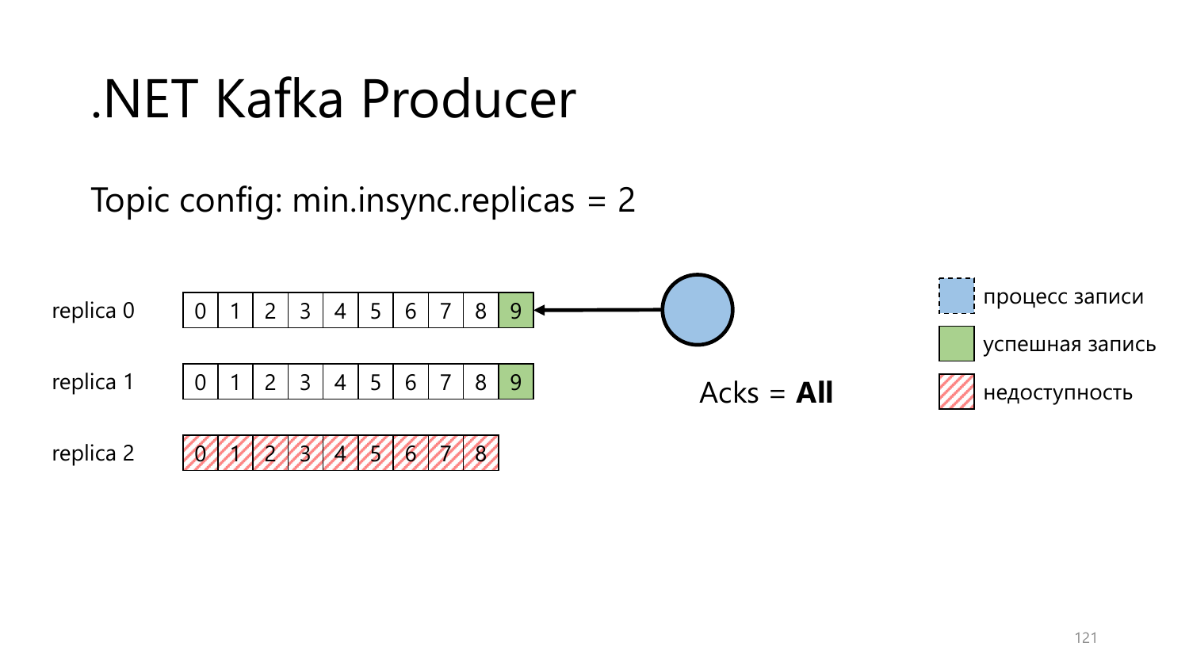# .NET Kafka Producer

Topic config: min.insync.replicas = 2

| | | | | | | | | | | |
|---|---|---|---|---|---|---|---|---|---|---|
| replica 0 | 0 | 1 | 2 | 3 | 4 | 5 | 6 | 7 | 8 | 9 |
| replica 1 | 0 | 1 | 2 | 3 | 4 | 5 | 6 | 7 | 8 | 9 |
| replica 2 | 0 | 1 | 2 | 3 | 4 | 5 | 6 | 7 | 8 | |

Acks = **All**

- процесс записи
- успешная запись
- недоступность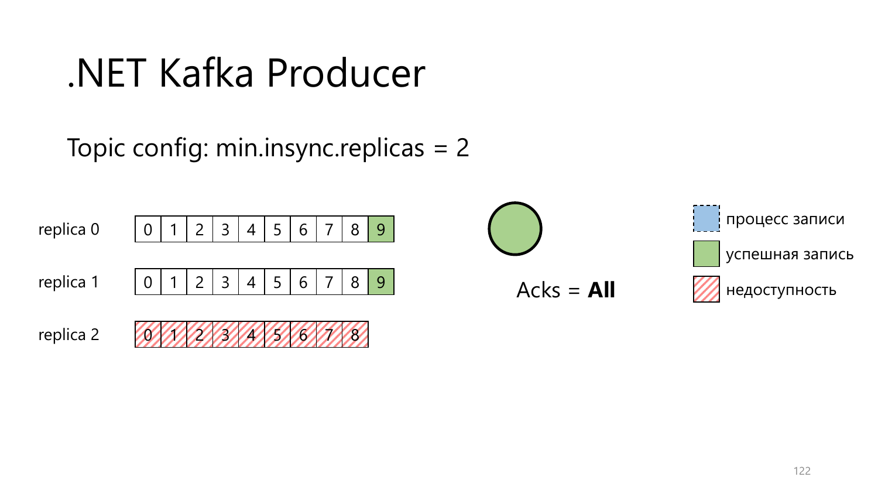# .NET Kafka Producer

Topic config: min.insync.replicas = 2

| | | | | | | | | | | |
|---|---|---|---|---|---|---|---|---|---|---|
| replica 0 | 0 | 1 | 2 | 3 | 4 | 5 | 6 | 7 | 8 | 9 |
| replica 1 | 0 | 1 | 2 | 3 | 4 | 5 | 6 | 7 | 8 | 9 |
| replica 2 | 0 | 1 | 2 | 3 | 4 | 5 | 6 | 7 | 8 | |

Acks = **All**

- процесс записи
- успешная запись
- недоступность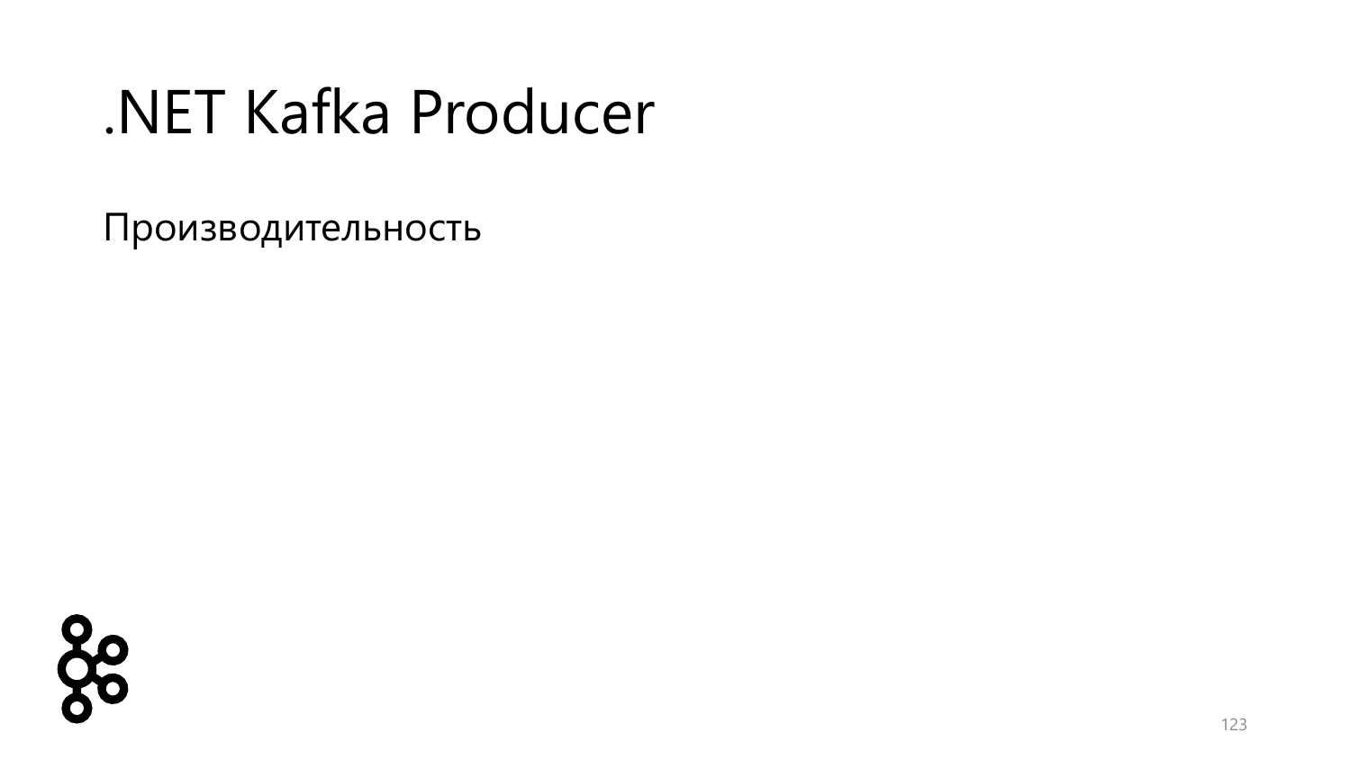# .NET Kafka Producer

Производительность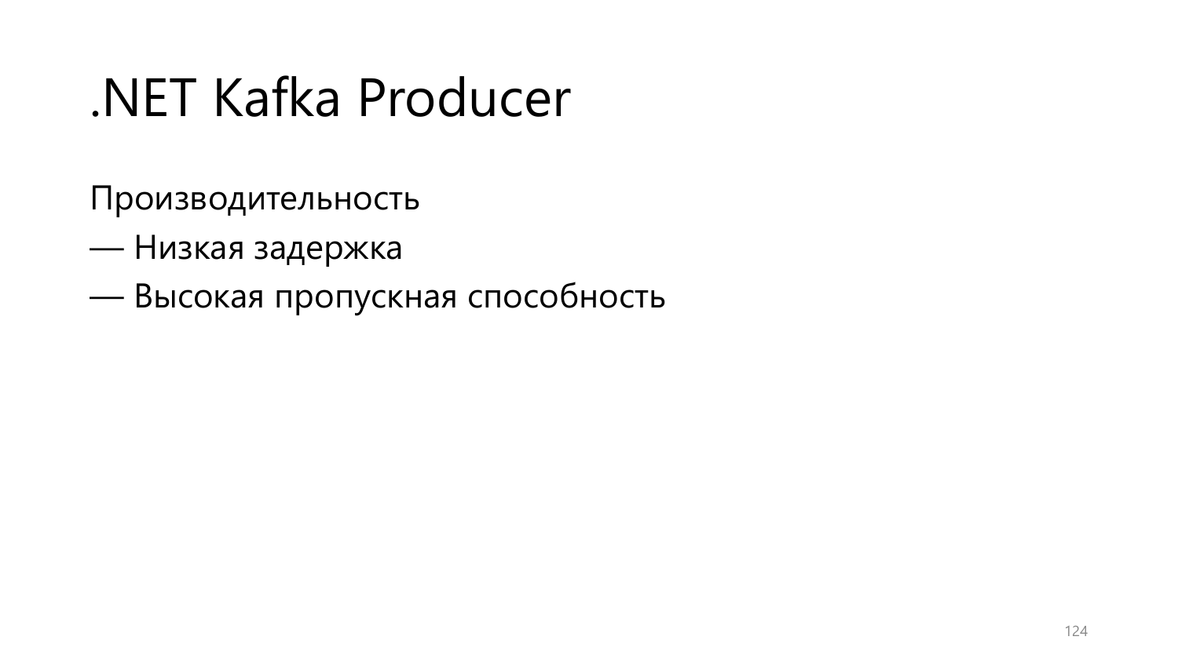# .NET Kafka Producer

Производительность

— Низкая задержка

— Высокая пропускная способность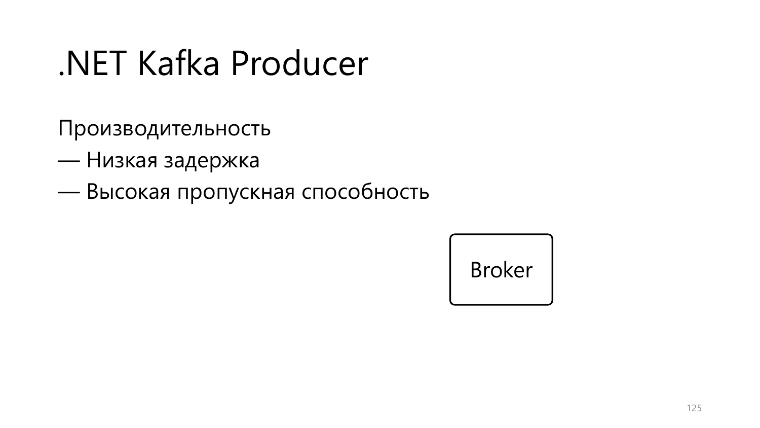# .NET Kafka Producer

Производительность

— Низкая задержка

— Высокая пропускная способность

Broker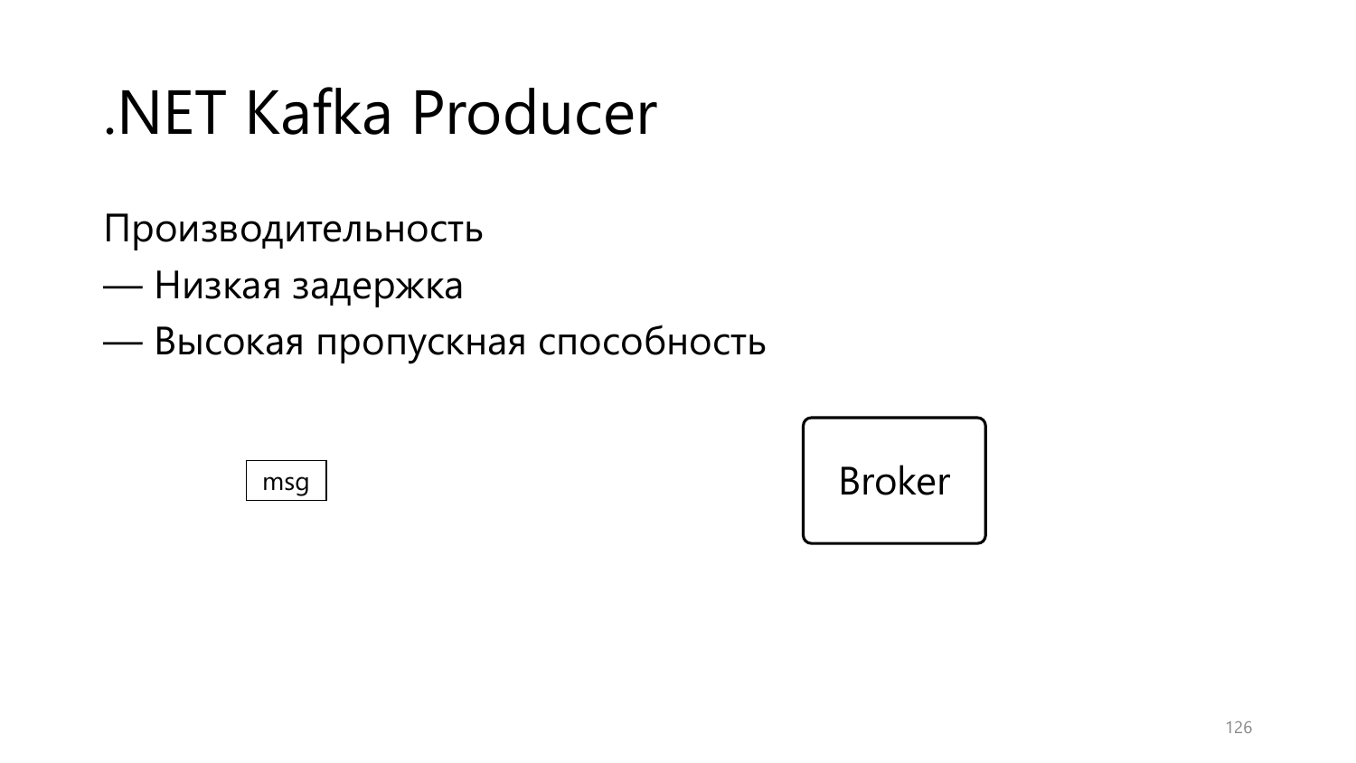# .NET Kafka Producer

Производительность

— Низкая задержка

— Высокая пропускная способность

msg

Broker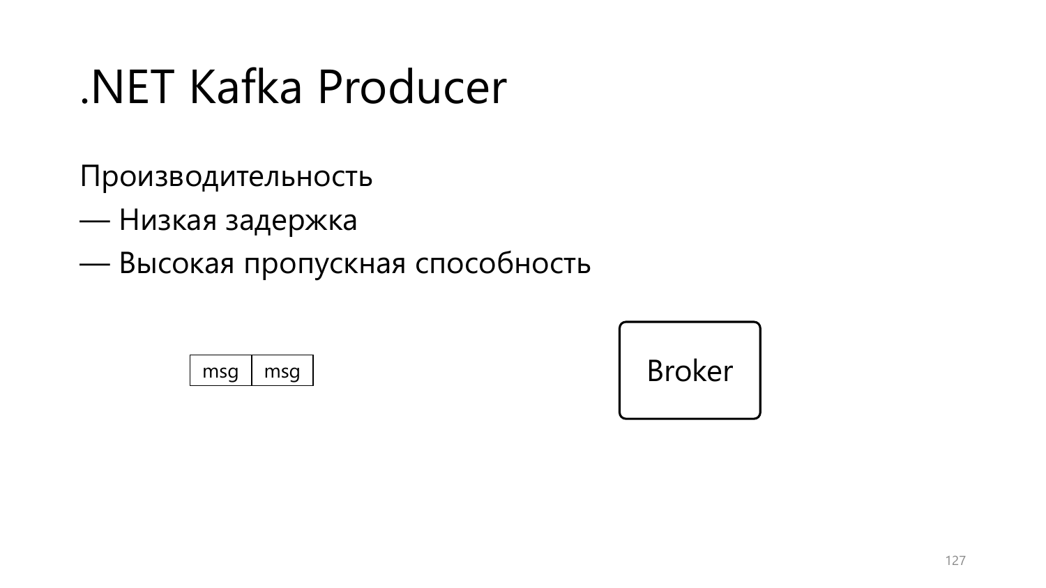# .NET Kafka Producer

Производительность

— Низкая задержка

— Высокая пропускная способность

| msg | msg |
| --- | --- |

Broker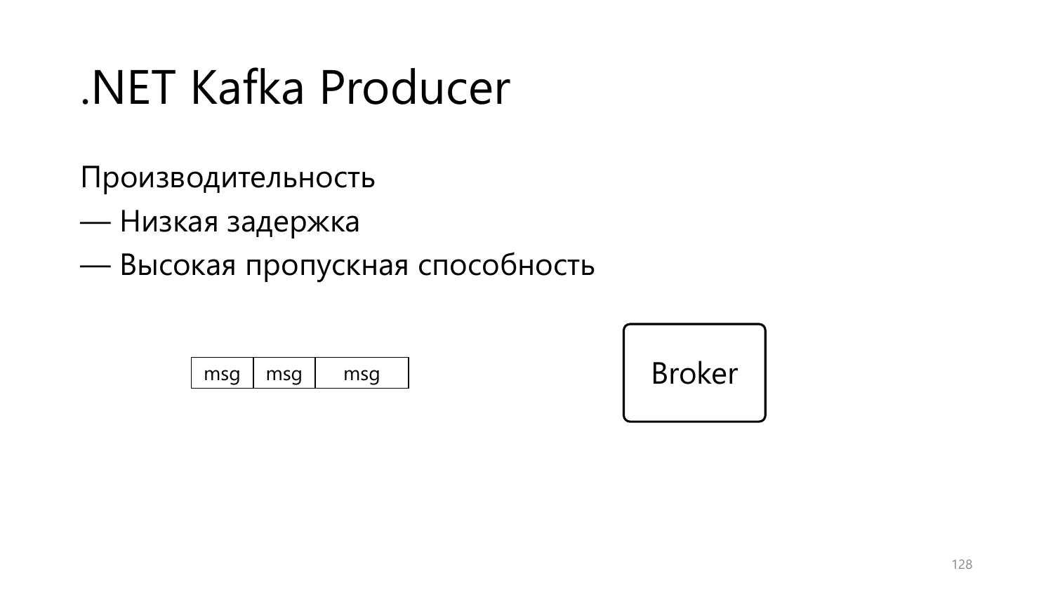# .NET Kafka Producer

Производительность

— Низкая задержка

— Высокая пропускная способность

| msg | msg | msg |
| --- | --- | --- |

Broker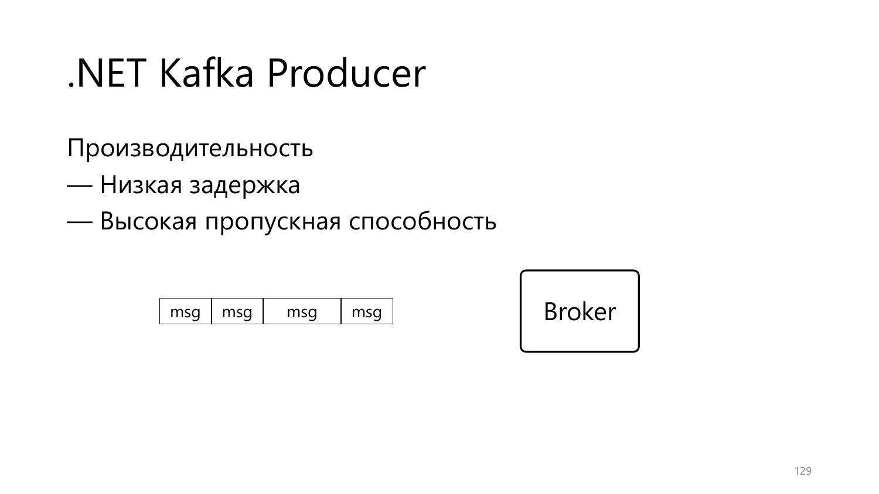# .NET Kafka Producer

Производительность

— Низкая задержка

— Высокая пропускная способность

| msg | msg | msg | msg |
|---|---|---|---|

Broker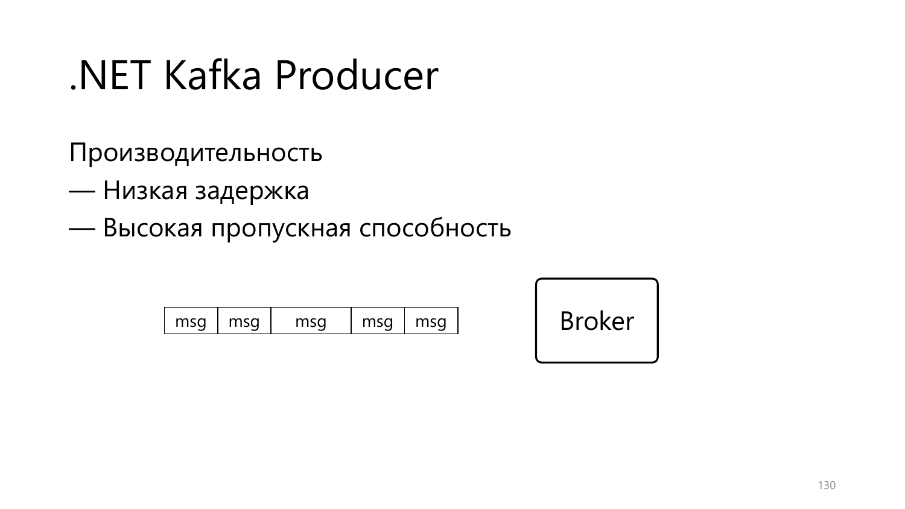# .NET Kafka Producer

Производительность

— Низкая задержка

— Высокая пропускная способность

| msg | msg | msg | msg | msg |
| --- | --- | --- | --- | --- |

Broker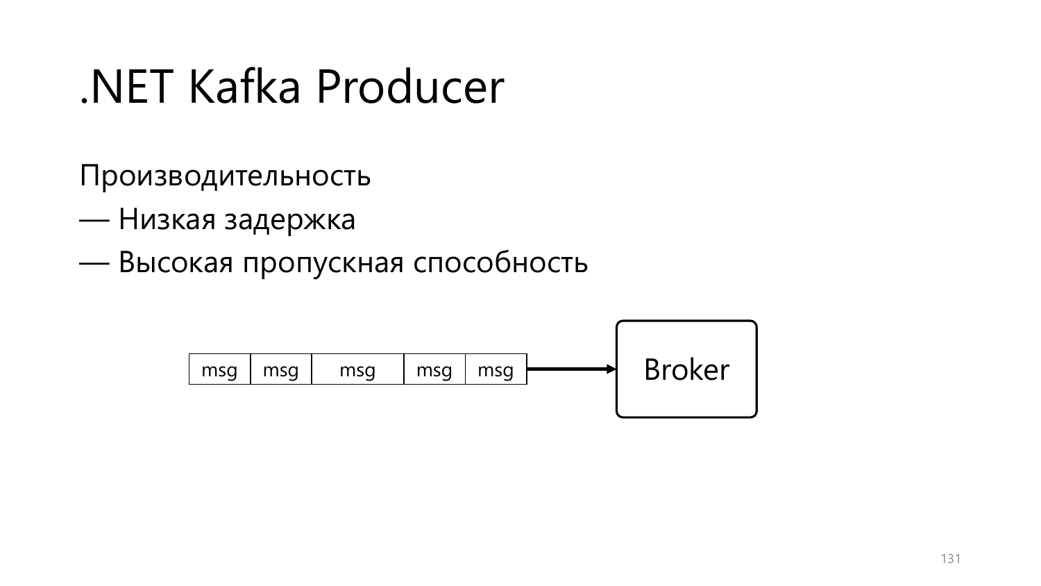# .NET Kafka Producer

Производительность

— Низкая задержка

— Высокая пропускная способность

| msg | msg | msg | msg | msg |
| --- | --- | --- | --- | --- |

→ Broker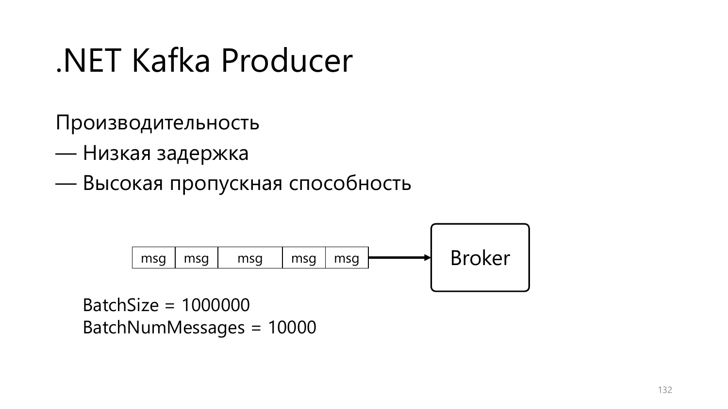# .NET Kafka Producer

Производительность

— Низкая задержка

— Высокая пропускная способность

| msg | msg | msg | msg | msg |
|---|---|---|---|---|

→ Broker

BatchSize = 1000000
BatchNumMessages = 10000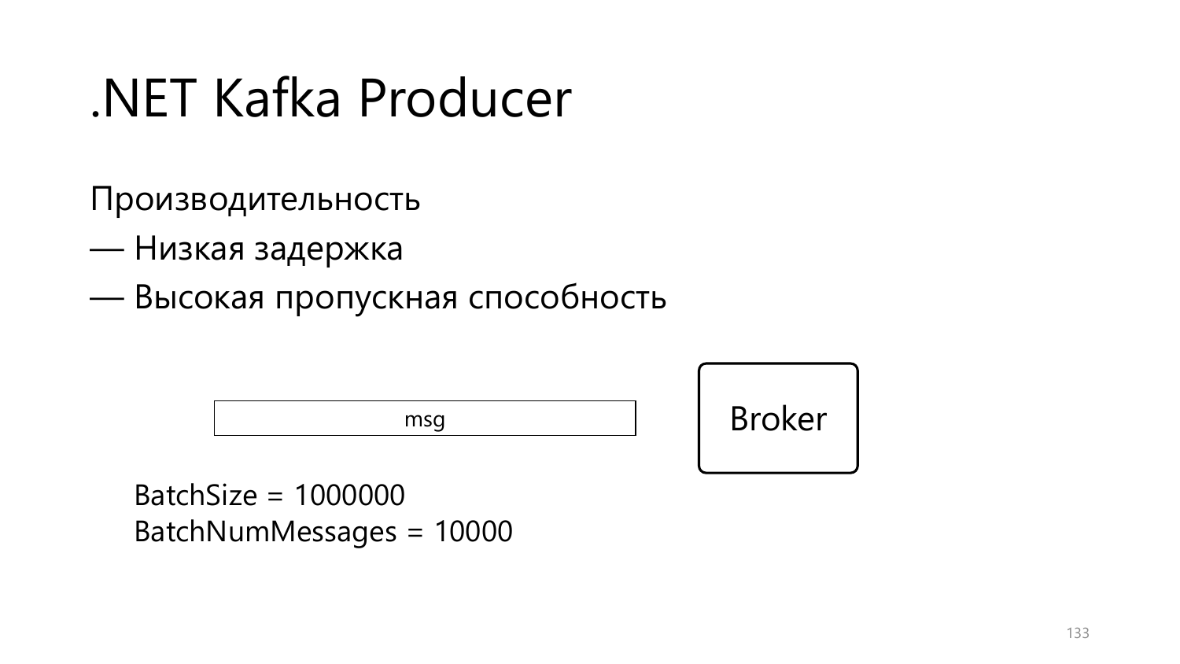# .NET Kafka Producer

Производительность

— Низкая задержка

— Высокая пропускная способность

msg

Broker

BatchSize = 1000000
BatchNumMessages = 10000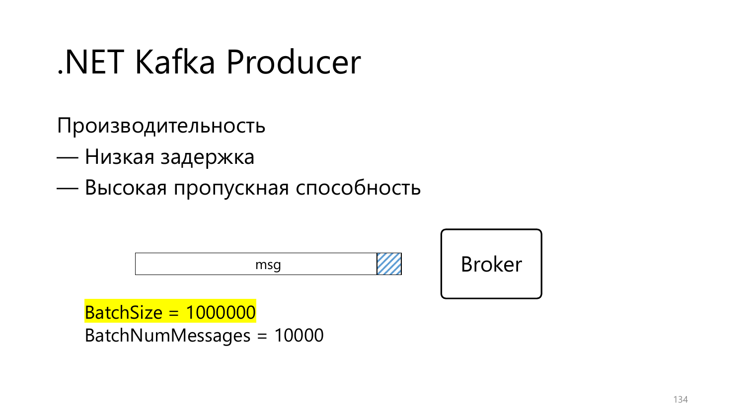# .NET Kafka Producer

Производительность

— Низкая задержка

— Высокая пропускная способность

msg

Broker

BatchSize = 1000000

BatchNumMessages = 10000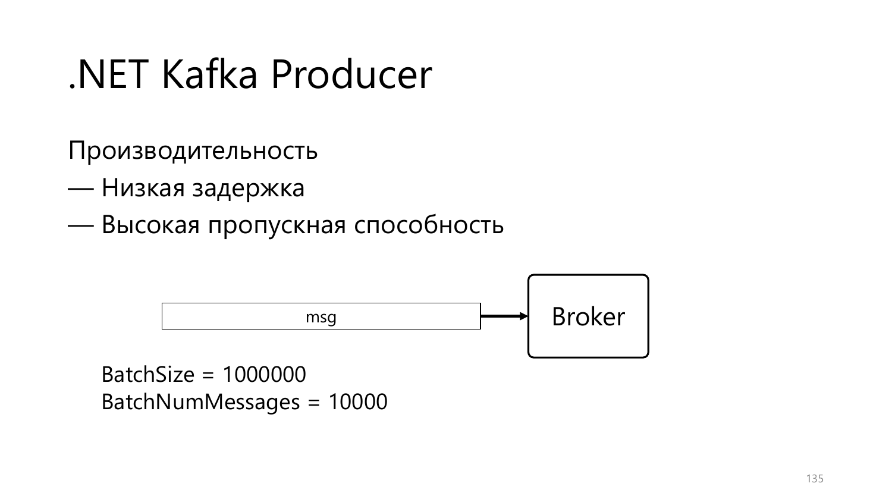# .NET Kafka Producer

Производительность

— Низкая задержка

— Высокая пропускная способность

msg → Broker

BatchSize = 1000000
BatchNumMessages = 10000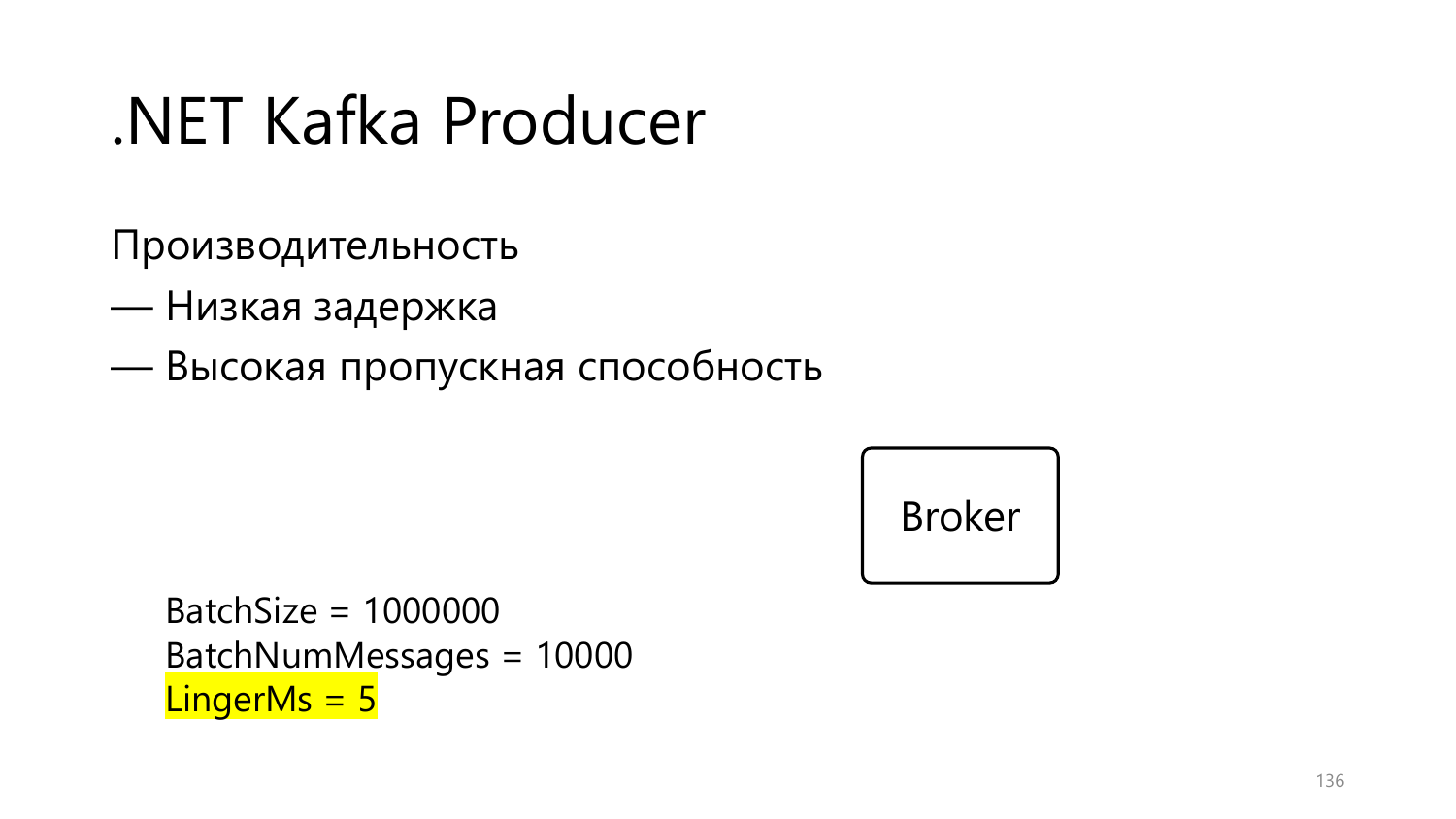# .NET Kafka Producer

Производительность

— Низкая задержка

— Высокая пропускная способность

Broker

BatchSize = 1000000
BatchNumMessages = 10000
LingerMs = 5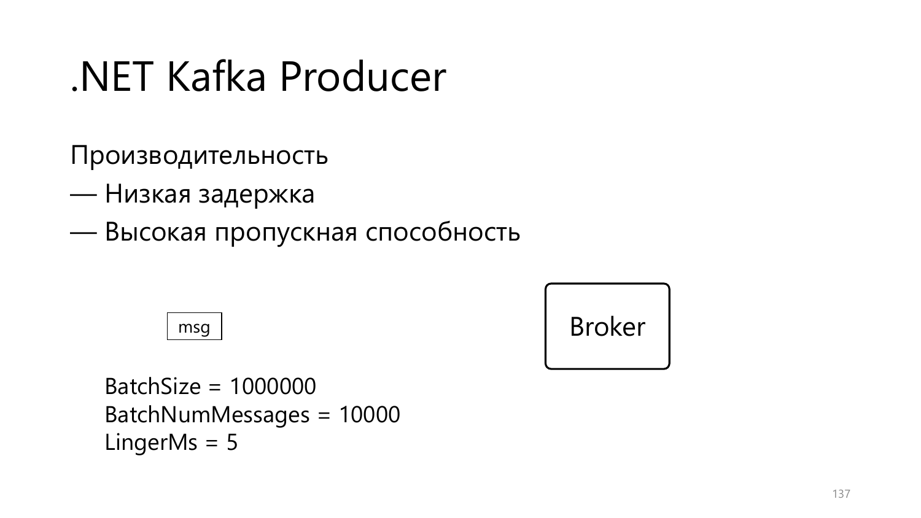# .NET Kafka Producer

Производительность

— Низкая задержка

— Высокая пропускная способность

msg

Broker

```
BatchSize = 1000000
BatchNumMessages = 10000
LingerMs = 5
```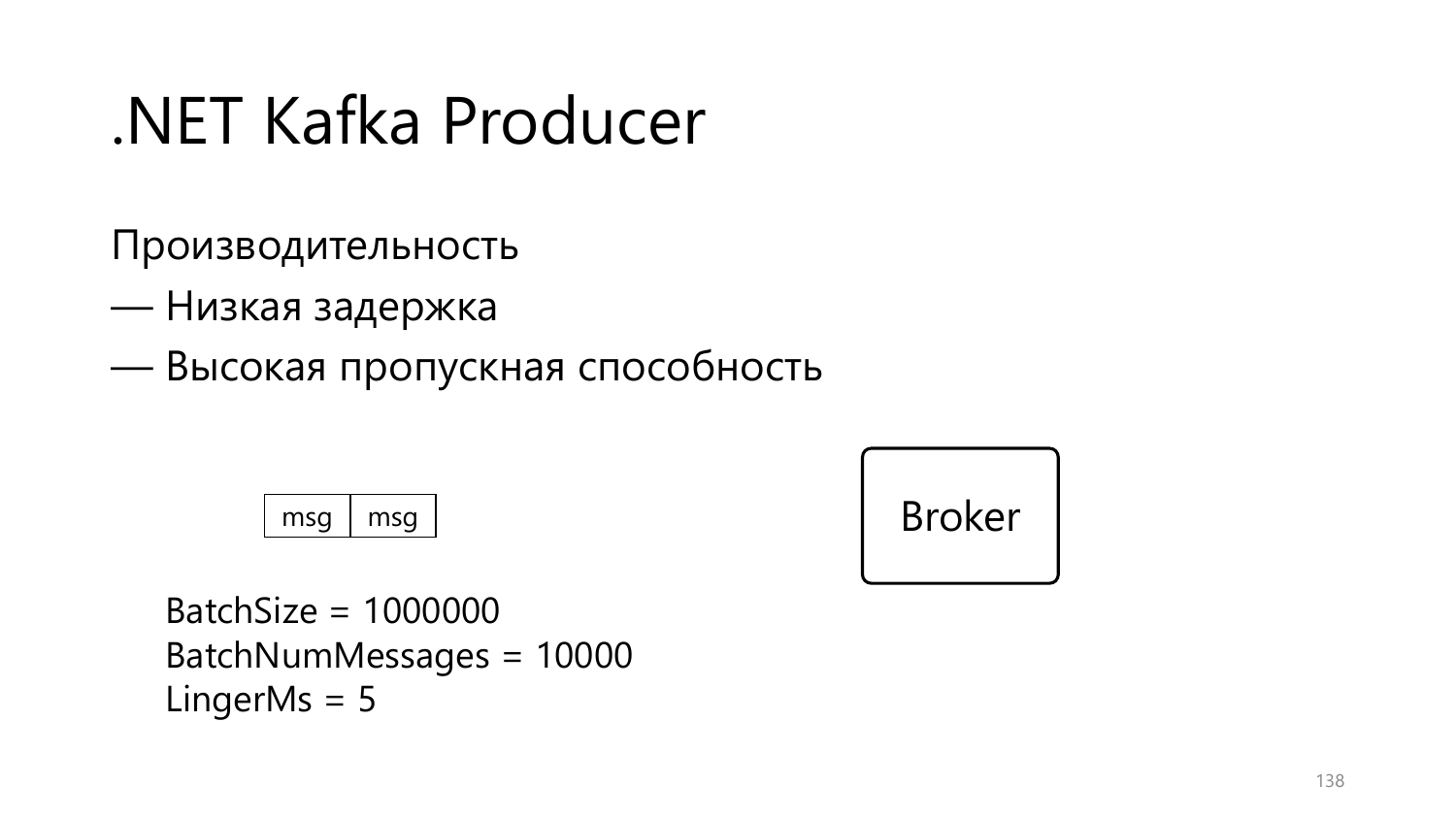# .NET Kafka Producer

Производительность

— Низкая задержка

— Высокая пропускная способность

| msg | msg |
| --- | --- |

Broker

BatchSize = 1000000
BatchNumMessages = 10000
LingerMs = 5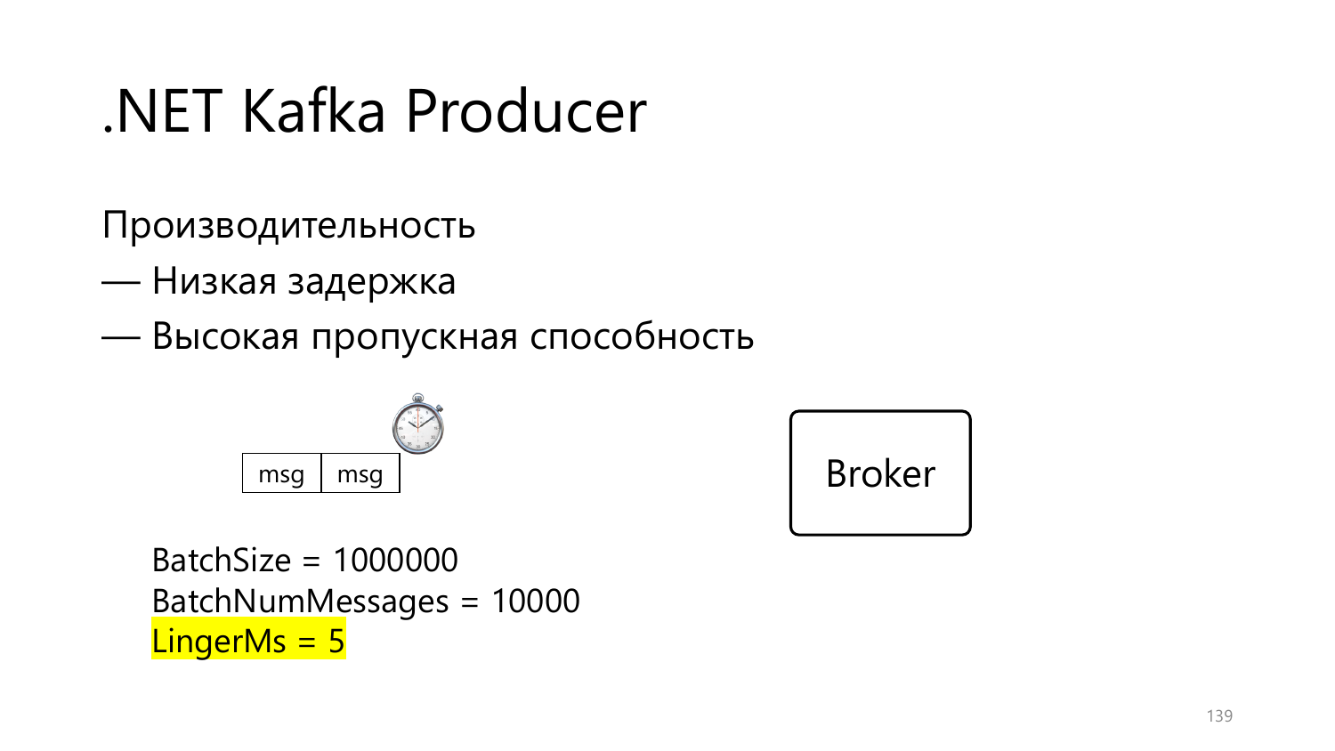# .NET Kafka Producer

Производительность

— Низкая задержка

— Высокая пропускная способность

msg | msg

Broker

BatchSize = 1000000
BatchNumMessages = 10000
LingerMs = 5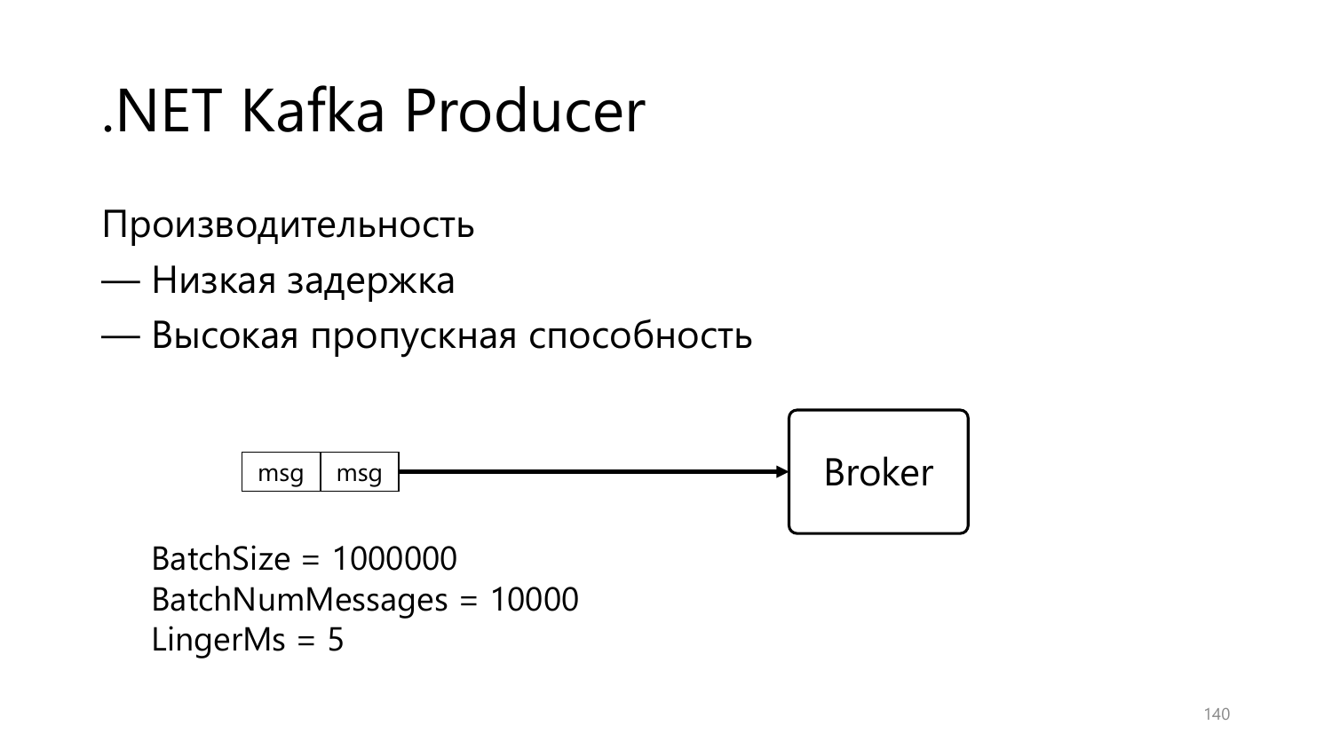# .NET Kafka Producer

Производительность

— Низкая задержка

— Высокая пропускная способность

msg | msg → Broker

BatchSize = 1000000
BatchNumMessages = 10000
LingerMs = 5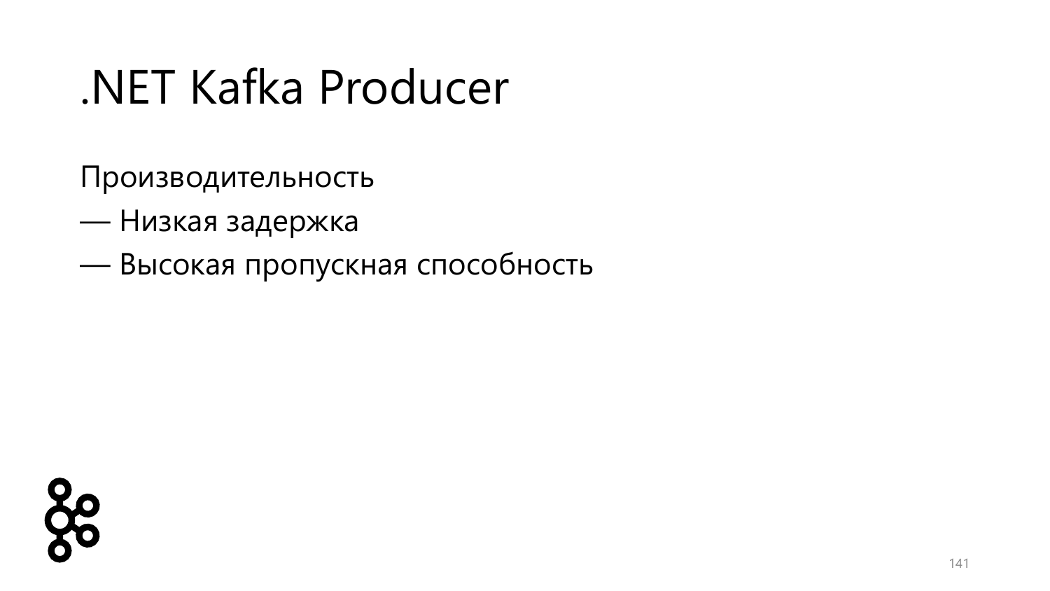# .NET Kafka Producer

Производительность

— Низкая задержка

— Высокая пропускная способность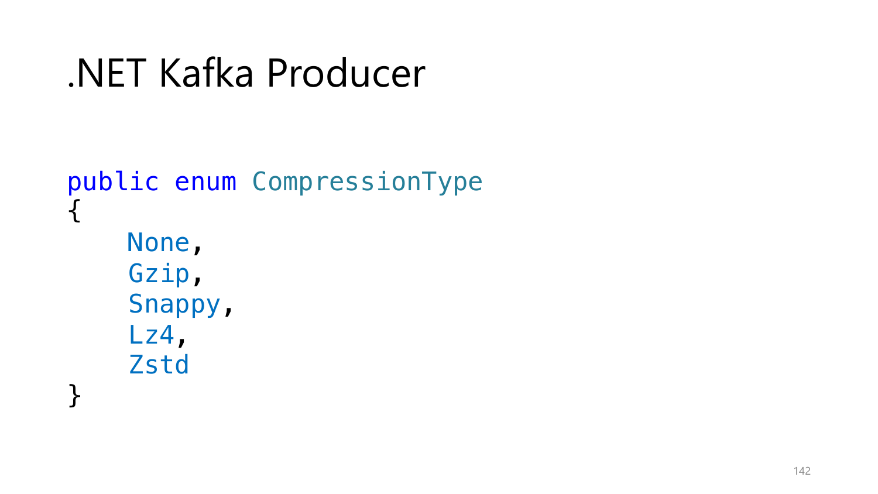# .NET Kafka Producer

```
public enum CompressionType
{
    None,
    Gzip,
    Snappy,
    Lz4,
    Zstd
}
```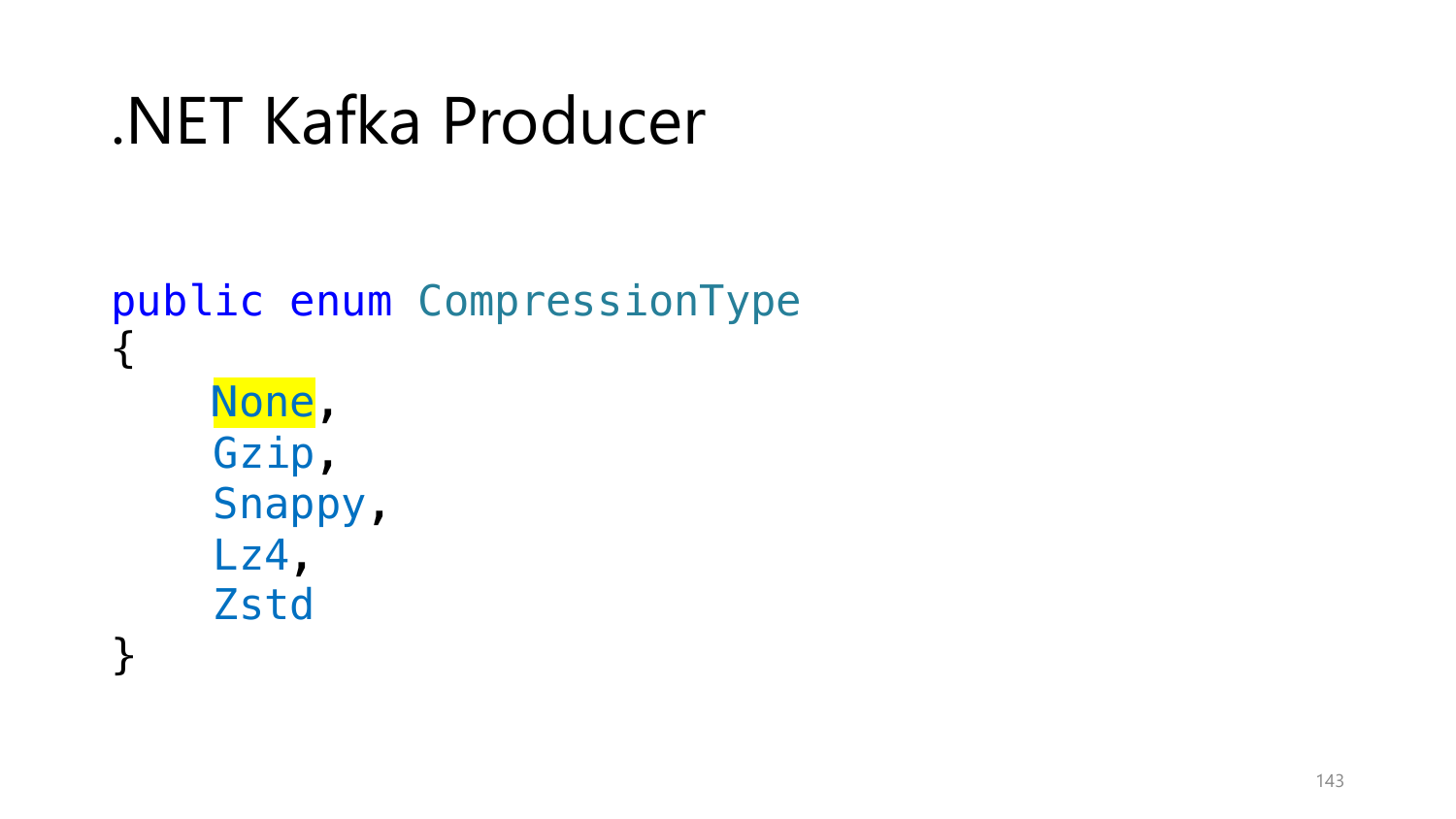# .NET Kafka Producer

```
public enum CompressionType
{
    None,
    Gzip,
    Snappy,
    Lz4,
    Zstd
}
```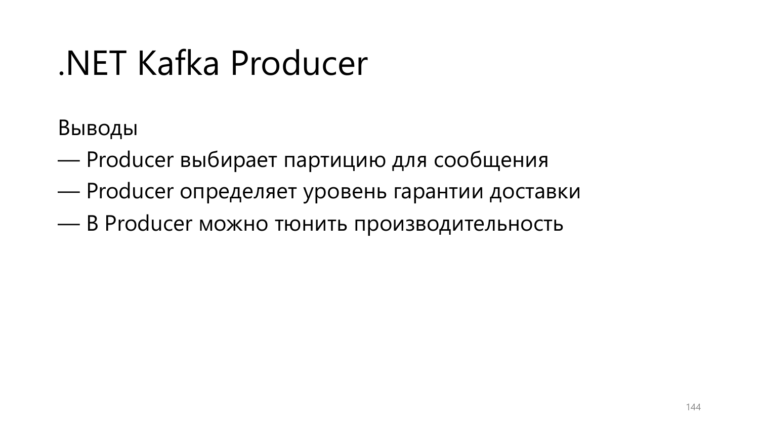# .NET Kafka Producer

Выводы

— Producer выбирает партицию для сообщения

— Producer определяет уровень гарантии доставки

— В Producer можно тюнить производительность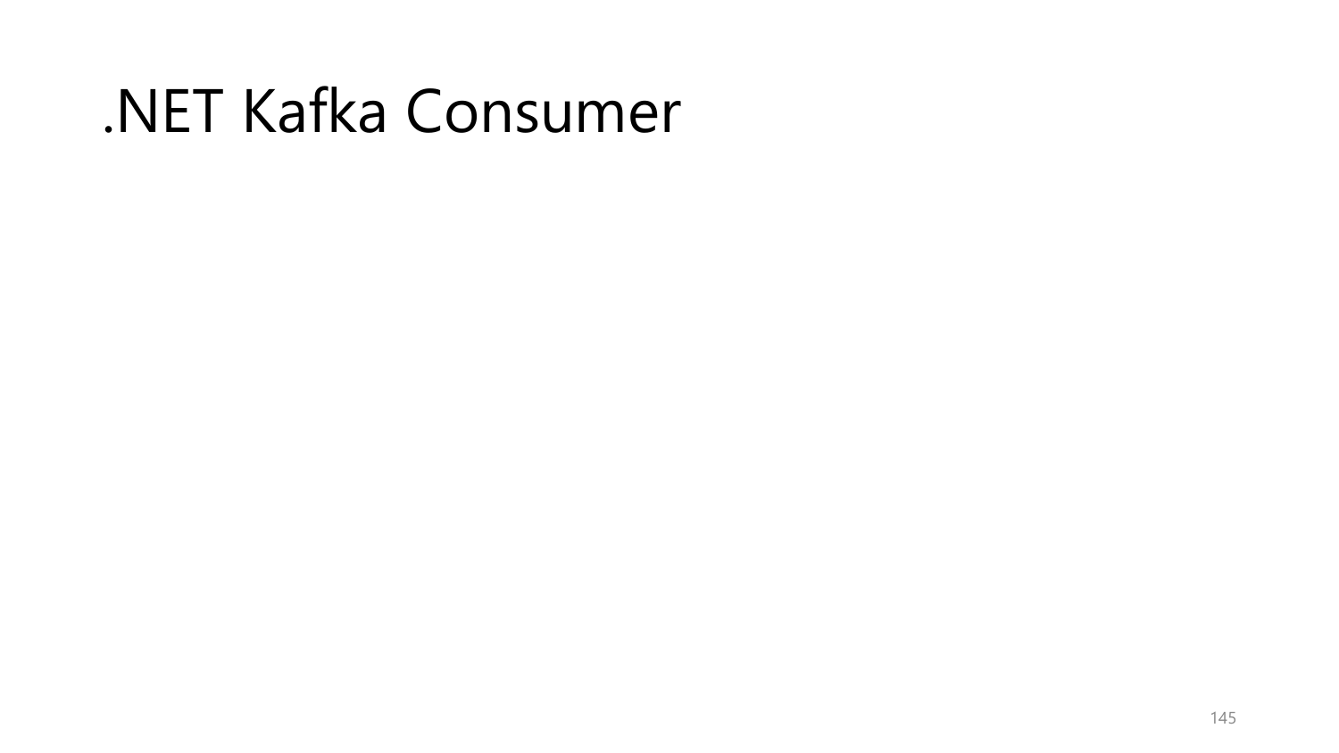# .NET Kafka Consumer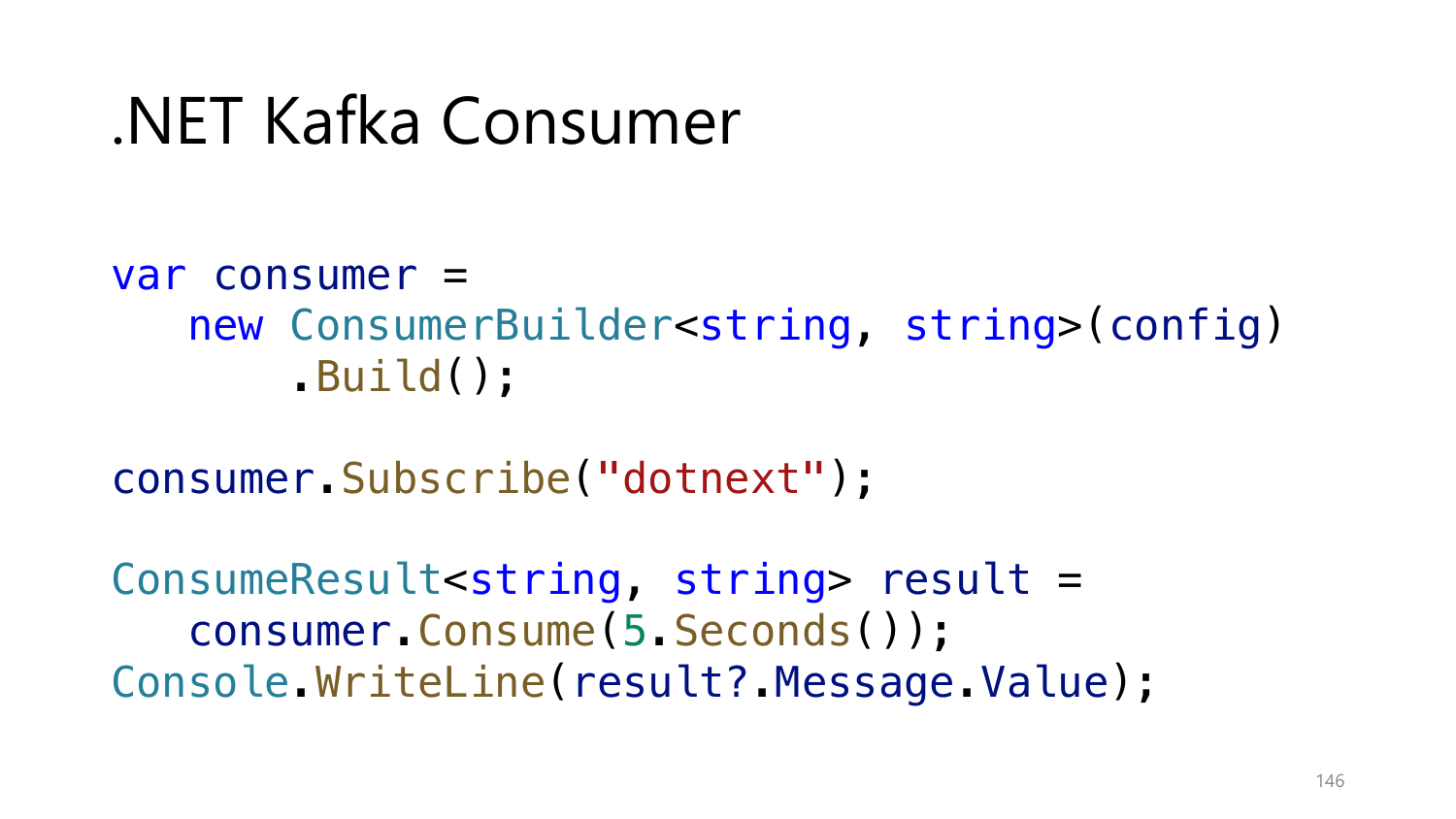# .NET Kafka Consumer

```
var consumer =
   new ConsumerBuilder<string, string>(config)
       .Build();

consumer.Subscribe("dotnext");

ConsumeResult<string, string> result =
   consumer.Consume(5.Seconds());
Console.WriteLine(result?.Message.Value);
```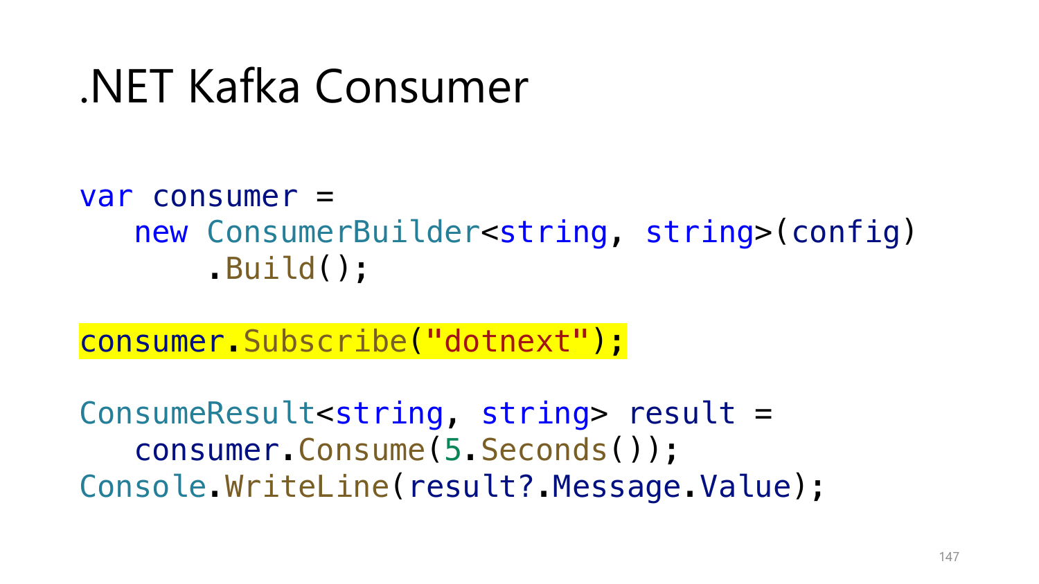# .NET Kafka Consumer

```
var consumer =
   new ConsumerBuilder<string, string>(config)
       .Build();

consumer.Subscribe("dotnext");

ConsumeResult<string, string> result =
   consumer.Consume(5.Seconds());
Console.WriteLine(result?.Message.Value);
```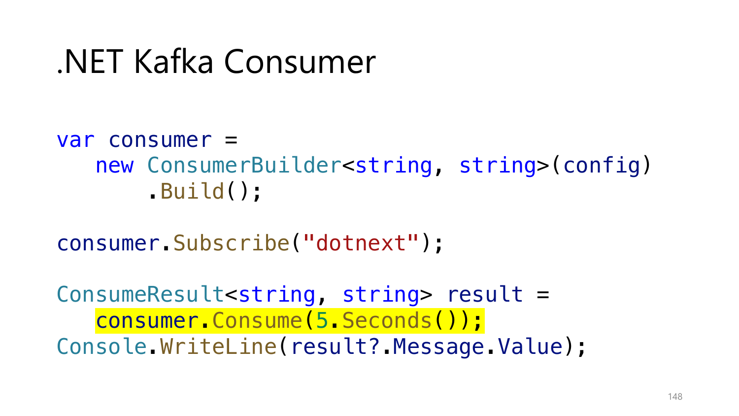# .NET Kafka Consumer

```
var consumer =
   new ConsumerBuilder<string, string>(config)
       .Build();

consumer.Subscribe("dotnext");

ConsumeResult<string, string> result =
   consumer.Consume(5.Seconds());
Console.WriteLine(result?.Message.Value);
```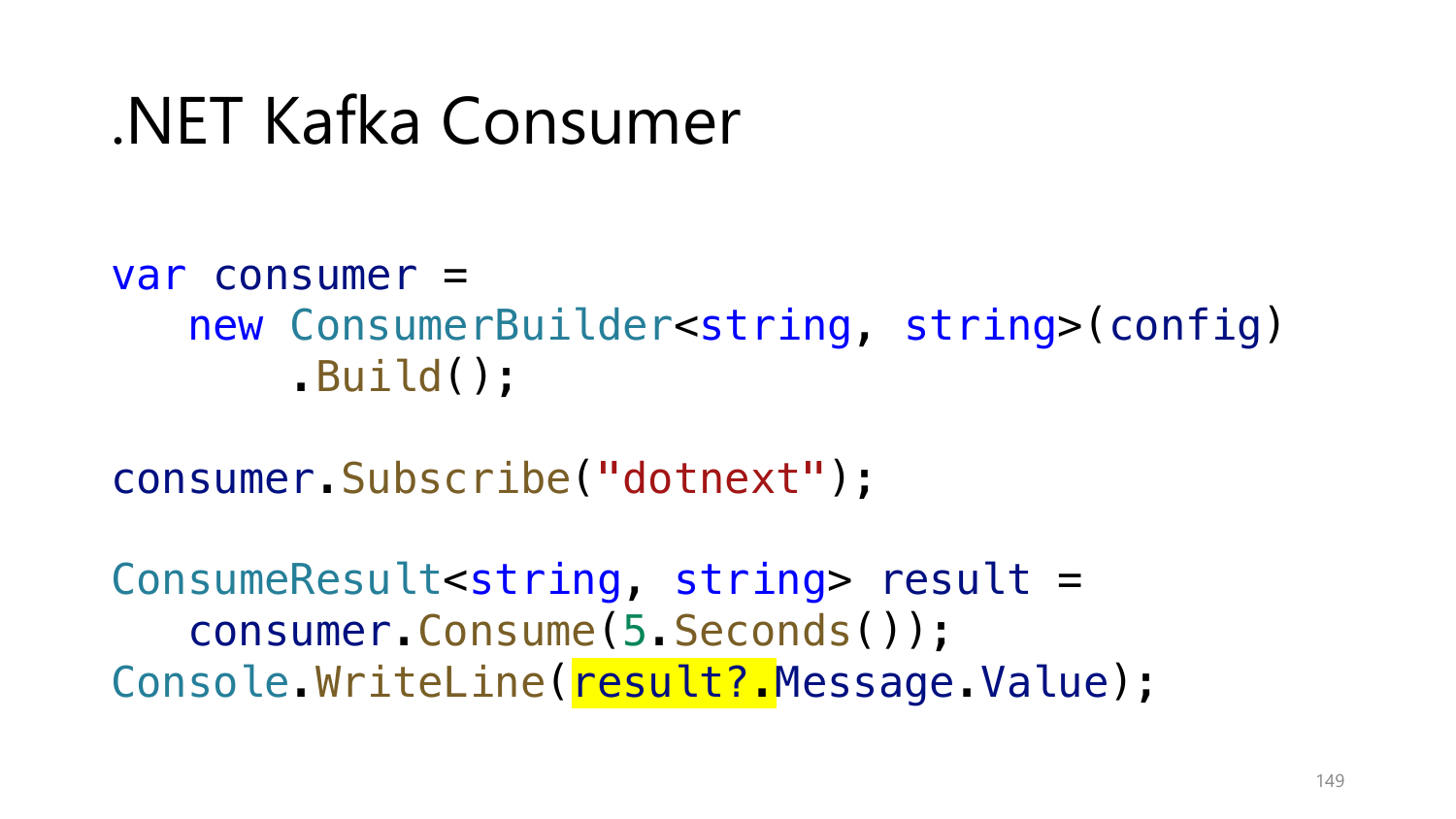# .NET Kafka Consumer

```
var consumer =
   new ConsumerBuilder<string, string>(config)
       .Build();

consumer.Subscribe("dotnext");

ConsumeResult<string, string> result =
   consumer.Consume(5.Seconds());
Console.WriteLine(result?.Message.Value);
```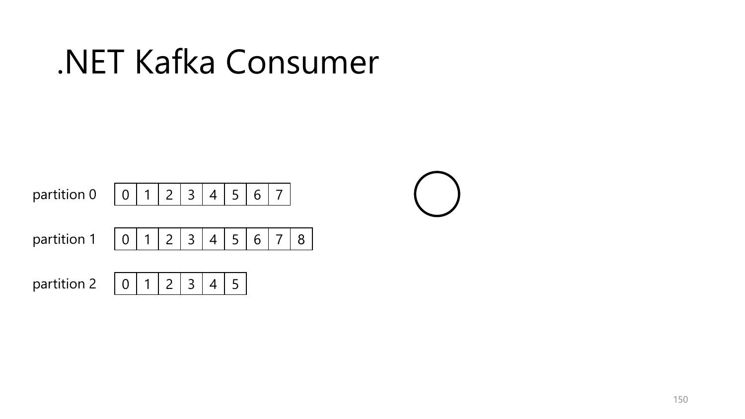# .NET Kafka Consumer

| partition 0 | 0 | 1 | 2 | 3 | 4 | 5 | 6 | 7 | |
|---|---|---|---|---|---|---|---|---|---|
| partition 1 | 0 | 1 | 2 | 3 | 4 | 5 | 6 | 7 | 8 |
| partition 2 | 0 | 1 | 2 | 3 | 4 | 5 | | | |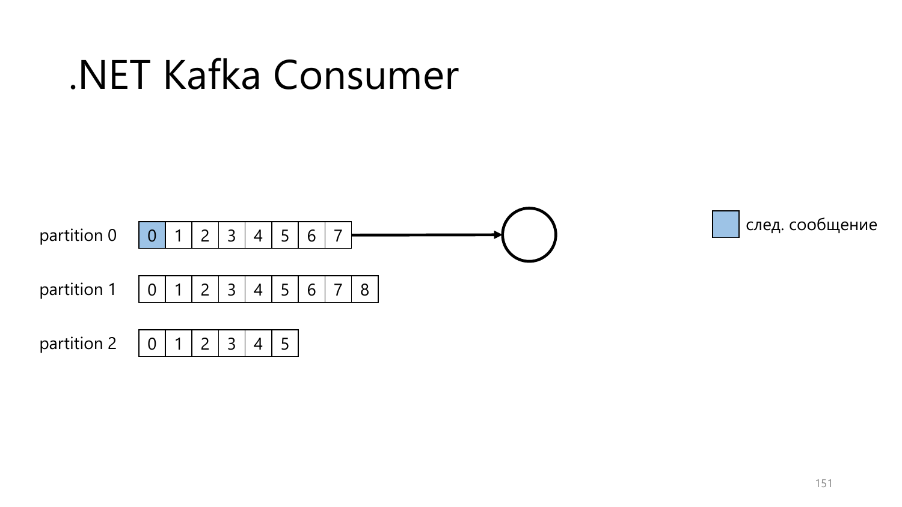# .NET Kafka Consumer

partition 0

| 0 | 1 | 2 | 3 | 4 | 5 | 6 | 7 |
|---|---|---|---|---|---|---|---|

partition 1

| 0 | 1 | 2 | 3 | 4 | 5 | 6 | 7 | 8 |
|---|---|---|---|---|---|---|---|---|

partition 2

| 0 | 1 | 2 | 3 | 4 | 5 |
|---|---|---|---|---|---|

след. сообщение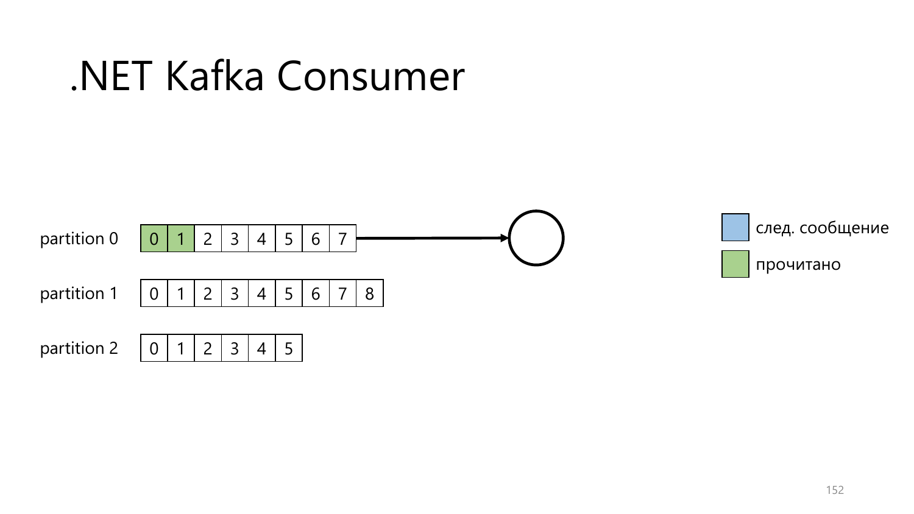# .NET Kafka Consumer

partition 0

| 0 | 1 | 2 | 3 | 4 | 5 | 6 | 7 |
|---|---|---|---|---|---|---|---|

partition 1

| 0 | 1 | 2 | 3 | 4 | 5 | 6 | 7 | 8 |
|---|---|---|---|---|---|---|---|---|

partition 2

| 0 | 1 | 2 | 3 | 4 | 5 |
|---|---|---|---|---|---|

след. сообщение

прочитано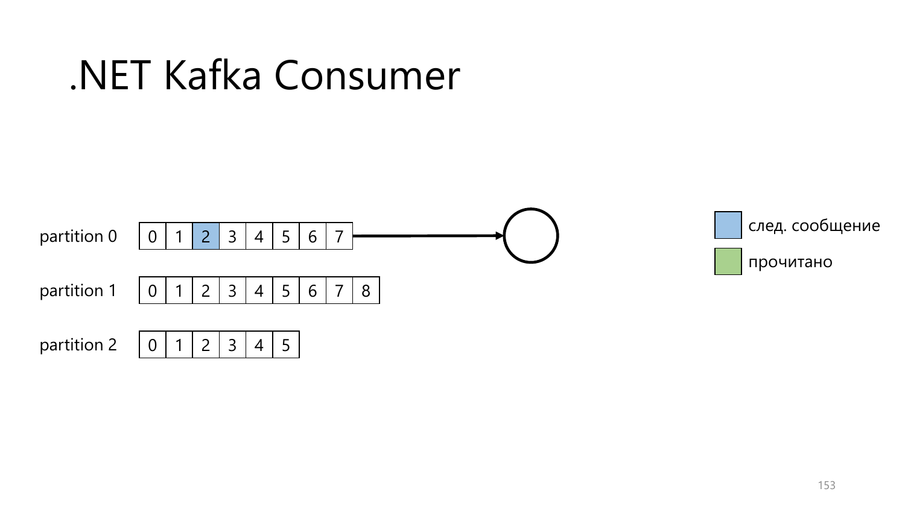# .NET Kafka Consumer

partition 0

| 0 | 1 | 2 | 3 | 4 | 5 | 6 | 7 |
|---|---|---|---|---|---|---|---|

partition 1

| 0 | 1 | 2 | 3 | 4 | 5 | 6 | 7 | 8 |
|---|---|---|---|---|---|---|---|---|

partition 2

| 0 | 1 | 2 | 3 | 4 | 5 |
|---|---|---|---|---|---|

след. сообщение

прочитано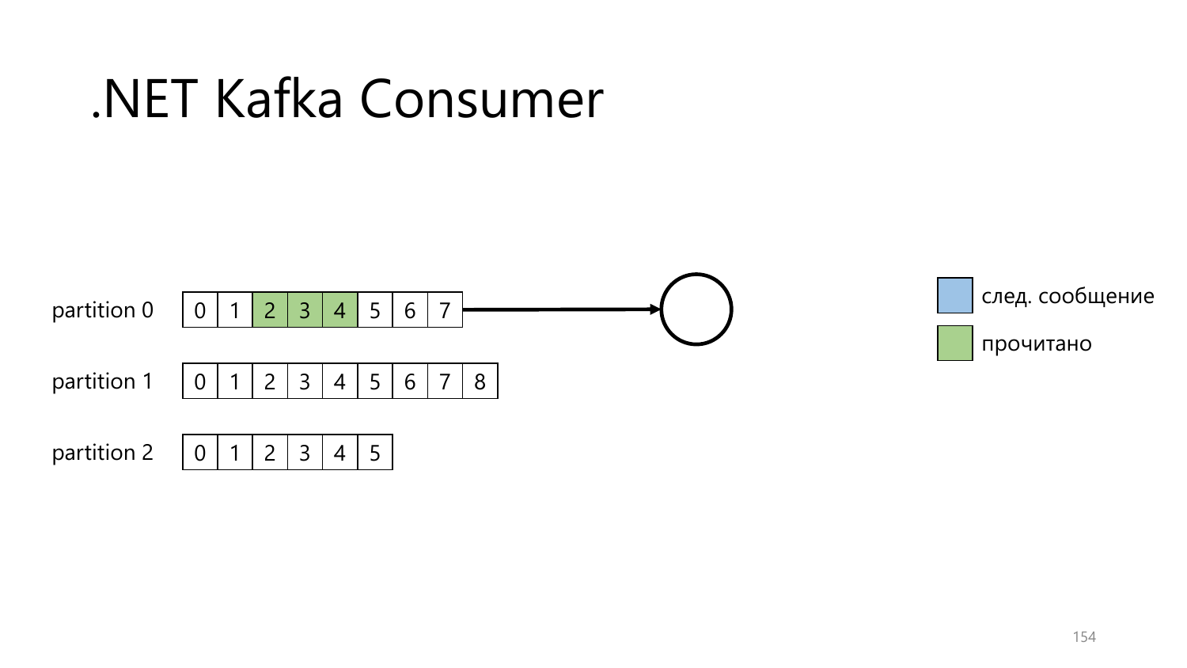# .NET Kafka Consumer

partition 0

| 0 | 1 | 2 | 3 | 4 | 5 | 6 | 7 |
|---|---|---|---|---|---|---|---|

partition 1

| 0 | 1 | 2 | 3 | 4 | 5 | 6 | 7 | 8 |
|---|---|---|---|---|---|---|---|---|

partition 2

| 0 | 1 | 2 | 3 | 4 | 5 |
|---|---|---|---|---|---|

след. сообщение

прочитано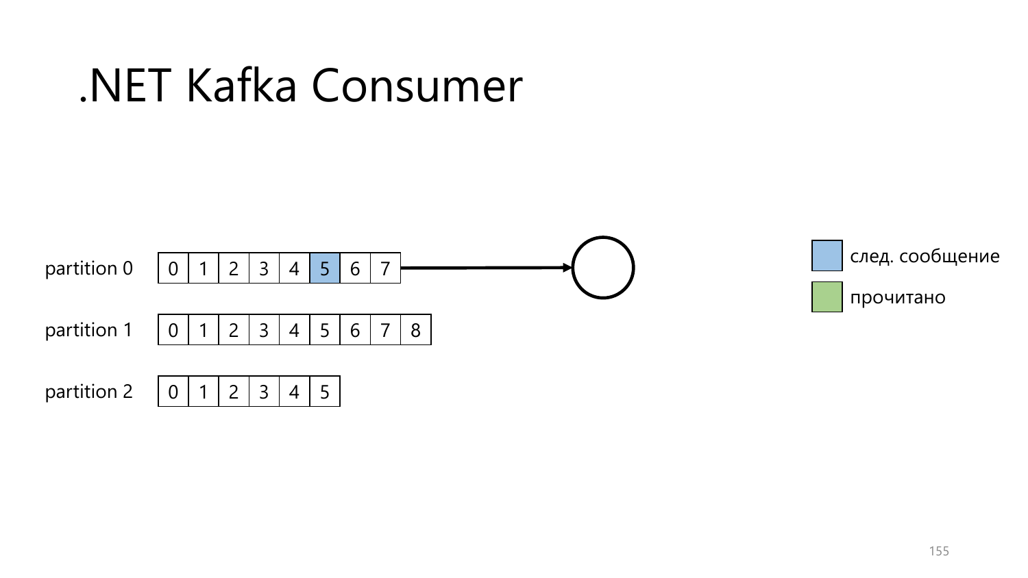# .NET Kafka Consumer

partition 0: 0 | 1 | 2 | 3 | 4 | 5 | 6 | 7

partition 1: 0 | 1 | 2 | 3 | 4 | 5 | 6 | 7 | 8

partition 2: 0 | 1 | 2 | 3 | 4 | 5

след. сообщение

прочитано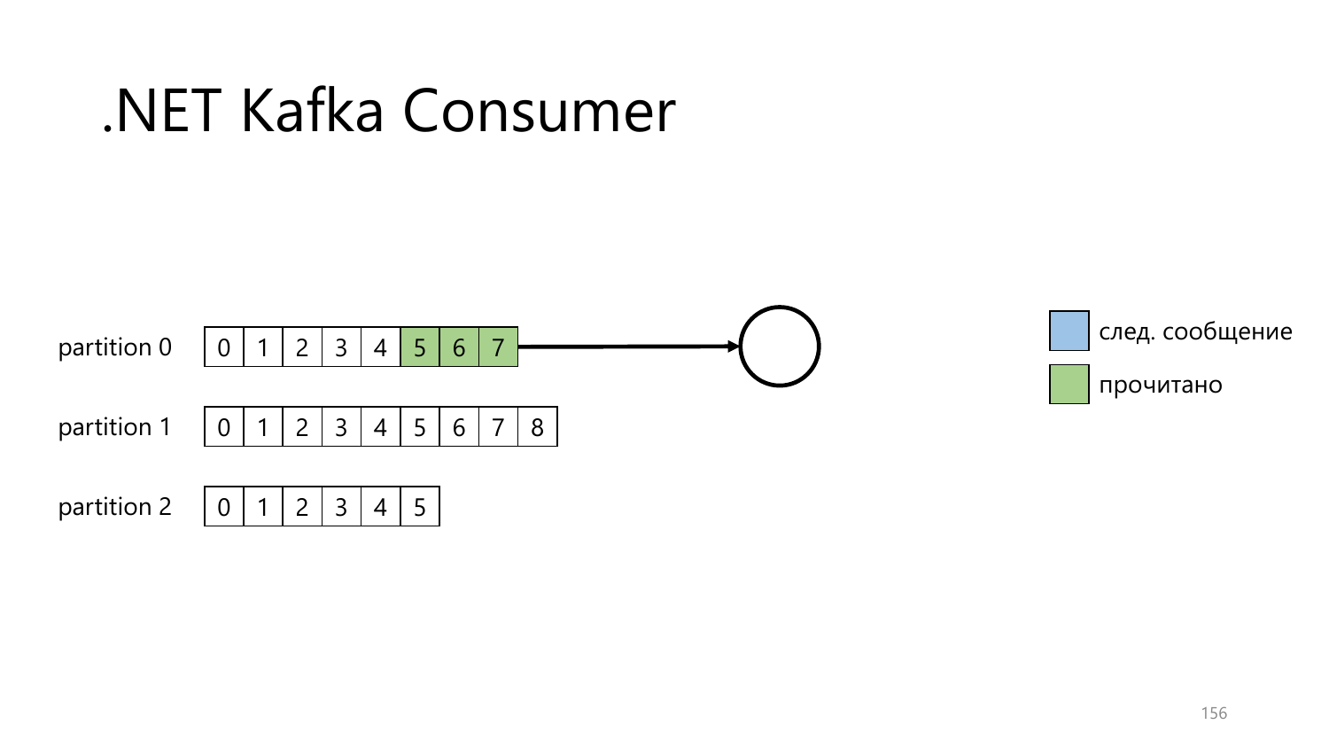# .NET Kafka Consumer

partition 0

| 0 | 1 | 2 | 3 | 4 | 5 | 6 | 7 |
|---|---|---|---|---|---|---|---|

partition 1

| 0 | 1 | 2 | 3 | 4 | 5 | 6 | 7 | 8 |
|---|---|---|---|---|---|---|---|---|

partition 2

| 0 | 1 | 2 | 3 | 4 | 5 |
|---|---|---|---|---|---|

след. сообщение

прочитано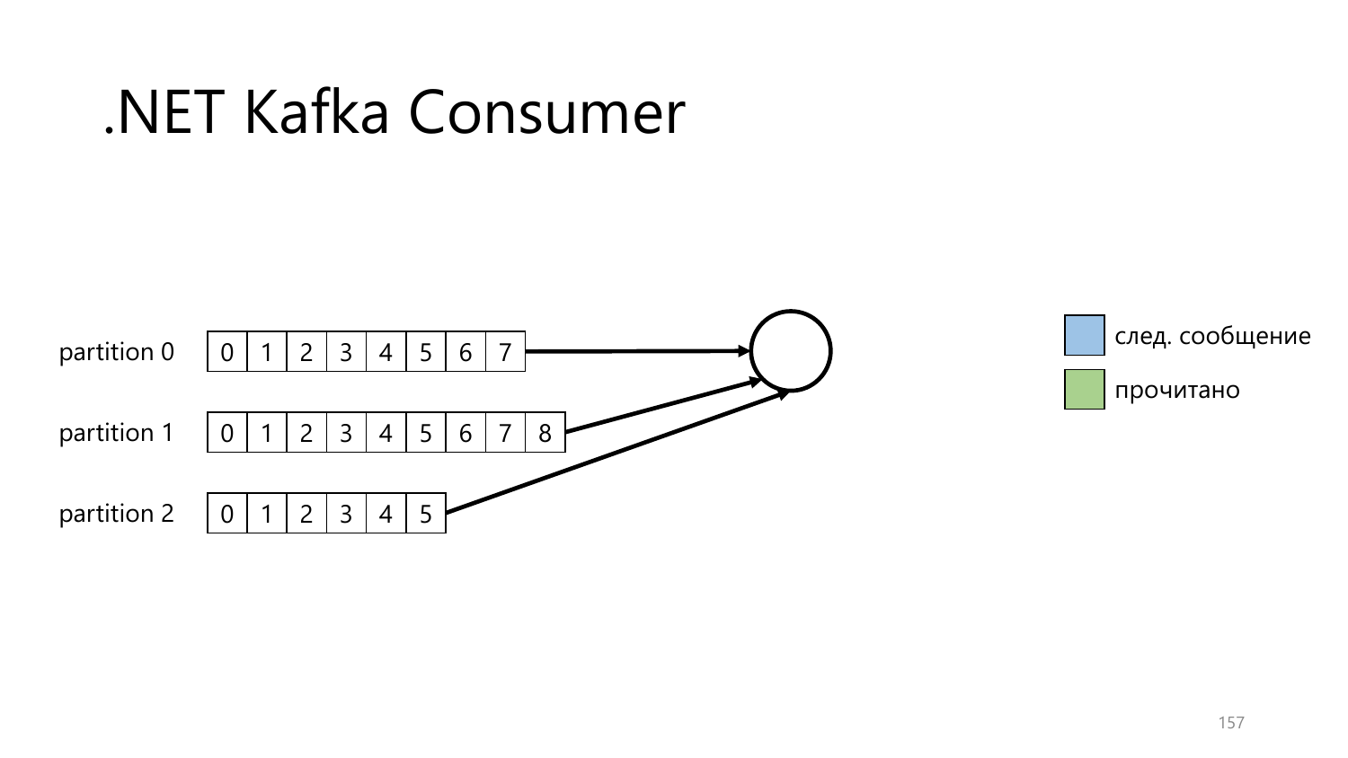# .NET Kafka Consumer

partition 0

| 0 | 1 | 2 | 3 | 4 | 5 | 6 | 7 |
|---|---|---|---|---|---|---|---|

partition 1

| 0 | 1 | 2 | 3 | 4 | 5 | 6 | 7 | 8 |
|---|---|---|---|---|---|---|---|---|

partition 2

| 0 | 1 | 2 | 3 | 4 | 5 |
|---|---|---|---|---|---|

след. сообщение

прочитано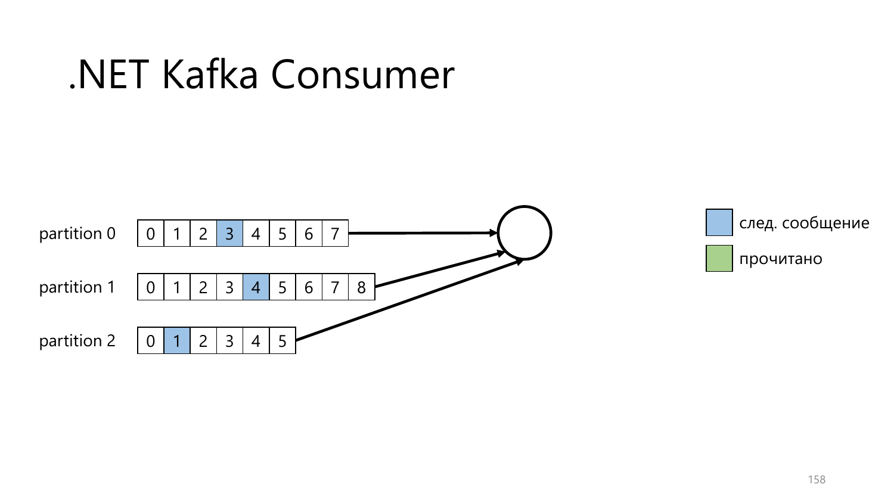# .NET Kafka Consumer

partition 0

| 0 | 1 | 2 | 3 | 4 | 5 | 6 | 7 |
|---|---|---|---|---|---|---|---|

partition 1

| 0 | 1 | 2 | 3 | 4 | 5 | 6 | 7 | 8 |
|---|---|---|---|---|---|---|---|---|

partition 2

| 0 | 1 | 2 | 3 | 4 | 5 |
|---|---|---|---|---|---|

след. сообщение

прочитано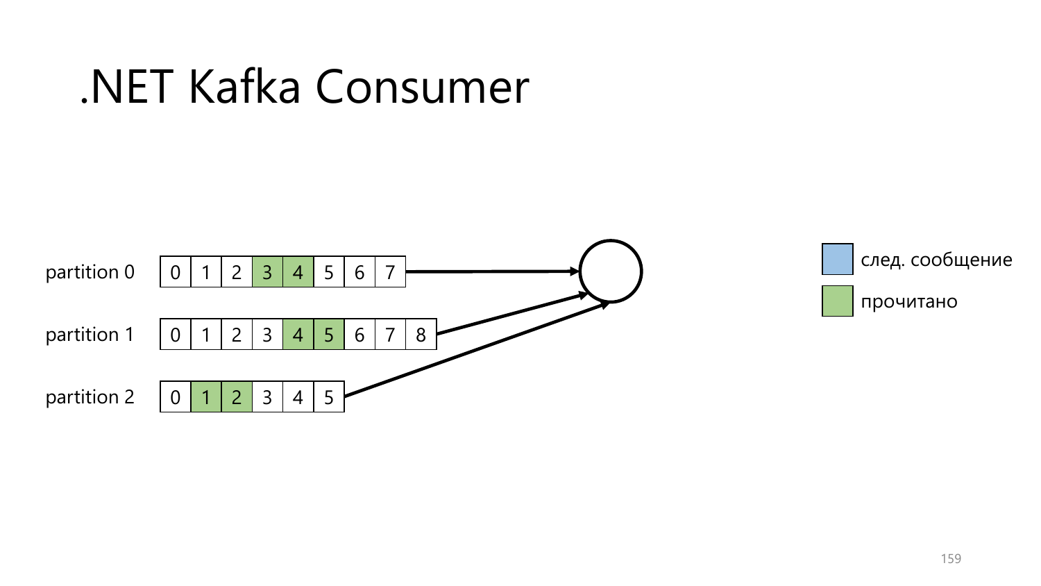# .NET Kafka Consumer

partition 0: 0 1 2 3 4 5 6 7

partition 1: 0 1 2 3 4 5 6 7 8

partition 2: 0 1 2 3 4 5

след. сообщение

прочитано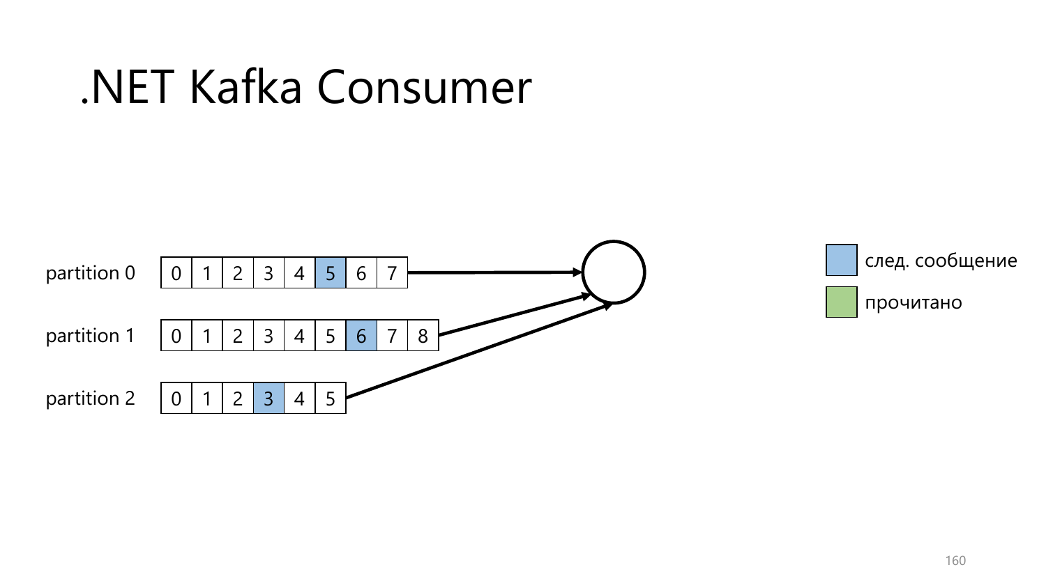# .NET Kafka Consumer

partition 0

| 0 | 1 | 2 | 3 | 4 | 5 | 6 | 7 |
|---|---|---|---|---|---|---|---|

partition 1

| 0 | 1 | 2 | 3 | 4 | 5 | 6 | 7 | 8 |
|---|---|---|---|---|---|---|---|---|

partition 2

| 0 | 1 | 2 | 3 | 4 | 5 |
|---|---|---|---|---|---|

след. сообщение

прочитано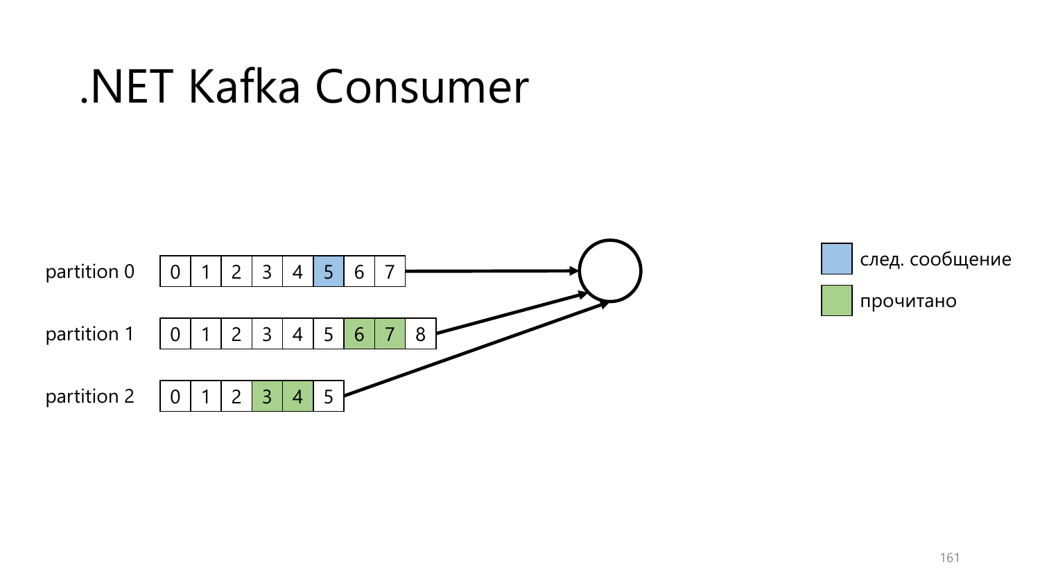# .NET Kafka Consumer

partition 0: 0 | 1 | 2 | 3 | 4 | 5 | 6 | 7

partition 1: 0 | 1 | 2 | 3 | 4 | 5 | 6 | 7 | 8

partition 2: 0 | 1 | 2 | 3 | 4 | 5

след. сообщение

прочитано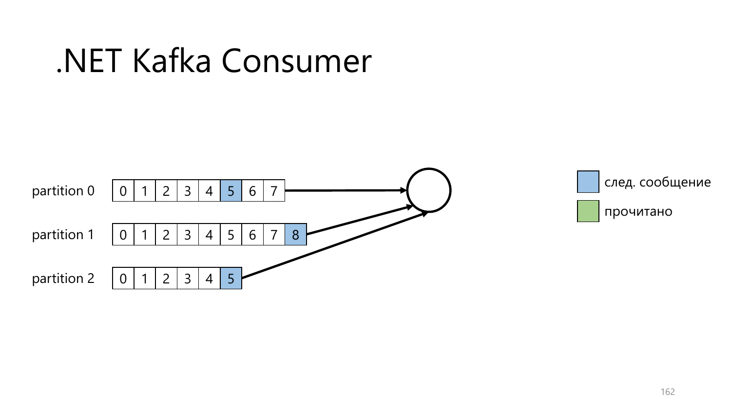# .NET Kafka Consumer

partition 0

| 0 | 1 | 2 | 3 | 4 | 5 | 6 | 7 |
|---|---|---|---|---|---|---|---|

partition 1

| 0 | 1 | 2 | 3 | 4 | 5 | 6 | 7 | 8 |
|---|---|---|---|---|---|---|---|---|

partition 2

| 0 | 1 | 2 | 3 | 4 | 5 |
|---|---|---|---|---|---|

след. сообщение

прочитано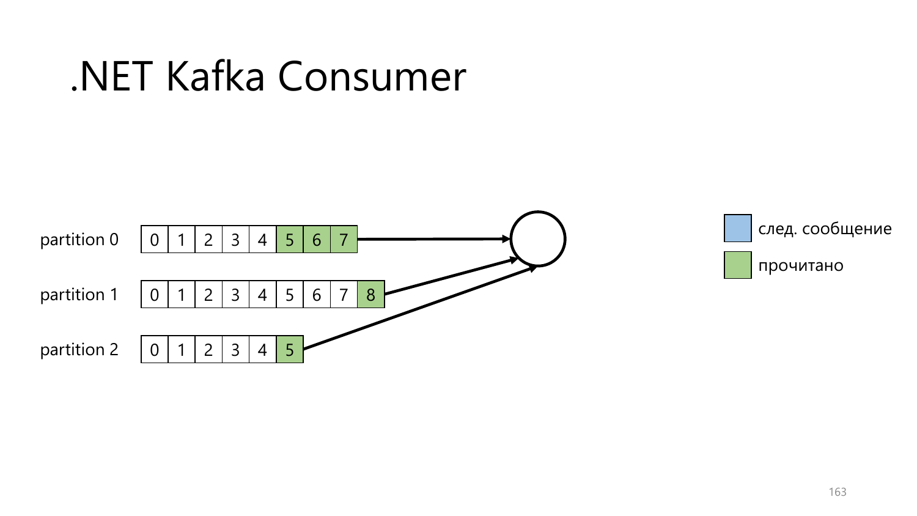# .NET Kafka Consumer

partition 0: 0 | 1 | 2 | 3 | 4 | 5 | 6 | 7

partition 1: 0 | 1 | 2 | 3 | 4 | 5 | 6 | 7 | 8

partition 2: 0 | 1 | 2 | 3 | 4 | 5

след. сообщение

прочитано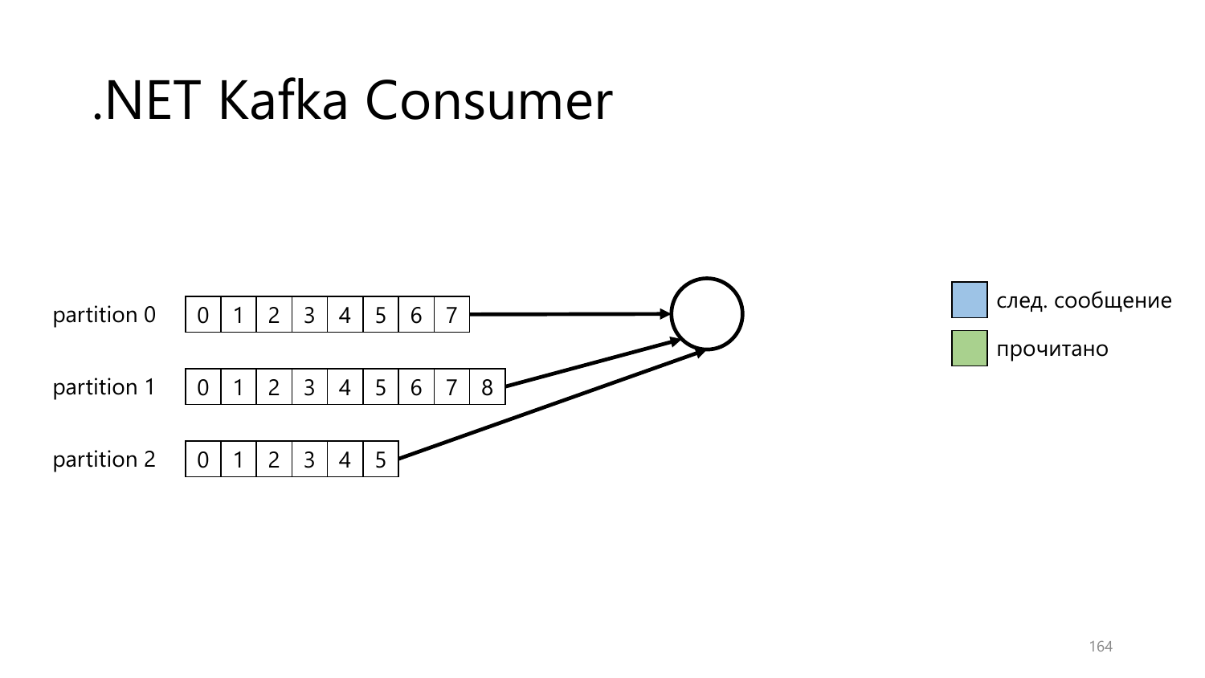# .NET Kafka Consumer

partition 0

| 0 | 1 | 2 | 3 | 4 | 5 | 6 | 7 |
|---|---|---|---|---|---|---|---|

partition 1

| 0 | 1 | 2 | 3 | 4 | 5 | 6 | 7 | 8 |
|---|---|---|---|---|---|---|---|---|

partition 2

| 0 | 1 | 2 | 3 | 4 | 5 |
|---|---|---|---|---|---|

след. сообщение

прочитано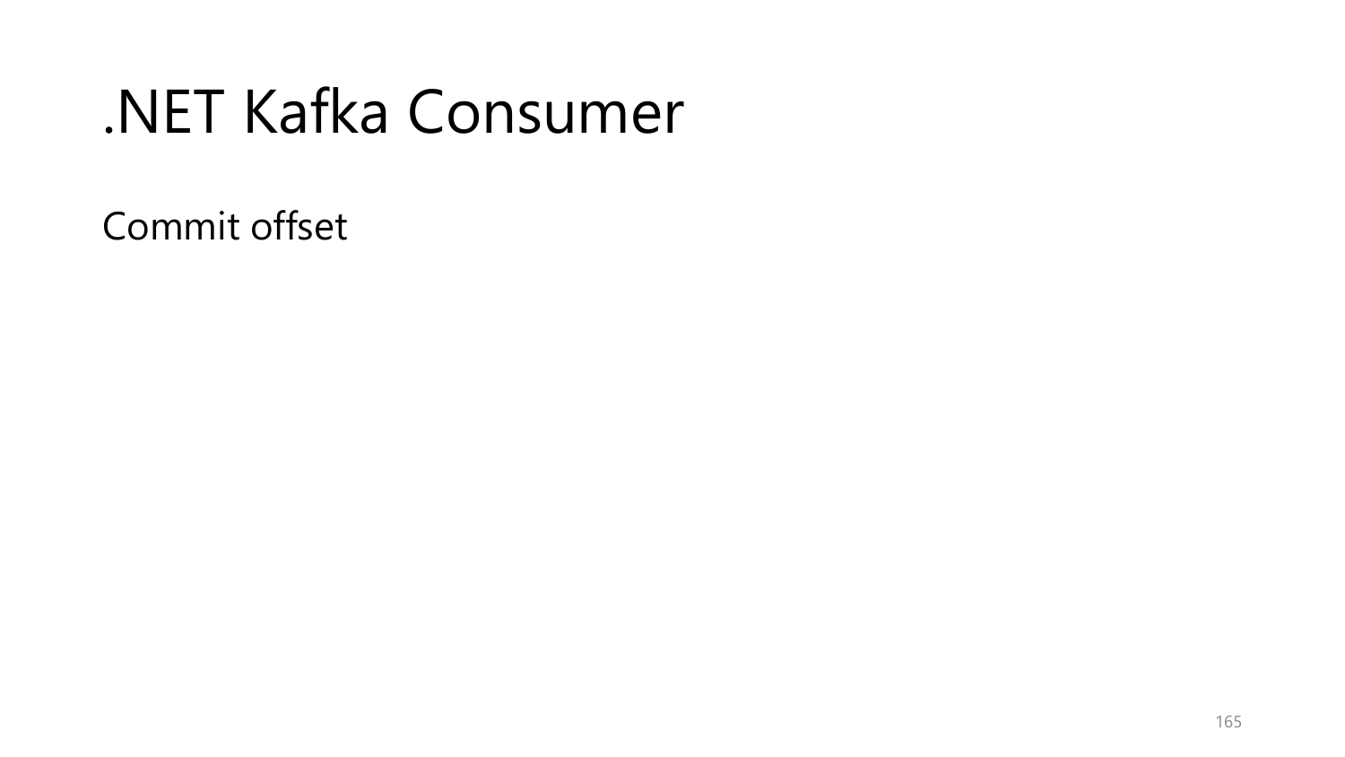# .NET Kafka Consumer

Commit offset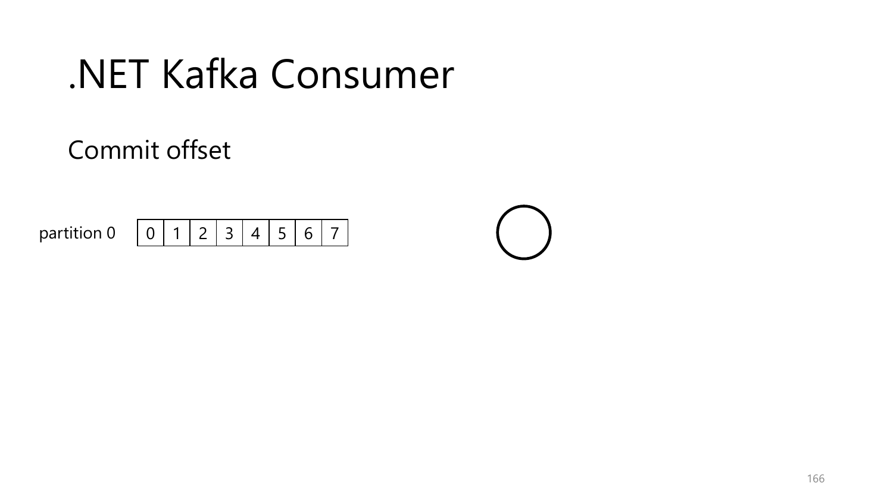# .NET Kafka Consumer

Commit offset

| partition 0 | 0 | 1 | 2 | 3 | 4 | 5 | 6 | 7 |
|---|---|---|---|---|---|---|---|---|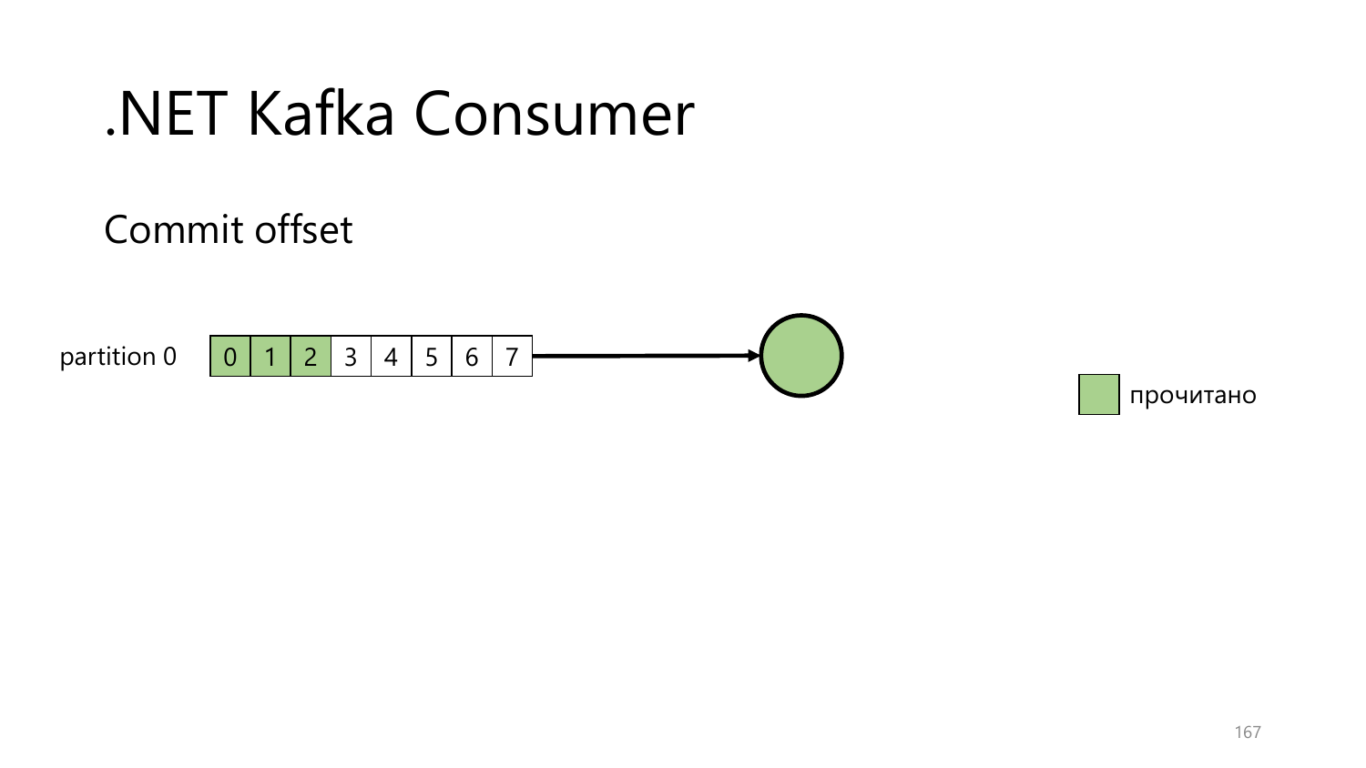# .NET Kafka Consumer

## Commit offset

partition 0

| 0 | 1 | 2 | 3 | 4 | 5 | 6 | 7 |
|---|---|---|---|---|---|---|---|

прочитано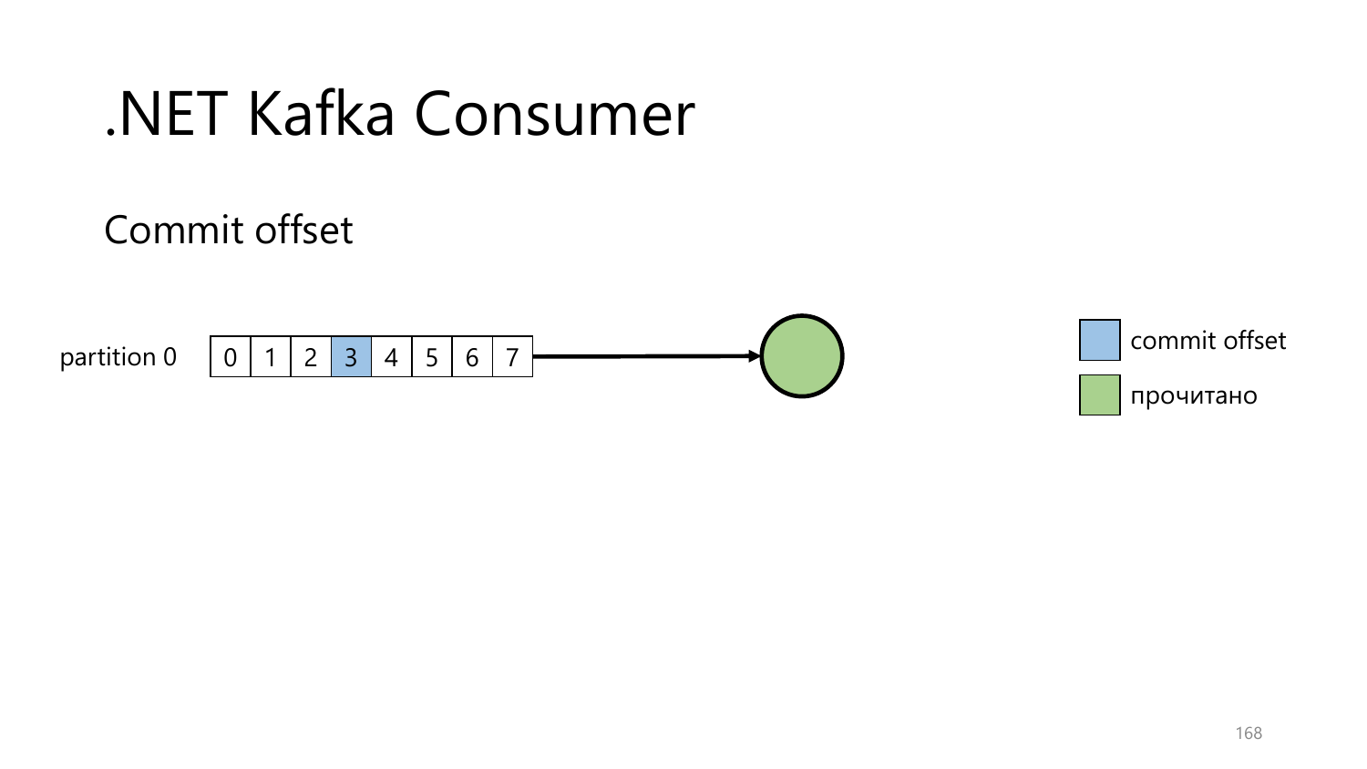# .NET Kafka Consumer

## Commit offset

partition 0

| 0 | 1 | 2 | 3 | 4 | 5 | 6 | 7 |
|---|---|---|---|---|---|---|---|

commit offset

прочитано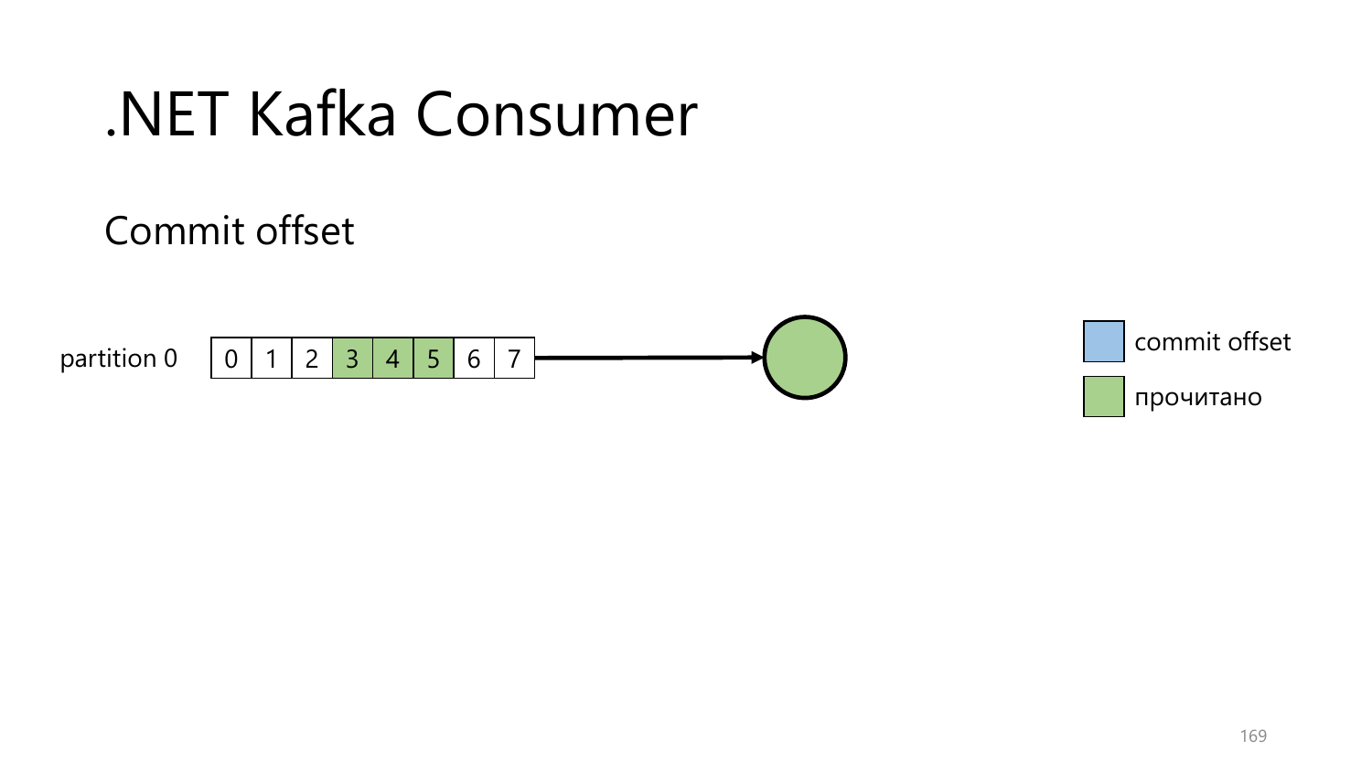# .NET Kafka Consumer

## Commit offset

partition 0

| 0 | 1 | 2 | 3 | 4 | 5 | 6 | 7 |
|---|---|---|---|---|---|---|---|

commit offset

прочитано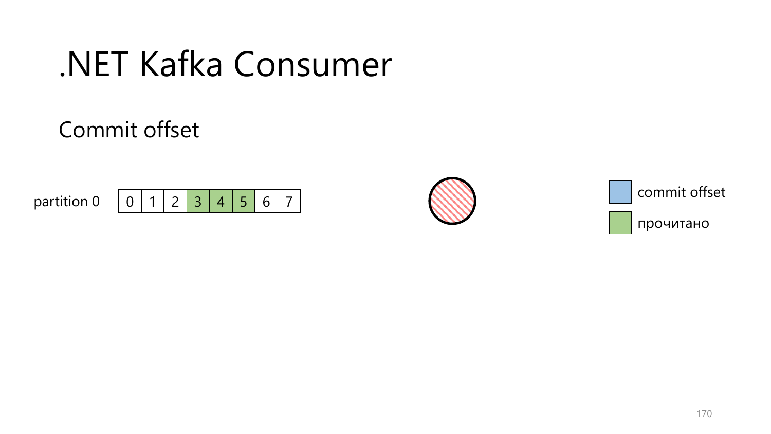# .NET Kafka Consumer

## Commit offset

partition 0

| 0 | 1 | 2 | 3 | 4 | 5 | 6 | 7 |
|---|---|---|---|---|---|---|---|

commit offset

прочитано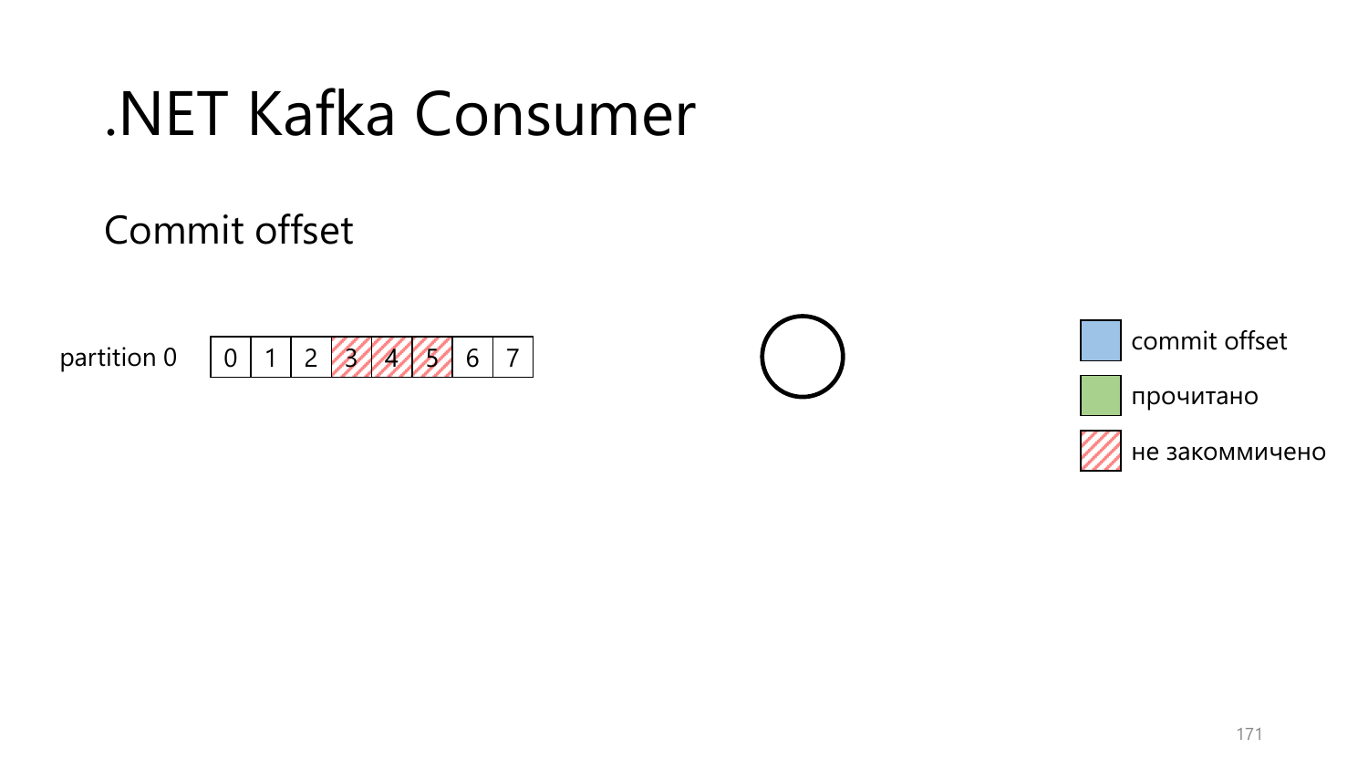# .NET Kafka Consumer

## Commit offset

partition 0

| 0 | 1 | 2 | 3 | 4 | 5 | 6 | 7 |
|---|---|---|---|---|---|---|---|

- commit offset
- прочитано
- не закоммичено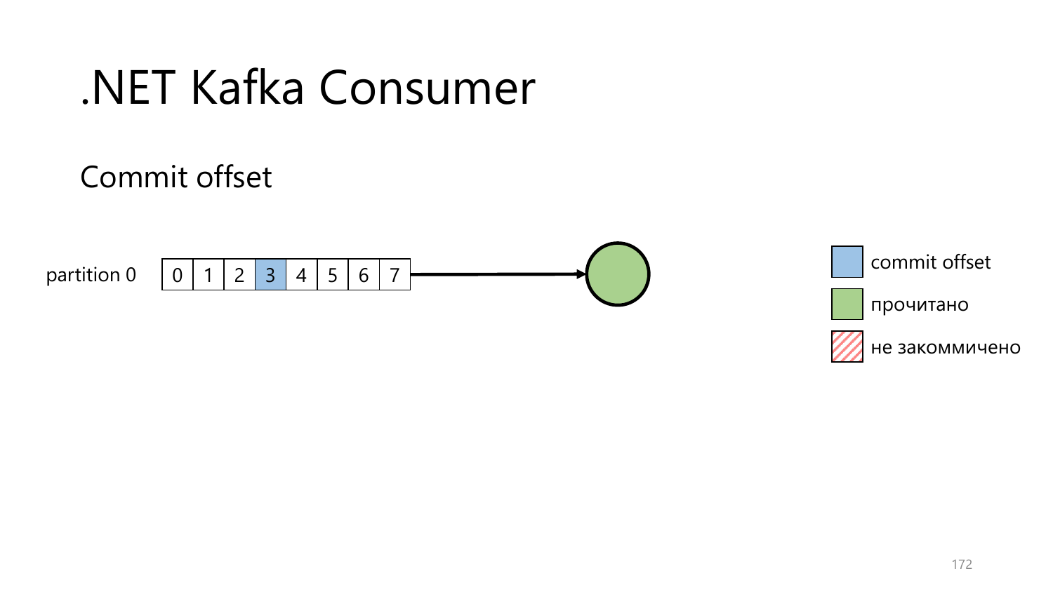# .NET Kafka Consumer

## Commit offset

partition 0

| 0 | 1 | 2 | 3 | 4 | 5 | 6 | 7 |
|---|---|---|---|---|---|---|---|

- commit offset
- прочитано
- не закоммичено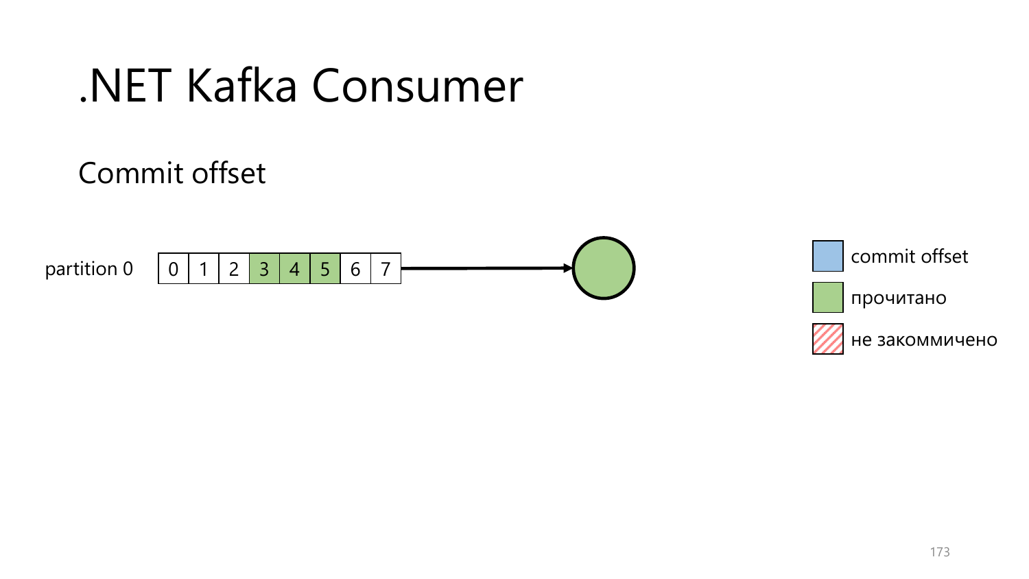# .NET Kafka Consumer

## Commit offset

partition 0

| 0 | 1 | 2 | 3 | 4 | 5 | 6 | 7 |
|---|---|---|---|---|---|---|---|

- commit offset
- прочитано
- не закоммичено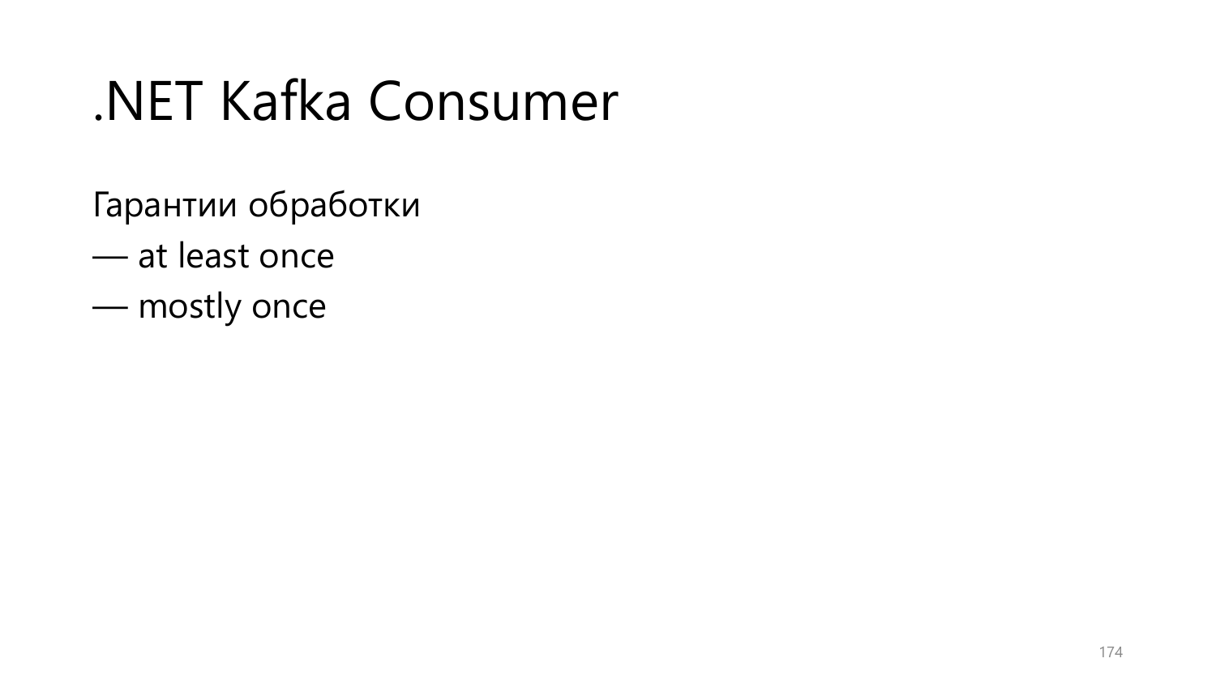# .NET Kafka Consumer

Гарантии обработки

— at least once

— mostly once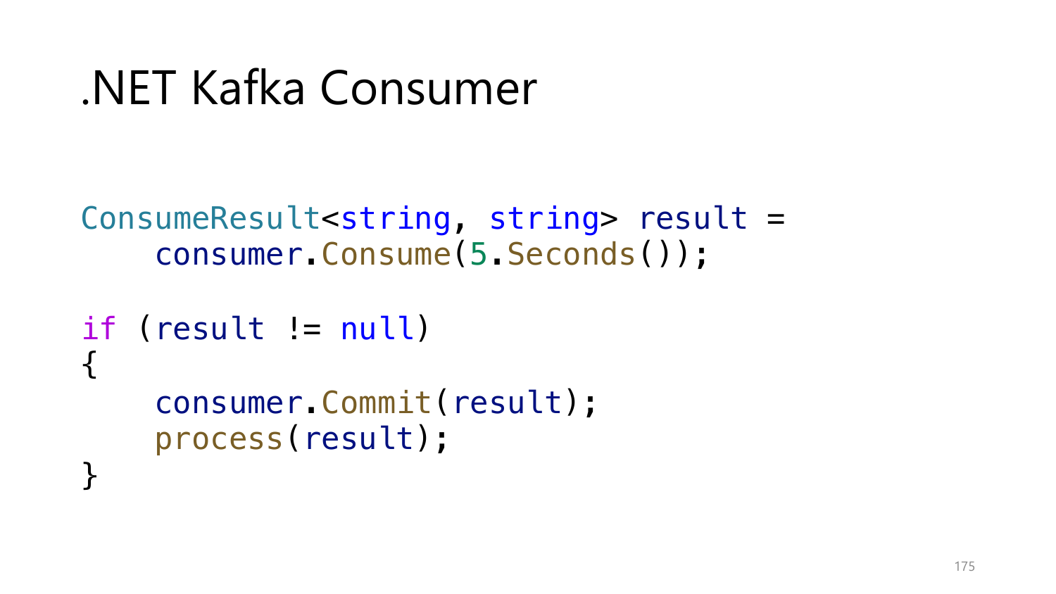# .NET Kafka Consumer

```
ConsumeResult<string, string> result =
    consumer.Consume(5.Seconds());

if (result != null)
{
    consumer.Commit(result);
    process(result);
}
```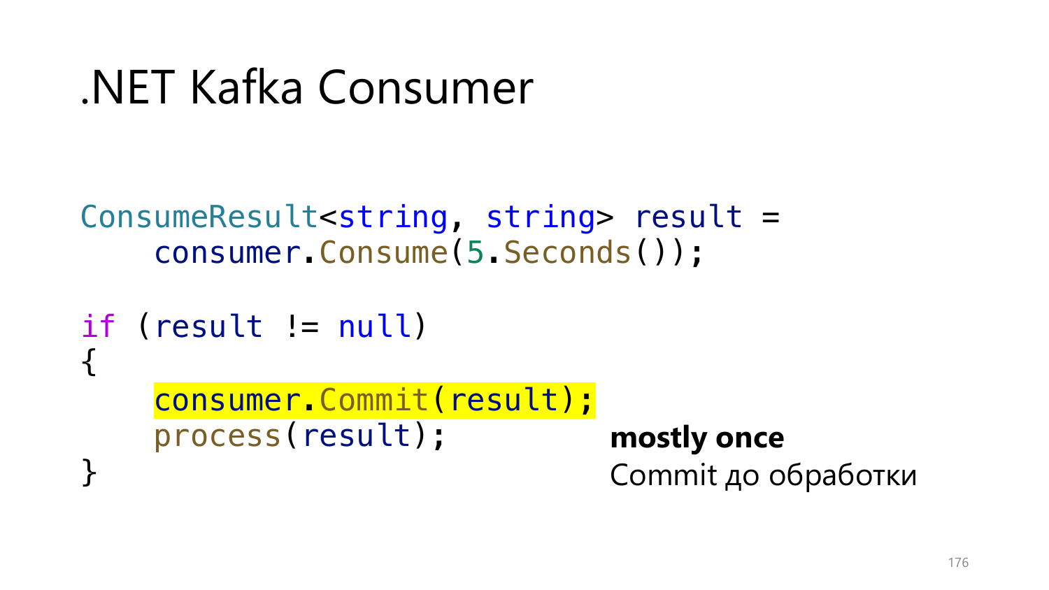# .NET Kafka Consumer

```
ConsumeResult<string, string> result =
    consumer.Consume(5.Seconds());

if (result != null)
{
    consumer.Commit(result);
    process(result);
}
```

**mostly once**
Commit до обработки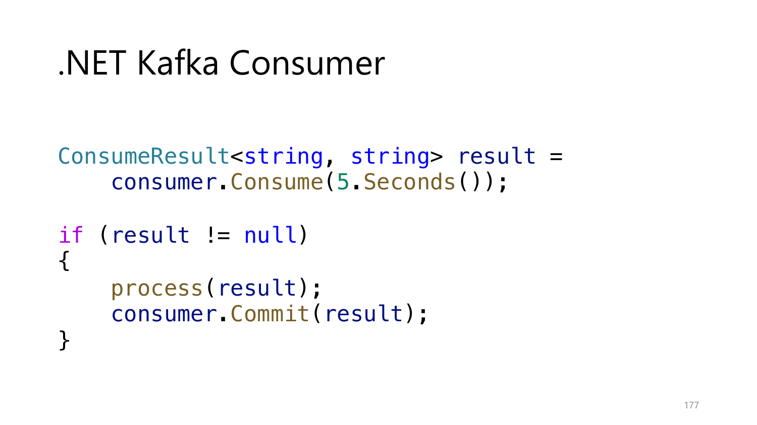# .NET Kafka Consumer

```
ConsumeResult<string, string> result =
    consumer.Consume(5.Seconds());

if (result != null)
{
    process(result);
    consumer.Commit(result);
}
```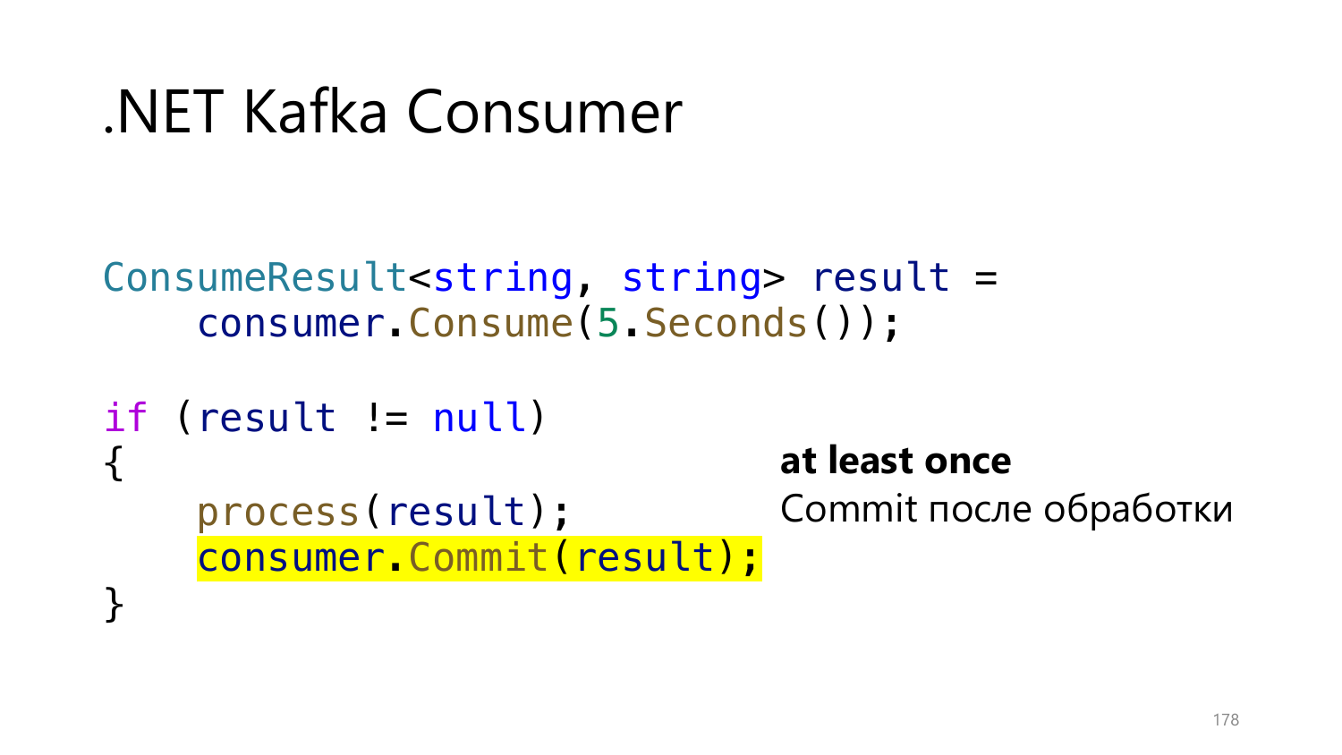# .NET Kafka Consumer

```
ConsumeResult<string, string> result =
    consumer.Consume(5.Seconds());

if (result != null)
{
    process(result);
    consumer.Commit(result);
}
```

**at least once**

Commit после обработки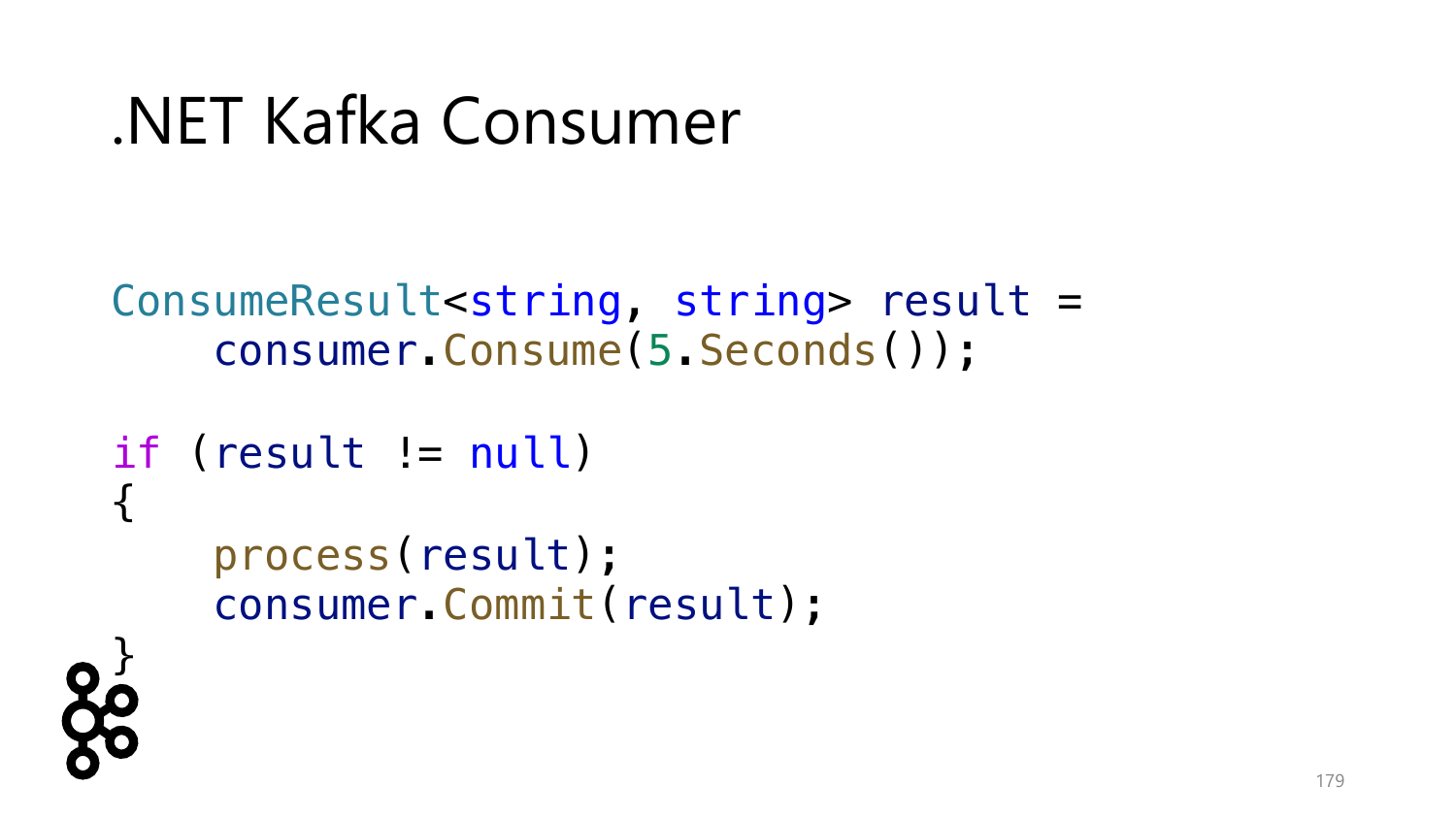# .NET Kafka Consumer

```
ConsumeResult<string, string> result =
    consumer.Consume(5.Seconds());

if (result != null)
{
    process(result);
    consumer.Commit(result);
}
```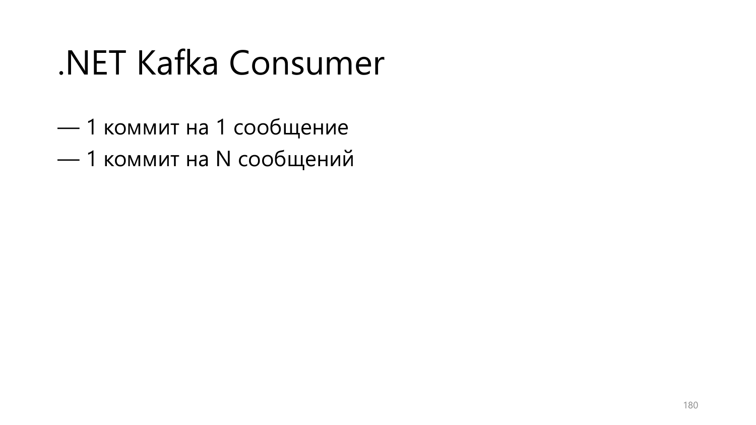# .NET Kafka Consumer

— 1 коммит на 1 сообщение

— 1 коммит на N сообщений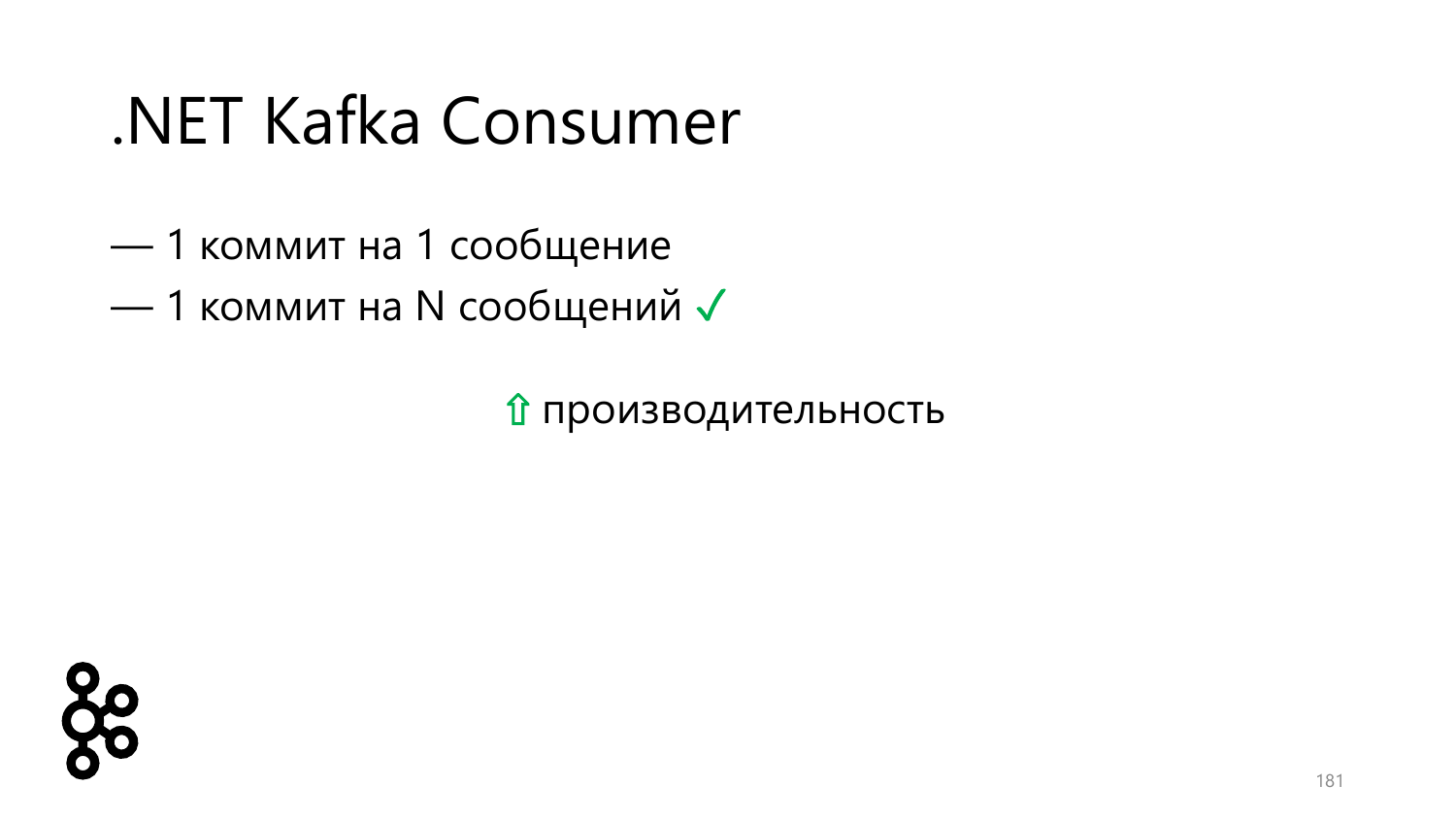# .NET Kafka Consumer

— 1 коммит на 1 сообщение

— 1 коммит на N сообщений ✓

⇧ производительность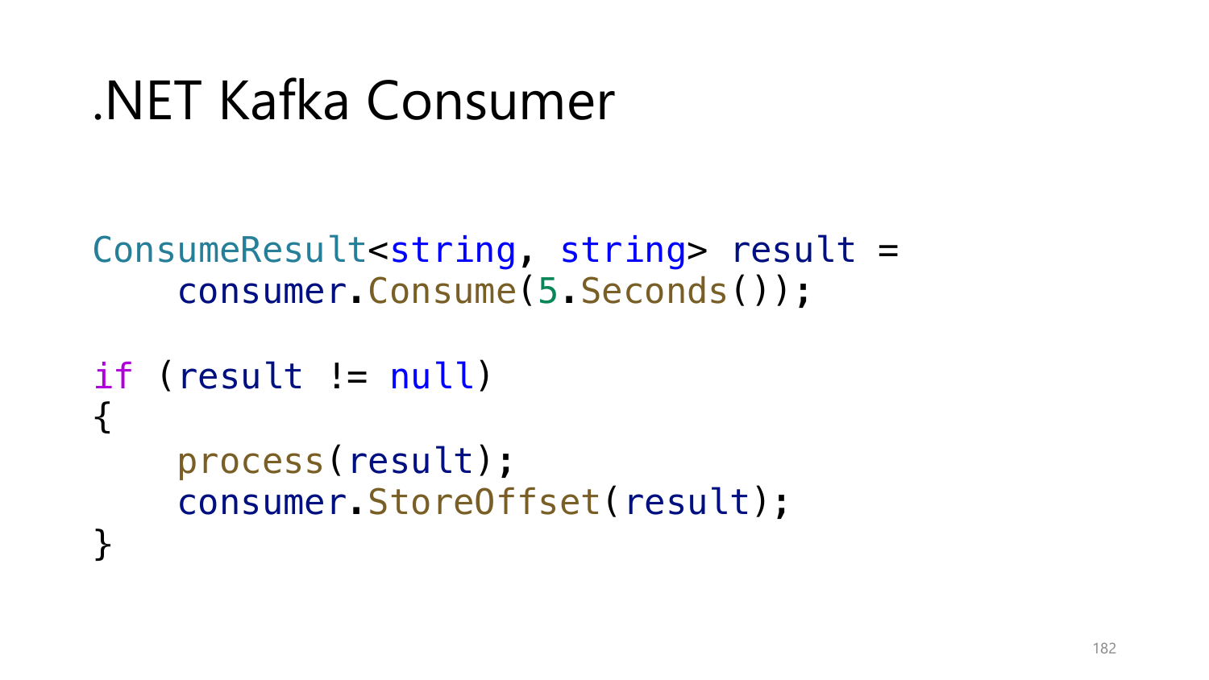# .NET Kafka Consumer

```
ConsumeResult<string, string> result =
    consumer.Consume(5.Seconds());

if (result != null)
{
    process(result);
    consumer.StoreOffset(result);
}
```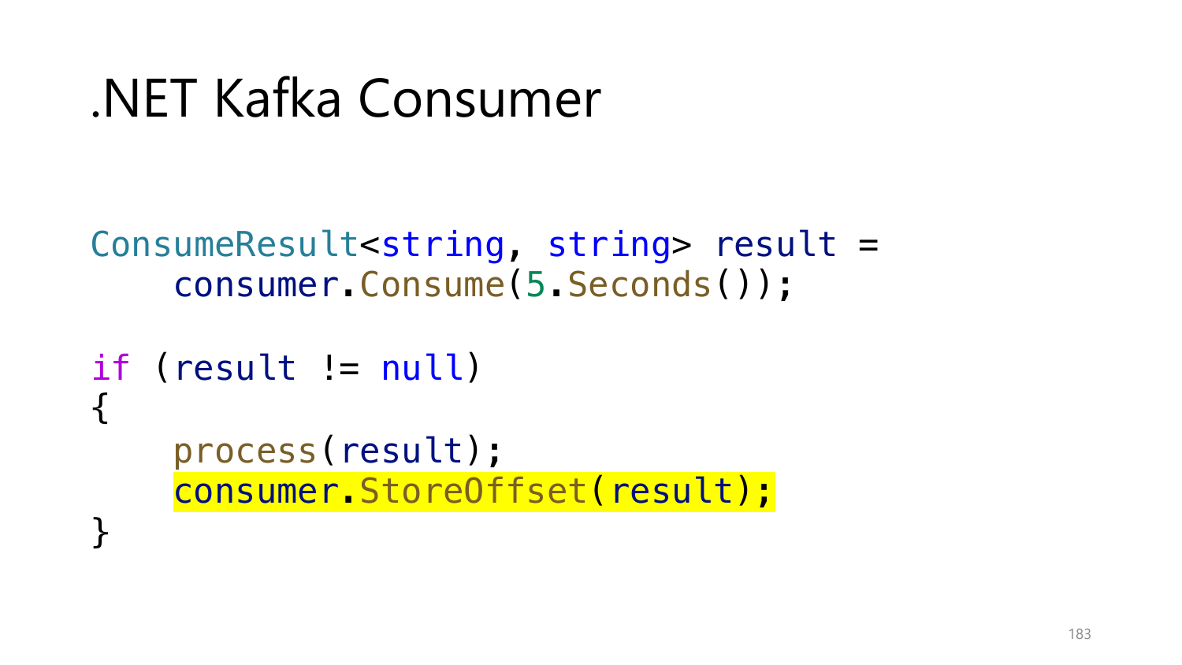# .NET Kafka Consumer

```
ConsumeResult<string, string> result =
    consumer.Consume(5.Seconds());

if (result != null)
{
    process(result);
    consumer.StoreOffset(result);
}
```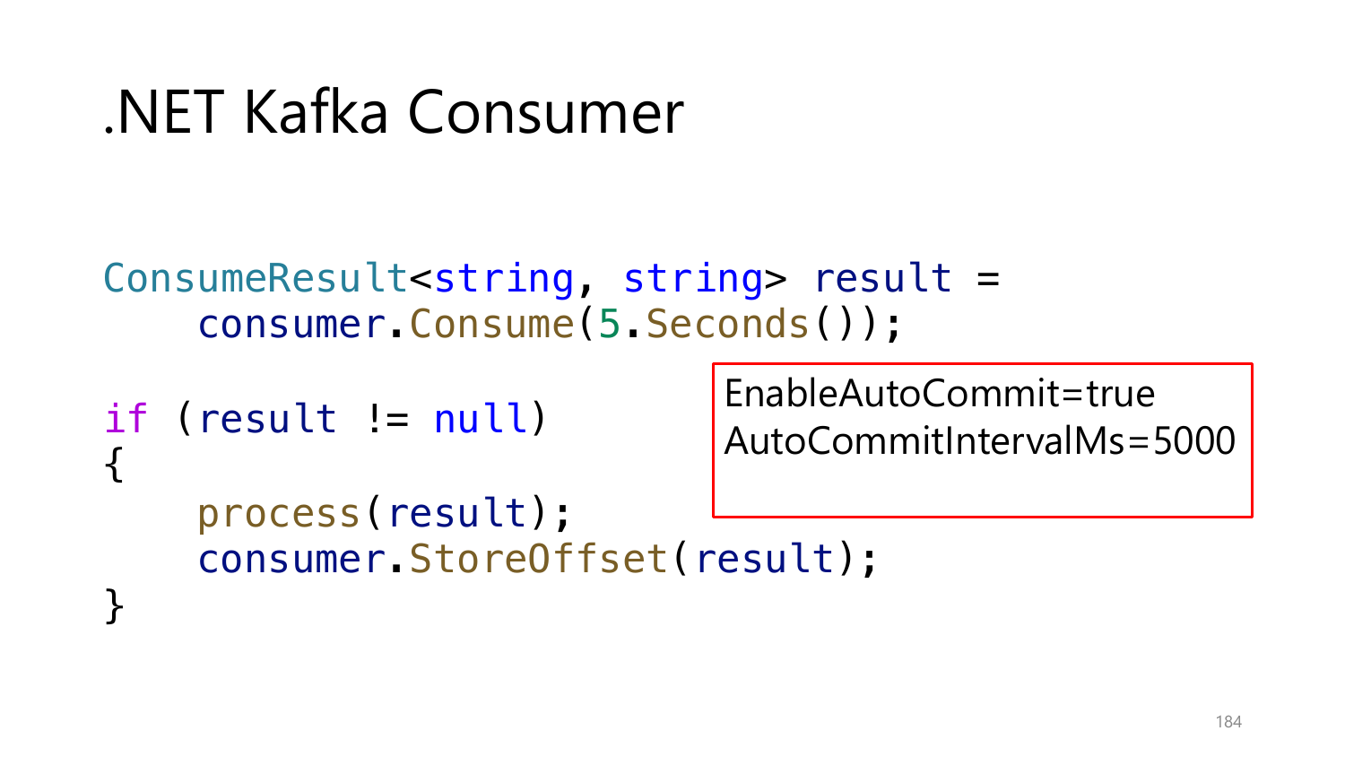# .NET Kafka Consumer

```
ConsumeResult<string, string> result =
    consumer.Consume(5.Seconds());

if (result != null)
{
    process(result);
    consumer.StoreOffset(result);
}
```

EnableAutoCommit=true
AutoCommitIntervalMs=5000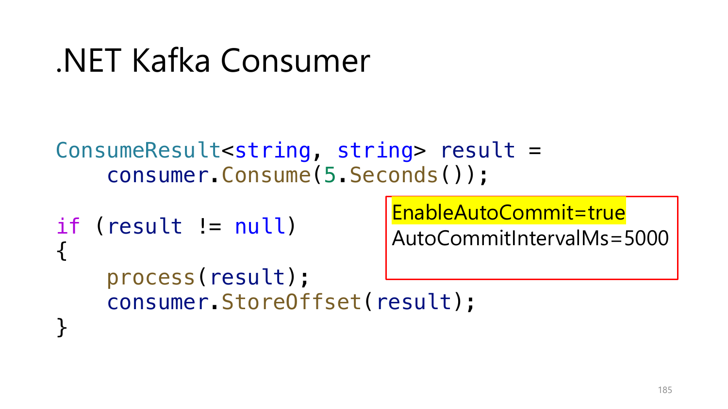# .NET Kafka Consumer

```
ConsumeResult<string, string> result =
    consumer.Consume(5.Seconds());

if (result != null)
{
    process(result);
    consumer.StoreOffset(result);
}
```

**EnableAutoCommit=true**
AutoCommitIntervalMs=5000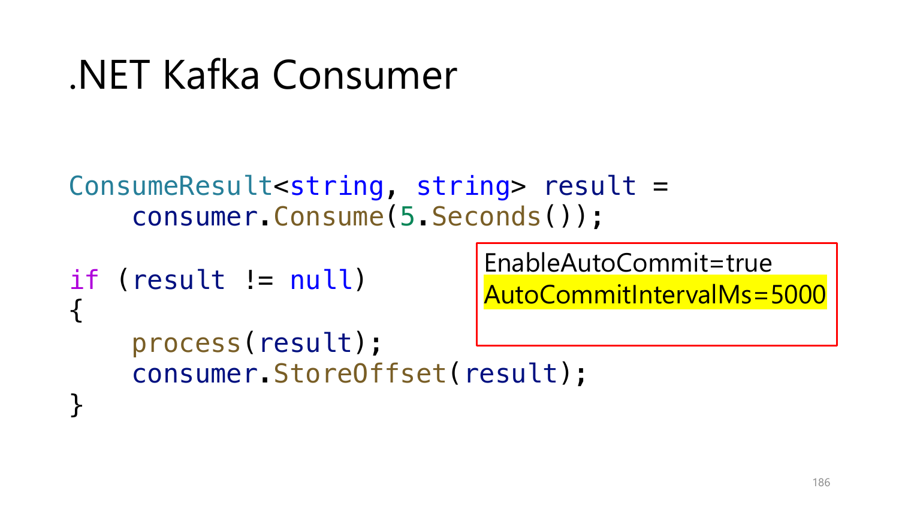# .NET Kafka Consumer

```
ConsumeResult<string, string> result =
    consumer.Consume(5.Seconds());

if (result != null)
{
    process(result);
    consumer.StoreOffset(result);
}
```

EnableAutoCommit=true
AutoCommitIntervalMs=5000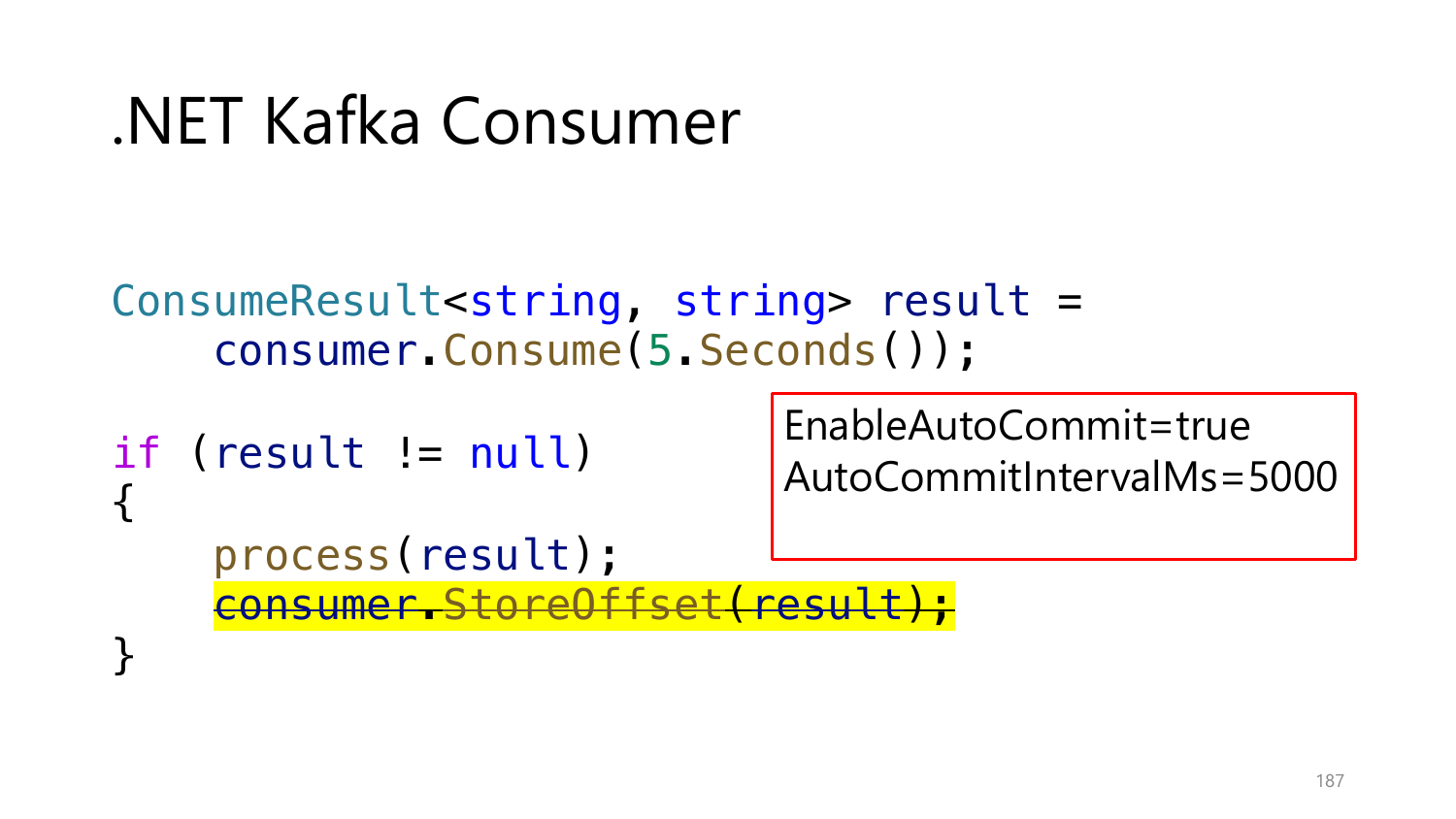# .NET Kafka Consumer

```
ConsumeResult<string, string> result =
    consumer.Consume(5.Seconds());

if (result != null)
{
    process(result);
    consumer.StoreOffset(result);
}
```

> Note: the line `consumer.StoreOffset(result);` is highlighted and struck through on the slide.

EnableAutoCommit=true
AutoCommitIntervalMs=5000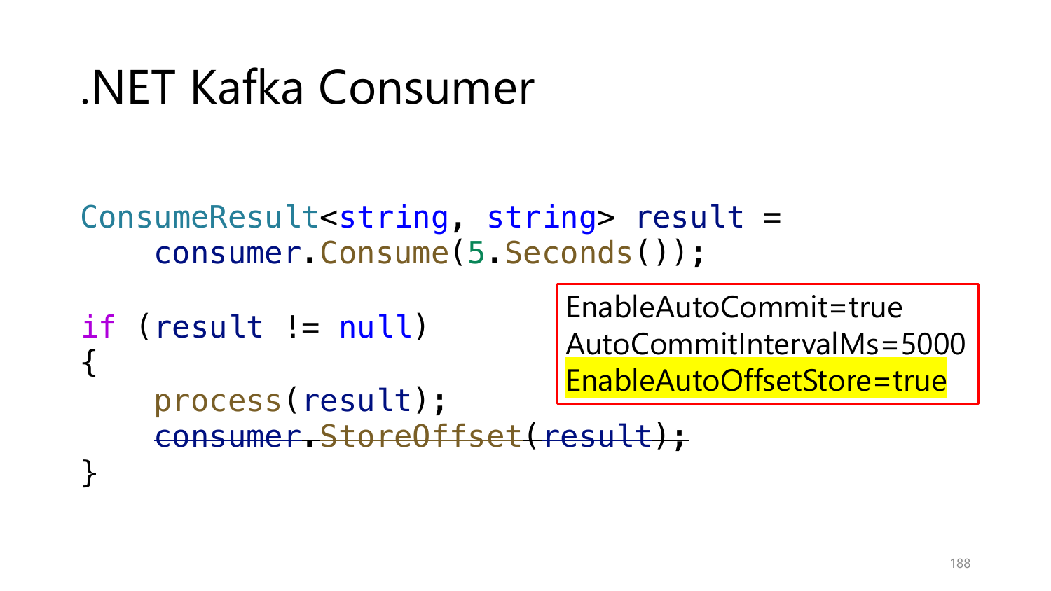# .NET Kafka Consumer

```
ConsumeResult<string, string> result =
    consumer.Consume(5.Seconds());

if (result != null)
{
    process(result);
    consumer.StoreOffset(result);
}
```

EnableAutoCommit=true
AutoCommitIntervalMs=5000
EnableAutoOffsetStore=true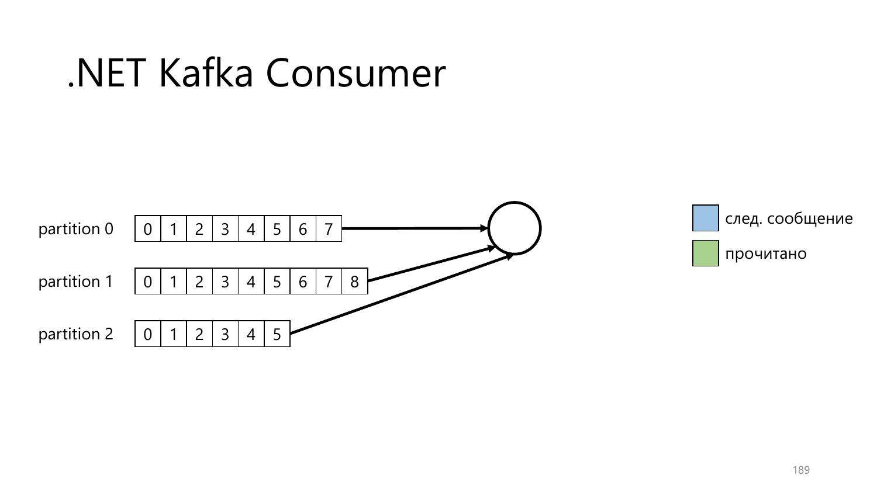# .NET Kafka Consumer

partition 0

| 0 | 1 | 2 | 3 | 4 | 5 | 6 | 7 |
|---|---|---|---|---|---|---|---|

partition 1

| 0 | 1 | 2 | 3 | 4 | 5 | 6 | 7 | 8 |
|---|---|---|---|---|---|---|---|---|

partition 2

| 0 | 1 | 2 | 3 | 4 | 5 |
|---|---|---|---|---|---|

след. сообщение

прочитано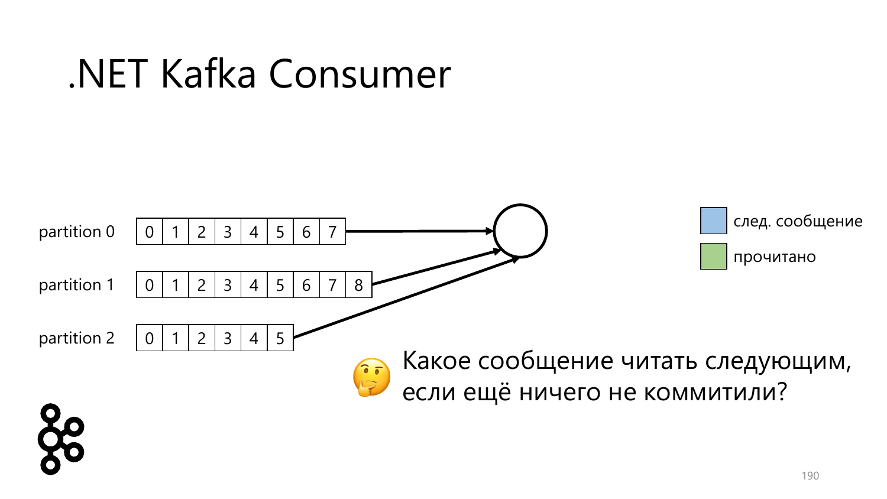# .NET Kafka Consumer

partition 0 | 0 | 1 | 2 | 3 | 4 | 5 | 6 | 7

partition 1 | 0 | 1 | 2 | 3 | 4 | 5 | 6 | 7 | 8

partition 2 | 0 | 1 | 2 | 3 | 4 | 5

след. сообщение

прочитано

🤔 Какое сообщение читать следующим, если ещё ничего не коммитили?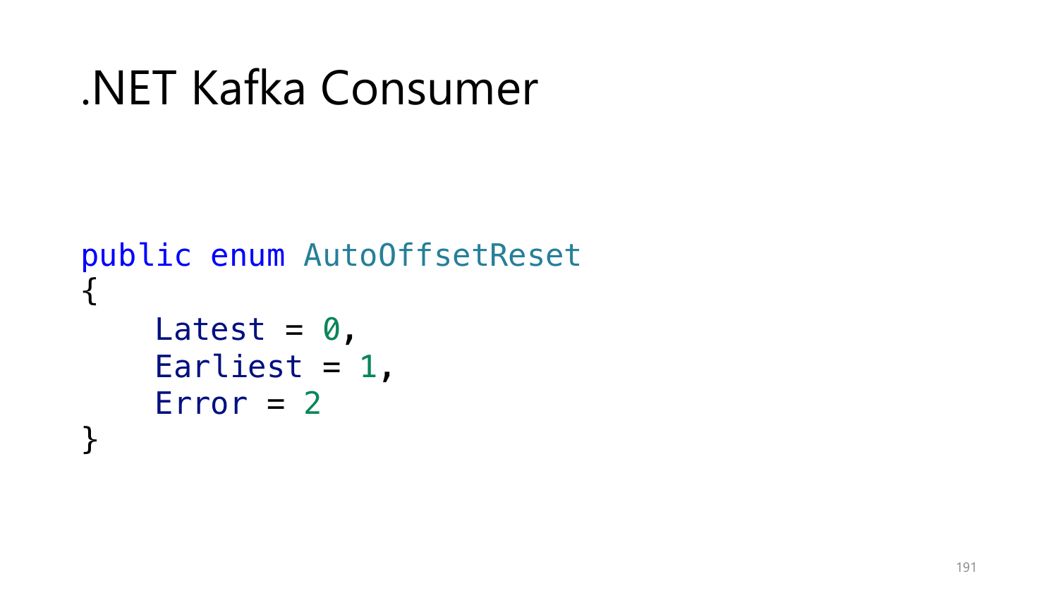# .NET Kafka Consumer

```csharp
public enum AutoOffsetReset
{
    Latest = 0,
    Earliest = 1,
    Error = 2
}
```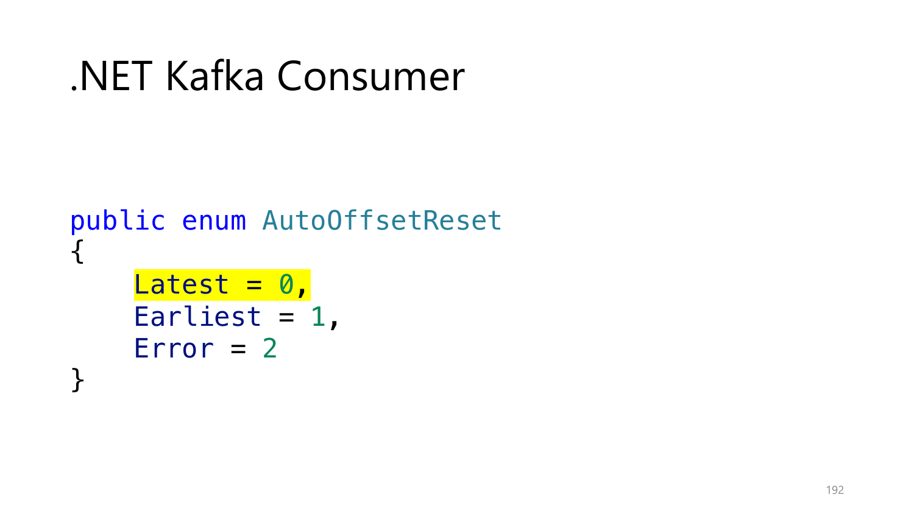# .NET Kafka Consumer

```
public enum AutoOffsetReset
{
    Latest = 0,
    Earliest = 1,
    Error = 2
}
```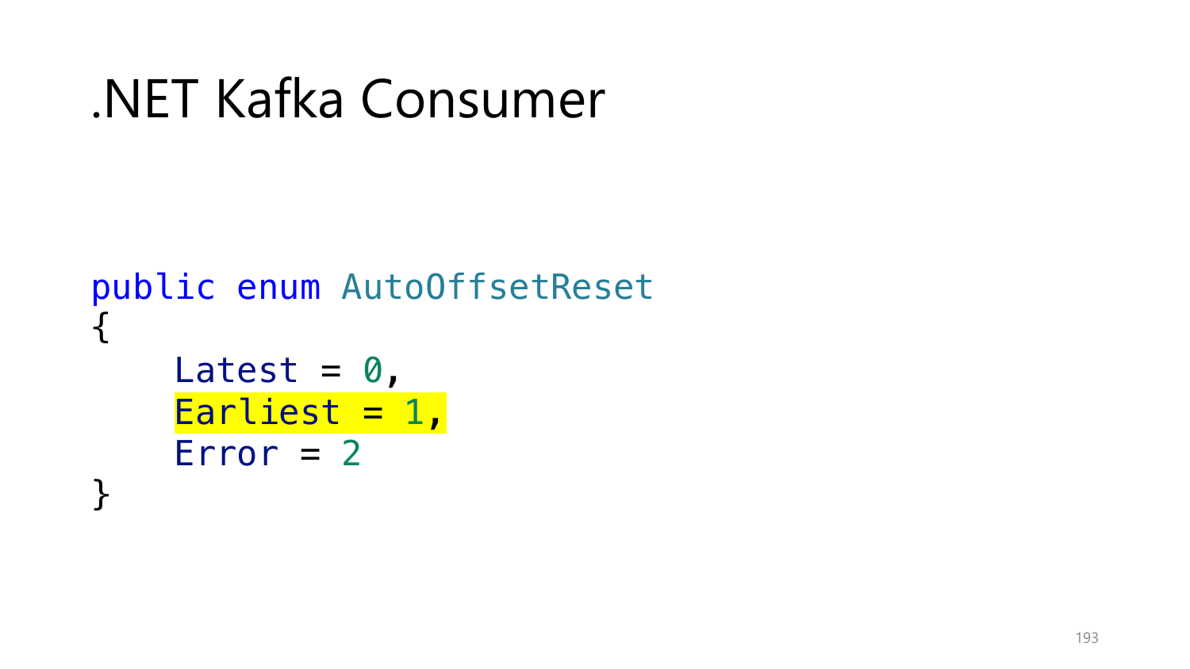# .NET Kafka Consumer

```csharp
public enum AutoOffsetReset
{
    Latest = 0,
    Earliest = 1,
    Error = 2
}
```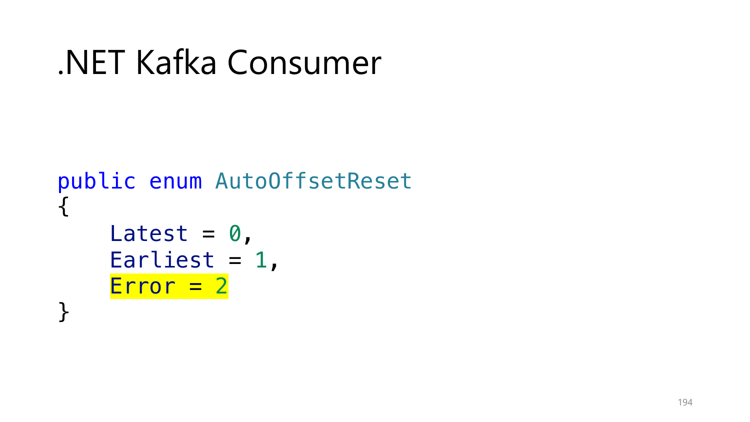# .NET Kafka Consumer

```
public enum AutoOffsetReset
{
    Latest = 0,
    Earliest = 1,
    Error = 2
}
```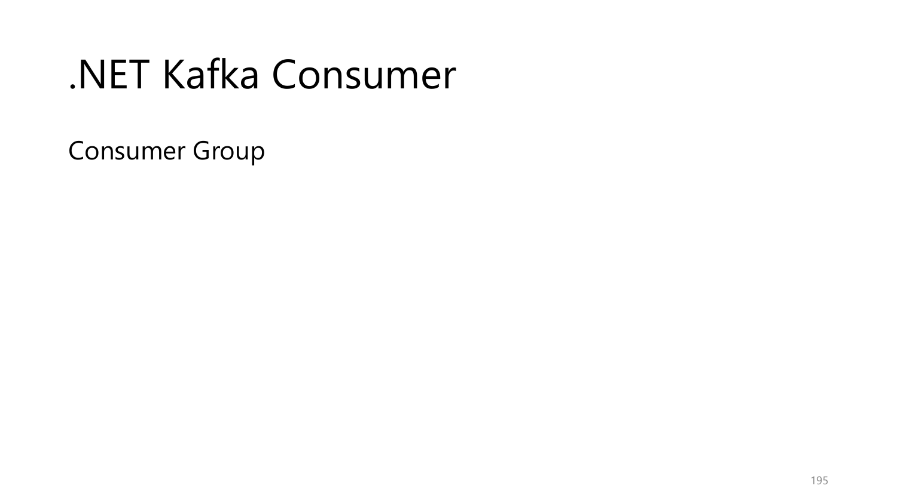# .NET Kafka Consumer

Consumer Group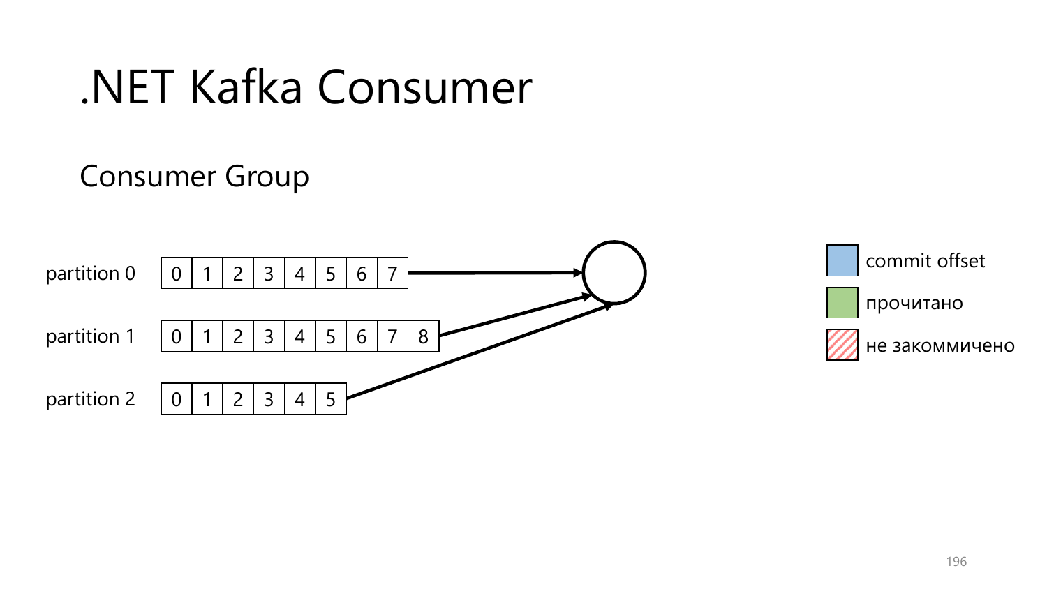# .NET Kafka Consumer

## Consumer Group

partition 0: | 0 | 1 | 2 | 3 | 4 | 5 | 6 | 7 |

partition 1: | 0 | 1 | 2 | 3 | 4 | 5 | 6 | 7 | 8 |

partition 2: | 0 | 1 | 2 | 3 | 4 | 5 |

- commit offset
- прочитано
- не закоммичено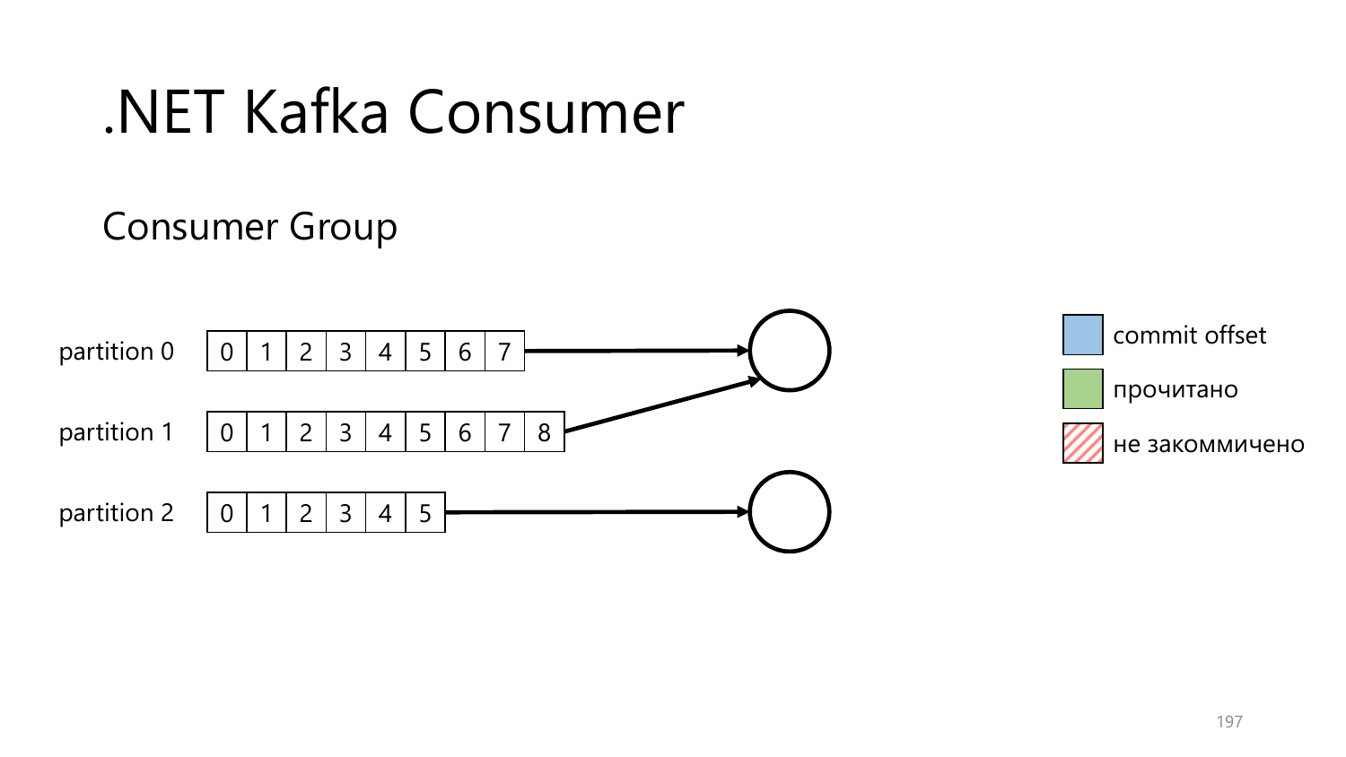# .NET Kafka Consumer

## Consumer Group

partition 0: | 0 | 1 | 2 | 3 | 4 | 5 | 6 | 7 |

partition 1: | 0 | 1 | 2 | 3 | 4 | 5 | 6 | 7 | 8 |

partition 2: | 0 | 1 | 2 | 3 | 4 | 5 |

- commit offset
- прочитано
- не закоммичено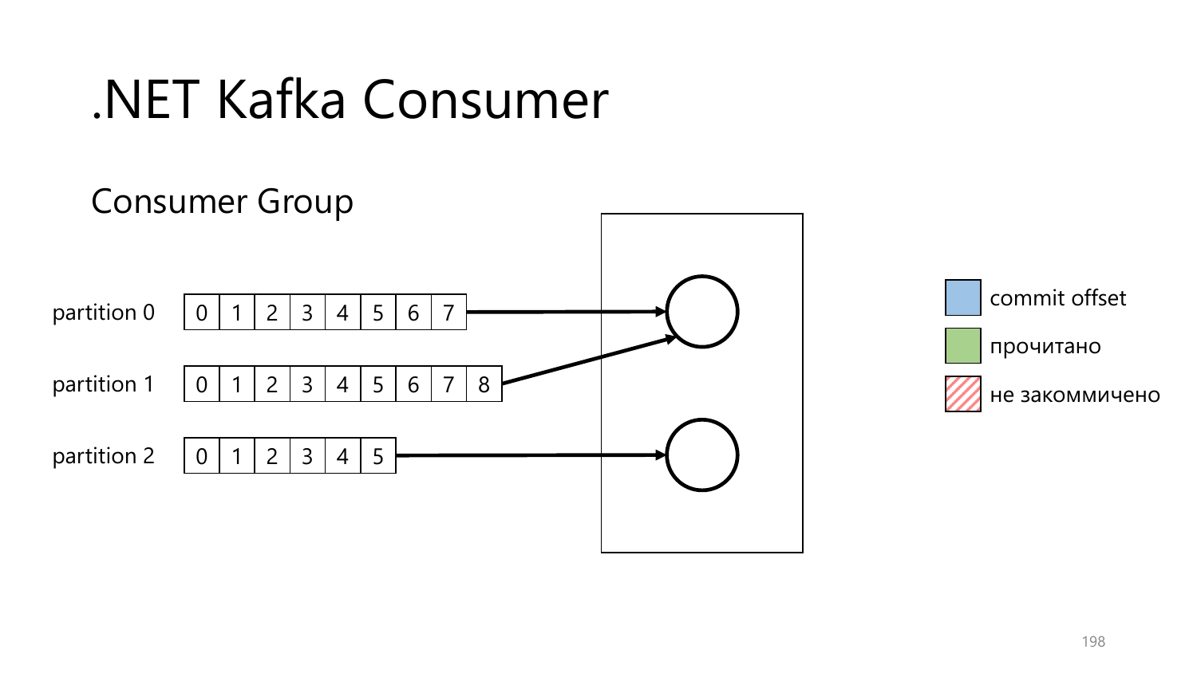# .NET Kafka Consumer

## Consumer Group

partition 0: | 0 | 1 | 2 | 3 | 4 | 5 | 6 | 7 |

partition 1: | 0 | 1 | 2 | 3 | 4 | 5 | 6 | 7 | 8 |

partition 2: | 0 | 1 | 2 | 3 | 4 | 5 |

- commit offset
- прочитано
- не закоммичено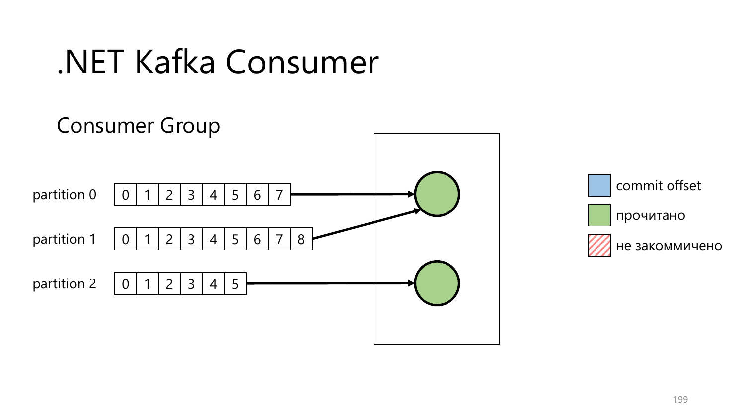# .NET Kafka Consumer

## Consumer Group

partition 0

| 0 | 1 | 2 | 3 | 4 | 5 | 6 | 7 |
|---|---|---|---|---|---|---|---|

partition 1

| 0 | 1 | 2 | 3 | 4 | 5 | 6 | 7 | 8 |
|---|---|---|---|---|---|---|---|---|

partition 2

| 0 | 1 | 2 | 3 | 4 | 5 |
|---|---|---|---|---|---|

- commit offset
- прочитано
- не закоммичено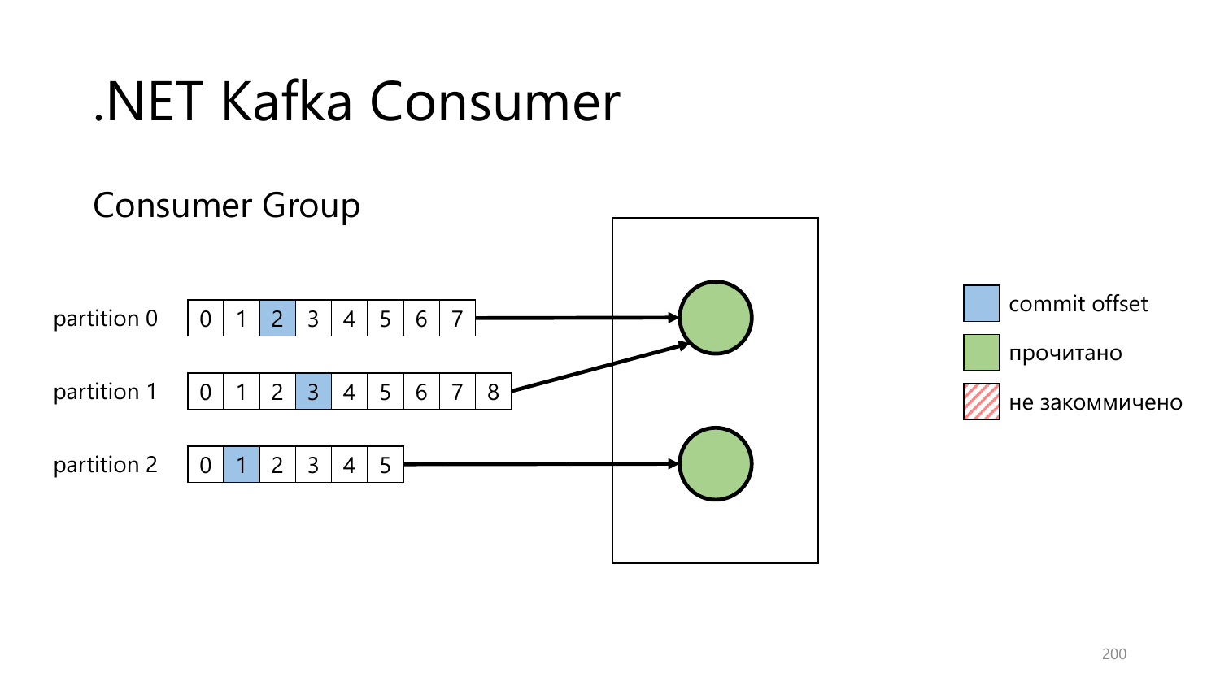# .NET Kafka Consumer

## Consumer Group

partition 0: 0 1 **2** 3 4 5 6 7

partition 1: 0 1 2 **3** 4 5 6 7 8

partition 2: 0 **1** 2 3 4 5

- commit offset
- прочитано
- не закоммичено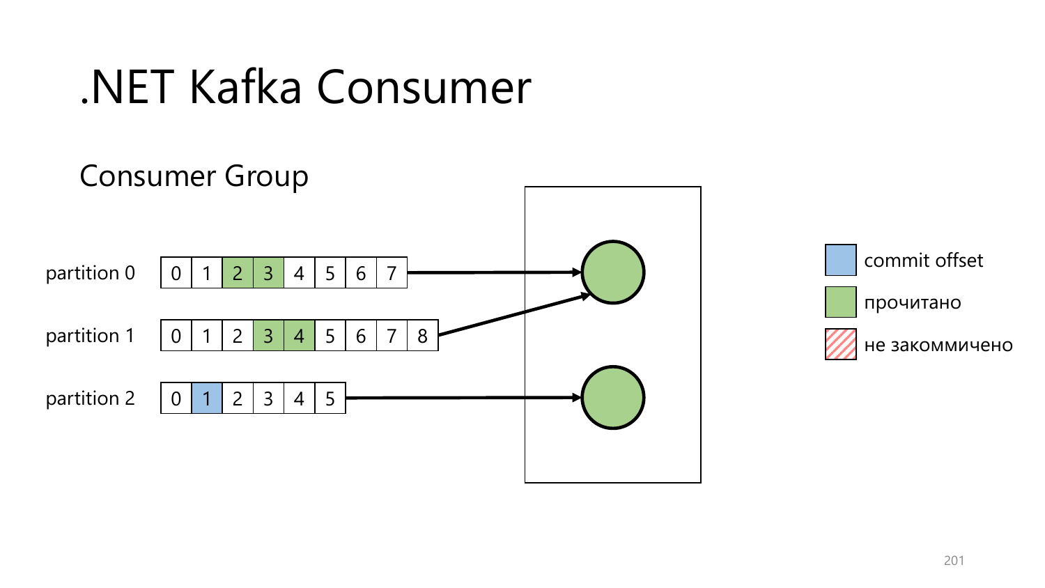# .NET Kafka Consumer

## Consumer Group

partition 0: 0 | 1 | 2 | 3 | 4 | 5 | 6 | 7

partition 1: 0 | 1 | 2 | 3 | 4 | 5 | 6 | 7 | 8

partition 2: 0 | 1 | 2 | 3 | 4 | 5

- commit offset
- прочитано
- не закоммичено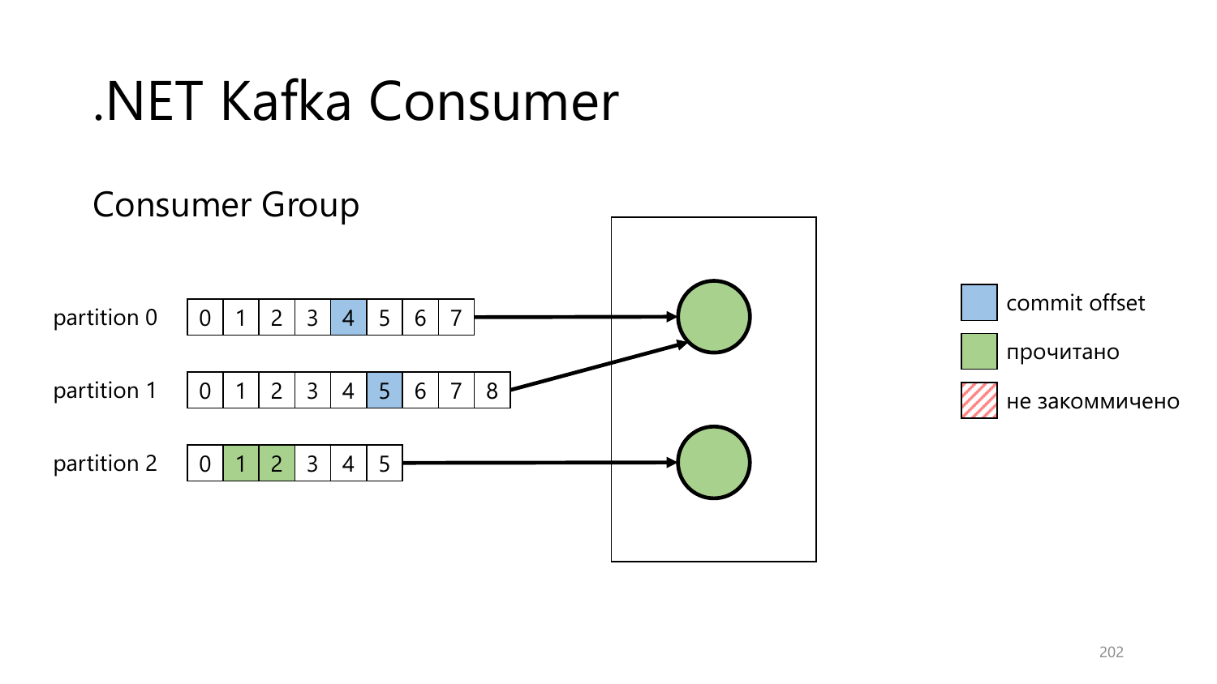# .NET Kafka Consumer

## Consumer Group

partition 0: 0 | 1 | 2 | 3 | 4 | 5 | 6 | 7

partition 1: 0 | 1 | 2 | 3 | 4 | 5 | 6 | 7 | 8

partition 2: 0 | 1 | 2 | 3 | 4 | 5

- commit offset
- прочитано
- не закоммичено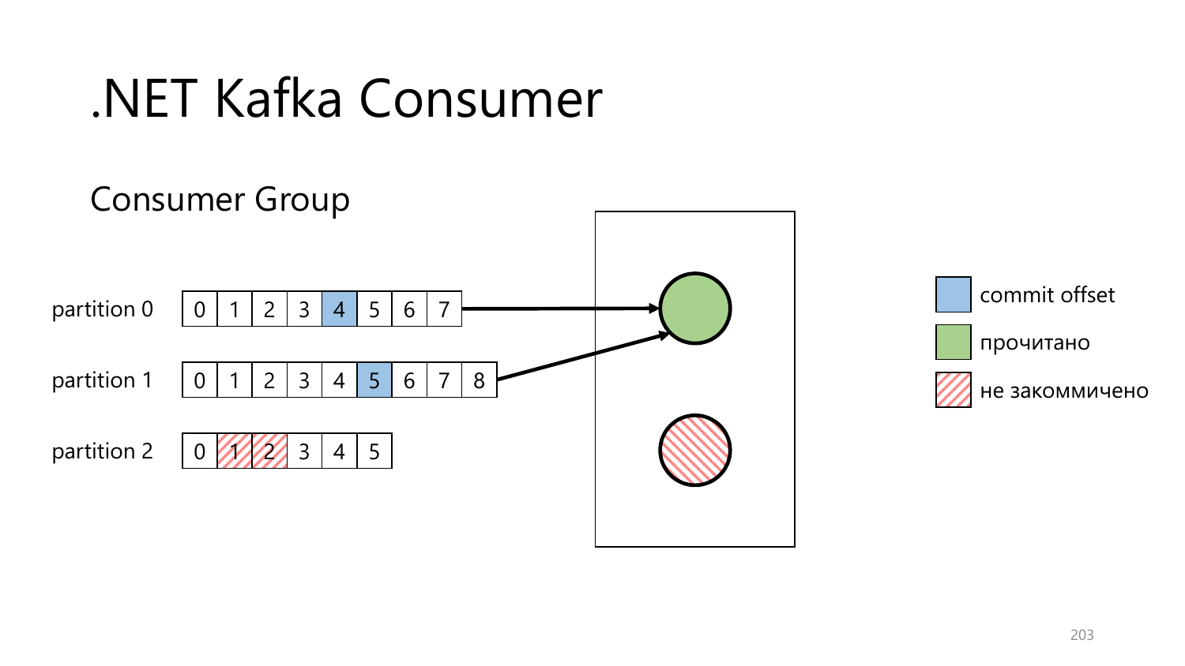# .NET Kafka Consumer

## Consumer Group

partition 0

| 0 | 1 | 2 | 3 | 4 | 5 | 6 | 7 |
|---|---|---|---|---|---|---|---|

partition 1

| 0 | 1 | 2 | 3 | 4 | 5 | 6 | 7 | 8 |
|---|---|---|---|---|---|---|---|---|

partition 2

| 0 | 1 | 2 | 3 | 4 | 5 |
|---|---|---|---|---|---|

- commit offset
- прочитано
- не закоммичено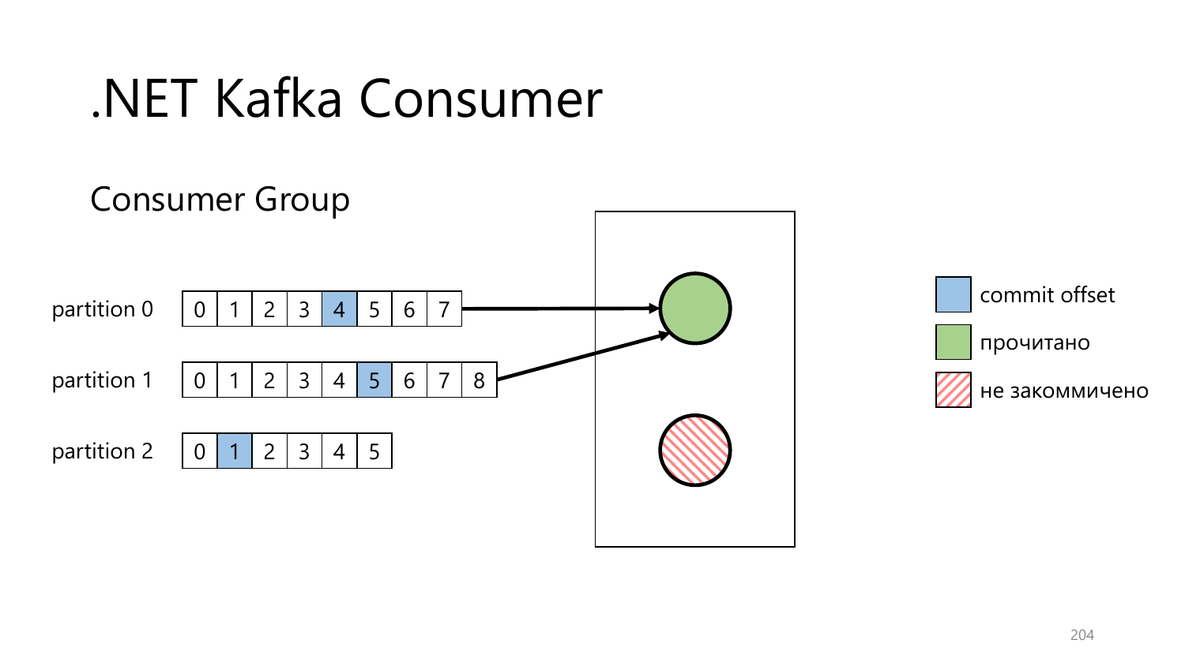# .NET Kafka Consumer

## Consumer Group

partition 0

| 0 | 1 | 2 | 3 | 4 | 5 | 6 | 7 |
|---|---|---|---|---|---|---|---|

partition 1

| 0 | 1 | 2 | 3 | 4 | 5 | 6 | 7 | 8 |
|---|---|---|---|---|---|---|---|---|

partition 2

| 0 | 1 | 2 | 3 | 4 | 5 |
|---|---|---|---|---|---|

- commit offset
- прочитано
- не закоммичено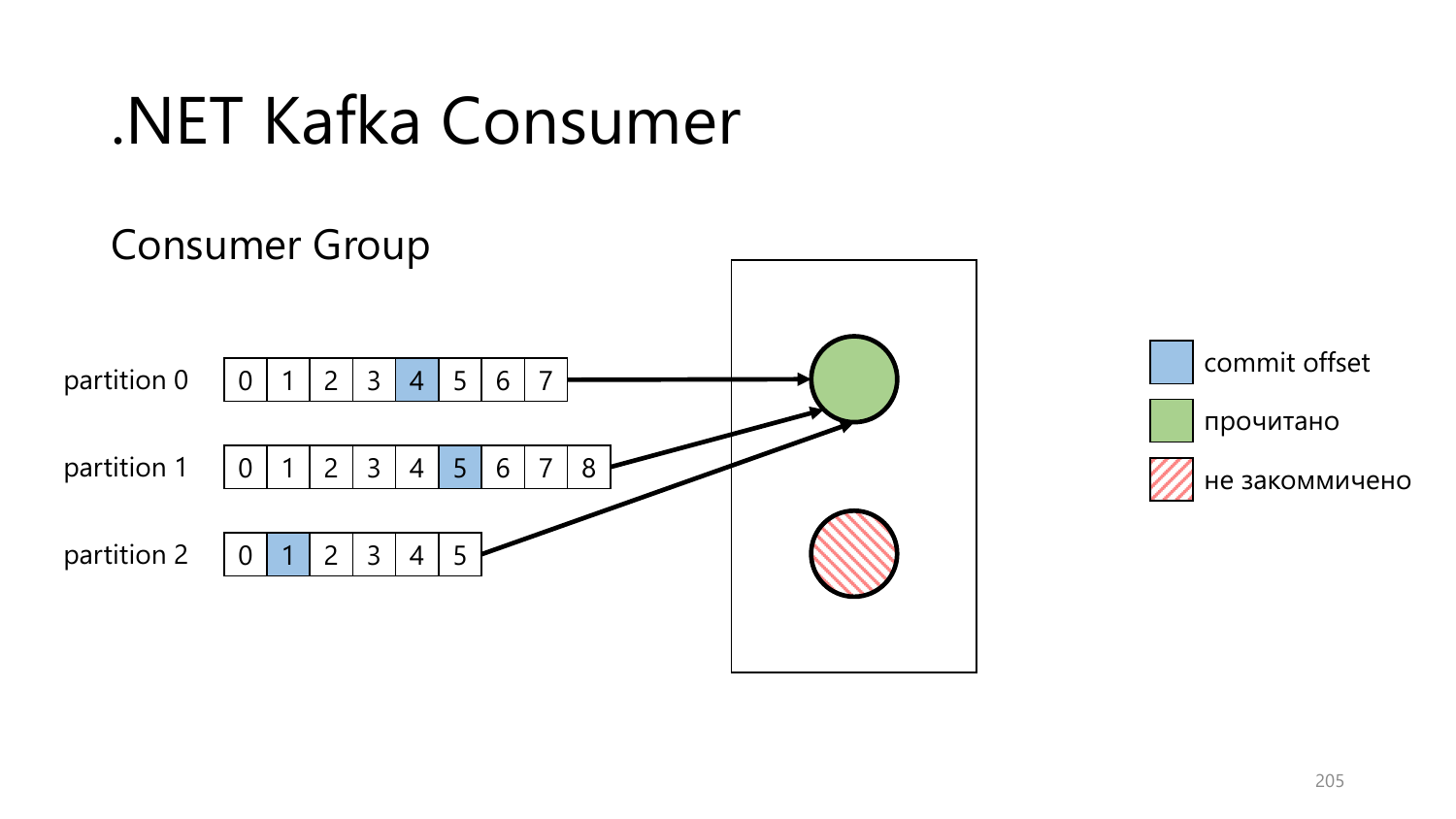# .NET Kafka Consumer

## Consumer Group

partition 0

| 0 | 1 | 2 | 3 | 4 | 5 | 6 | 7 |
|---|---|---|---|---|---|---|---|

partition 1

| 0 | 1 | 2 | 3 | 4 | 5 | 6 | 7 | 8 |
|---|---|---|---|---|---|---|---|---|

partition 2

| 0 | 1 | 2 | 3 | 4 | 5 |
|---|---|---|---|---|---|

- commit offset
- прочитано
- не закоммичено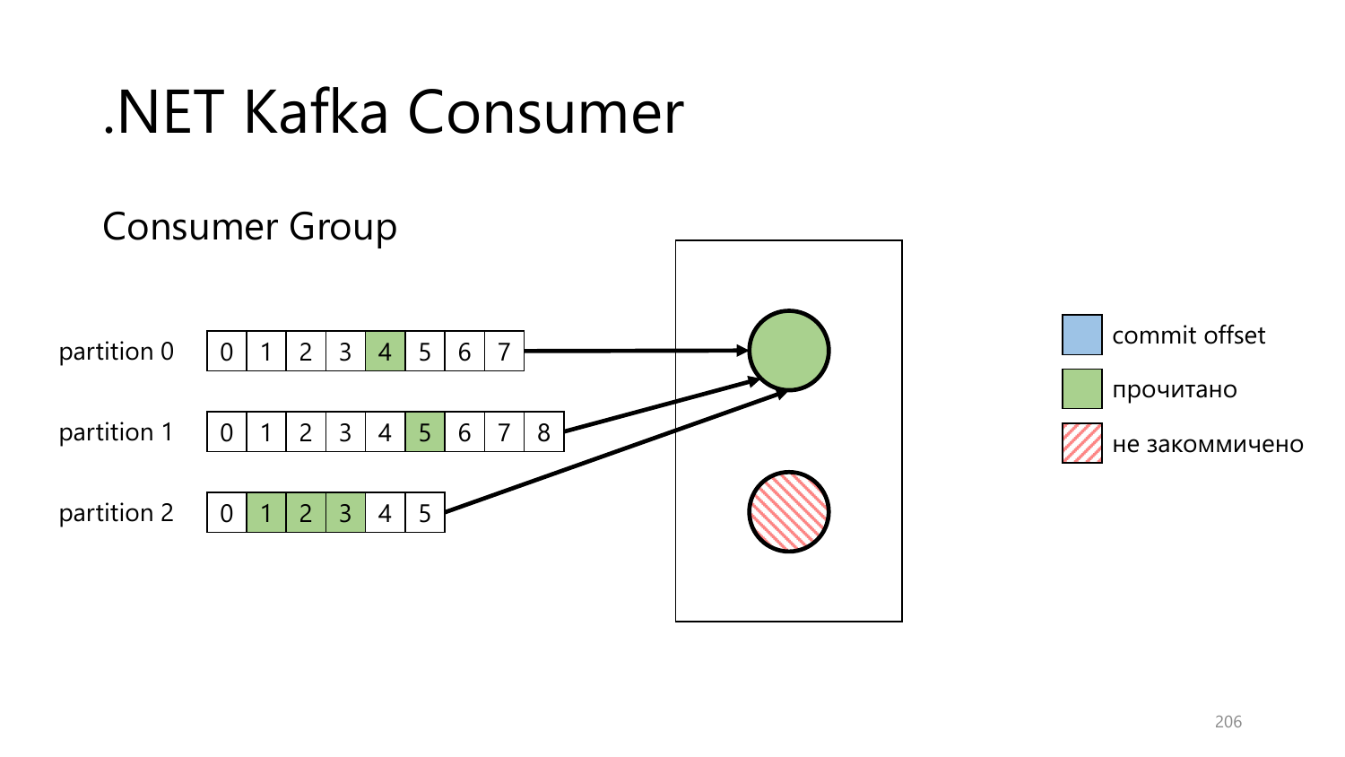# .NET Kafka Consumer

## Consumer Group

partition 0

| 0 | 1 | 2 | 3 | 4 | 5 | 6 | 7 |
|---|---|---|---|---|---|---|---|

partition 1

| 0 | 1 | 2 | 3 | 4 | 5 | 6 | 7 | 8 |
|---|---|---|---|---|---|---|---|---|

partition 2

| 0 | 1 | 2 | 3 | 4 | 5 |
|---|---|---|---|---|---|

- commit offset
- прочитано
- не закоммичено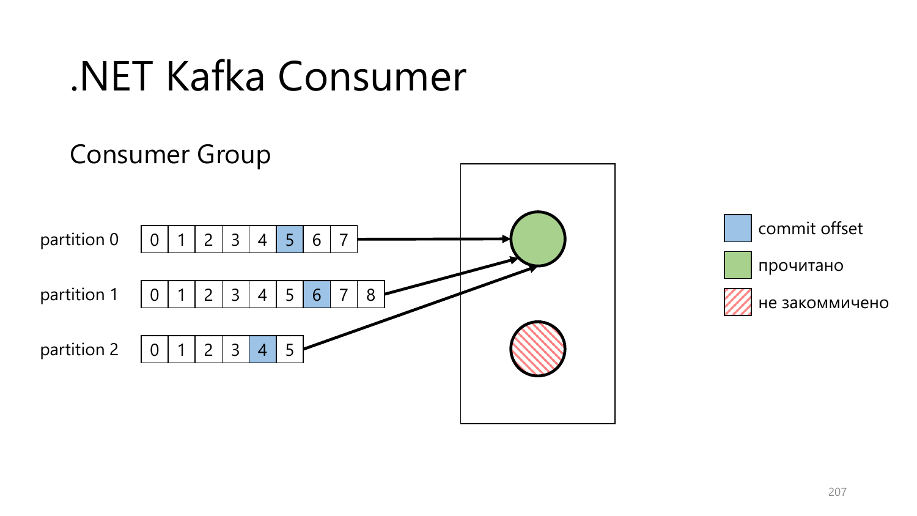# .NET Kafka Consumer

## Consumer Group

partition 0: 0 | 1 | 2 | 3 | 4 | 5 | 6 | 7

partition 1: 0 | 1 | 2 | 3 | 4 | 5 | 6 | 7 | 8

partition 2: 0 | 1 | 2 | 3 | 4 | 5

- commit offset
- прочитано
- не закоммичено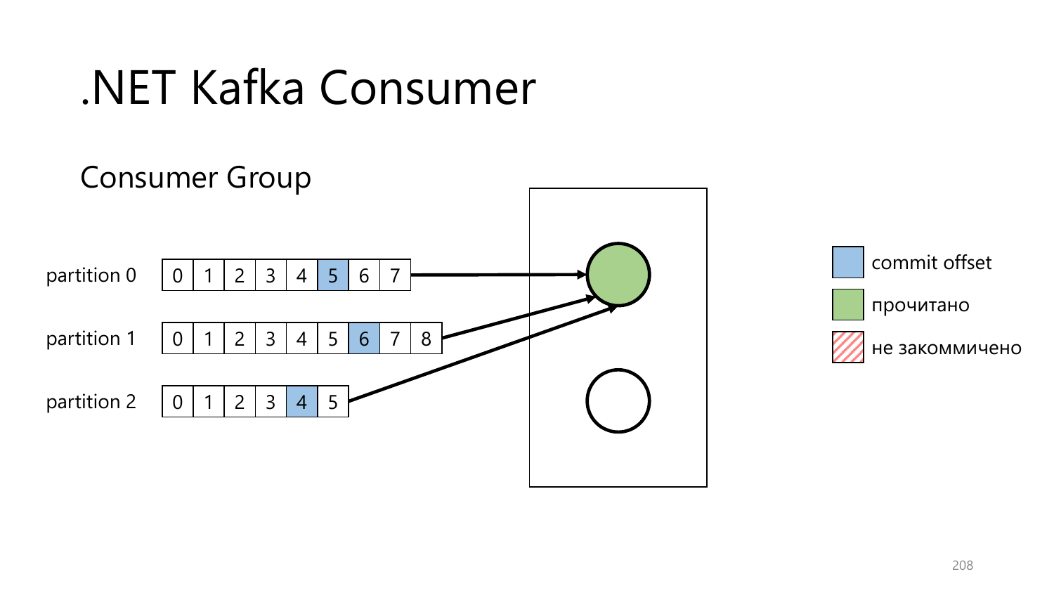# .NET Kafka Consumer

## Consumer Group

partition 0: 0 | 1 | 2 | 3 | 4 | 5 | 6 | 7

partition 1: 0 | 1 | 2 | 3 | 4 | 5 | 6 | 7 | 8

partition 2: 0 | 1 | 2 | 3 | 4 | 5

- commit offset
- прочитано
- не закоммичено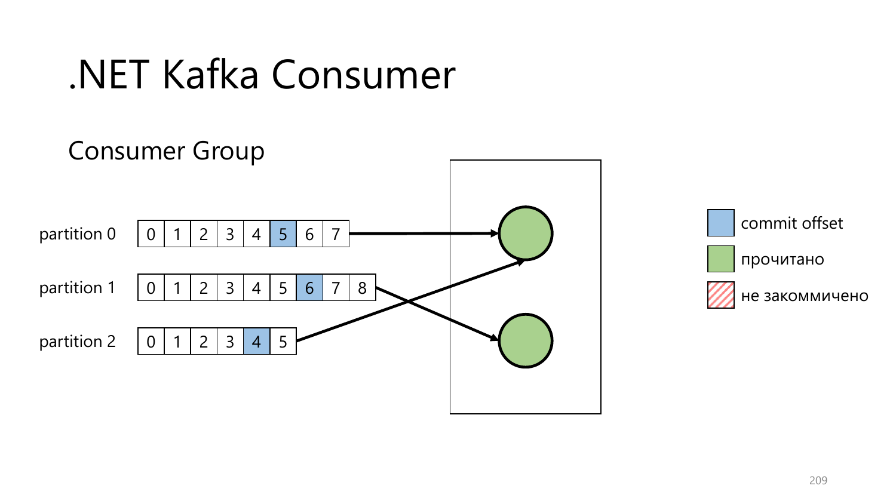# .NET Kafka Consumer

## Consumer Group

partition 0: 0 | 1 | 2 | 3 | 4 | 5 | 6 | 7

partition 1: 0 | 1 | 2 | 3 | 4 | 5 | 6 | 7 | 8

partition 2: 0 | 1 | 2 | 3 | 4 | 5

- commit offset
- прочитано
- не закоммичено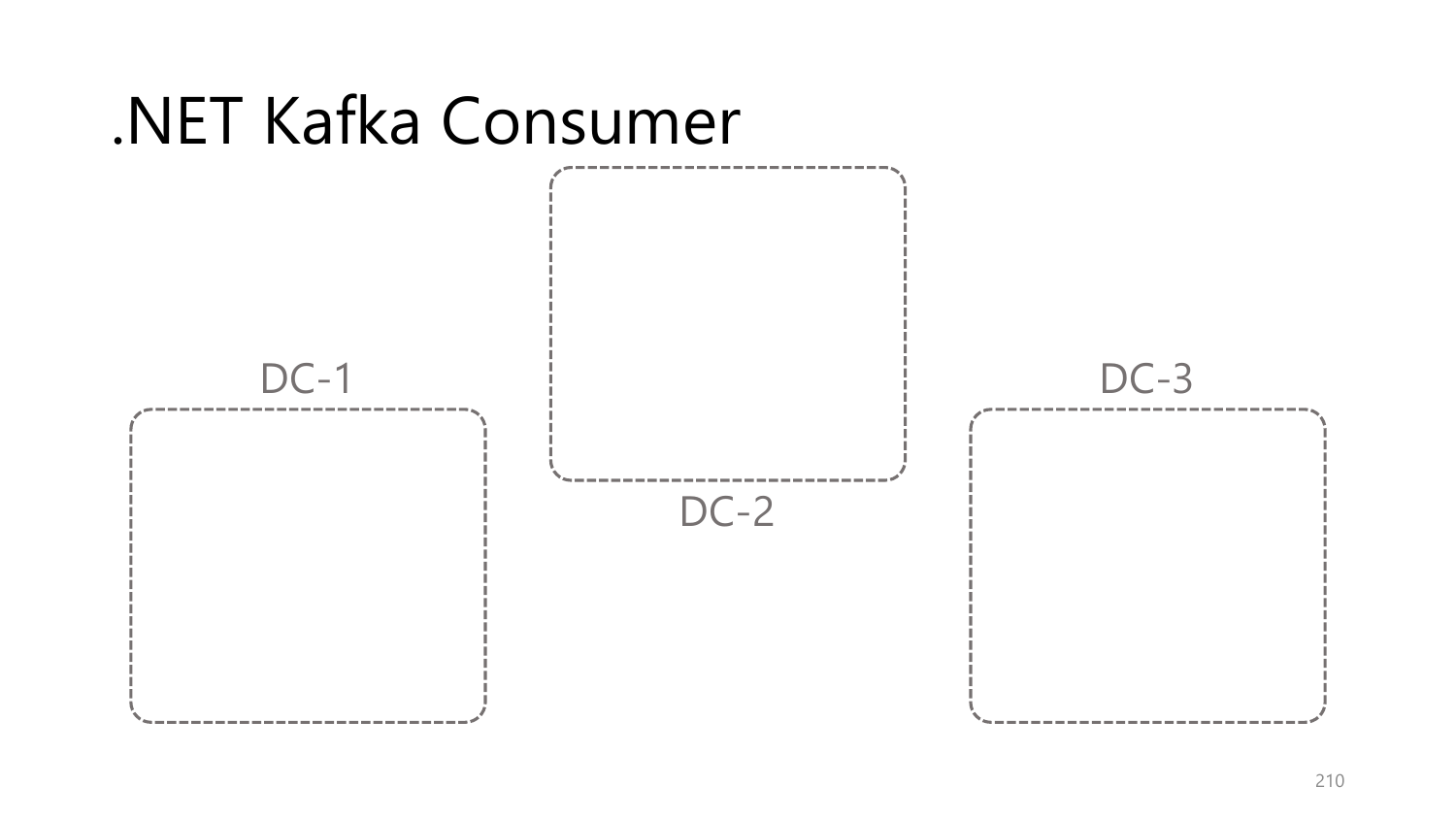# .NET Kafka Consumer

DC-1

DC-2

DC-3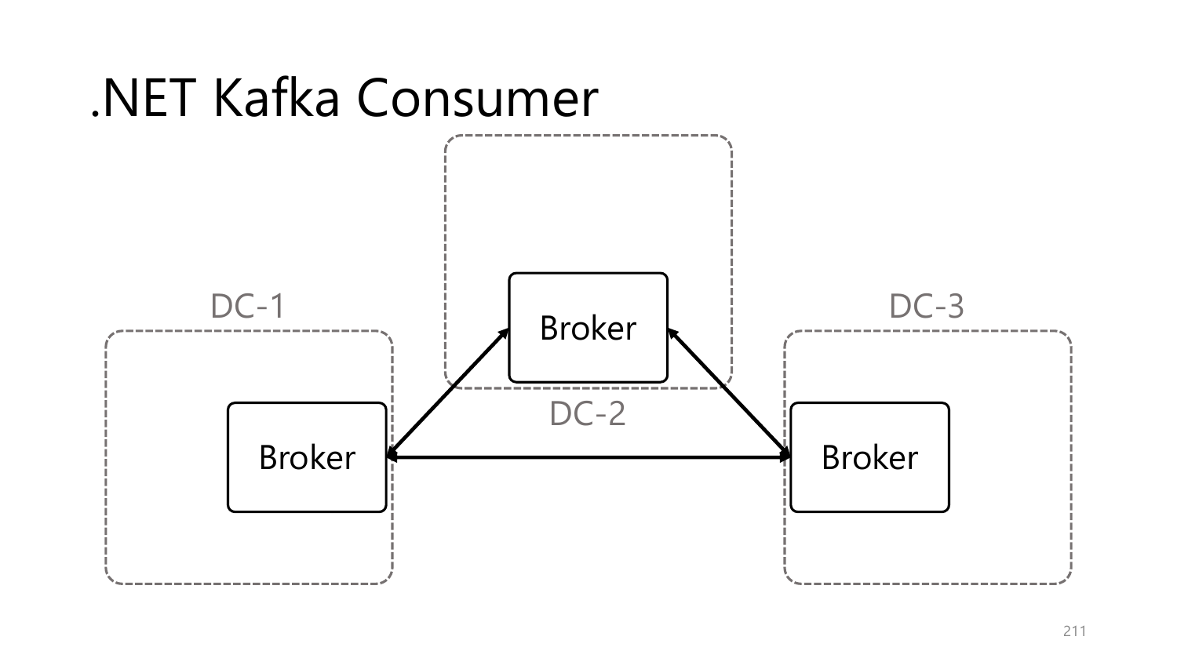# .NET Kafka Consumer

DC-1

DC-2

DC-3

Broker

Broker

Broker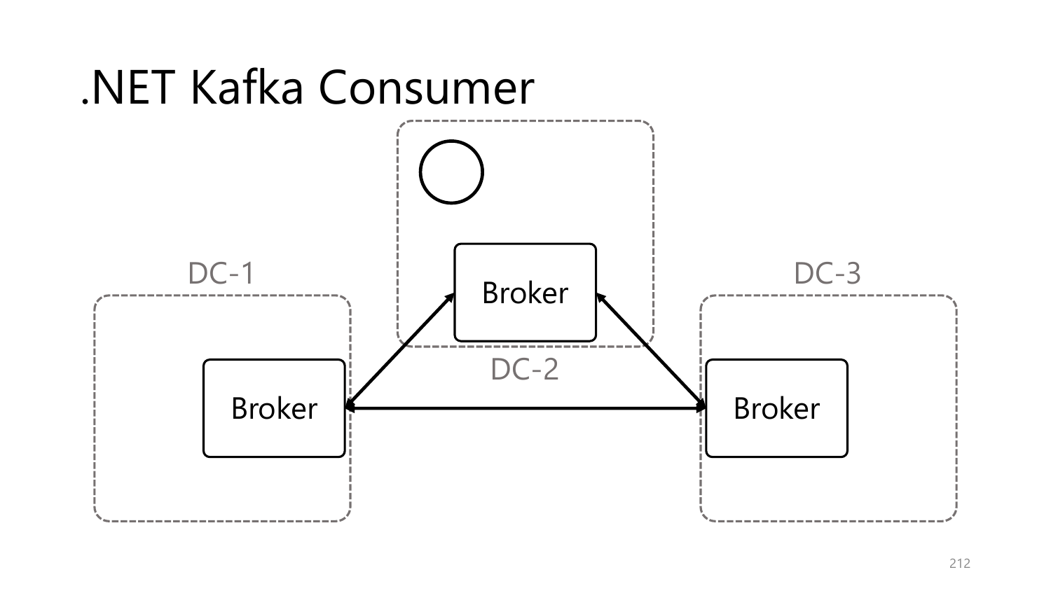# .NET Kafka Consumer

DC-1

Broker

DC-2

Broker

DC-3

Broker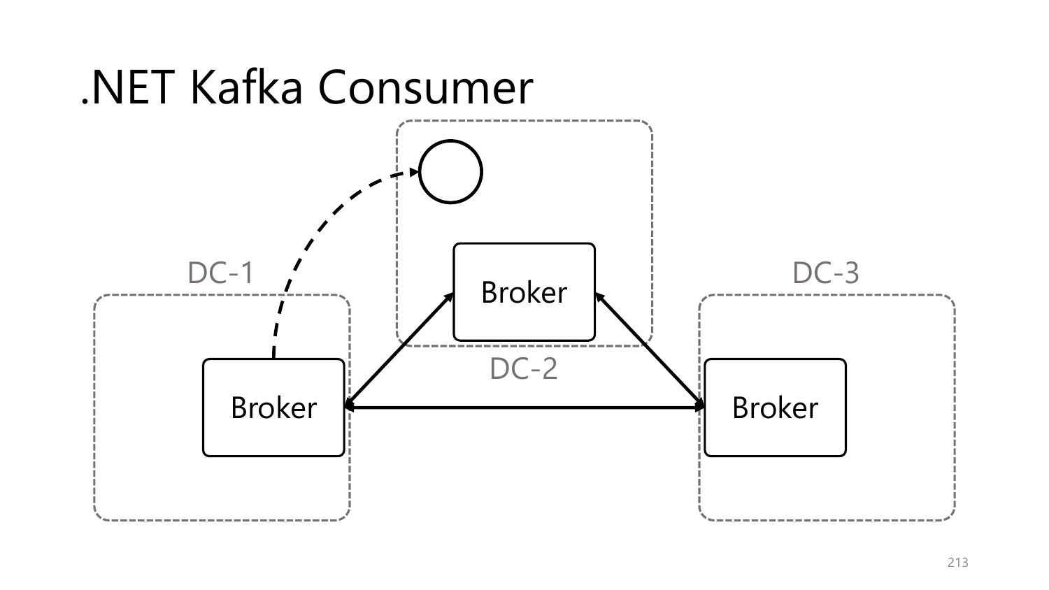# .NET Kafka Consumer

DC-1

DC-2

DC-3

Broker

Broker

Broker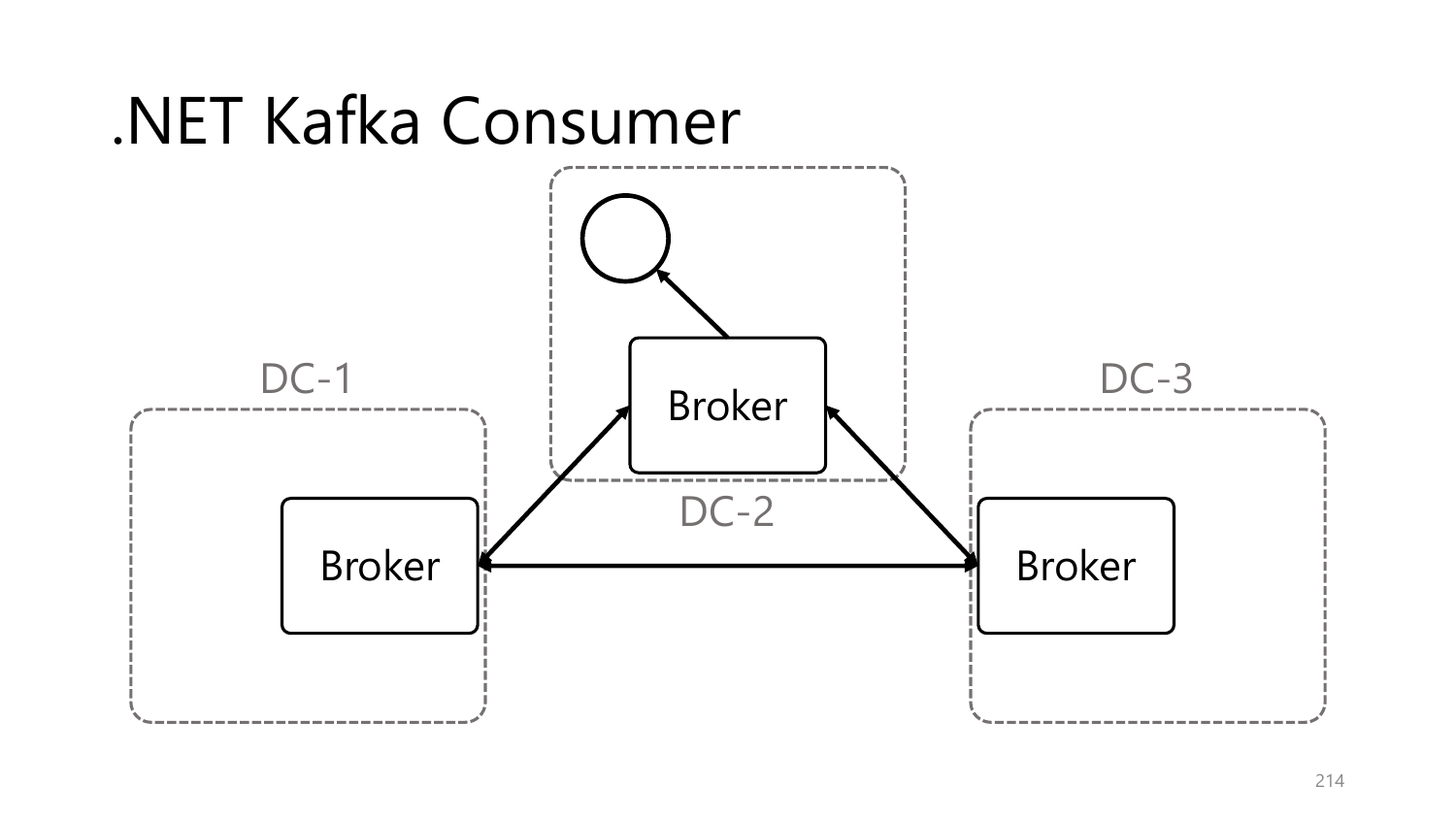# .NET Kafka Consumer

DC-1

DC-2

DC-3

Broker

Broker

Broker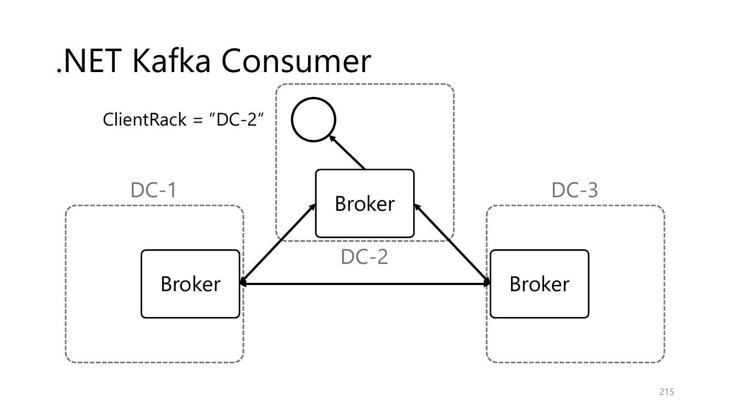# .NET Kafka Consumer

ClientRack = "DC-2"

DC-1

DC-2

DC-3

Broker

Broker

Broker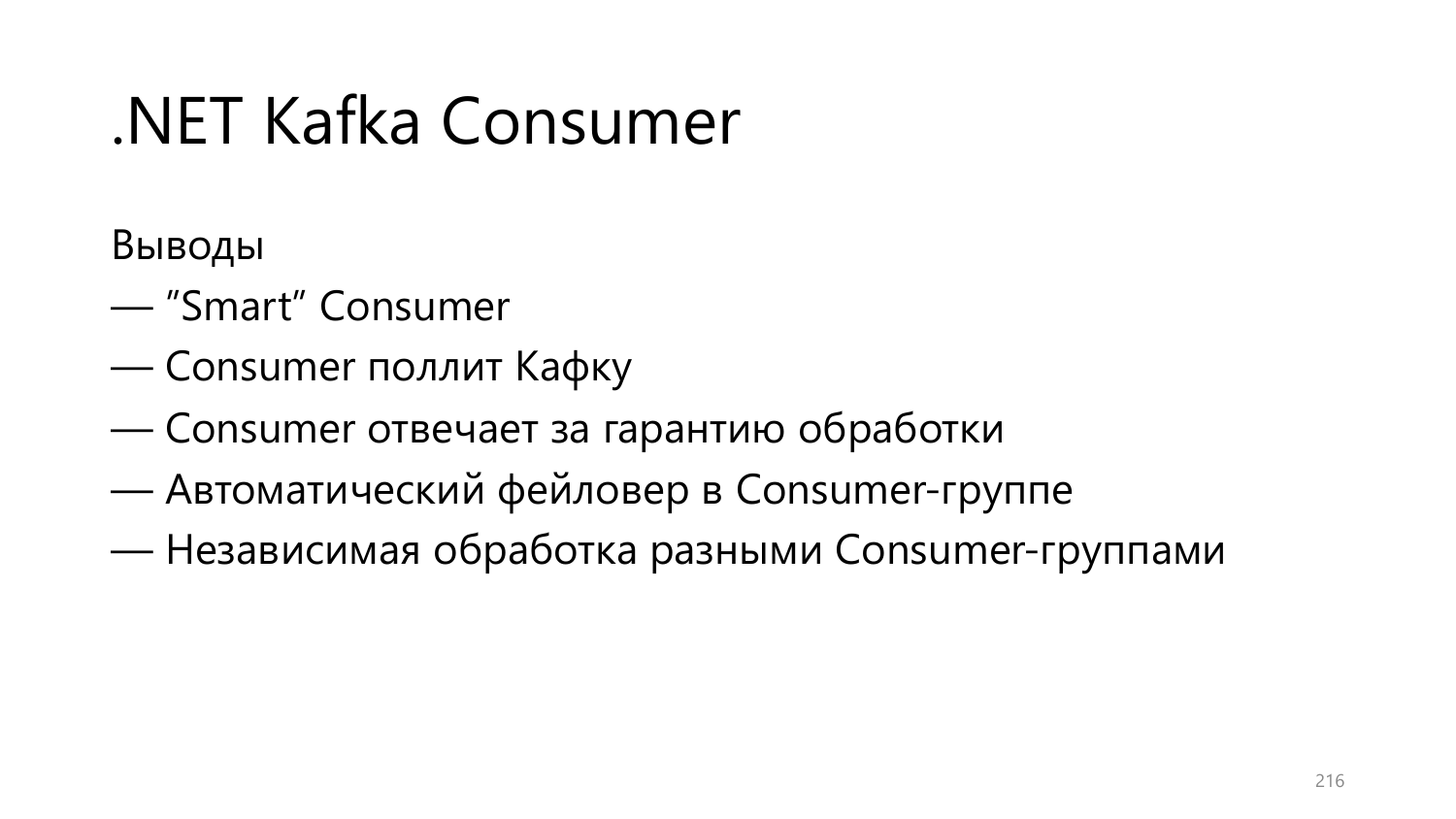# .NET Kafka Consumer

Выводы

— "Smart" Consumer

— Consumer поллит Кафку

— Consumer отвечает за гарантию обработки

— Автоматический фейловер в Consumer-группе

— Независимая обработка разными Consumer-группами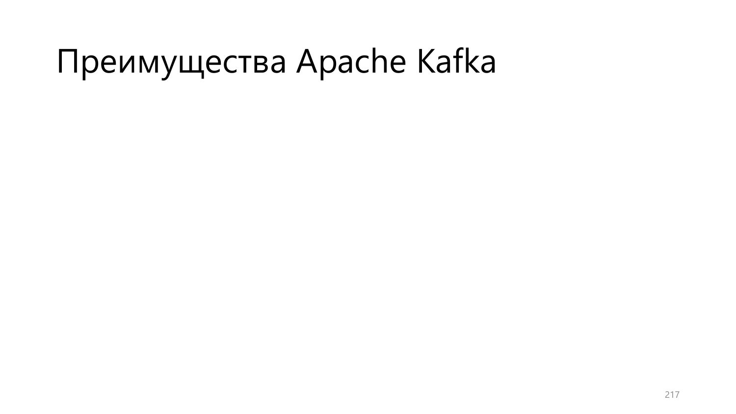# Преимущества Apache Kafka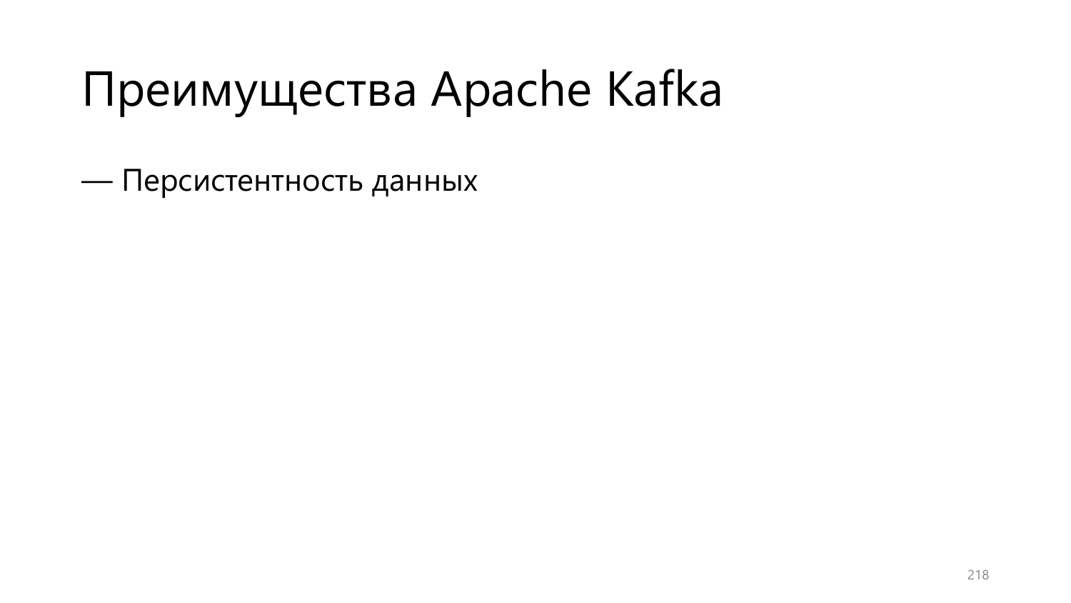# Преимущества Apache Kafka

— Персистентность данных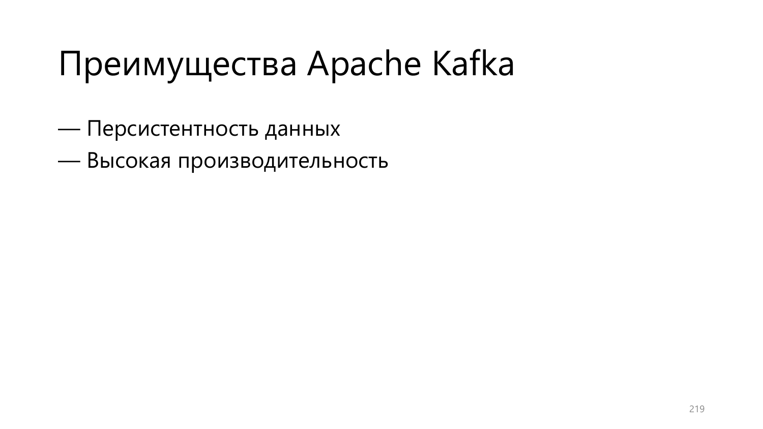# Преимущества Apache Kafka

— Персистентность данных

— Высокая производительность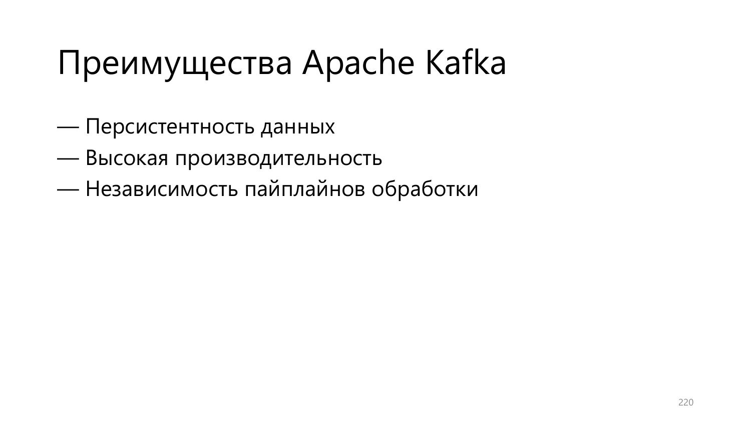# Преимущества Apache Kafka

— Персистентность данных
— Высокая производительность
— Независимость пайплайнов обработки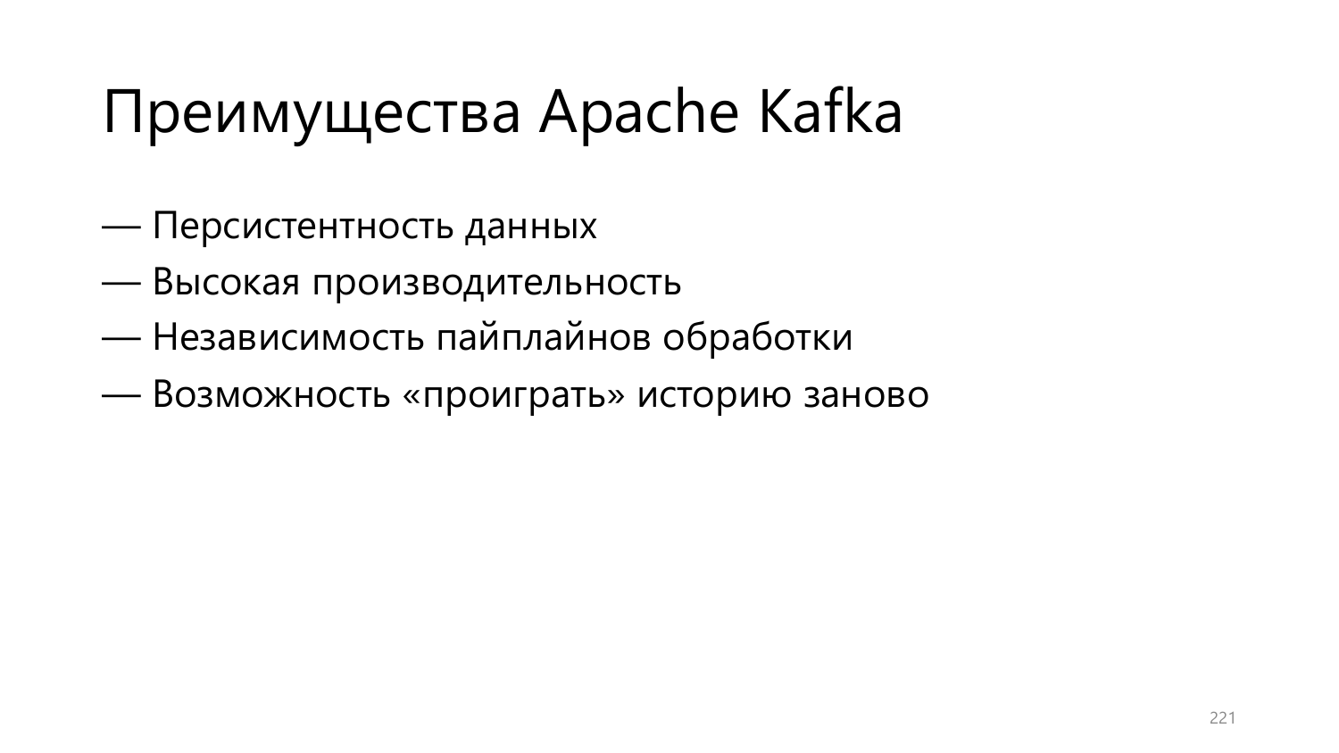# Преимущества Apache Kafka

— Персистентность данных
— Высокая производительность
— Независимость пайплайнов обработки
— Возможность «проиграть» историю заново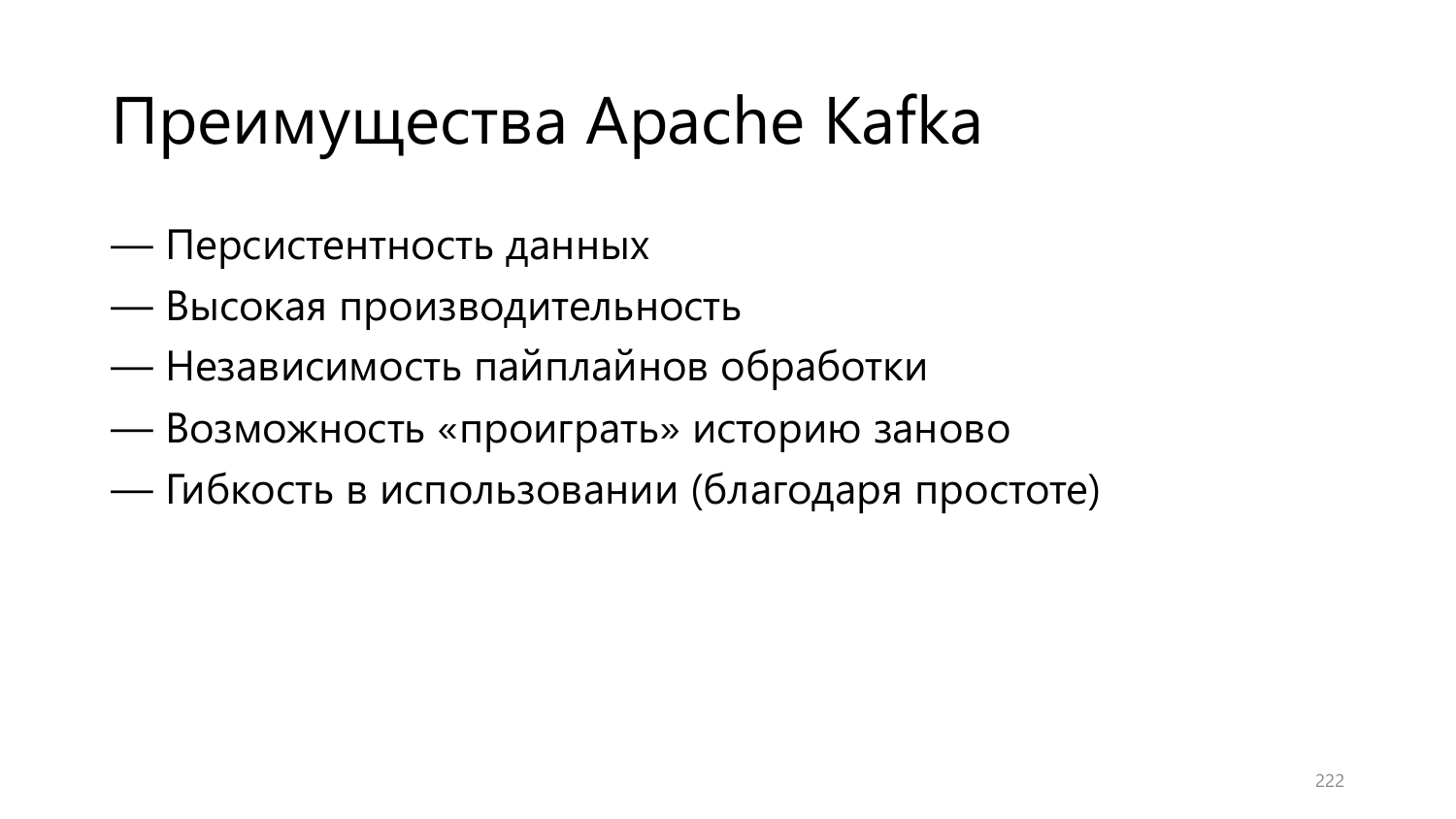# Преимущества Apache Kafka

— Персистентность данных
— Высокая производительность
— Независимость пайплайнов обработки
— Возможность «проиграть» историю заново
— Гибкость в использовании (благодаря простоте)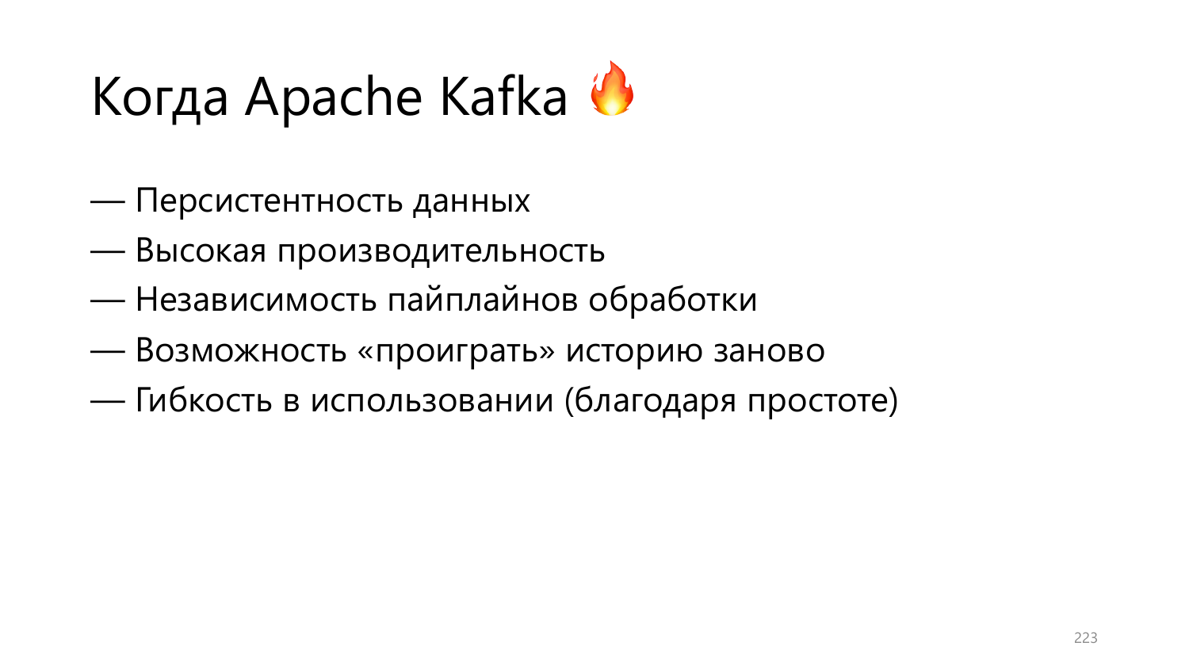# Когда Apache Kafka 🔥

— Персистентность данных

— Высокая производительность

— Независимость пайплайнов обработки

— Возможность «проиграть» историю заново

— Гибкость в использовании (благодаря простоте)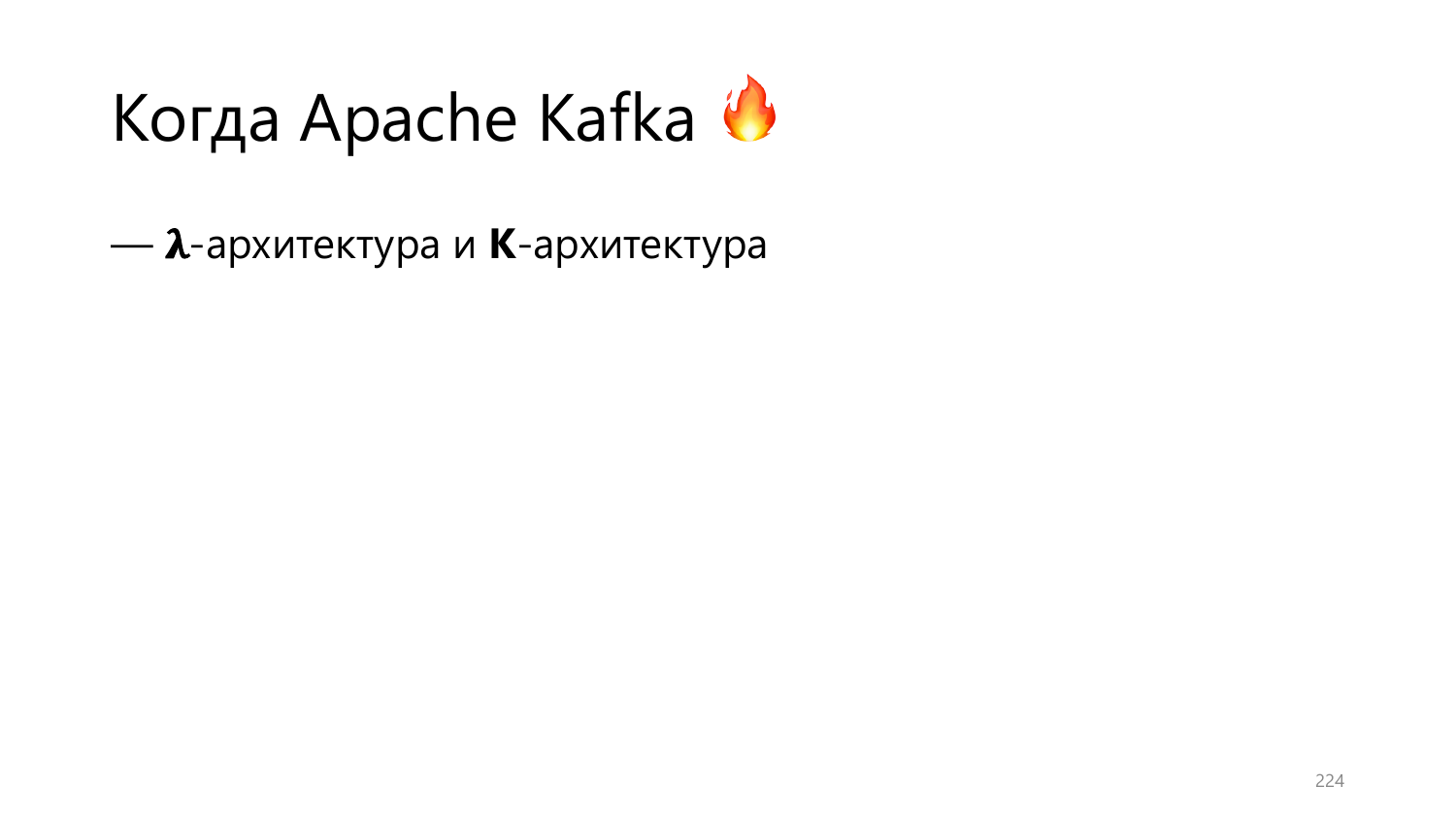# Когда Apache Kafka 🔥

— **λ**-архитектура и **K**-архитектура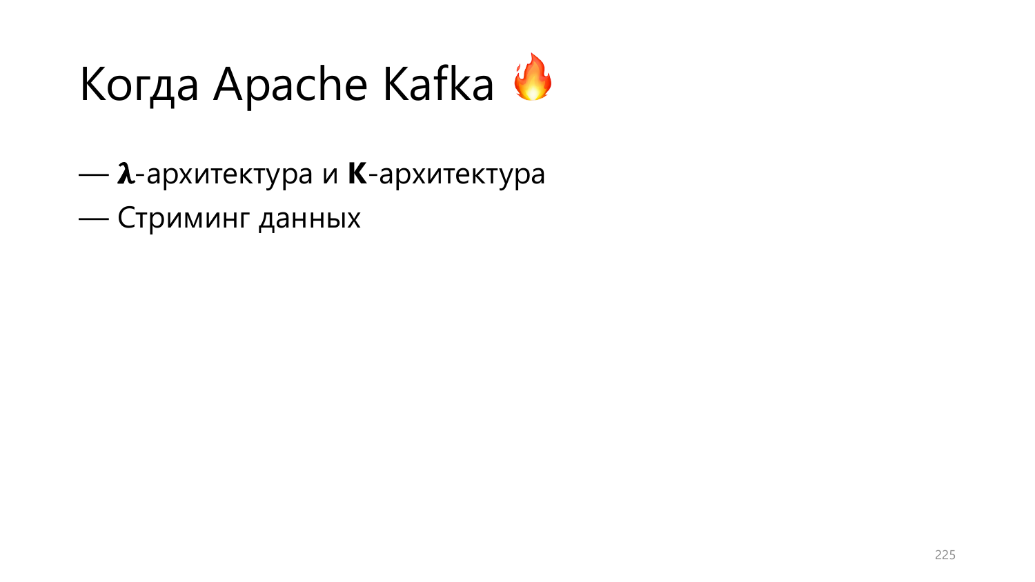# Когда Apache Kafka 🔥

— **λ**-архитектура и **K**-архитектура
— Стриминг данных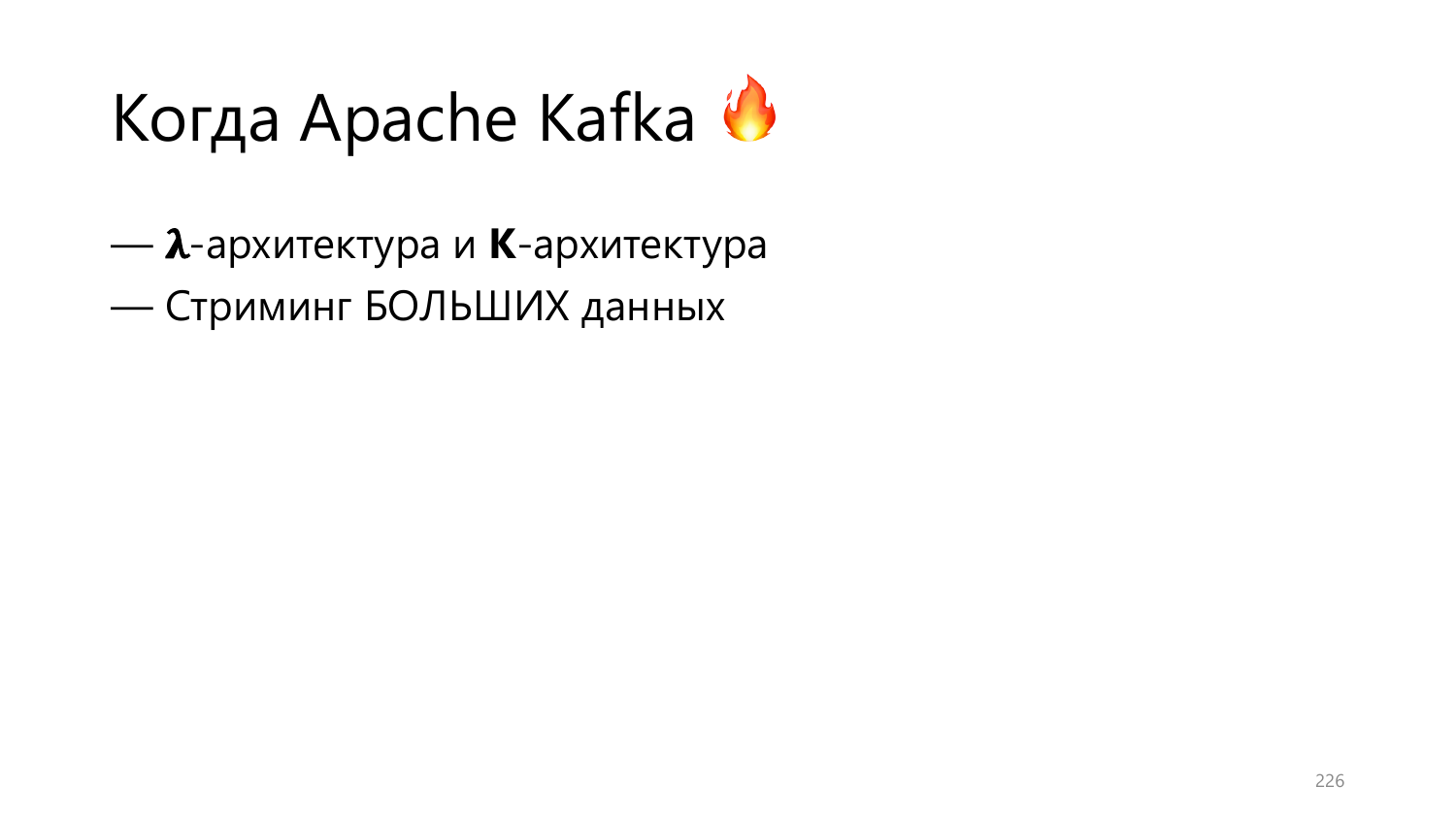# Когда Apache Kafka 🔥

— **λ**-архитектура и **K**-архитектура
— Стриминг БОЛЬШИХ данных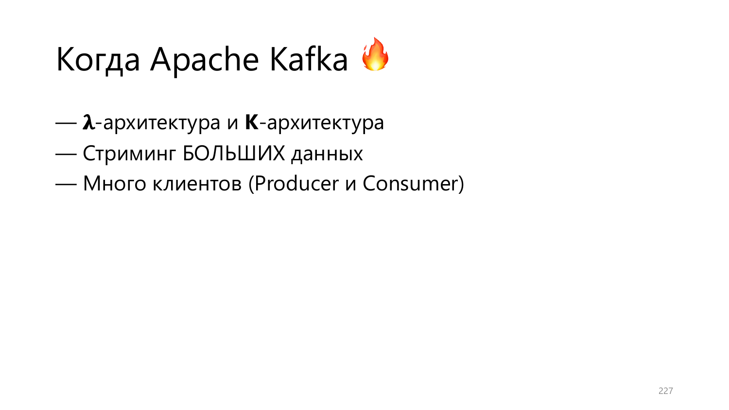# Когда Apache Kafka 🔥

- **λ**-архитектура и **K**-архитектура
- Стриминг БОЛЬШИХ данных
- Много клиентов (Producer и Consumer)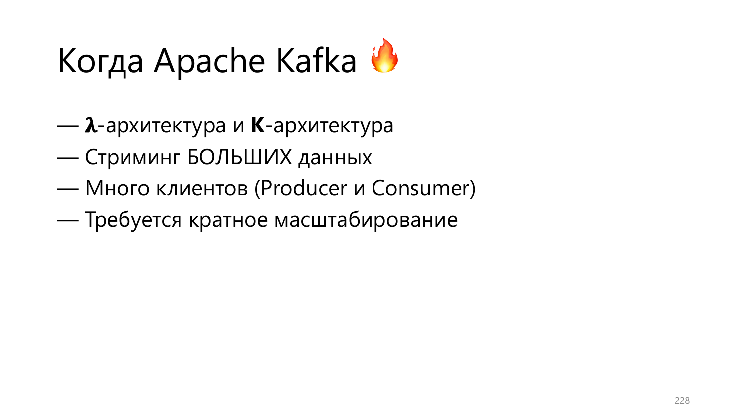# Когда Apache Kafka 🔥

— **λ**-архитектура и **K**-архитектура
— Стриминг БОЛЬШИХ данных
— Много клиентов (Producer и Consumer)
— Требуется кратное масштабирование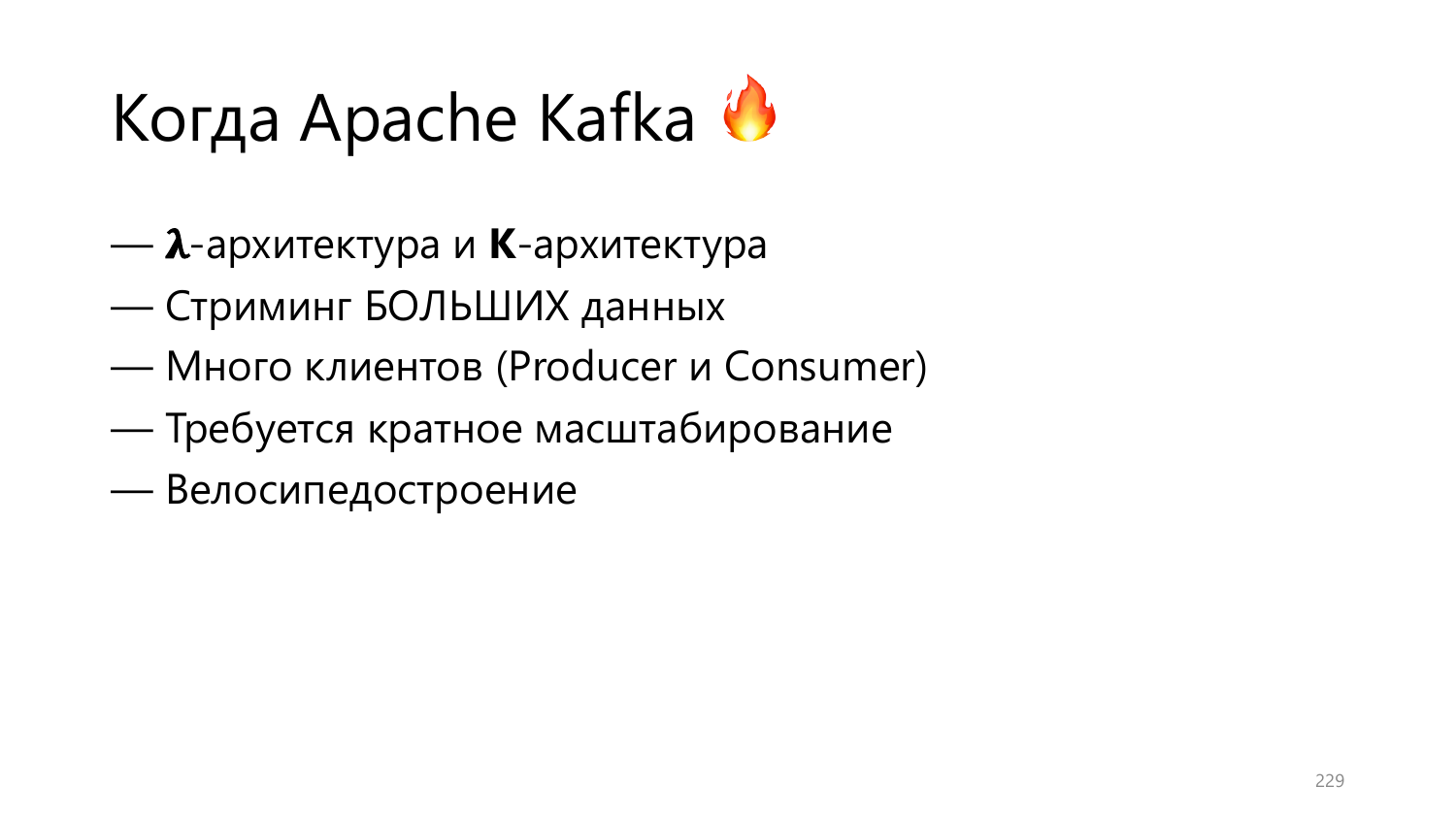# Когда Apache Kafka 🔥

- **λ**-архитектура и **K**-архитектура
- Стриминг БОЛЬШИХ данных
- Много клиентов (Producer и Consumer)
- Требуется кратное масштабирование
- Велосипедостроение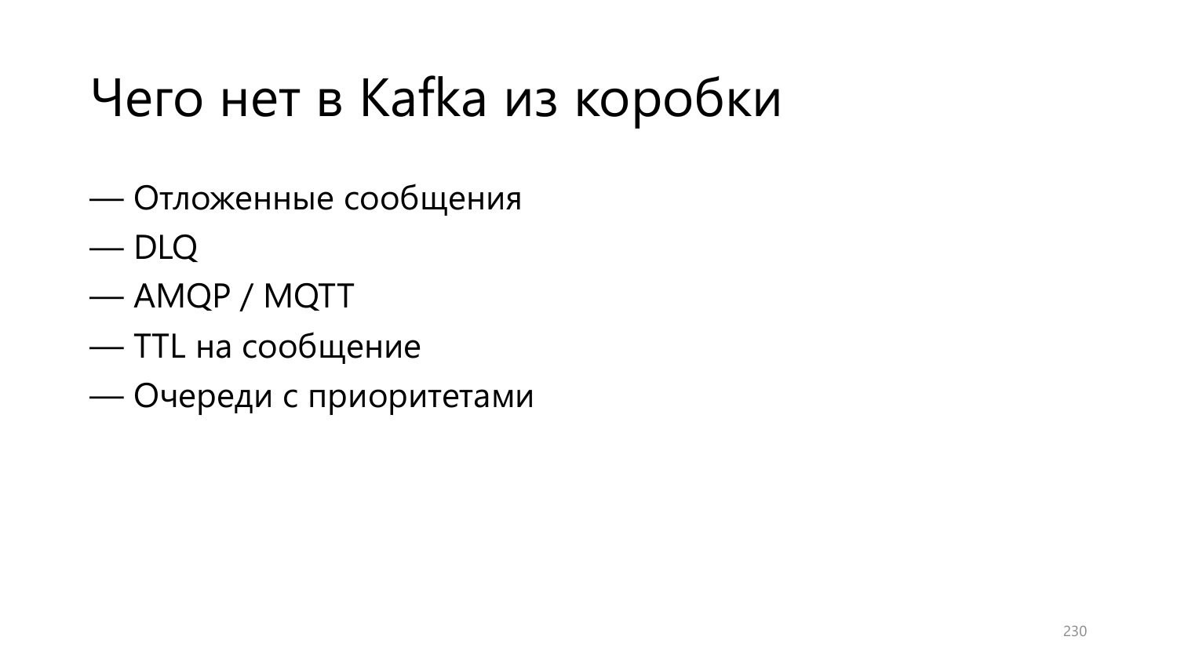# Чего нет в Kafka из коробки

— Отложенные сообщения
— DLQ
— AMQP / MQTT
— TTL на сообщение
— Очереди с приоритетами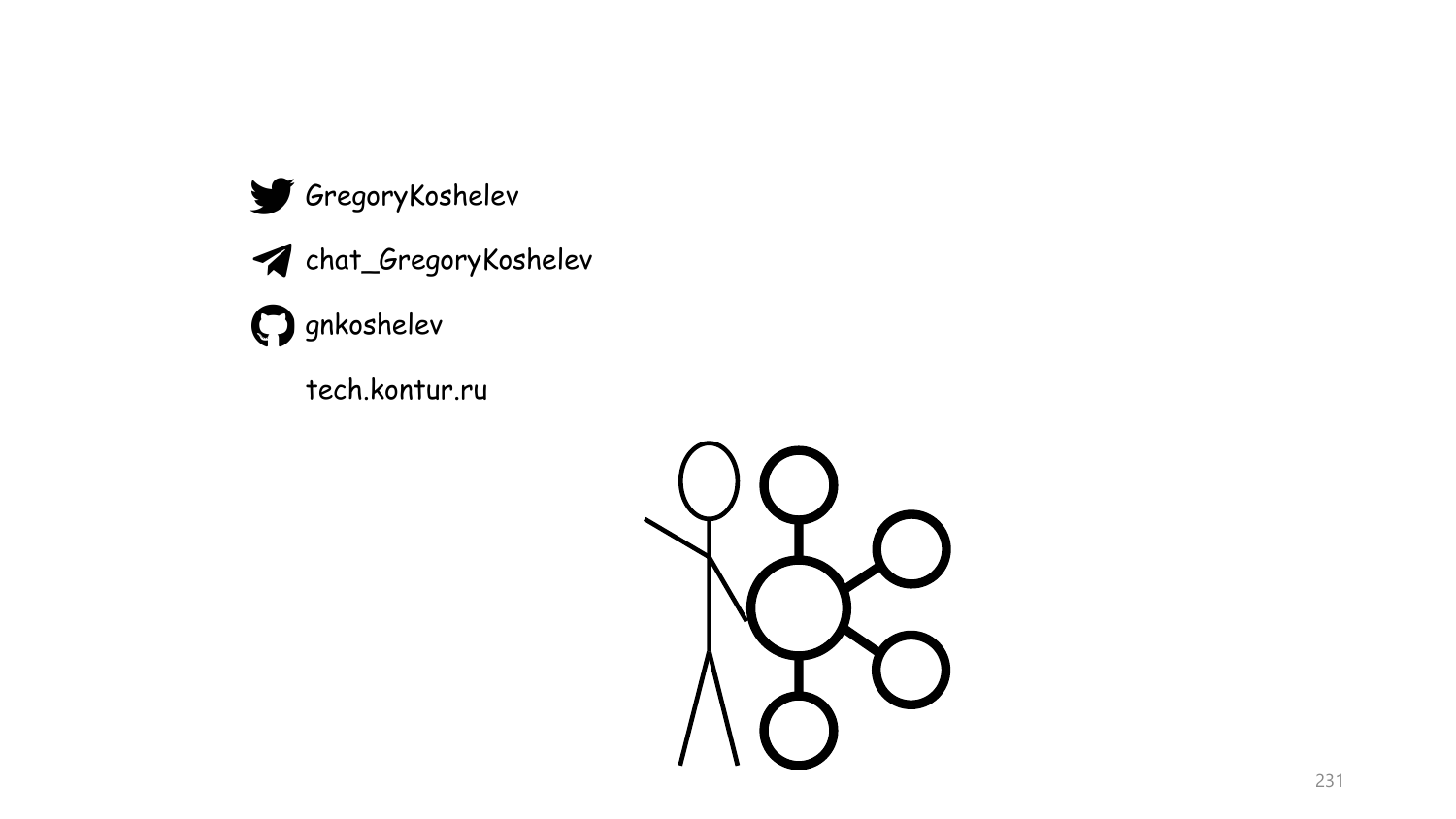GregoryKoshelev

chat_GregoryKoshelev

gnkoshelev

tech.kontur.ru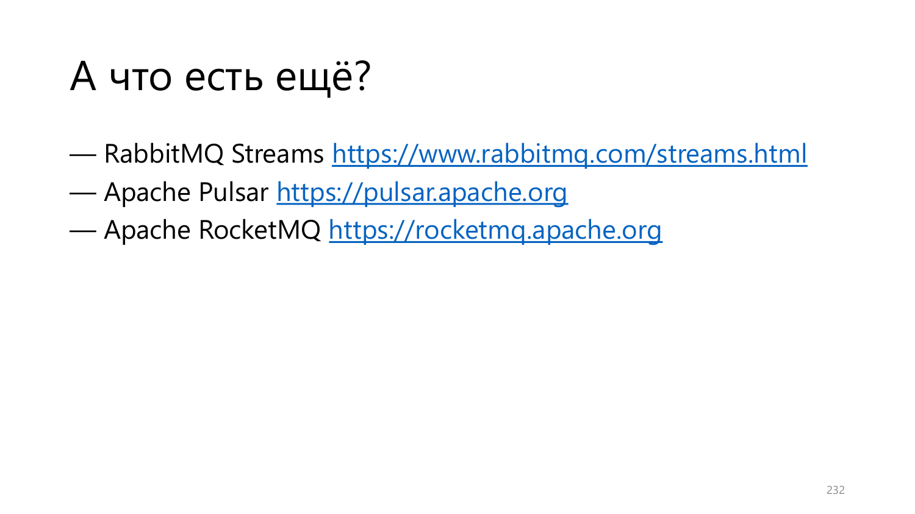# А что есть ещё?

— RabbitMQ Streams [https://www.rabbitmq.com/streams.html](https://www.rabbitmq.com/streams.html)

— Apache Pulsar [https://pulsar.apache.org](https://pulsar.apache.org)

— Apache RocketMQ [https://rocketmq.apache.org](https://rocketmq.apache.org)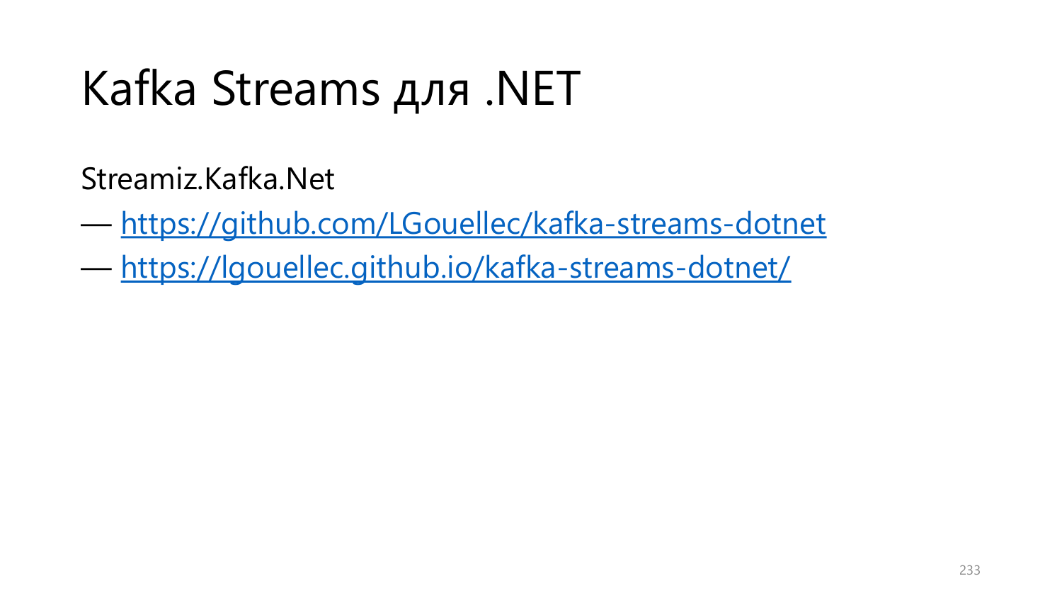# Kafka Streams для .NET

Streamiz.Kafka.Net

— https://github.com/LGouellec/kafka-streams-dotnet

— https://lgouellec.github.io/kafka-streams-dotnet/